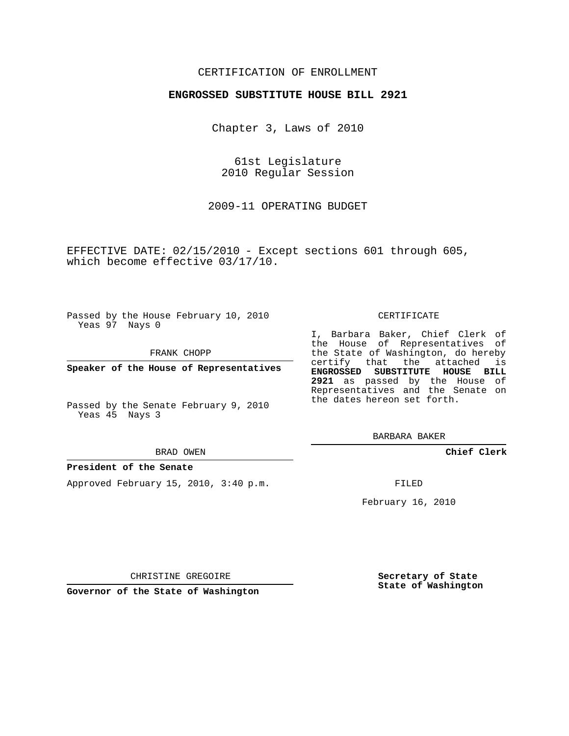CERTIFICATION OF ENROLLMENT

**ENGROSSED SUBSTITUTE HOUSE BILL 2921**

Chapter 3, Laws of 2010

61st Legislature
2010 Regular Session

2009-11 OPERATING BUDGET

EFFECTIVE DATE: 02/15/2010 - Except sections 601 through 605, which become effective 03/17/10.

Passed by the House February 10, 2010
Yeas 97 Nays 0

FRANK CHOPP

**Speaker of the House of Representatives**

Passed by the Senate February 9, 2010
Yeas 45 Nays 3

BRAD OWEN

**President of the Senate**

Approved February 15, 2010, 3:40 p.m.

CHRISTINE GREGOIRE

**Governor of the State of Washington**

CERTIFICATE

I, Barbara Baker, Chief Clerk of the House of Representatives of the State of Washington, do hereby certify that the attached is **ENGROSSED SUBSTITUTE HOUSE BILL 2921** as passed by the House of Representatives and the Senate on the dates hereon set forth.

BARBARA BAKER

**Chief Clerk**

FILED

February 16, 2010

**Secretary of State State of Washington**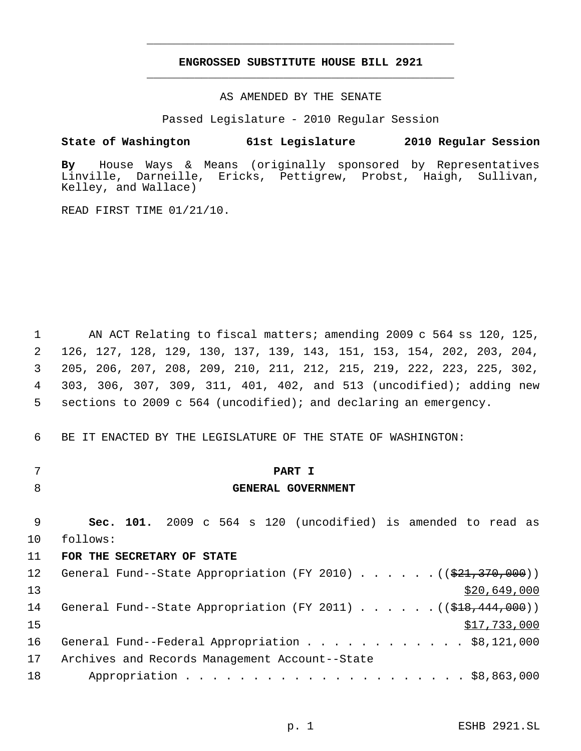# ENGROSSED SUBSTITUTE HOUSE BILL 2921

AS AMENDED BY THE SENATE

Passed Legislature - 2010 Regular Session

**State of Washington 61st Legislature 2010 Regular Session**

**By** House Ways & Means (originally sponsored by Representatives Linville, Darneille, Ericks, Pettigrew, Probst, Haigh, Sullivan, Kelley, and Wallace)

READ FIRST TIME 01/21/10.

AN ACT Relating to fiscal matters; amending 2009 c 564 ss 120, 125, 126, 127, 128, 129, 130, 137, 139, 143, 151, 153, 154, 202, 203, 204, 205, 206, 207, 208, 209, 210, 211, 212, 215, 219, 222, 223, 225, 302, 303, 306, 307, 309, 311, 401, 402, and 513 (uncodified); adding new sections to 2009 c 564 (uncodified); and declaring an emergency.

BE IT ENACTED BY THE LEGISLATURE OF THE STATE OF WASHINGTON:

## PART I
## GENERAL GOVERNMENT

**Sec. 101.** 2009 c 564 s 120 (uncodified) is amended to read as follows:

**FOR THE SECRETARY OF STATE**

General Fund--State Appropriation (FY 2010) . . . . . . ((~~$21,370,000~~))
<u>$20,649,000</u>

General Fund--State Appropriation (FY 2011) . . . . . . ((~~$18,444,000~~))
<u>$17,733,000</u>

General Fund--Federal Appropriation . . . . . . . . . . . . $8,121,000

Archives and Records Management Account--State
Appropriation . . . . . . . . . . . . . . . . . . . . . . $8,863,000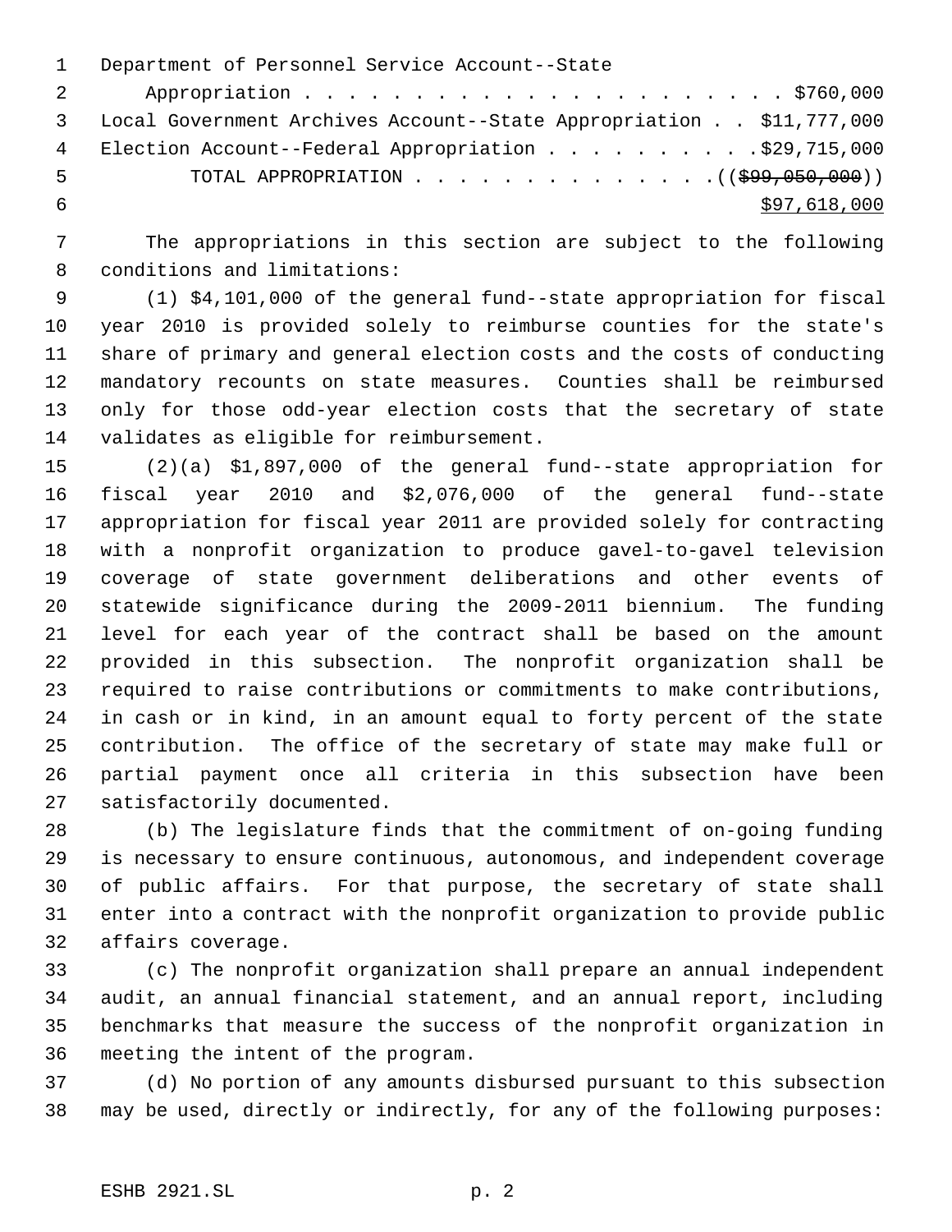Department of Personnel Service Account--State Appropriation . . . . . . . . . . . . . . . . . . . . . . . $760,000

Local Government Archives Account--State Appropriation . . $11,777,000

Election Account--Federal Appropriation . . . . . . . . . .$29,715,000

TOTAL APPROPRIATION . . . . . . . . . . . . . . .(( ~~$99,050,000~~ ))

<u>$97,618,000</u>

The appropriations in this section are subject to the following conditions and limitations:

(1) $4,101,000 of the general fund--state appropriation for fiscal year 2010 is provided solely to reimburse counties for the state's share of primary and general election costs and the costs of conducting mandatory recounts on state measures. Counties shall be reimbursed only for those odd-year election costs that the secretary of state validates as eligible for reimbursement.

(2)(a) $1,897,000 of the general fund--state appropriation for fiscal year 2010 and $2,076,000 of the general fund--state appropriation for fiscal year 2011 are provided solely for contracting with a nonprofit organization to produce gavel-to-gavel television coverage of state government deliberations and other events of statewide significance during the 2009-2011 biennium. The funding level for each year of the contract shall be based on the amount provided in this subsection. The nonprofit organization shall be required to raise contributions or commitments to make contributions, in cash or in kind, in an amount equal to forty percent of the state contribution. The office of the secretary of state may make full or partial payment once all criteria in this subsection have been satisfactorily documented.

(b) The legislature finds that the commitment of on-going funding is necessary to ensure continuous, autonomous, and independent coverage of public affairs. For that purpose, the secretary of state shall enter into a contract with the nonprofit organization to provide public affairs coverage.

(c) The nonprofit organization shall prepare an annual independent audit, an annual financial statement, and an annual report, including benchmarks that measure the success of the nonprofit organization in meeting the intent of the program.

(d) No portion of any amounts disbursed pursuant to this subsection may be used, directly or indirectly, for any of the following purposes: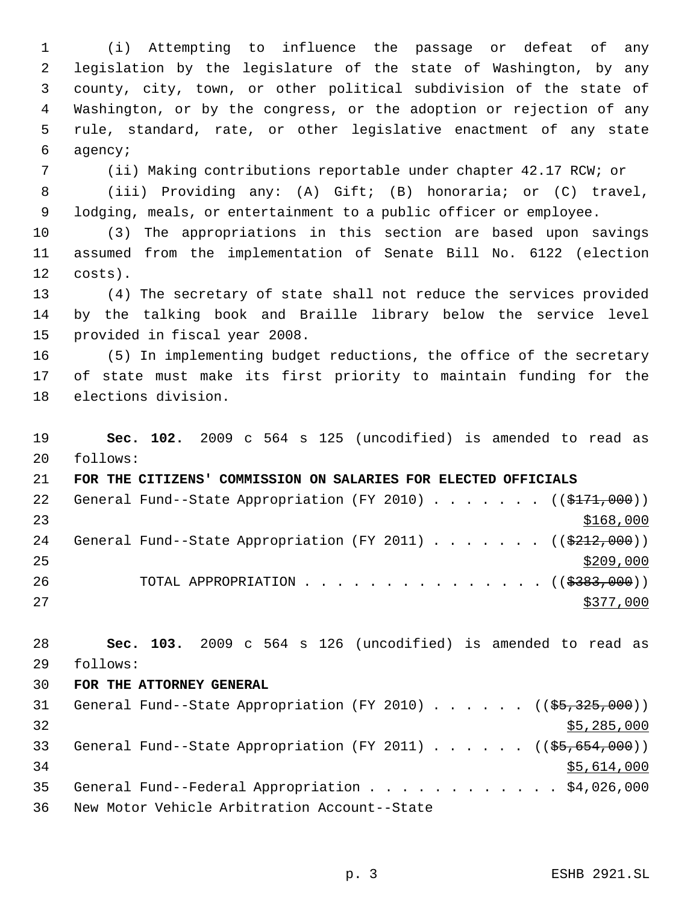(i) Attempting to influence the passage or defeat of any legislation by the legislature of the state of Washington, by any county, city, town, or other political subdivision of the state of Washington, or by the congress, or the adoption or rejection of any rule, standard, rate, or other legislative enactment of any state agency;

(ii) Making contributions reportable under chapter 42.17 RCW; or

(iii) Providing any: (A) Gift; (B) honoraria; or (C) travel, lodging, meals, or entertainment to a public officer or employee.

(3) The appropriations in this section are based upon savings assumed from the implementation of Senate Bill No. 6122 (election costs).

(4) The secretary of state shall not reduce the services provided by the talking book and Braille library below the service level provided in fiscal year 2008.

(5) In implementing budget reductions, the office of the secretary of state must make its first priority to maintain funding for the elections division.

**Sec. 102.** 2009 c 564 s 125 (uncodified) is amended to read as follows:

**FOR THE CITIZENS' COMMISSION ON SALARIES FOR ELECTED OFFICIALS**

General Fund--State Appropriation (FY 2010) . . . . . . . ((~~$171,000~~))
$168,000

General Fund--State Appropriation (FY 2011) . . . . . . . ((~~$212,000~~))
$209,000

TOTAL APPROPRIATION . . . . . . . . . . . . . . . ((~~$383,000~~))
$377,000

**Sec. 103.** 2009 c 564 s 126 (uncodified) is amended to read as follows:

**FOR THE ATTORNEY GENERAL**

General Fund--State Appropriation (FY 2010) . . . . . . ((~~$5,325,000~~))
$5,285,000

General Fund--State Appropriation (FY 2011) . . . . . . ((~~$5,654,000~~))
$5,614,000

General Fund--Federal Appropriation . . . . . . . . . . . . $4,026,000

New Motor Vehicle Arbitration Account--State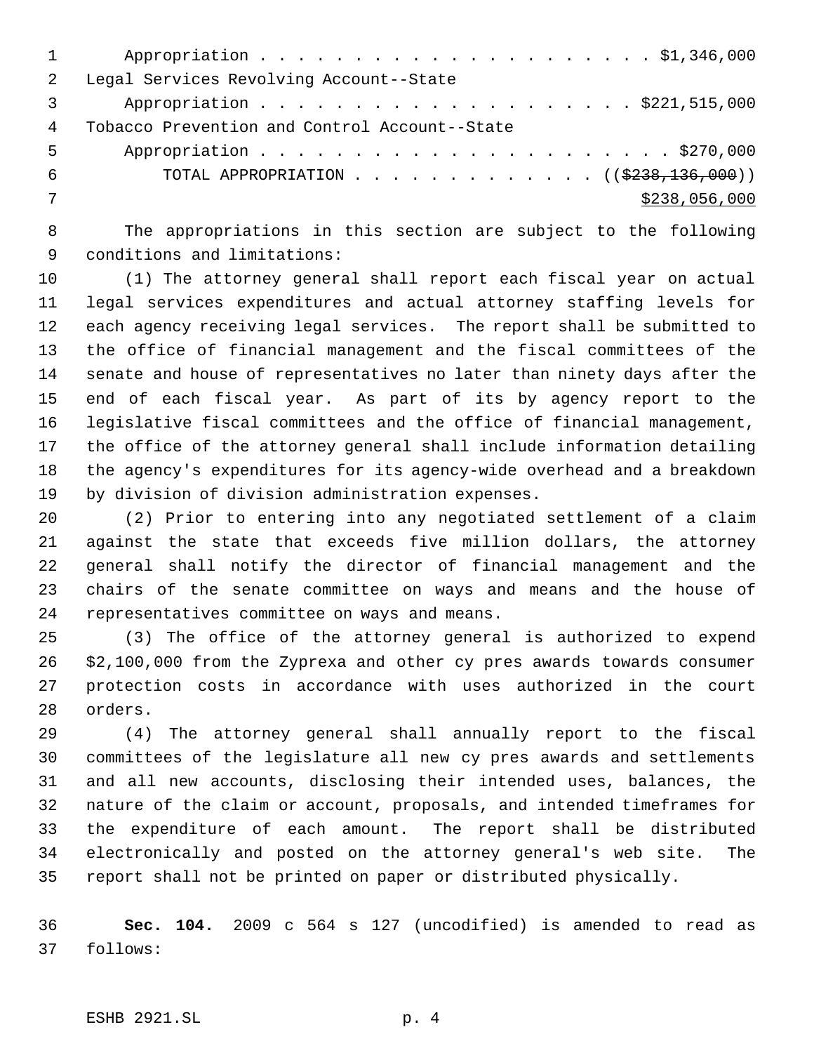Appropriation . . . . . . . . . . . . . . . . . . . . . . $1,346,000

Legal Services Revolving Account--State

Appropriation . . . . . . . . . . . . . . . . . . . . . $221,515,000

Tobacco Prevention and Control Account--State

Appropriation . . . . . . . . . . . . . . . . . . . . . . . $270,000

TOTAL APPROPRIATION . . . . . . . . . . . . . . (( ~~$238,136,000~~ ))

<u>$238,056,000</u>

The appropriations in this section are subject to the following conditions and limitations:

(1) The attorney general shall report each fiscal year on actual legal services expenditures and actual attorney staffing levels for each agency receiving legal services. The report shall be submitted to the office of financial management and the fiscal committees of the senate and house of representatives no later than ninety days after the end of each fiscal year. As part of its by agency report to the legislative fiscal committees and the office of financial management, the office of the attorney general shall include information detailing the agency's expenditures for its agency-wide overhead and a breakdown by division of division administration expenses.

(2) Prior to entering into any negotiated settlement of a claim against the state that exceeds five million dollars, the attorney general shall notify the director of financial management and the chairs of the senate committee on ways and means and the house of representatives committee on ways and means.

(3) The office of the attorney general is authorized to expend $2,100,000 from the Zyprexa and other cy pres awards towards consumer protection costs in accordance with uses authorized in the court orders.

(4) The attorney general shall annually report to the fiscal committees of the legislature all new cy pres awards and settlements and all new accounts, disclosing their intended uses, balances, the nature of the claim or account, proposals, and intended timeframes for the expenditure of each amount. The report shall be distributed electronically and posted on the attorney general's web site. The report shall not be printed on paper or distributed physically.

**Sec. 104.** 2009 c 564 s 127 (uncodified) is amended to read as follows: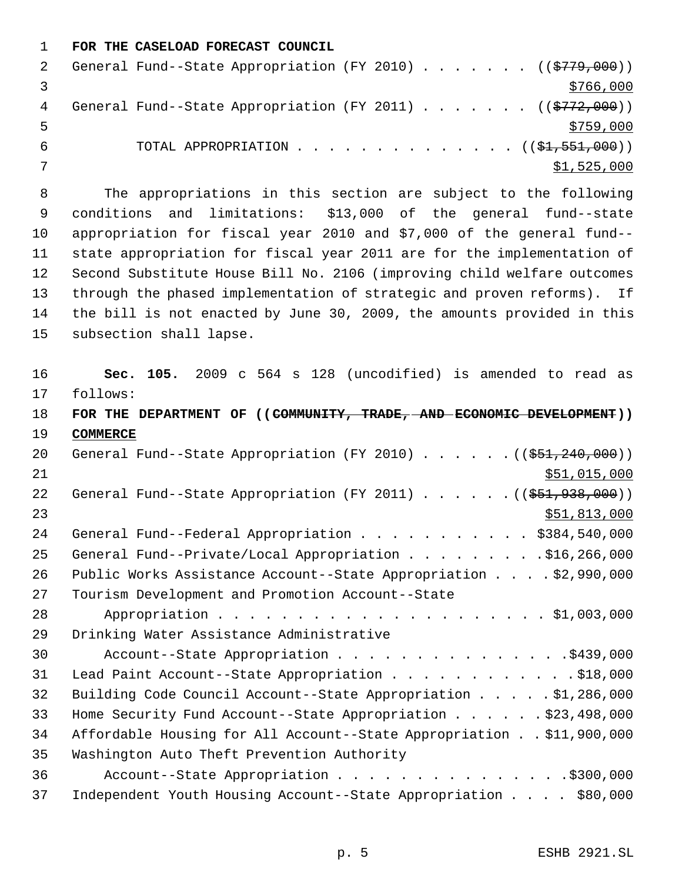**FOR THE CASELOAD FORECAST COUNCIL**

General Fund--State Appropriation (FY 2010) . . . . . . . ((~~$779,000~~)) <u>$766,000</u>

General Fund--State Appropriation (FY 2011) . . . . . . . ((~~$772,000~~)) <u>$759,000</u>

TOTAL APPROPRIATION . . . . . . . . . . . . . . ((~~$1,551,000~~)) <u>$1,525,000</u>

The appropriations in this section are subject to the following conditions and limitations: $13,000 of the general fund--state appropriation for fiscal year 2010 and $7,000 of the general fund--state appropriation for fiscal year 2011 are for the implementation of Second Substitute House Bill No. 2106 (improving child welfare outcomes through the phased implementation of strategic and proven reforms). If the bill is not enacted by June 30, 2009, the amounts provided in this subsection shall lapse.

**Sec. 105.** 2009 c 564 s 128 (uncodified) is amended to read as follows:

**FOR THE DEPARTMENT OF ((~~COMMUNITY, TRADE, AND ECONOMIC DEVELOPMENT~~)) <u>COMMERCE</u>**

General Fund--State Appropriation (FY 2010) . . . . . . ((~~$51,240,000~~)) <u>$51,015,000</u>

General Fund--State Appropriation (FY 2011) . . . . . . ((~~$51,938,000~~)) <u>$51,813,000</u>

General Fund--Federal Appropriation . . . . . . . . . . . $384,540,000

General Fund--Private/Local Appropriation . . . . . . . . . $16,266,000

Public Works Assistance Account--State Appropriation . . . . $2,990,000

Tourism Development and Promotion Account--State Appropriation . . . . . . . . . . . . . . . . . . . . . . $1,003,000

Drinking Water Assistance Administrative Account--State Appropriation . . . . . . . . . . . . . . . $439,000

Lead Paint Account--State Appropriation . . . . . . . . . . . . $18,000

Building Code Council Account--State Appropriation . . . . . $1,286,000

Home Security Fund Account--State Appropriation . . . . . . $23,498,000

Affordable Housing for All Account--State Appropriation . . $11,900,000

Washington Auto Theft Prevention Authority Account--State Appropriation . . . . . . . . . . . . . . . $300,000

Independent Youth Housing Account--State Appropriation . . . . $80,000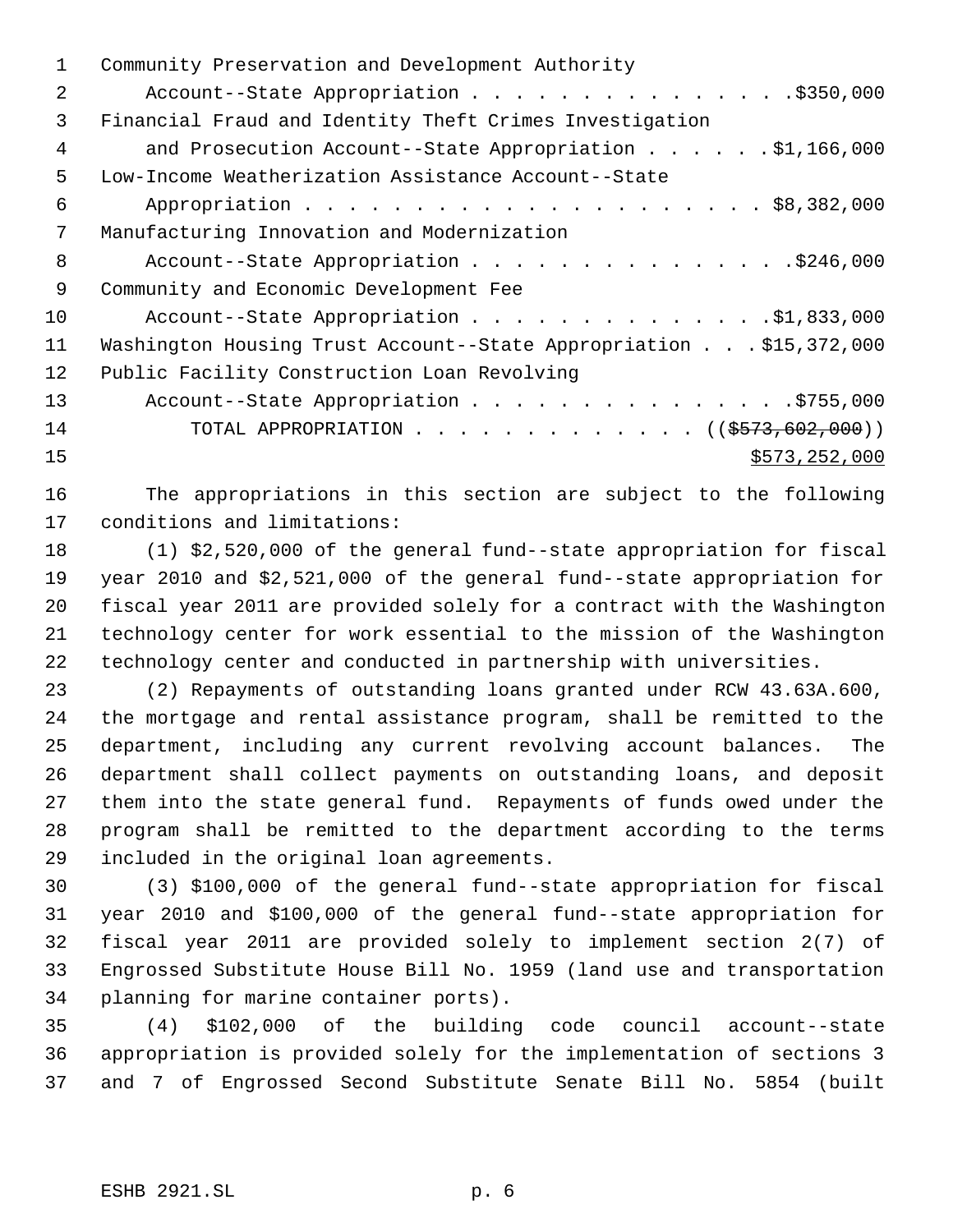Community Preservation and Development Authority
Account--State Appropriation . . . . . . . . . . . . . . . $350,000
Financial Fraud and Identity Theft Crimes Investigation
and Prosecution Account--State Appropriation . . . . . . $1,166,000
Low-Income Weatherization Assistance Account--State
Appropriation . . . . . . . . . . . . . . . . . . . . . . $8,382,000
Manufacturing Innovation and Modernization
Account--State Appropriation . . . . . . . . . . . . . . . $246,000
Community and Economic Development Fee
Account--State Appropriation . . . . . . . . . . . . . . $1,833,000
Washington Housing Trust Account--State Appropriation . . . $15,372,000
Public Facility Construction Loan Revolving
Account--State Appropriation . . . . . . . . . . . . . . . $755,000
TOTAL APPROPRIATION . . . . . . . . . . . . . (( ~~$573,602,000~~ ))
$573,252,000

The appropriations in this section are subject to the following conditions and limitations:

(1) $2,520,000 of the general fund--state appropriation for fiscal year 2010 and $2,521,000 of the general fund--state appropriation for fiscal year 2011 are provided solely for a contract with the Washington technology center for work essential to the mission of the Washington technology center and conducted in partnership with universities.

(2) Repayments of outstanding loans granted under RCW 43.63A.600, the mortgage and rental assistance program, shall be remitted to the department, including any current revolving account balances. The department shall collect payments on outstanding loans, and deposit them into the state general fund. Repayments of funds owed under the program shall be remitted to the department according to the terms included in the original loan agreements.

(3) $100,000 of the general fund--state appropriation for fiscal year 2010 and $100,000 of the general fund--state appropriation for fiscal year 2011 are provided solely to implement section 2(7) of Engrossed Substitute House Bill No. 1959 (land use and transportation planning for marine container ports).

(4) $102,000 of the building code council account--state appropriation is provided solely for the implementation of sections 3 and 7 of Engrossed Second Substitute Senate Bill No. 5854 (built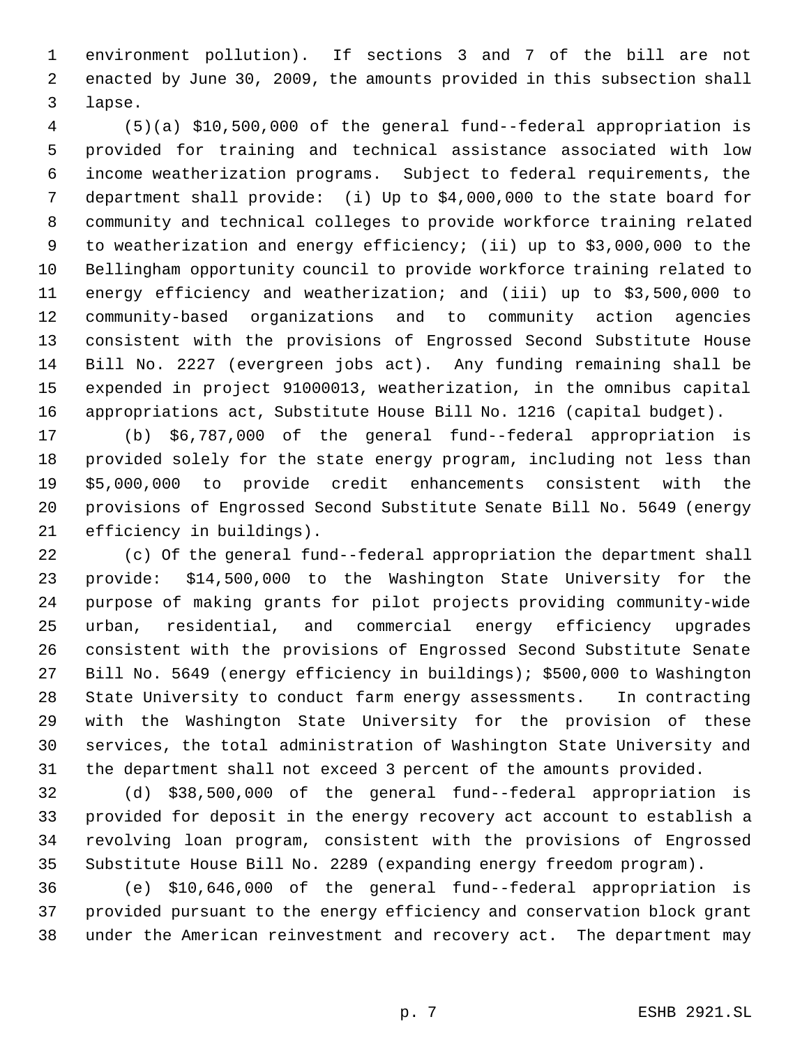environment pollution). If sections 3 and 7 of the bill are not enacted by June 30, 2009, the amounts provided in this subsection shall lapse.

(5)(a) $10,500,000 of the general fund--federal appropriation is provided for training and technical assistance associated with low income weatherization programs. Subject to federal requirements, the department shall provide: (i) Up to $4,000,000 to the state board for community and technical colleges to provide workforce training related to weatherization and energy efficiency; (ii) up to $3,000,000 to the Bellingham opportunity council to provide workforce training related to energy efficiency and weatherization; and (iii) up to $3,500,000 to community-based organizations and to community action agencies consistent with the provisions of Engrossed Second Substitute House Bill No. 2227 (evergreen jobs act). Any funding remaining shall be expended in project 91000013, weatherization, in the omnibus capital appropriations act, Substitute House Bill No. 1216 (capital budget).

(b) $6,787,000 of the general fund--federal appropriation is provided solely for the state energy program, including not less than $5,000,000 to provide credit enhancements consistent with the provisions of Engrossed Second Substitute Senate Bill No. 5649 (energy efficiency in buildings).

(c) Of the general fund--federal appropriation the department shall provide: $14,500,000 to the Washington State University for the purpose of making grants for pilot projects providing community-wide urban, residential, and commercial energy efficiency upgrades consistent with the provisions of Engrossed Second Substitute Senate Bill No. 5649 (energy efficiency in buildings); $500,000 to Washington State University to conduct farm energy assessments. In contracting with the Washington State University for the provision of these services, the total administration of Washington State University and the department shall not exceed 3 percent of the amounts provided.

(d) $38,500,000 of the general fund--federal appropriation is provided for deposit in the energy recovery act account to establish a revolving loan program, consistent with the provisions of Engrossed Substitute House Bill No. 2289 (expanding energy freedom program).

(e) $10,646,000 of the general fund--federal appropriation is provided pursuant to the energy efficiency and conservation block grant under the American reinvestment and recovery act. The department may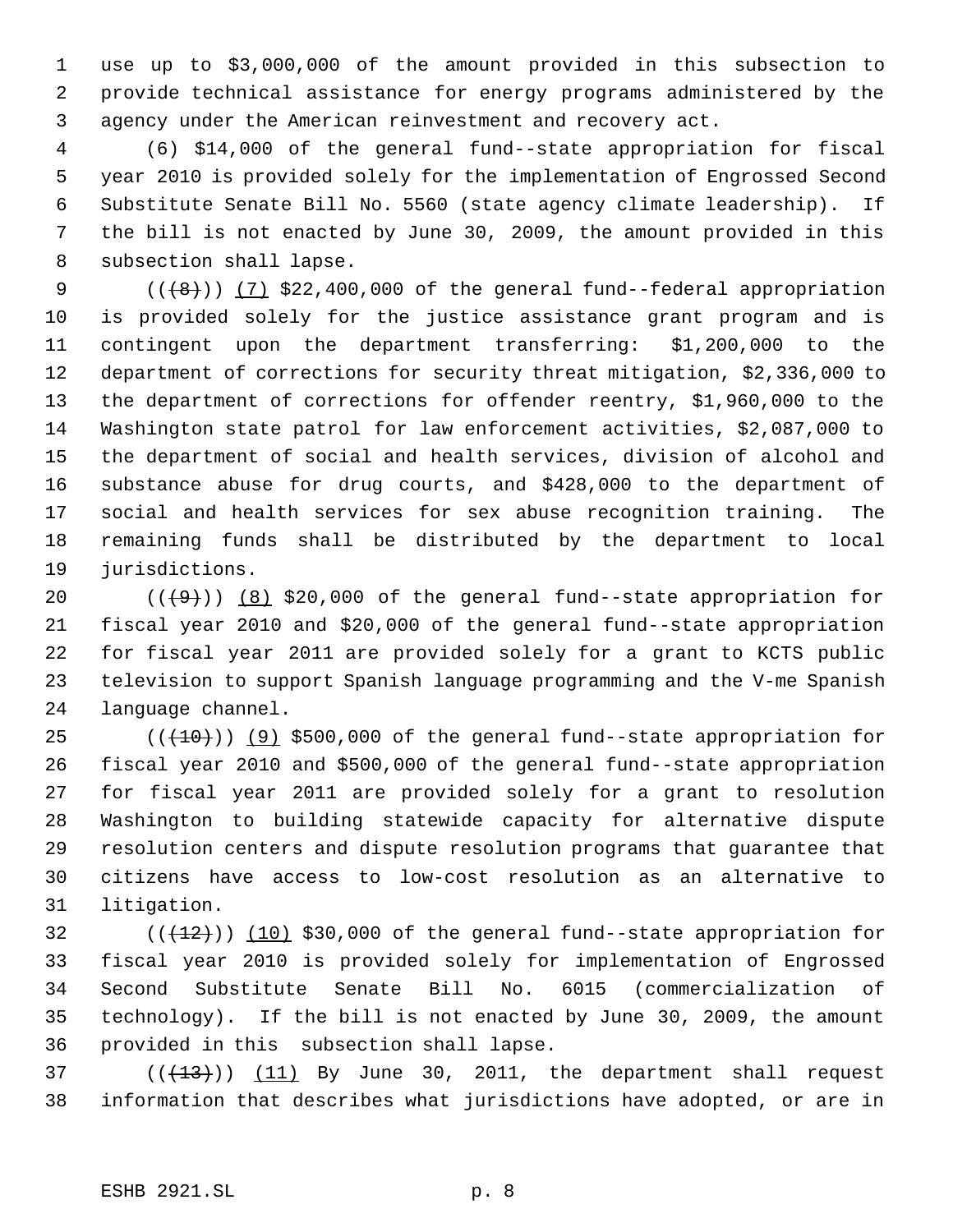use up to $3,000,000 of the amount provided in this subsection to provide technical assistance for energy programs administered by the agency under the American reinvestment and recovery act.

(6) $14,000 of the general fund--state appropriation for fiscal year 2010 is provided solely for the implementation of Engrossed Second Substitute Senate Bill No. 5560 (state agency climate leadership). If the bill is not enacted by June 30, 2009, the amount provided in this subsection shall lapse.

(((8))) (7) $22,400,000 of the general fund--federal appropriation is provided solely for the justice assistance grant program and is contingent upon the department transferring: $1,200,000 to the department of corrections for security threat mitigation, $2,336,000 to the department of corrections for offender reentry, $1,960,000 to the Washington state patrol for law enforcement activities, $2,087,000 to the department of social and health services, division of alcohol and substance abuse for drug courts, and $428,000 to the department of social and health services for sex abuse recognition training. The remaining funds shall be distributed by the department to local jurisdictions.

(((9))) (8) $20,000 of the general fund--state appropriation for fiscal year 2010 and $20,000 of the general fund--state appropriation for fiscal year 2011 are provided solely for a grant to KCTS public television to support Spanish language programming and the V-me Spanish language channel.

(((10))) (9) $500,000 of the general fund--state appropriation for fiscal year 2010 and $500,000 of the general fund--state appropriation for fiscal year 2011 are provided solely for a grant to resolution Washington to building statewide capacity for alternative dispute resolution centers and dispute resolution programs that guarantee that citizens have access to low-cost resolution as an alternative to litigation.

(((12))) (10) $30,000 of the general fund--state appropriation for fiscal year 2010 is provided solely for implementation of Engrossed Second Substitute Senate Bill No. 6015 (commercialization of technology). If the bill is not enacted by June 30, 2009, the amount provided in this subsection shall lapse.

(((13))) (11) By June 30, 2011, the department shall request information that describes what jurisdictions have adopted, or are in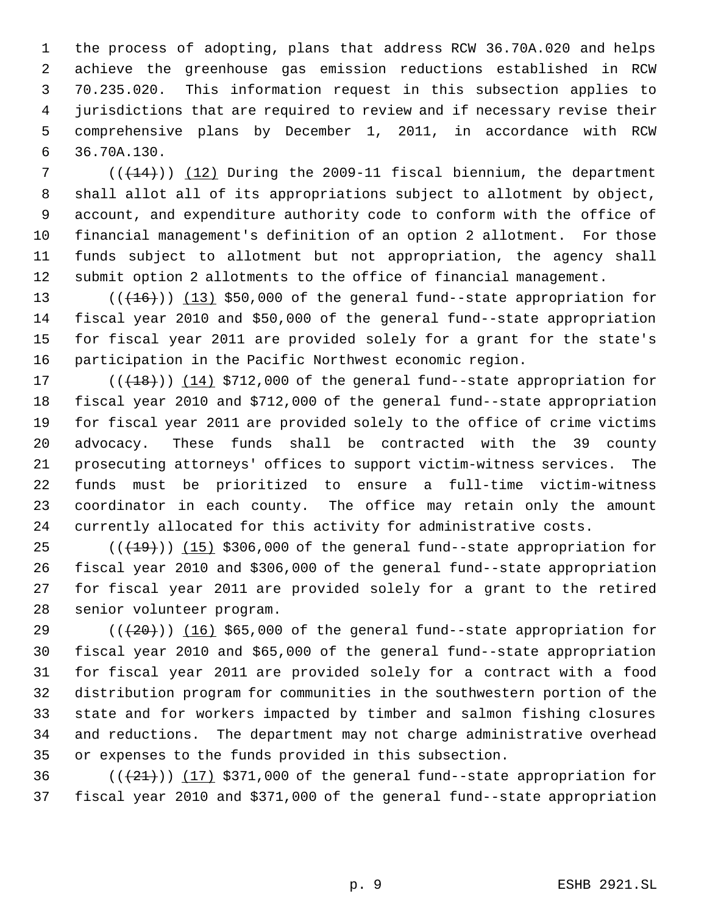the process of adopting, plans that address RCW 36.70A.020 and helps achieve the greenhouse gas emission reductions established in RCW 70.235.020. This information request in this subsection applies to jurisdictions that are required to review and if necessary revise their comprehensive plans by December 1, 2011, in accordance with RCW 36.70A.130.

(((14))) (12) During the 2009-11 fiscal biennium, the department shall allot all of its appropriations subject to allotment by object, account, and expenditure authority code to conform with the office of financial management's definition of an option 2 allotment. For those funds subject to allotment but not appropriation, the agency shall submit option 2 allotments to the office of financial management.

(((16))) (13) $50,000 of the general fund--state appropriation for fiscal year 2010 and $50,000 of the general fund--state appropriation for fiscal year 2011 are provided solely for a grant for the state's participation in the Pacific Northwest economic region.

(((18))) (14) $712,000 of the general fund--state appropriation for fiscal year 2010 and $712,000 of the general fund--state appropriation for fiscal year 2011 are provided solely to the office of crime victims advocacy. These funds shall be contracted with the 39 county prosecuting attorneys' offices to support victim-witness services. The funds must be prioritized to ensure a full-time victim-witness coordinator in each county. The office may retain only the amount currently allocated for this activity for administrative costs.

(((19))) (15) $306,000 of the general fund--state appropriation for fiscal year 2010 and $306,000 of the general fund--state appropriation for fiscal year 2011 are provided solely for a grant to the retired senior volunteer program.

(((20))) (16) $65,000 of the general fund--state appropriation for fiscal year 2010 and $65,000 of the general fund--state appropriation for fiscal year 2011 are provided solely for a contract with a food distribution program for communities in the southwestern portion of the state and for workers impacted by timber and salmon fishing closures and reductions. The department may not charge administrative overhead or expenses to the funds provided in this subsection.

(((21))) (17) $371,000 of the general fund--state appropriation for fiscal year 2010 and $371,000 of the general fund--state appropriation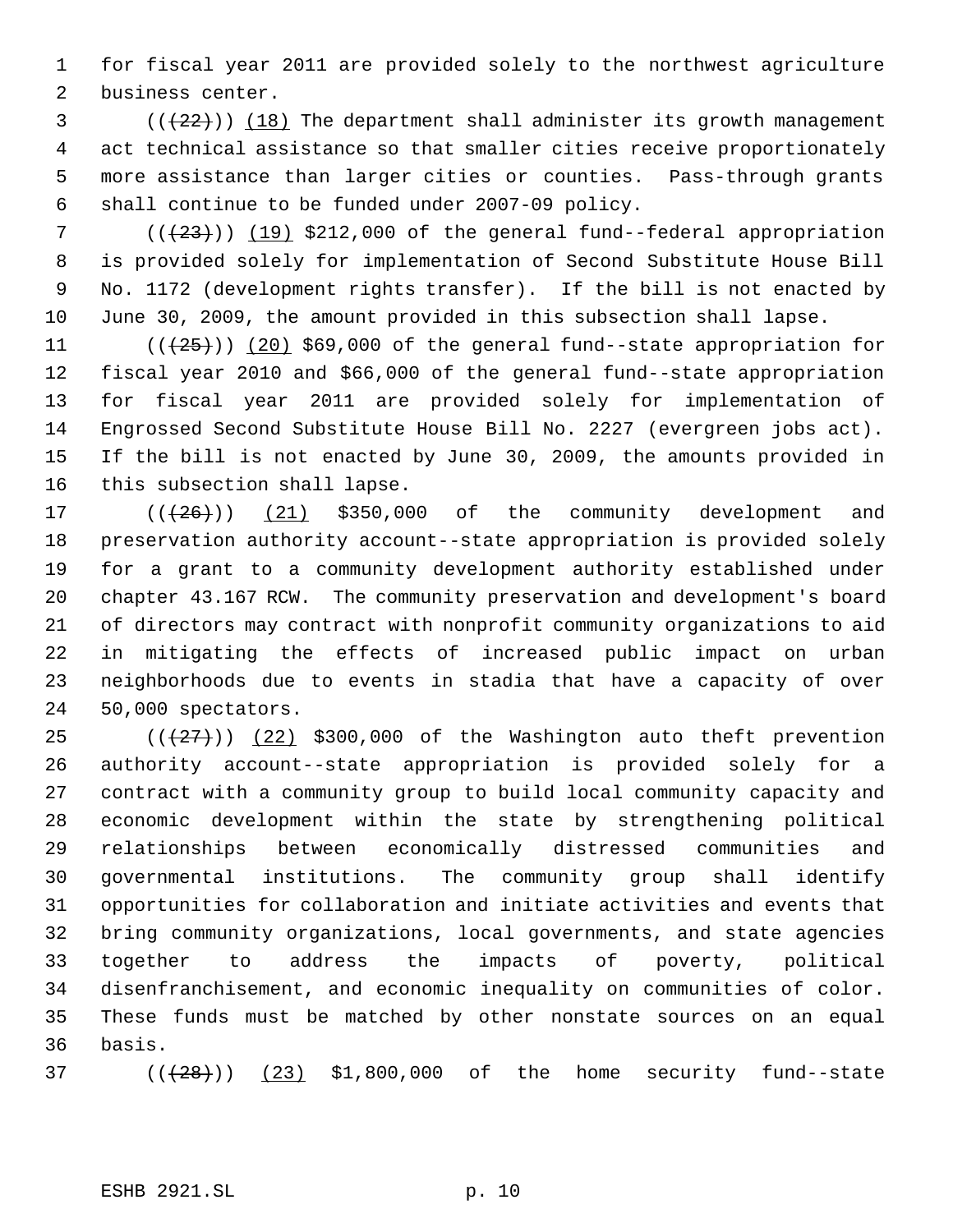for fiscal year 2011 are provided solely to the northwest agriculture business center.

(((22))) (18) The department shall administer its growth management act technical assistance so that smaller cities receive proportionately more assistance than larger cities or counties. Pass-through grants shall continue to be funded under 2007-09 policy.

(((23))) (19) $212,000 of the general fund--federal appropriation is provided solely for implementation of Second Substitute House Bill No. 1172 (development rights transfer). If the bill is not enacted by June 30, 2009, the amount provided in this subsection shall lapse.

(((25))) (20) $69,000 of the general fund--state appropriation for fiscal year 2010 and $66,000 of the general fund--state appropriation for fiscal year 2011 are provided solely for implementation of Engrossed Second Substitute House Bill No. 2227 (evergreen jobs act). If the bill is not enacted by June 30, 2009, the amounts provided in this subsection shall lapse.

(((26))) (21) $350,000 of the community development and preservation authority account--state appropriation is provided solely for a grant to a community development authority established under chapter 43.167 RCW. The community preservation and development's board of directors may contract with nonprofit community organizations to aid in mitigating the effects of increased public impact on urban neighborhoods due to events in stadia that have a capacity of over 50,000 spectators.

(((27))) (22) $300,000 of the Washington auto theft prevention authority account--state appropriation is provided solely for a contract with a community group to build local community capacity and economic development within the state by strengthening political relationships between economically distressed communities and governmental institutions. The community group shall identify opportunities for collaboration and initiate activities and events that bring community organizations, local governments, and state agencies together to address the impacts of poverty, political disenfranchisement, and economic inequality on communities of color. These funds must be matched by other nonstate sources on an equal basis.

(((28))) (23) $1,800,000 of the home security fund--state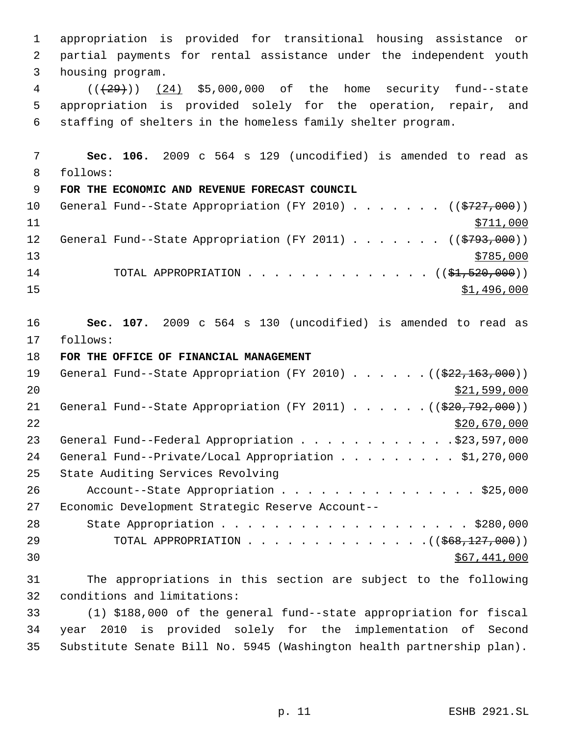appropriation is provided for transitional housing assistance or partial payments for rental assistance under the independent youth housing program.

(((29))) (24) $5,000,000 of the home security fund--state appropriation is provided solely for the operation, repair, and staffing of shelters in the homeless family shelter program.

**Sec. 106.** 2009 c 564 s 129 (uncodified) is amended to read as follows:

**FOR THE ECONOMIC AND REVENUE FORECAST COUNCIL**

General Fund--State Appropriation (FY 2010) . . . . . . . (($727,000)) $711,000

General Fund--State Appropriation (FY 2011) . . . . . . . (($793,000)) $785,000

TOTAL APPROPRIATION . . . . . . . . . . . . . . (($1,520,000)) $1,496,000

**Sec. 107.** 2009 c 564 s 130 (uncodified) is amended to read as follows:

**FOR THE OFFICE OF FINANCIAL MANAGEMENT**

General Fund--State Appropriation (FY 2010) . . . . . . (($22,163,000)) $21,599,000

General Fund--State Appropriation (FY 2011) . . . . . . (($20,792,000)) $20,670,000

General Fund--Federal Appropriation . . . . . . . . . . . . $23,597,000

General Fund--Private/Local Appropriation . . . . . . . . . $1,270,000

State Auditing Services Revolving Account--State Appropriation . . . . . . . . . . . . . . . . $25,000

Economic Development Strategic Reserve Account--State Appropriation . . . . . . . . . . . . . . . . . . . $280,000

TOTAL APPROPRIATION . . . . . . . . . . . . . . (($68,127,000)) $67,441,000

The appropriations in this section are subject to the following conditions and limitations:

(1) $188,000 of the general fund--state appropriation for fiscal year 2010 is provided solely for the implementation of Second Substitute Senate Bill No. 5945 (Washington health partnership plan).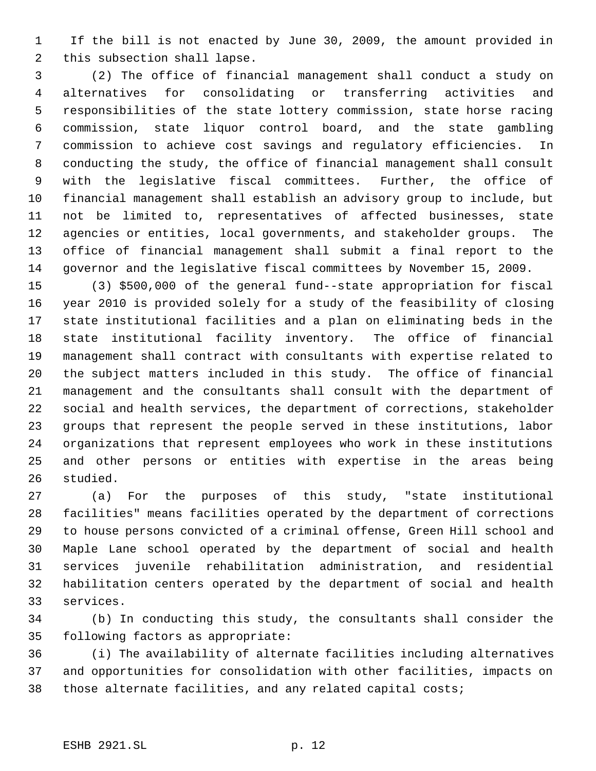If the bill is not enacted by June 30, 2009, the amount provided in this subsection shall lapse.

(2) The office of financial management shall conduct a study on alternatives for consolidating or transferring activities and responsibilities of the state lottery commission, state horse racing commission, state liquor control board, and the state gambling commission to achieve cost savings and regulatory efficiencies. In conducting the study, the office of financial management shall consult with the legislative fiscal committees. Further, the office of financial management shall establish an advisory group to include, but not be limited to, representatives of affected businesses, state agencies or entities, local governments, and stakeholder groups. The office of financial management shall submit a final report to the governor and the legislative fiscal committees by November 15, 2009.

(3) $500,000 of the general fund--state appropriation for fiscal year 2010 is provided solely for a study of the feasibility of closing state institutional facilities and a plan on eliminating beds in the state institutional facility inventory. The office of financial management shall contract with consultants with expertise related to the subject matters included in this study. The office of financial management and the consultants shall consult with the department of social and health services, the department of corrections, stakeholder groups that represent the people served in these institutions, labor organizations that represent employees who work in these institutions and other persons or entities with expertise in the areas being studied.

(a) For the purposes of this study, "state institutional facilities" means facilities operated by the department of corrections to house persons convicted of a criminal offense, Green Hill school and Maple Lane school operated by the department of social and health services juvenile rehabilitation administration, and residential habilitation centers operated by the department of social and health services.

(b) In conducting this study, the consultants shall consider the following factors as appropriate:

(i) The availability of alternate facilities including alternatives and opportunities for consolidation with other facilities, impacts on those alternate facilities, and any related capital costs;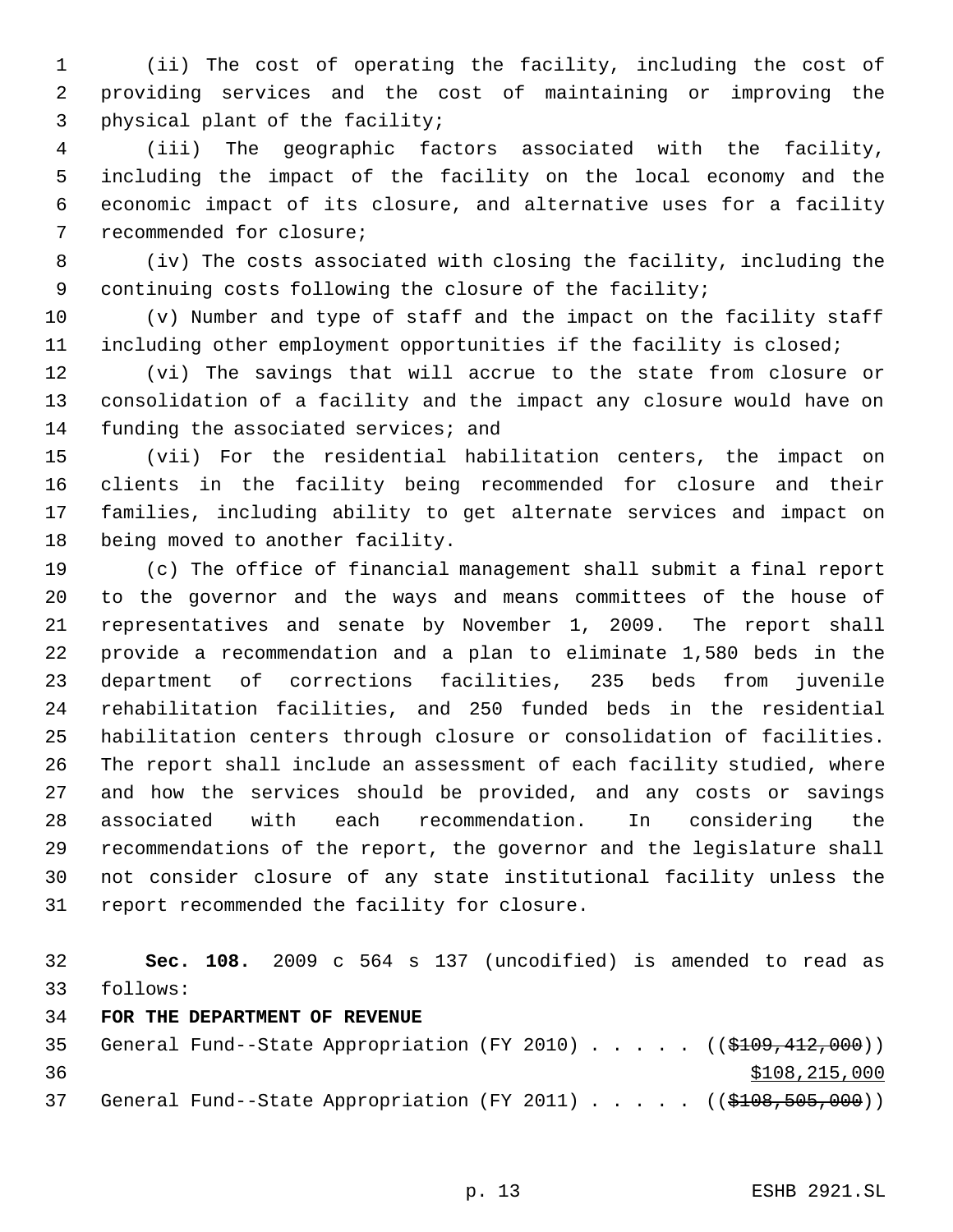(ii) The cost of operating the facility, including the cost of providing services and the cost of maintaining or improving the physical plant of the facility;

(iii) The geographic factors associated with the facility, including the impact of the facility on the local economy and the economic impact of its closure, and alternative uses for a facility recommended for closure;

(iv) The costs associated with closing the facility, including the continuing costs following the closure of the facility;

(v) Number and type of staff and the impact on the facility staff including other employment opportunities if the facility is closed;

(vi) The savings that will accrue to the state from closure or consolidation of a facility and the impact any closure would have on funding the associated services; and

(vii) For the residential habilitation centers, the impact on clients in the facility being recommended for closure and their families, including ability to get alternate services and impact on being moved to another facility.

(c) The office of financial management shall submit a final report to the governor and the ways and means committees of the house of representatives and senate by November 1, 2009. The report shall provide a recommendation and a plan to eliminate 1,580 beds in the department of corrections facilities, 235 beds from juvenile rehabilitation facilities, and 250 funded beds in the residential habilitation centers through closure or consolidation of facilities. The report shall include an assessment of each facility studied, where and how the services should be provided, and any costs or savings associated with each recommendation. In considering the recommendations of the report, the governor and the legislature shall not consider closure of any state institutional facility unless the report recommended the facility for closure.

**Sec. 108.** 2009 c 564 s 137 (uncodified) is amended to read as follows:

**FOR THE DEPARTMENT OF REVENUE**

General Fund--State Appropriation (FY 2010) . . . . . ((~~$109,412,000~~))
<u>$108,215,000</u>

General Fund--State Appropriation (FY 2011) . . . . . ((~~$108,505,000~~))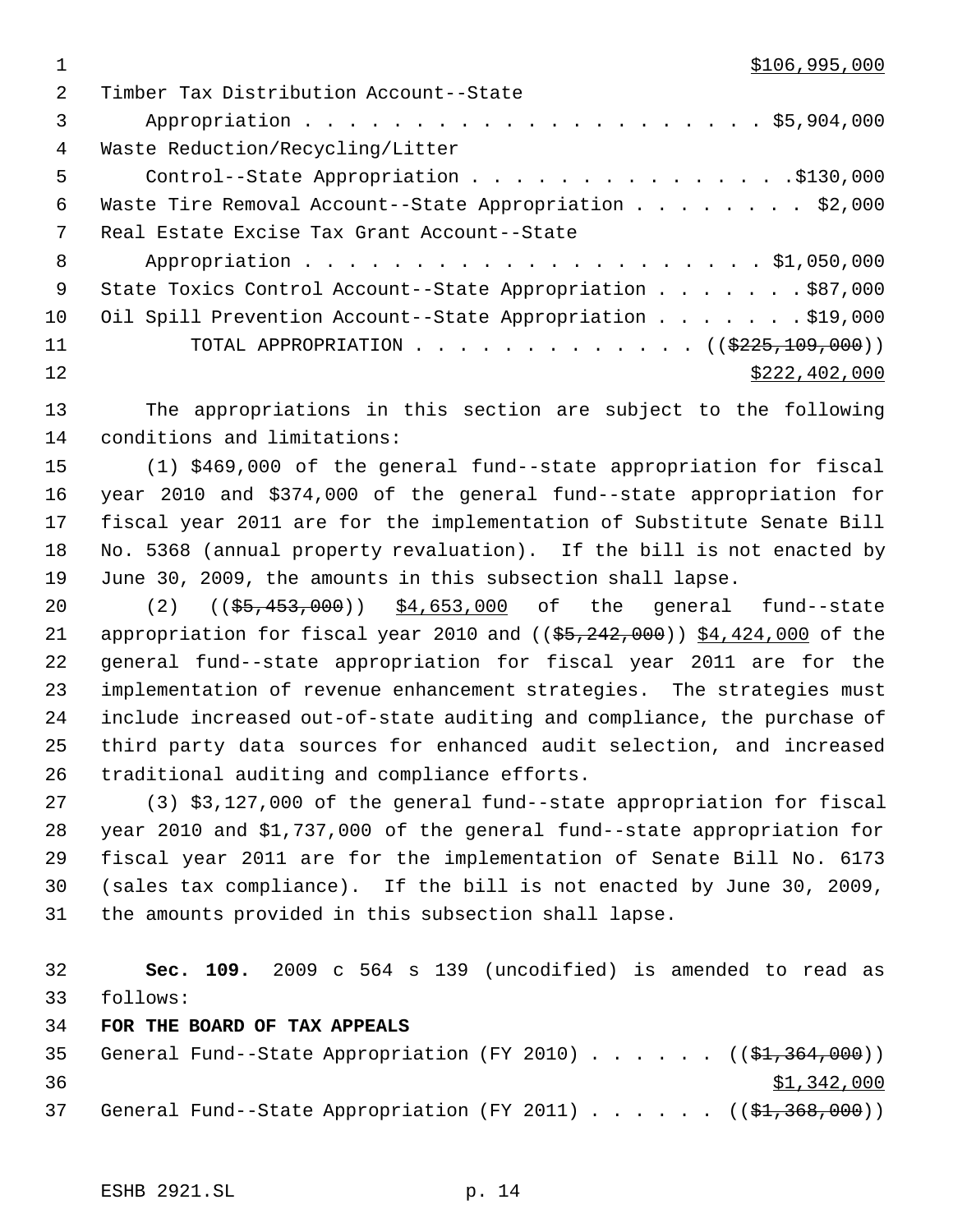$106,995,000

Timber Tax Distribution Account--State
  Appropriation . . . . . . . . . . . . . . . . . . . . . . $5,904,000

Waste Reduction/Recycling/Litter
  Control--State Appropriation . . . . . . . . . . . . . . . .$130,000

Waste Tire Removal Account--State Appropriation . . . . . . . . . $2,000

Real Estate Excise Tax Grant Account--State
  Appropriation . . . . . . . . . . . . . . . . . . . . . . $1,050,000

State Toxics Control Account--State Appropriation . . . . . . . .$87,000

Oil Spill Prevention Account--State Appropriation . . . . . . . .$19,000

TOTAL APPROPRIATION . . . . . . . . . . . . . . (( ~~$225,109,000~~ ))
$222,402,000

The appropriations in this section are subject to the following conditions and limitations:

(1) $469,000 of the general fund--state appropriation for fiscal year 2010 and $374,000 of the general fund--state appropriation for fiscal year 2011 are for the implementation of Substitute Senate Bill No. 5368 (annual property revaluation). If the bill is not enacted by June 30, 2009, the amounts in this subsection shall lapse.

(2) (( ~~$5,453,000~~ )) $4,653,000 of the general fund--state appropriation for fiscal year 2010 and (( ~~$5,242,000~~ )) $4,424,000 of the general fund--state appropriation for fiscal year 2011 are for the implementation of revenue enhancement strategies. The strategies must include increased out-of-state auditing and compliance, the purchase of third party data sources for enhanced audit selection, and increased traditional auditing and compliance efforts.

(3) $3,127,000 of the general fund--state appropriation for fiscal year 2010 and $1,737,000 of the general fund--state appropriation for fiscal year 2011 are for the implementation of Senate Bill No. 6173 (sales tax compliance). If the bill is not enacted by June 30, 2009, the amounts provided in this subsection shall lapse.

**Sec. 109.** 2009 c 564 s 139 (uncodified) is amended to read as follows:

**FOR THE BOARD OF TAX APPEALS**

General Fund--State Appropriation (FY 2010) . . . . . . (( ~~$1,364,000~~ ))
$1,342,000

General Fund--State Appropriation (FY 2011) . . . . . . (( ~~$1,368,000~~ ))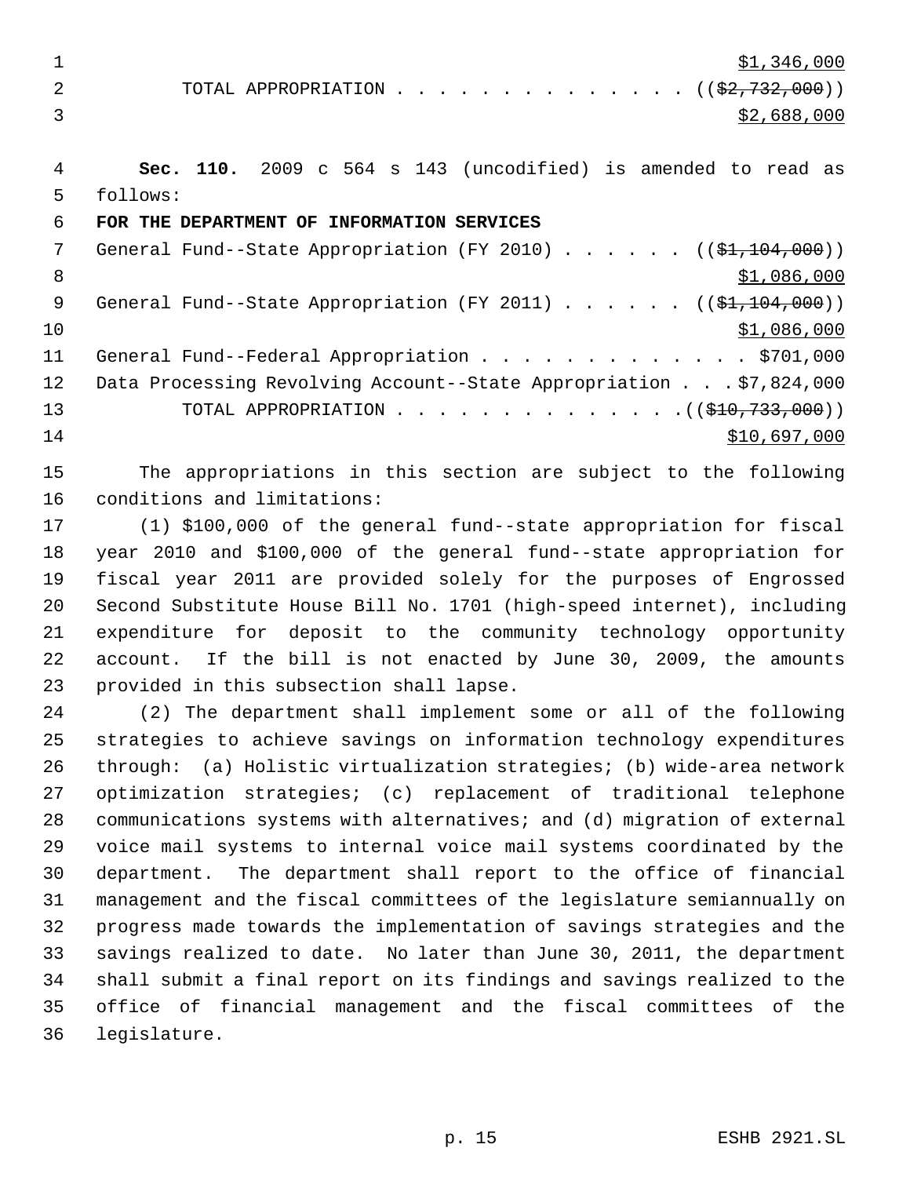$1,346,000
TOTAL APPROPRIATION . . . . . . . . . . . . . . (($2,732,000))
$2,688,000

**Sec. 110.** 2009 c 564 s 143 (uncodified) is amended to read as follows:

**FOR THE DEPARTMENT OF INFORMATION SERVICES**

General Fund--State Appropriation (FY 2010) . . . . . . (($1,104,000))
$1,086,000
General Fund--State Appropriation (FY 2011) . . . . . . (($1,104,000))
$1,086,000
General Fund--Federal Appropriation . . . . . . . . . . . . . $701,000
Data Processing Revolving Account--State Appropriation . . . $7,824,000
TOTAL APPROPRIATION . . . . . . . . . . . . . . (($10,733,000))
$10,697,000

The appropriations in this section are subject to the following conditions and limitations:

(1) $100,000 of the general fund--state appropriation for fiscal year 2010 and $100,000 of the general fund--state appropriation for fiscal year 2011 are provided solely for the purposes of Engrossed Second Substitute House Bill No. 1701 (high-speed internet), including expenditure for deposit to the community technology opportunity account. If the bill is not enacted by June 30, 2009, the amounts provided in this subsection shall lapse.

(2) The department shall implement some or all of the following strategies to achieve savings on information technology expenditures through: (a) Holistic virtualization strategies; (b) wide-area network optimization strategies; (c) replacement of traditional telephone communications systems with alternatives; and (d) migration of external voice mail systems to internal voice mail systems coordinated by the department. The department shall report to the office of financial management and the fiscal committees of the legislature semiannually on progress made towards the implementation of savings strategies and the savings realized to date. No later than June 30, 2011, the department shall submit a final report on its findings and savings realized to the office of financial management and the fiscal committees of the legislature.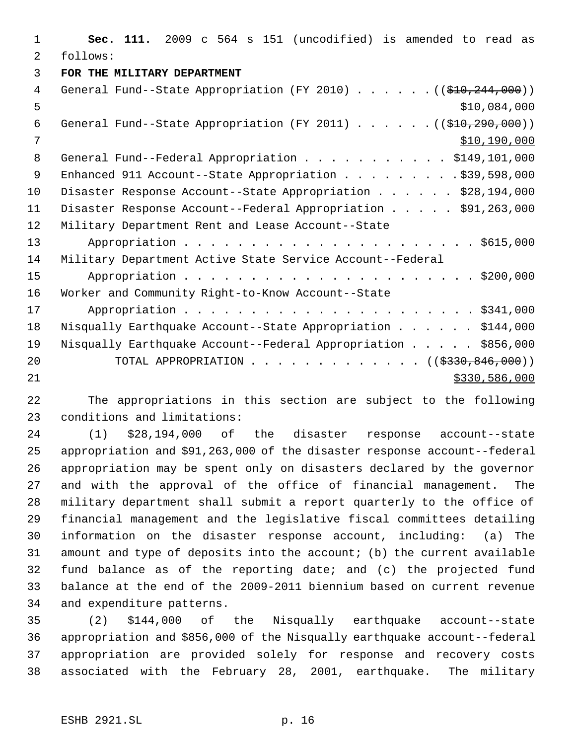**Sec. 111.** 2009 c 564 s 151 (uncodified) is amended to read as follows:

**FOR THE MILITARY DEPARTMENT**

General Fund--State Appropriation (FY 2010) . . . . . . ((~~$10,244,000~~)) $10,084,000

General Fund--State Appropriation (FY 2011) . . . . . . ((~~$10,290,000~~)) $10,190,000

General Fund--Federal Appropriation . . . . . . . . . . . $149,101,000

Enhanced 911 Account--State Appropriation . . . . . . . . . $39,598,000

Disaster Response Account--State Appropriation . . . . . . $28,194,000

Disaster Response Account--Federal Appropriation . . . . . $91,263,000

Military Department Rent and Lease Account--State Appropriation . . . . . . . . . . . . . . . . . . . . . . $615,000

Military Department Active State Service Account--Federal Appropriation . . . . . . . . . . . . . . . . . . . . . . $200,000

Worker and Community Right-to-Know Account--State Appropriation . . . . . . . . . . . . . . . . . . . . . . $341,000

Nisqually Earthquake Account--State Appropriation . . . . . . $144,000

Nisqually Earthquake Account--Federal Appropriation . . . . . $856,000

TOTAL APPROPRIATION . . . . . . . . . . . . . ((~~$330,846,000~~)) $330,586,000

The appropriations in this section are subject to the following conditions and limitations:

(1) $28,194,000 of the disaster response account--state appropriation and $91,263,000 of the disaster response account--federal appropriation may be spent only on disasters declared by the governor and with the approval of the office of financial management. The military department shall submit a report quarterly to the office of financial management and the legislative fiscal committees detailing information on the disaster response account, including: (a) The amount and type of deposits into the account; (b) the current available fund balance as of the reporting date; and (c) the projected fund balance at the end of the 2009-2011 biennium based on current revenue and expenditure patterns.

(2) $144,000 of the Nisqually earthquake account--state appropriation and $856,000 of the Nisqually earthquake account--federal appropriation are provided solely for response and recovery costs associated with the February 28, 2001, earthquake. The military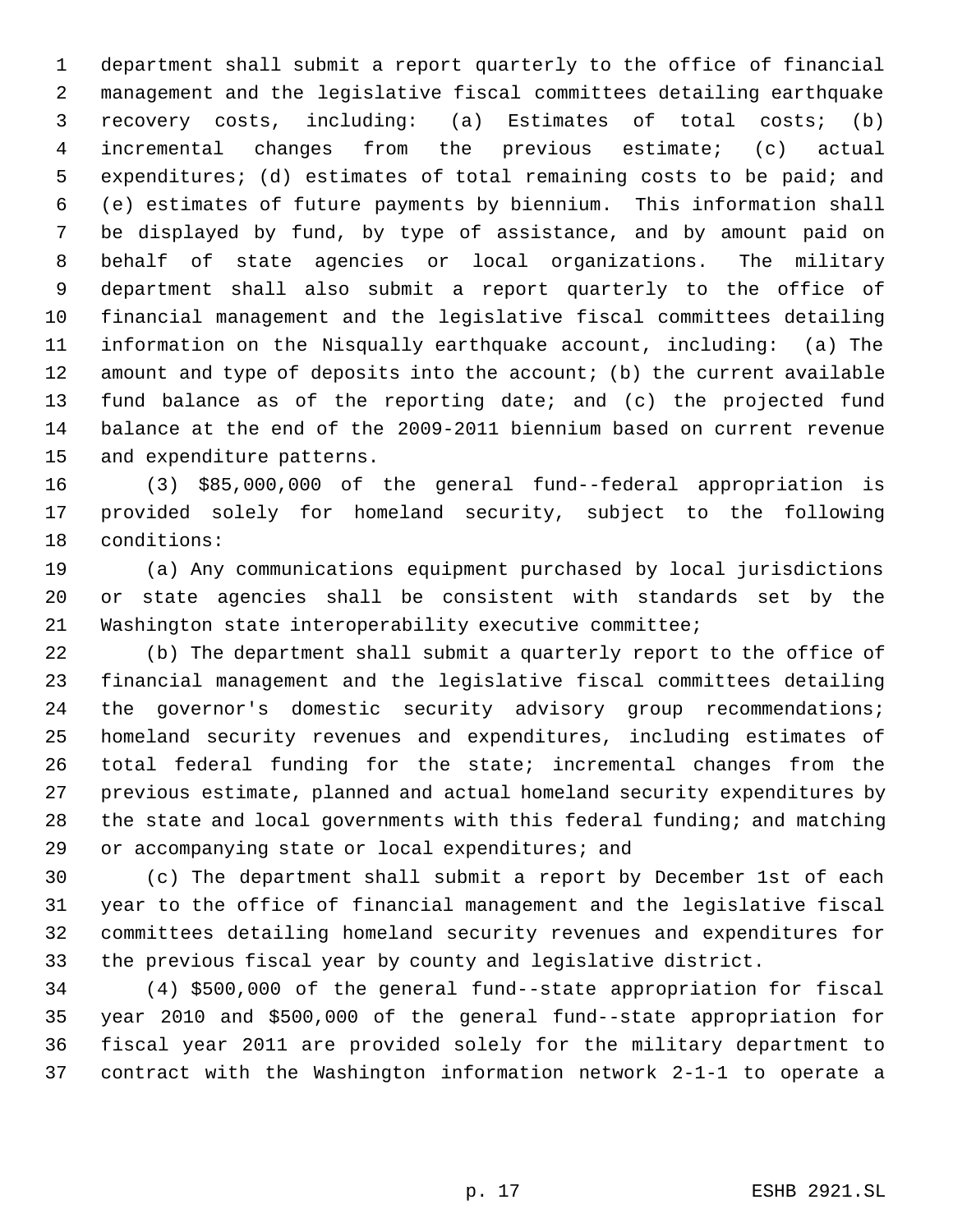department shall submit a report quarterly to the office of financial management and the legislative fiscal committees detailing earthquake recovery costs, including: (a) Estimates of total costs; (b) incremental changes from the previous estimate; (c) actual expenditures; (d) estimates of total remaining costs to be paid; and (e) estimates of future payments by biennium. This information shall be displayed by fund, by type of assistance, and by amount paid on behalf of state agencies or local organizations. The military department shall also submit a report quarterly to the office of financial management and the legislative fiscal committees detailing information on the Nisqually earthquake account, including: (a) The amount and type of deposits into the account; (b) the current available fund balance as of the reporting date; and (c) the projected fund balance at the end of the 2009-2011 biennium based on current revenue and expenditure patterns.

(3) $85,000,000 of the general fund--federal appropriation is provided solely for homeland security, subject to the following conditions:

(a) Any communications equipment purchased by local jurisdictions or state agencies shall be consistent with standards set by the Washington state interoperability executive committee;

(b) The department shall submit a quarterly report to the office of financial management and the legislative fiscal committees detailing the governor's domestic security advisory group recommendations; homeland security revenues and expenditures, including estimates of total federal funding for the state; incremental changes from the previous estimate, planned and actual homeland security expenditures by the state and local governments with this federal funding; and matching or accompanying state or local expenditures; and

(c) The department shall submit a report by December 1st of each year to the office of financial management and the legislative fiscal committees detailing homeland security revenues and expenditures for the previous fiscal year by county and legislative district.

(4) $500,000 of the general fund--state appropriation for fiscal year 2010 and $500,000 of the general fund--state appropriation for fiscal year 2011 are provided solely for the military department to contract with the Washington information network 2-1-1 to operate a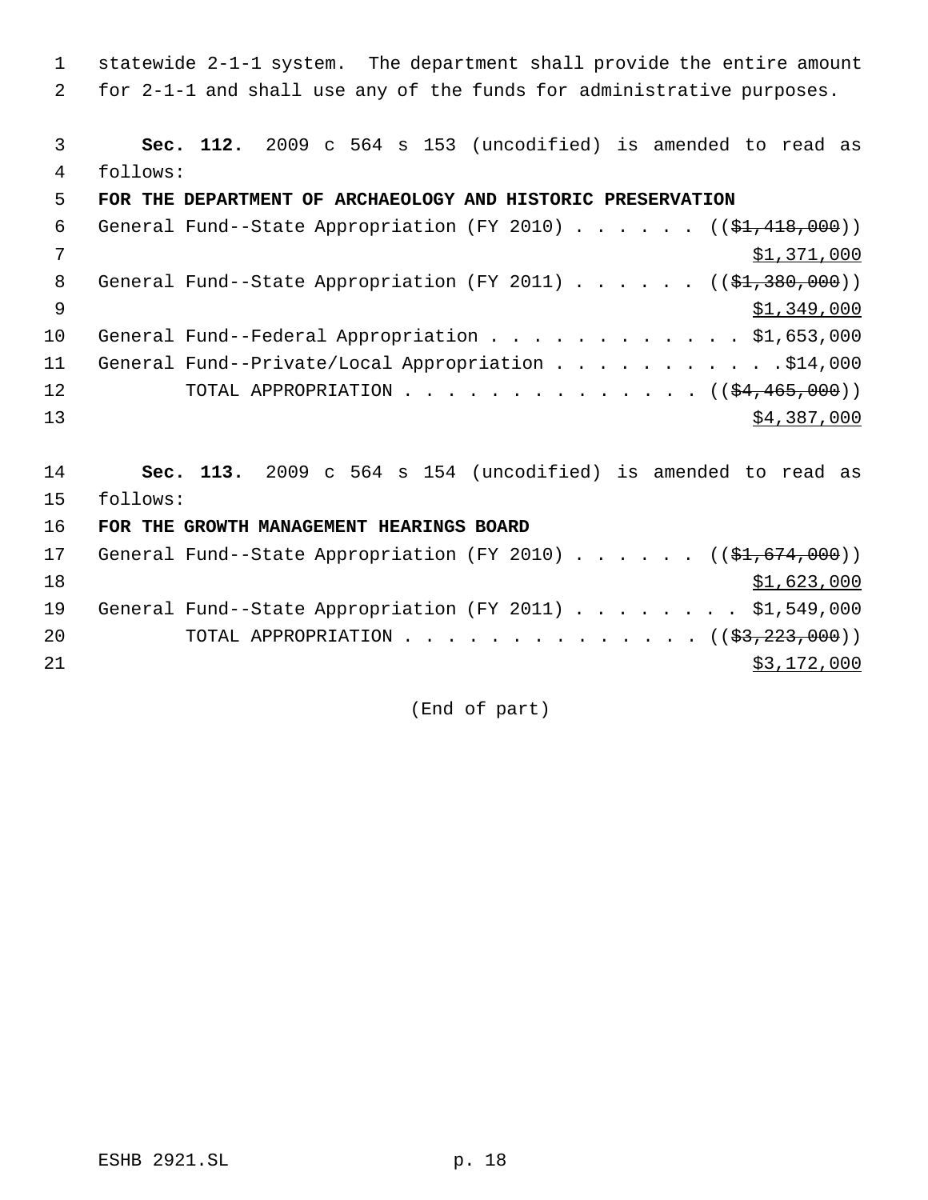statewide 2-1-1 system. The department shall provide the entire amount for 2-1-1 and shall use any of the funds for administrative purposes.

**Sec. 112.** 2009 c 564 s 153 (uncodified) is amended to read as follows:

**FOR THE DEPARTMENT OF ARCHAEOLOGY AND HISTORIC PRESERVATION**

General Fund--State Appropriation (FY 2010) . . . . . . ((~~$1,418,000~~)) $1,371,000

General Fund--State Appropriation (FY 2011) . . . . . . ((~~$1,380,000~~)) $1,349,000

General Fund--Federal Appropriation . . . . . . . . . . . . $1,653,000

General Fund--Private/Local Appropriation . . . . . . . . . . .$14,000

TOTAL APPROPRIATION . . . . . . . . . . . . . . ((~~$4,465,000~~)) $4,387,000

**Sec. 113.** 2009 c 564 s 154 (uncodified) is amended to read as follows:

**FOR THE GROWTH MANAGEMENT HEARINGS BOARD**

General Fund--State Appropriation (FY 2010) . . . . . . ((~~$1,674,000~~)) $1,623,000

General Fund--State Appropriation (FY 2011) . . . . . . . . $1,549,000

TOTAL APPROPRIATION . . . . . . . . . . . . . . ((~~$3,223,000~~)) $3,172,000

(End of part)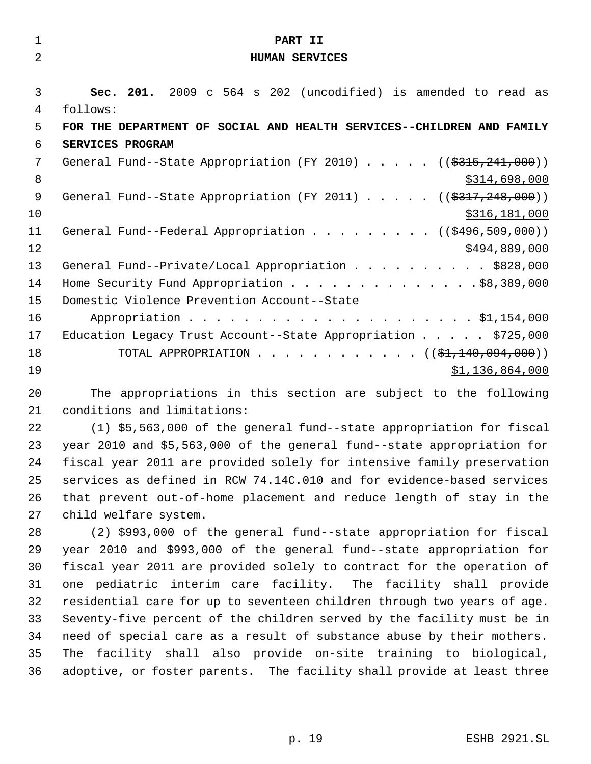# PART II
# HUMAN SERVICES

**Sec. 201.** 2009 c 564 s 202 (uncodified) is amended to read as follows:

**FOR THE DEPARTMENT OF SOCIAL AND HEALTH SERVICES--CHILDREN AND FAMILY SERVICES PROGRAM**

General Fund--State Appropriation (FY 2010) . . . . . ((~~$315,241,000~~))
$314,698,000

General Fund--State Appropriation (FY 2011) . . . . . ((~~$317,248,000~~))
$316,181,000

General Fund--Federal Appropriation . . . . . . . . . ((~~$496,509,000~~))
$494,889,000

General Fund--Private/Local Appropriation . . . . . . . . . . $828,000

Home Security Fund Appropriation . . . . . . . . . . . . . . .$8,389,000

Domestic Violence Prevention Account--State Appropriation . . . . . . . . . . . . . . . . . . . . . . $1,154,000

Education Legacy Trust Account--State Appropriation . . . . . $725,000

TOTAL APPROPRIATION . . . . . . . . . . . . ((~~$1,140,094,000~~))
$1,136,864,000

The appropriations in this section are subject to the following conditions and limitations:

(1) $5,563,000 of the general fund--state appropriation for fiscal year 2010 and $5,563,000 of the general fund--state appropriation for fiscal year 2011 are provided solely for intensive family preservation services as defined in RCW 74.14C.010 and for evidence-based services that prevent out-of-home placement and reduce length of stay in the child welfare system.

(2) $993,000 of the general fund--state appropriation for fiscal year 2010 and $993,000 of the general fund--state appropriation for fiscal year 2011 are provided solely to contract for the operation of one pediatric interim care facility. The facility shall provide residential care for up to seventeen children through two years of age. Seventy-five percent of the children served by the facility must be in need of special care as a result of substance abuse by their mothers. The facility shall also provide on-site training to biological, adoptive, or foster parents. The facility shall provide at least three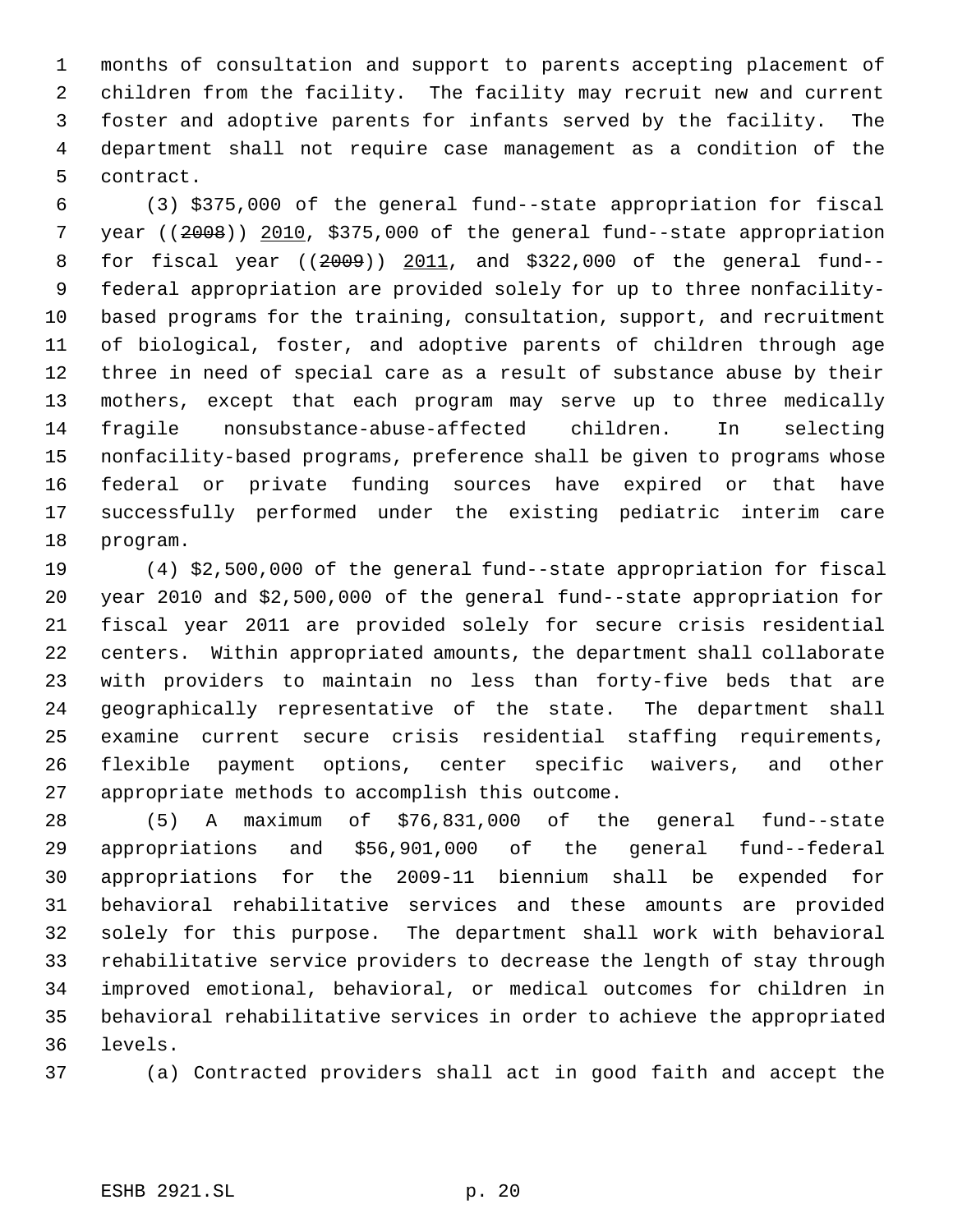months of consultation and support to parents accepting placement of children from the facility. The facility may recruit new and current foster and adoptive parents for infants served by the facility. The department shall not require case management as a condition of the contract.

(3) $375,000 of the general fund--state appropriation for fiscal year ((~~2008~~)) <u>2010</u>, $375,000 of the general fund--state appropriation for fiscal year ((~~2009~~)) <u>2011</u>, and $322,000 of the general fund--federal appropriation are provided solely for up to three nonfacility-based programs for the training, consultation, support, and recruitment of biological, foster, and adoptive parents of children through age three in need of special care as a result of substance abuse by their mothers, except that each program may serve up to three medically fragile nonsubstance-abuse-affected children. In selecting nonfacility-based programs, preference shall be given to programs whose federal or private funding sources have expired or that have successfully performed under the existing pediatric interim care program.

(4) $2,500,000 of the general fund--state appropriation for fiscal year 2010 and $2,500,000 of the general fund--state appropriation for fiscal year 2011 are provided solely for secure crisis residential centers. Within appropriated amounts, the department shall collaborate with providers to maintain no less than forty-five beds that are geographically representative of the state. The department shall examine current secure crisis residential staffing requirements, flexible payment options, center specific waivers, and other appropriate methods to accomplish this outcome.

(5) A maximum of $76,831,000 of the general fund--state appropriations and $56,901,000 of the general fund--federal appropriations for the 2009-11 biennium shall be expended for behavioral rehabilitative services and these amounts are provided solely for this purpose. The department shall work with behavioral rehabilitative service providers to decrease the length of stay through improved emotional, behavioral, or medical outcomes for children in behavioral rehabilitative services in order to achieve the appropriated levels.

(a) Contracted providers shall act in good faith and accept the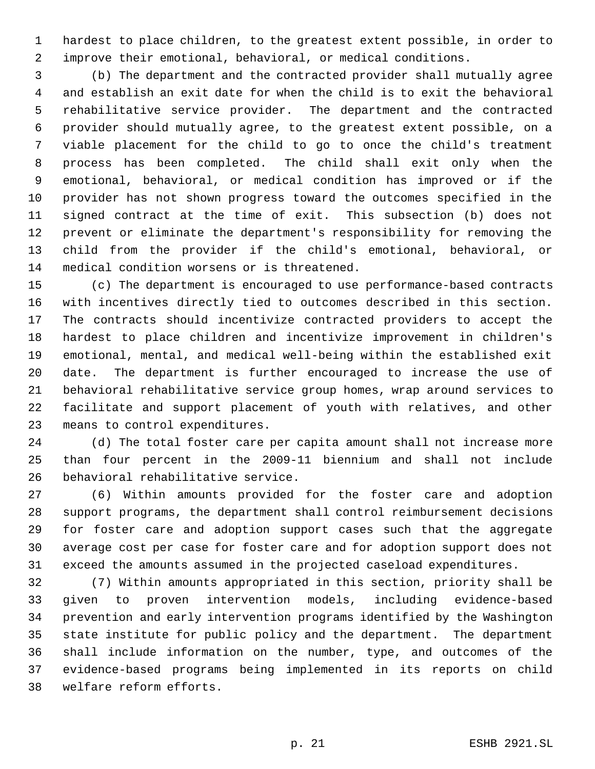hardest to place children, to the greatest extent possible, in order to improve their emotional, behavioral, or medical conditions.

(b) The department and the contracted provider shall mutually agree and establish an exit date for when the child is to exit the behavioral rehabilitative service provider. The department and the contracted provider should mutually agree, to the greatest extent possible, on a viable placement for the child to go to once the child's treatment process has been completed. The child shall exit only when the emotional, behavioral, or medical condition has improved or if the provider has not shown progress toward the outcomes specified in the signed contract at the time of exit. This subsection (b) does not prevent or eliminate the department's responsibility for removing the child from the provider if the child's emotional, behavioral, or medical condition worsens or is threatened.

(c) The department is encouraged to use performance-based contracts with incentives directly tied to outcomes described in this section. The contracts should incentivize contracted providers to accept the hardest to place children and incentivize improvement in children's emotional, mental, and medical well-being within the established exit date. The department is further encouraged to increase the use of behavioral rehabilitative service group homes, wrap around services to facilitate and support placement of youth with relatives, and other means to control expenditures.

(d) The total foster care per capita amount shall not increase more than four percent in the 2009-11 biennium and shall not include behavioral rehabilitative service.

(6) Within amounts provided for the foster care and adoption support programs, the department shall control reimbursement decisions for foster care and adoption support cases such that the aggregate average cost per case for foster care and for adoption support does not exceed the amounts assumed in the projected caseload expenditures.

(7) Within amounts appropriated in this section, priority shall be given to proven intervention models, including evidence-based prevention and early intervention programs identified by the Washington state institute for public policy and the department. The department shall include information on the number, type, and outcomes of the evidence-based programs being implemented in its reports on child welfare reform efforts.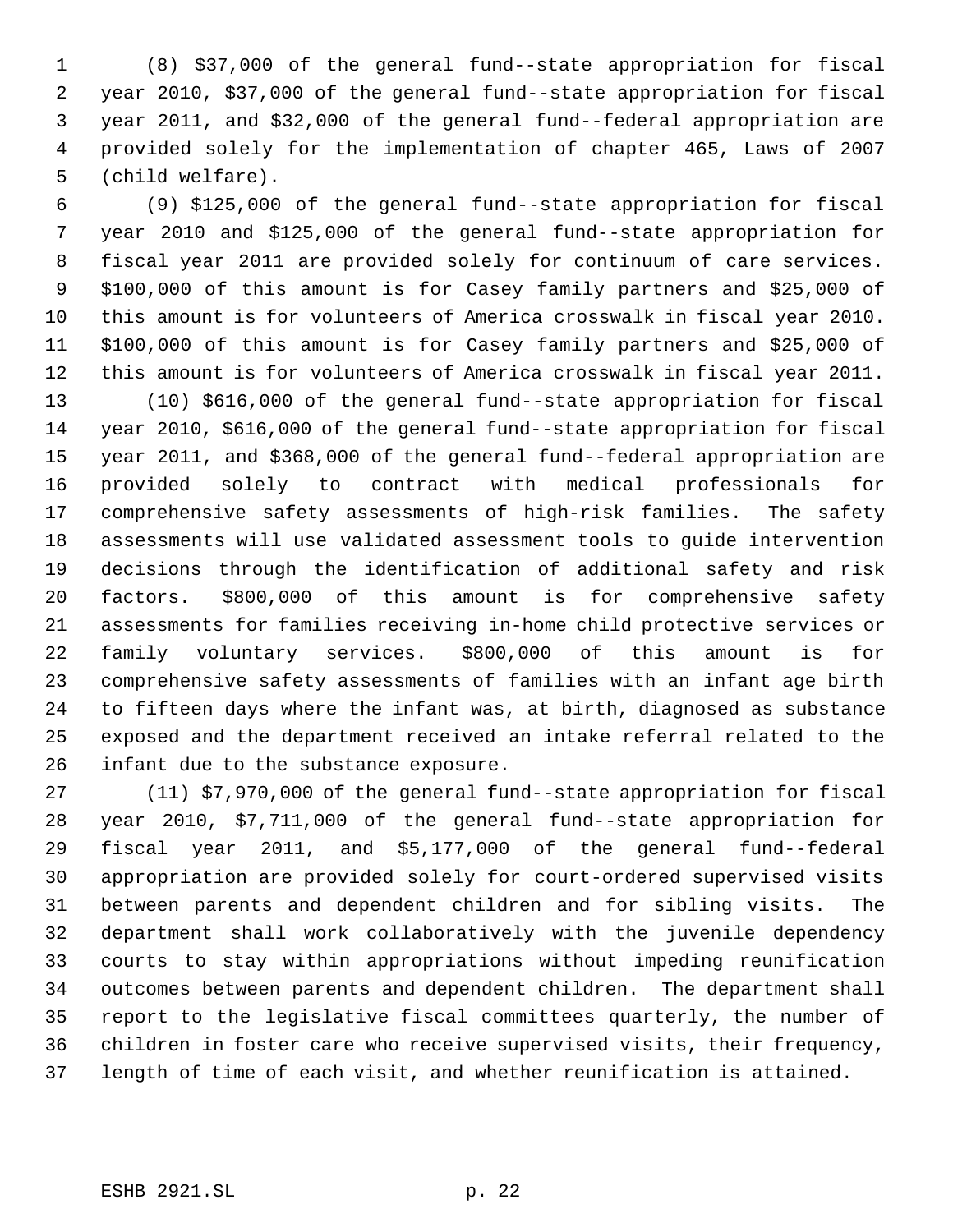(8) $37,000 of the general fund--state appropriation for fiscal year 2010, $37,000 of the general fund--state appropriation for fiscal year 2011, and $32,000 of the general fund--federal appropriation are provided solely for the implementation of chapter 465, Laws of 2007 (child welfare).

(9) $125,000 of the general fund--state appropriation for fiscal year 2010 and $125,000 of the general fund--state appropriation for fiscal year 2011 are provided solely for continuum of care services. $100,000 of this amount is for Casey family partners and $25,000 of this amount is for volunteers of America crosswalk in fiscal year 2010. $100,000 of this amount is for Casey family partners and $25,000 of this amount is for volunteers of America crosswalk in fiscal year 2011.

(10) $616,000 of the general fund--state appropriation for fiscal year 2010, $616,000 of the general fund--state appropriation for fiscal year 2011, and $368,000 of the general fund--federal appropriation are provided solely to contract with medical professionals for comprehensive safety assessments of high-risk families. The safety assessments will use validated assessment tools to guide intervention decisions through the identification of additional safety and risk factors. $800,000 of this amount is for comprehensive safety assessments for families receiving in-home child protective services or family voluntary services. $800,000 of this amount is for comprehensive safety assessments of families with an infant age birth to fifteen days where the infant was, at birth, diagnosed as substance exposed and the department received an intake referral related to the infant due to the substance exposure.

(11) $7,970,000 of the general fund--state appropriation for fiscal year 2010, $7,711,000 of the general fund--state appropriation for fiscal year 2011, and $5,177,000 of the general fund--federal appropriation are provided solely for court-ordered supervised visits between parents and dependent children and for sibling visits. The department shall work collaboratively with the juvenile dependency courts to stay within appropriations without impeding reunification outcomes between parents and dependent children. The department shall report to the legislative fiscal committees quarterly, the number of children in foster care who receive supervised visits, their frequency, length of time of each visit, and whether reunification is attained.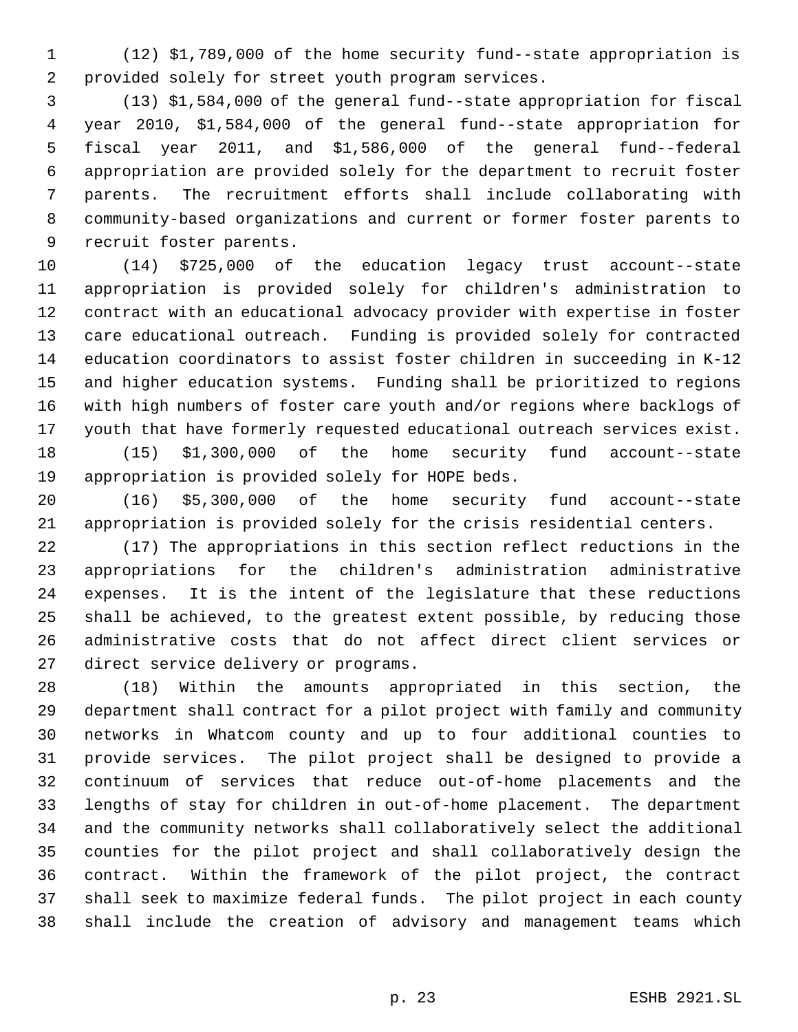(12) $1,789,000 of the home security fund--state appropriation is provided solely for street youth program services.

(13) $1,584,000 of the general fund--state appropriation for fiscal year 2010, $1,584,000 of the general fund--state appropriation for fiscal year 2011, and $1,586,000 of the general fund--federal appropriation are provided solely for the department to recruit foster parents. The recruitment efforts shall include collaborating with community-based organizations and current or former foster parents to recruit foster parents.

(14) $725,000 of the education legacy trust account--state appropriation is provided solely for children's administration to contract with an educational advocacy provider with expertise in foster care educational outreach. Funding is provided solely for contracted education coordinators to assist foster children in succeeding in K-12 and higher education systems. Funding shall be prioritized to regions with high numbers of foster care youth and/or regions where backlogs of youth that have formerly requested educational outreach services exist.

(15) $1,300,000 of the home security fund account--state appropriation is provided solely for HOPE beds.

(16) $5,300,000 of the home security fund account--state appropriation is provided solely for the crisis residential centers.

(17) The appropriations in this section reflect reductions in the appropriations for the children's administration administrative expenses. It is the intent of the legislature that these reductions shall be achieved, to the greatest extent possible, by reducing those administrative costs that do not affect direct client services or direct service delivery or programs.

(18) Within the amounts appropriated in this section, the department shall contract for a pilot project with family and community networks in Whatcom county and up to four additional counties to provide services. The pilot project shall be designed to provide a continuum of services that reduce out-of-home placements and the lengths of stay for children in out-of-home placement. The department and the community networks shall collaboratively select the additional counties for the pilot project and shall collaboratively design the contract. Within the framework of the pilot project, the contract shall seek to maximize federal funds. The pilot project in each county shall include the creation of advisory and management teams which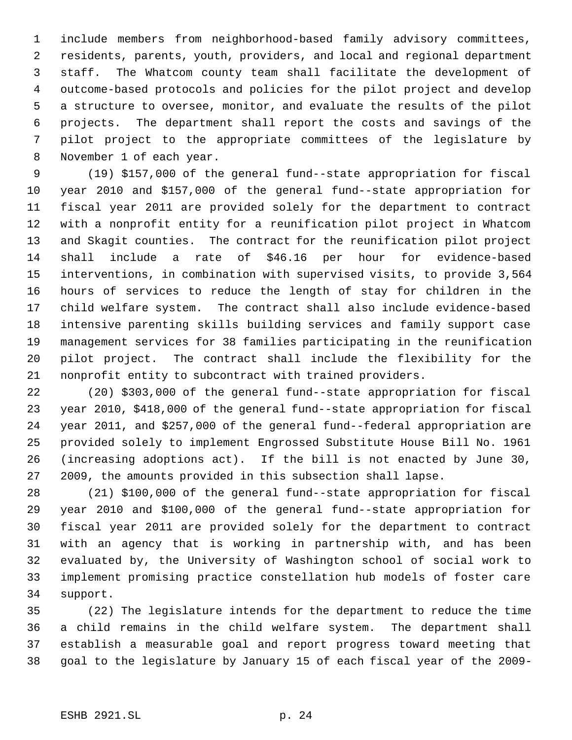include members from neighborhood-based family advisory committees, residents, parents, youth, providers, and local and regional department staff. The Whatcom county team shall facilitate the development of outcome-based protocols and policies for the pilot project and develop a structure to oversee, monitor, and evaluate the results of the pilot projects. The department shall report the costs and savings of the pilot project to the appropriate committees of the legislature by November 1 of each year.

(19) $157,000 of the general fund--state appropriation for fiscal year 2010 and $157,000 of the general fund--state appropriation for fiscal year 2011 are provided solely for the department to contract with a nonprofit entity for a reunification pilot project in Whatcom and Skagit counties. The contract for the reunification pilot project shall include a rate of $46.16 per hour for evidence-based interventions, in combination with supervised visits, to provide 3,564 hours of services to reduce the length of stay for children in the child welfare system. The contract shall also include evidence-based intensive parenting skills building services and family support case management services for 38 families participating in the reunification pilot project. The contract shall include the flexibility for the nonprofit entity to subcontract with trained providers.

(20) $303,000 of the general fund--state appropriation for fiscal year 2010, $418,000 of the general fund--state appropriation for fiscal year 2011, and $257,000 of the general fund--federal appropriation are provided solely to implement Engrossed Substitute House Bill No. 1961 (increasing adoptions act). If the bill is not enacted by June 30, 2009, the amounts provided in this subsection shall lapse.

(21) $100,000 of the general fund--state appropriation for fiscal year 2010 and $100,000 of the general fund--state appropriation for fiscal year 2011 are provided solely for the department to contract with an agency that is working in partnership with, and has been evaluated by, the University of Washington school of social work to implement promising practice constellation hub models of foster care support.

(22) The legislature intends for the department to reduce the time a child remains in the child welfare system. The department shall establish a measurable goal and report progress toward meeting that goal to the legislature by January 15 of each fiscal year of the 2009-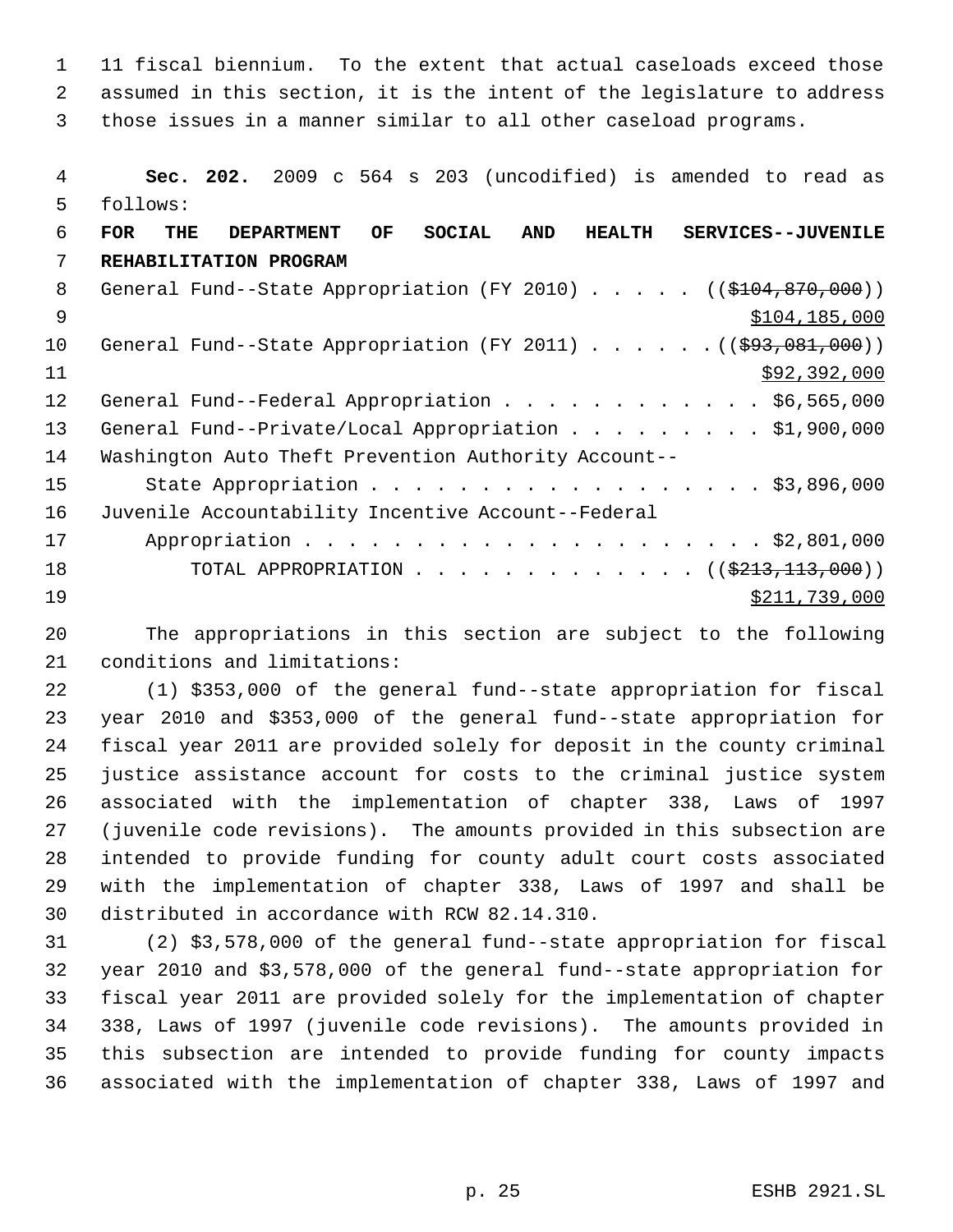11 fiscal biennium. To the extent that actual caseloads exceed those assumed in this section, it is the intent of the legislature to address those issues in a manner similar to all other caseload programs.

**Sec. 202.** 2009 c 564 s 203 (uncodified) is amended to read as follows:

**FOR THE DEPARTMENT OF SOCIAL AND HEALTH SERVICES--JUVENILE REHABILITATION PROGRAM**

General Fund--State Appropriation (FY 2010) . . . . . ((~~$104,870,000~~)) $104,185,000

General Fund--State Appropriation (FY 2011) . . . . . . ((~~$93,081,000~~)) $92,392,000

General Fund--Federal Appropriation . . . . . . . . . . . . $6,565,000

General Fund--Private/Local Appropriation . . . . . . . . . $1,900,000

Washington Auto Theft Prevention Authority Account--
State Appropriation . . . . . . . . . . . . . . . . . . . $3,896,000

Juvenile Accountability Incentive Account--Federal
Appropriation . . . . . . . . . . . . . . . . . . . . . . $2,801,000

TOTAL APPROPRIATION . . . . . . . . . . . . . . ((~~$213,113,000~~)) $211,739,000

The appropriations in this section are subject to the following conditions and limitations:

(1) $353,000 of the general fund--state appropriation for fiscal year 2010 and $353,000 of the general fund--state appropriation for fiscal year 2011 are provided solely for deposit in the county criminal justice assistance account for costs to the criminal justice system associated with the implementation of chapter 338, Laws of 1997 (juvenile code revisions). The amounts provided in this subsection are intended to provide funding for county adult court costs associated with the implementation of chapter 338, Laws of 1997 and shall be distributed in accordance with RCW 82.14.310.

(2) $3,578,000 of the general fund--state appropriation for fiscal year 2010 and $3,578,000 of the general fund--state appropriation for fiscal year 2011 are provided solely for the implementation of chapter 338, Laws of 1997 (juvenile code revisions). The amounts provided in this subsection are intended to provide funding for county impacts associated with the implementation of chapter 338, Laws of 1997 and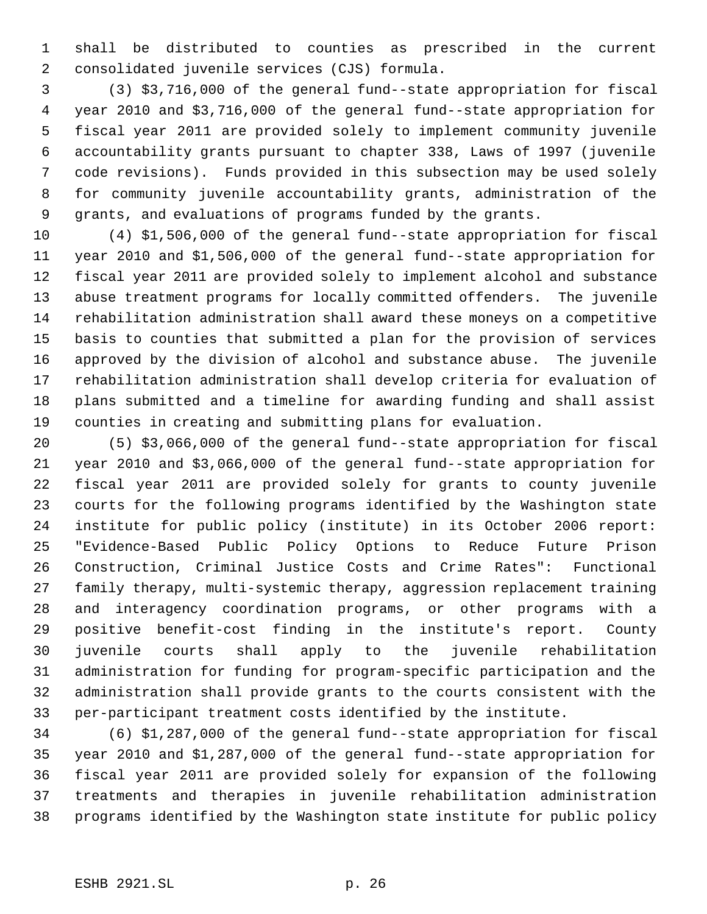shall be distributed to counties as prescribed in the current consolidated juvenile services (CJS) formula.

(3) $3,716,000 of the general fund--state appropriation for fiscal year 2010 and $3,716,000 of the general fund--state appropriation for fiscal year 2011 are provided solely to implement community juvenile accountability grants pursuant to chapter 338, Laws of 1997 (juvenile code revisions). Funds provided in this subsection may be used solely for community juvenile accountability grants, administration of the grants, and evaluations of programs funded by the grants.

(4) $1,506,000 of the general fund--state appropriation for fiscal year 2010 and $1,506,000 of the general fund--state appropriation for fiscal year 2011 are provided solely to implement alcohol and substance abuse treatment programs for locally committed offenders. The juvenile rehabilitation administration shall award these moneys on a competitive basis to counties that submitted a plan for the provision of services approved by the division of alcohol and substance abuse. The juvenile rehabilitation administration shall develop criteria for evaluation of plans submitted and a timeline for awarding funding and shall assist counties in creating and submitting plans for evaluation.

(5) $3,066,000 of the general fund--state appropriation for fiscal year 2010 and $3,066,000 of the general fund--state appropriation for fiscal year 2011 are provided solely for grants to county juvenile courts for the following programs identified by the Washington state institute for public policy (institute) in its October 2006 report: "Evidence-Based Public Policy Options to Reduce Future Prison Construction, Criminal Justice Costs and Crime Rates": Functional family therapy, multi-systemic therapy, aggression replacement training and interagency coordination programs, or other programs with a positive benefit-cost finding in the institute's report. County juvenile courts shall apply to the juvenile rehabilitation administration for funding for program-specific participation and the administration shall provide grants to the courts consistent with the per-participant treatment costs identified by the institute.

(6) $1,287,000 of the general fund--state appropriation for fiscal year 2010 and $1,287,000 of the general fund--state appropriation for fiscal year 2011 are provided solely for expansion of the following treatments and therapies in juvenile rehabilitation administration programs identified by the Washington state institute for public policy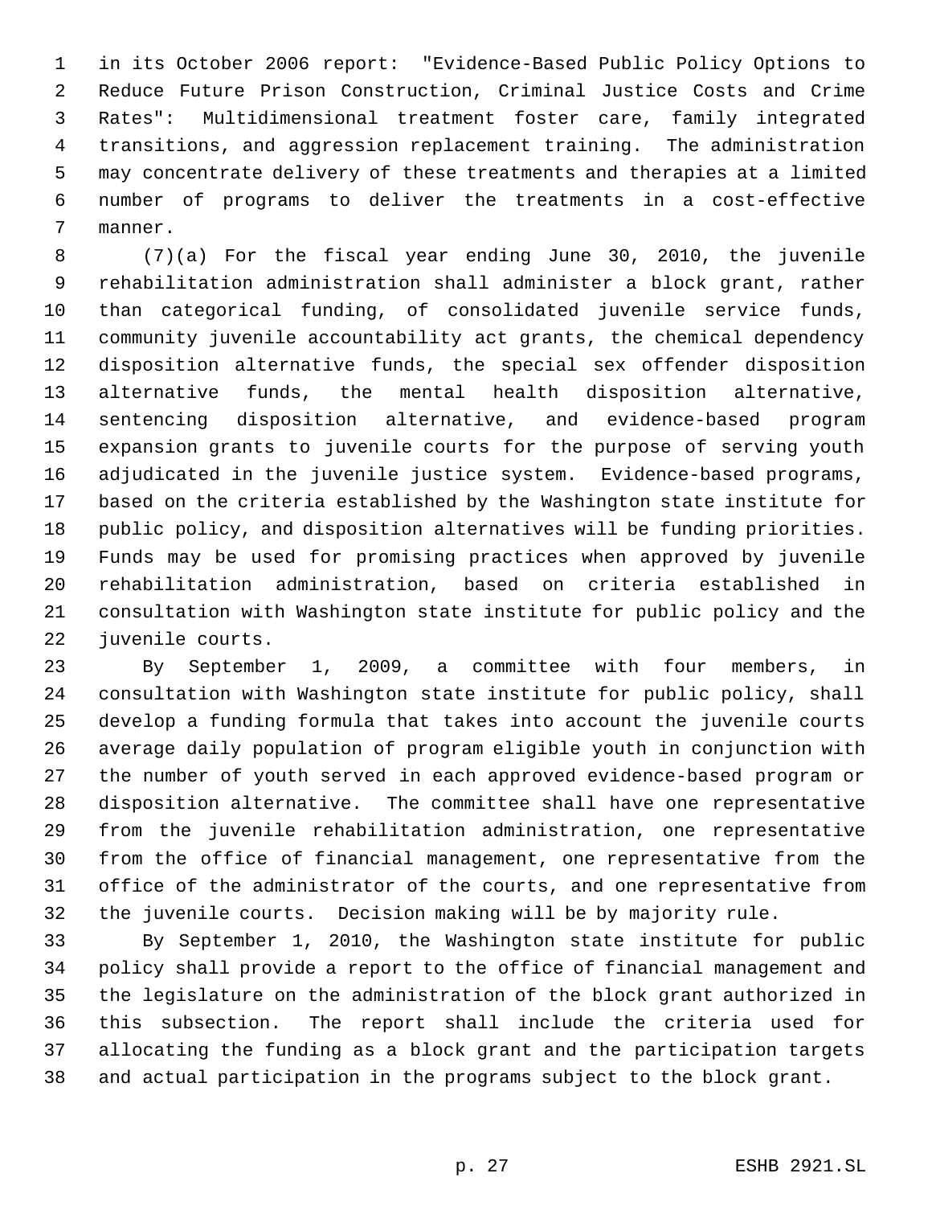in its October 2006 report: "Evidence-Based Public Policy Options to Reduce Future Prison Construction, Criminal Justice Costs and Crime Rates": Multidimensional treatment foster care, family integrated transitions, and aggression replacement training. The administration may concentrate delivery of these treatments and therapies at a limited number of programs to deliver the treatments in a cost-effective manner.

(7)(a) For the fiscal year ending June 30, 2010, the juvenile rehabilitation administration shall administer a block grant, rather than categorical funding, of consolidated juvenile service funds, community juvenile accountability act grants, the chemical dependency disposition alternative funds, the special sex offender disposition alternative funds, the mental health disposition alternative, sentencing disposition alternative, and evidence-based program expansion grants to juvenile courts for the purpose of serving youth adjudicated in the juvenile justice system. Evidence-based programs, based on the criteria established by the Washington state institute for public policy, and disposition alternatives will be funding priorities. Funds may be used for promising practices when approved by juvenile rehabilitation administration, based on criteria established in consultation with Washington state institute for public policy and the juvenile courts.

By September 1, 2009, a committee with four members, in consultation with Washington state institute for public policy, shall develop a funding formula that takes into account the juvenile courts average daily population of program eligible youth in conjunction with the number of youth served in each approved evidence-based program or disposition alternative. The committee shall have one representative from the juvenile rehabilitation administration, one representative from the office of financial management, one representative from the office of the administrator of the courts, and one representative from the juvenile courts. Decision making will be by majority rule.

By September 1, 2010, the Washington state institute for public policy shall provide a report to the office of financial management and the legislature on the administration of the block grant authorized in this subsection. The report shall include the criteria used for allocating the funding as a block grant and the participation targets and actual participation in the programs subject to the block grant.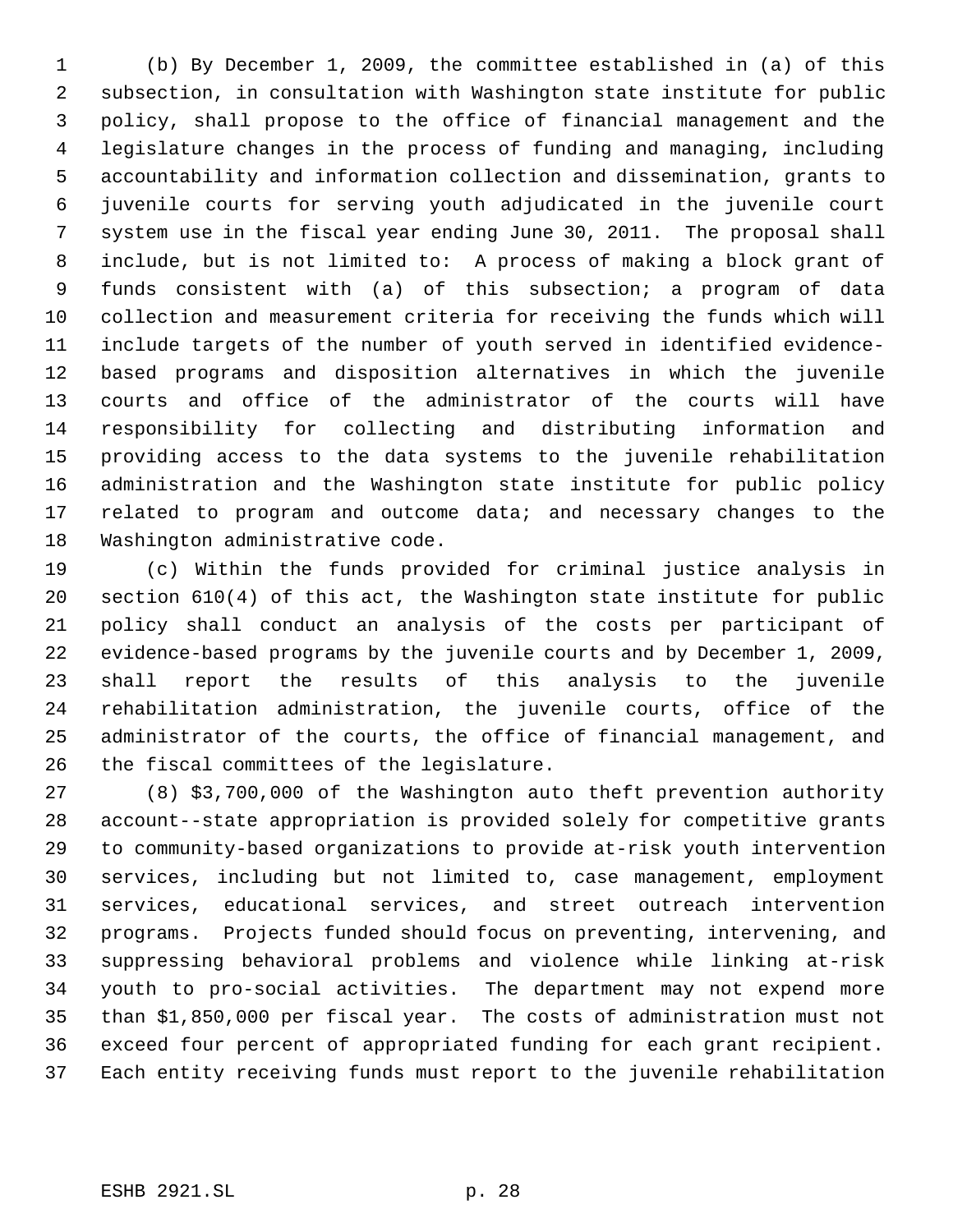(b) By December 1, 2009, the committee established in (a) of this subsection, in consultation with Washington state institute for public policy, shall propose to the office of financial management and the legislature changes in the process of funding and managing, including accountability and information collection and dissemination, grants to juvenile courts for serving youth adjudicated in the juvenile court system use in the fiscal year ending June 30, 2011. The proposal shall include, but is not limited to: A process of making a block grant of funds consistent with (a) of this subsection; a program of data collection and measurement criteria for receiving the funds which will include targets of the number of youth served in identified evidence-based programs and disposition alternatives in which the juvenile courts and office of the administrator of the courts will have responsibility for collecting and distributing information and providing access to the data systems to the juvenile rehabilitation administration and the Washington state institute for public policy related to program and outcome data; and necessary changes to the Washington administrative code.

(c) Within the funds provided for criminal justice analysis in section 610(4) of this act, the Washington state institute for public policy shall conduct an analysis of the costs per participant of evidence-based programs by the juvenile courts and by December 1, 2009, shall report the results of this analysis to the juvenile rehabilitation administration, the juvenile courts, office of the administrator of the courts, the office of financial management, and the fiscal committees of the legislature.

(8) $3,700,000 of the Washington auto theft prevention authority account--state appropriation is provided solely for competitive grants to community-based organizations to provide at-risk youth intervention services, including but not limited to, case management, employment services, educational services, and street outreach intervention programs. Projects funded should focus on preventing, intervening, and suppressing behavioral problems and violence while linking at-risk youth to pro-social activities. The department may not expend more than $1,850,000 per fiscal year. The costs of administration must not exceed four percent of appropriated funding for each grant recipient. Each entity receiving funds must report to the juvenile rehabilitation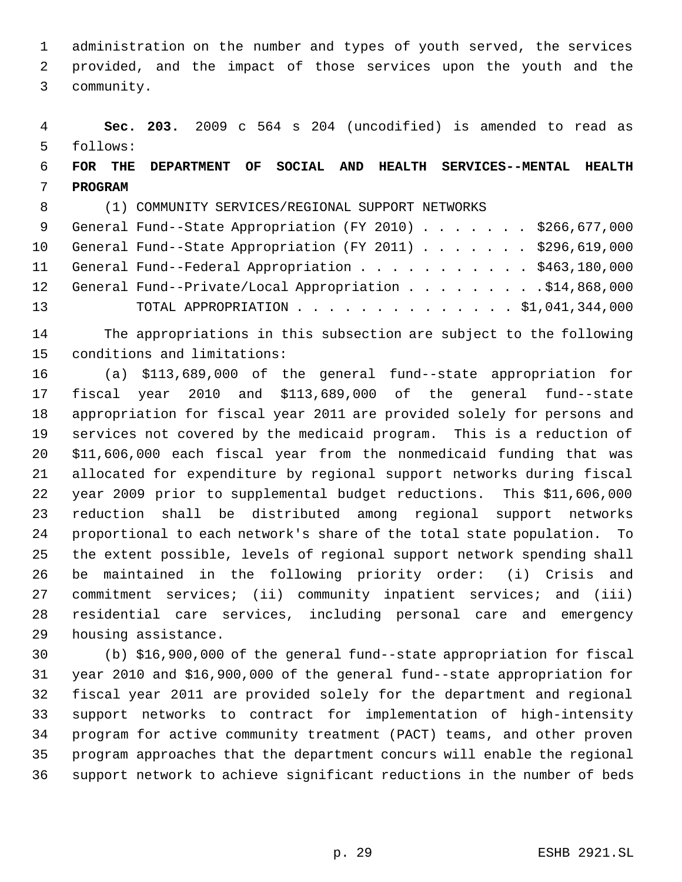administration on the number and types of youth served, the services provided, and the impact of those services upon the youth and the community.

**Sec. 203.** 2009 c 564 s 204 (uncodified) is amended to read as follows:

**FOR THE DEPARTMENT OF SOCIAL AND HEALTH SERVICES--MENTAL HEALTH PROGRAM**

(1) COMMUNITY SERVICES/REGIONAL SUPPORT NETWORKS

| | |
|---|---|
| General Fund--State Appropriation (FY 2010) | $266,677,000 |
| General Fund--State Appropriation (FY 2011) | $296,619,000 |
| General Fund--Federal Appropriation | $463,180,000 |
| General Fund--Private/Local Appropriation | $14,868,000 |
| TOTAL APPROPRIATION | $1,041,344,000 |

The appropriations in this subsection are subject to the following conditions and limitations:

(a) $113,689,000 of the general fund--state appropriation for fiscal year 2010 and $113,689,000 of the general fund--state appropriation for fiscal year 2011 are provided solely for persons and services not covered by the medicaid program. This is a reduction of $11,606,000 each fiscal year from the nonmedicaid funding that was allocated for expenditure by regional support networks during fiscal year 2009 prior to supplemental budget reductions. This $11,606,000 reduction shall be distributed among regional support networks proportional to each network's share of the total state population. To the extent possible, levels of regional support network spending shall be maintained in the following priority order: (i) Crisis and commitment services; (ii) community inpatient services; and (iii) residential care services, including personal care and emergency housing assistance.

(b) $16,900,000 of the general fund--state appropriation for fiscal year 2010 and $16,900,000 of the general fund--state appropriation for fiscal year 2011 are provided solely for the department and regional support networks to contract for implementation of high-intensity program for active community treatment (PACT) teams, and other proven program approaches that the department concurs will enable the regional support network to achieve significant reductions in the number of beds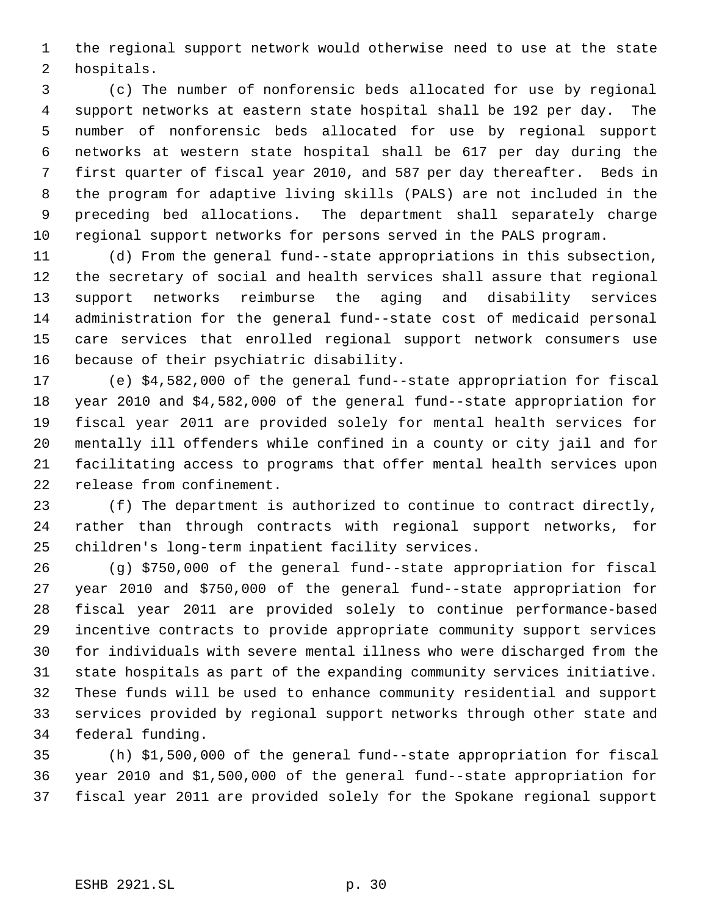the regional support network would otherwise need to use at the state hospitals.

(c) The number of nonforensic beds allocated for use by regional support networks at eastern state hospital shall be 192 per day. The number of nonforensic beds allocated for use by regional support networks at western state hospital shall be 617 per day during the first quarter of fiscal year 2010, and 587 per day thereafter. Beds in the program for adaptive living skills (PALS) are not included in the preceding bed allocations. The department shall separately charge regional support networks for persons served in the PALS program.

(d) From the general fund--state appropriations in this subsection, the secretary of social and health services shall assure that regional support networks reimburse the aging and disability services administration for the general fund--state cost of medicaid personal care services that enrolled regional support network consumers use because of their psychiatric disability.

(e) $4,582,000 of the general fund--state appropriation for fiscal year 2010 and $4,582,000 of the general fund--state appropriation for fiscal year 2011 are provided solely for mental health services for mentally ill offenders while confined in a county or city jail and for facilitating access to programs that offer mental health services upon release from confinement.

(f) The department is authorized to continue to contract directly, rather than through contracts with regional support networks, for children's long-term inpatient facility services.

(g) $750,000 of the general fund--state appropriation for fiscal year 2010 and $750,000 of the general fund--state appropriation for fiscal year 2011 are provided solely to continue performance-based incentive contracts to provide appropriate community support services for individuals with severe mental illness who were discharged from the state hospitals as part of the expanding community services initiative. These funds will be used to enhance community residential and support services provided by regional support networks through other state and federal funding.

(h) $1,500,000 of the general fund--state appropriation for fiscal year 2010 and $1,500,000 of the general fund--state appropriation for fiscal year 2011 are provided solely for the Spokane regional support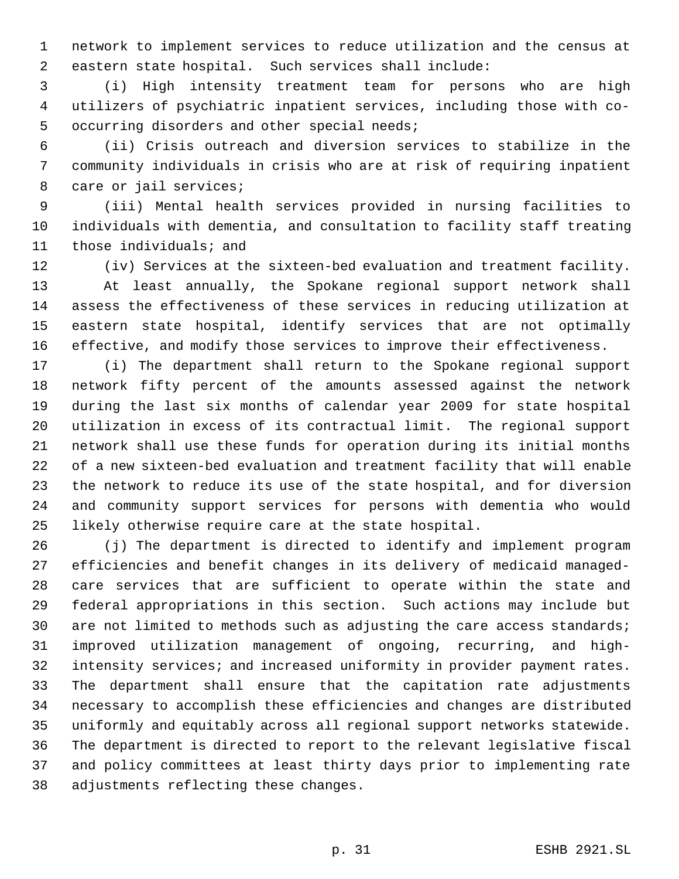network to implement services to reduce utilization and the census at eastern state hospital. Such services shall include:

(i) High intensity treatment team for persons who are high utilizers of psychiatric inpatient services, including those with co-occurring disorders and other special needs;

(ii) Crisis outreach and diversion services to stabilize in the community individuals in crisis who are at risk of requiring inpatient care or jail services;

(iii) Mental health services provided in nursing facilities to individuals with dementia, and consultation to facility staff treating those individuals; and

(iv) Services at the sixteen-bed evaluation and treatment facility.

At least annually, the Spokane regional support network shall assess the effectiveness of these services in reducing utilization at eastern state hospital, identify services that are not optimally effective, and modify those services to improve their effectiveness.

(i) The department shall return to the Spokane regional support network fifty percent of the amounts assessed against the network during the last six months of calendar year 2009 for state hospital utilization in excess of its contractual limit. The regional support network shall use these funds for operation during its initial months of a new sixteen-bed evaluation and treatment facility that will enable the network to reduce its use of the state hospital, and for diversion and community support services for persons with dementia who would likely otherwise require care at the state hospital.

(j) The department is directed to identify and implement program efficiencies and benefit changes in its delivery of medicaid managed-care services that are sufficient to operate within the state and federal appropriations in this section. Such actions may include but are not limited to methods such as adjusting the care access standards; improved utilization management of ongoing, recurring, and high-intensity services; and increased uniformity in provider payment rates. The department shall ensure that the capitation rate adjustments necessary to accomplish these efficiencies and changes are distributed uniformly and equitably across all regional support networks statewide. The department is directed to report to the relevant legislative fiscal and policy committees at least thirty days prior to implementing rate adjustments reflecting these changes.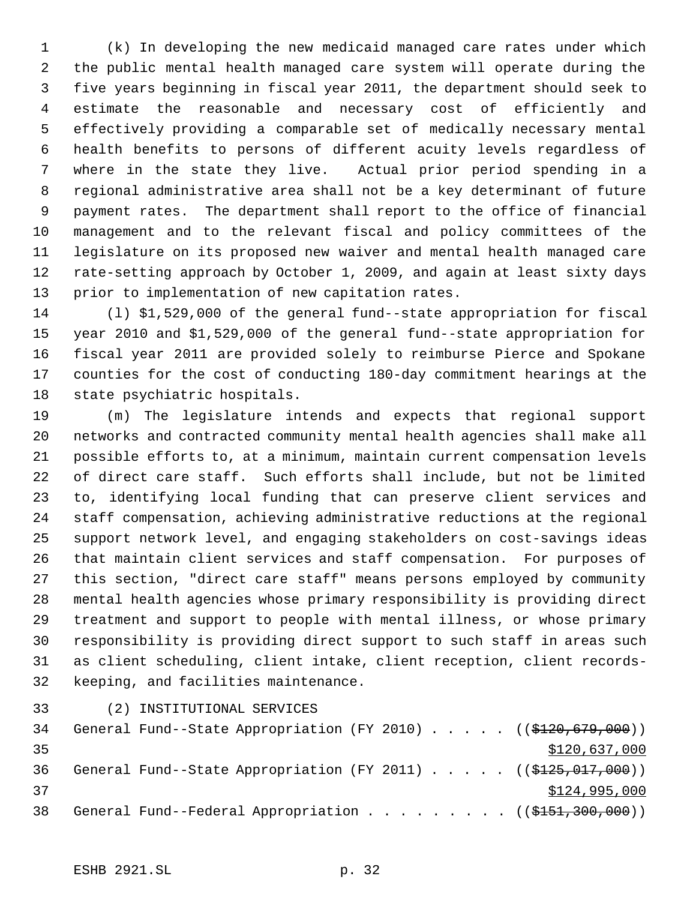(k) In developing the new medicaid managed care rates under which the public mental health managed care system will operate during the five years beginning in fiscal year 2011, the department should seek to estimate the reasonable and necessary cost of efficiently and effectively providing a comparable set of medically necessary mental health benefits to persons of different acuity levels regardless of where in the state they live. Actual prior period spending in a regional administrative area shall not be a key determinant of future payment rates. The department shall report to the office of financial management and to the relevant fiscal and policy committees of the legislature on its proposed new waiver and mental health managed care rate-setting approach by October 1, 2009, and again at least sixty days prior to implementation of new capitation rates.

(l) $1,529,000 of the general fund--state appropriation for fiscal year 2010 and $1,529,000 of the general fund--state appropriation for fiscal year 2011 are provided solely to reimburse Pierce and Spokane counties for the cost of conducting 180-day commitment hearings at the state psychiatric hospitals.

(m) The legislature intends and expects that regional support networks and contracted community mental health agencies shall make all possible efforts to, at a minimum, maintain current compensation levels of direct care staff. Such efforts shall include, but not be limited to, identifying local funding that can preserve client services and staff compensation, achieving administrative reductions at the regional support network level, and engaging stakeholders on cost-savings ideas that maintain client services and staff compensation. For purposes of this section, "direct care staff" means persons employed by community mental health agencies whose primary responsibility is providing direct treatment and support to people with mental illness, or whose primary responsibility is providing direct support to such staff in areas such as client scheduling, client intake, client reception, client records-keeping, and facilities maintenance.

(2) INSTITUTIONAL SERVICES

General Fund--State Appropriation (FY 2010) . . . . . ((~~$120,679,000~~))
<u>$120,637,000</u>

General Fund--State Appropriation (FY 2011) . . . . . ((~~$125,017,000~~))
<u>$124,995,000</u>

General Fund--Federal Appropriation . . . . . . . . . ((~~$151,300,000~~))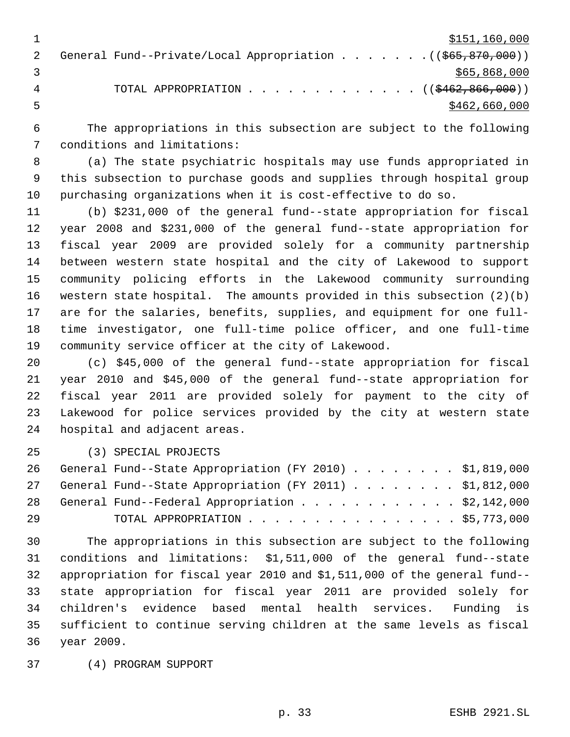$151,160,000

General Fund--Private/Local Appropriation . . . . . . . (($65,870,000))
$65,868,000

TOTAL APPROPRIATION . . . . . . . . . . . . . (($462,866,000))
$462,660,000

The appropriations in this subsection are subject to the following conditions and limitations:

(a) The state psychiatric hospitals may use funds appropriated in this subsection to purchase goods and supplies through hospital group purchasing organizations when it is cost-effective to do so.

(b) $231,000 of the general fund--state appropriation for fiscal year 2008 and $231,000 of the general fund--state appropriation for fiscal year 2009 are provided solely for a community partnership between western state hospital and the city of Lakewood to support community policing efforts in the Lakewood community surrounding western state hospital. The amounts provided in this subsection (2)(b) are for the salaries, benefits, supplies, and equipment for one full-time investigator, one full-time police officer, and one full-time community service officer at the city of Lakewood.

(c) $45,000 of the general fund--state appropriation for fiscal year 2010 and $45,000 of the general fund--state appropriation for fiscal year 2011 are provided solely for payment to the city of Lakewood for police services provided by the city at western state hospital and adjacent areas.

(3) SPECIAL PROJECTS

General Fund--State Appropriation (FY 2010) . . . . . . . . $1,819,000
General Fund--State Appropriation (FY 2011) . . . . . . . . $1,812,000
General Fund--Federal Appropriation . . . . . . . . . . . . $2,142,000
TOTAL APPROPRIATION . . . . . . . . . . . . . . . . $5,773,000

The appropriations in this subsection are subject to the following conditions and limitations: $1,511,000 of the general fund--state appropriation for fiscal year 2010 and $1,511,000 of the general fund--state appropriation for fiscal year 2011 are provided solely for children's evidence based mental health services. Funding is sufficient to continue serving children at the same levels as fiscal year 2009.

(4) PROGRAM SUPPORT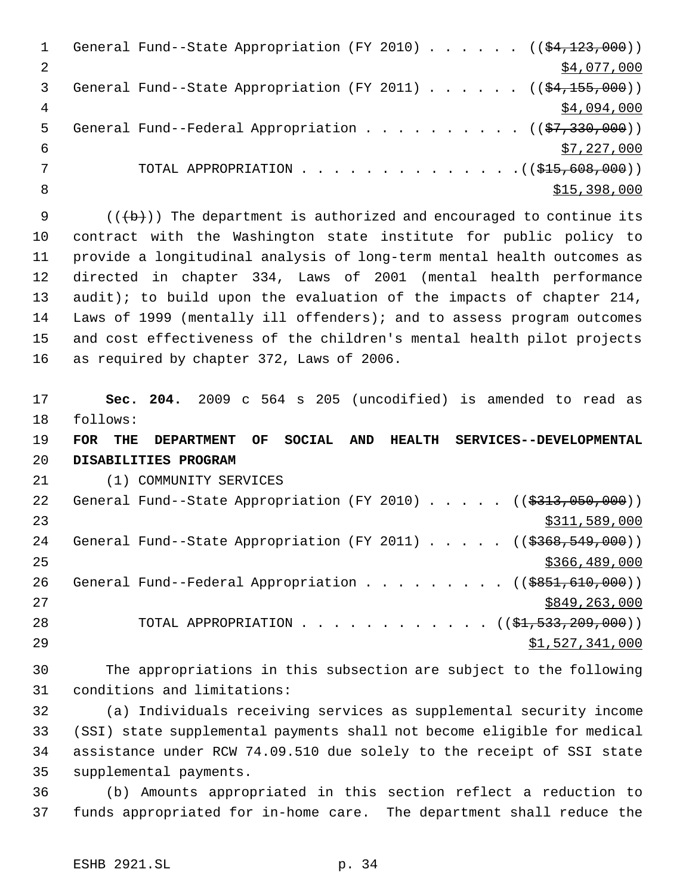General Fund--State Appropriation (FY 2010) . . . . . . (($4,123,000)) $4,077,000

General Fund--State Appropriation (FY 2011) . . . . . . (($4,155,000)) $4,094,000

General Fund--Federal Appropriation . . . . . . . . . . (($7,330,000)) $7,227,000

TOTAL APPROPRIATION . . . . . . . . . . . . . . (($15,608,000)) $15,398,000

(((b))) The department is authorized and encouraged to continue its contract with the Washington state institute for public policy to provide a longitudinal analysis of long-term mental health outcomes as directed in chapter 334, Laws of 2001 (mental health performance audit); to build upon the evaluation of the impacts of chapter 214, Laws of 1999 (mentally ill offenders); and to assess program outcomes and cost effectiveness of the children's mental health pilot projects as required by chapter 372, Laws of 2006.

**Sec. 204.** 2009 c 564 s 205 (uncodified) is amended to read as follows:

**FOR THE DEPARTMENT OF SOCIAL AND HEALTH SERVICES--DEVELOPMENTAL DISABILITIES PROGRAM**

(1) COMMUNITY SERVICES

General Fund--State Appropriation (FY 2010) . . . . . (($313,050,000)) $311,589,000

General Fund--State Appropriation (FY 2011) . . . . . (($368,549,000)) $366,489,000

General Fund--Federal Appropriation . . . . . . . . . (($851,610,000)) $849,263,000

TOTAL APPROPRIATION . . . . . . . . . . . . (($1,533,209,000)) $1,527,341,000

The appropriations in this subsection are subject to the following conditions and limitations:

(a) Individuals receiving services as supplemental security income (SSI) state supplemental payments shall not become eligible for medical assistance under RCW 74.09.510 due solely to the receipt of SSI state supplemental payments.

(b) Amounts appropriated in this section reflect a reduction to funds appropriated for in-home care. The department shall reduce the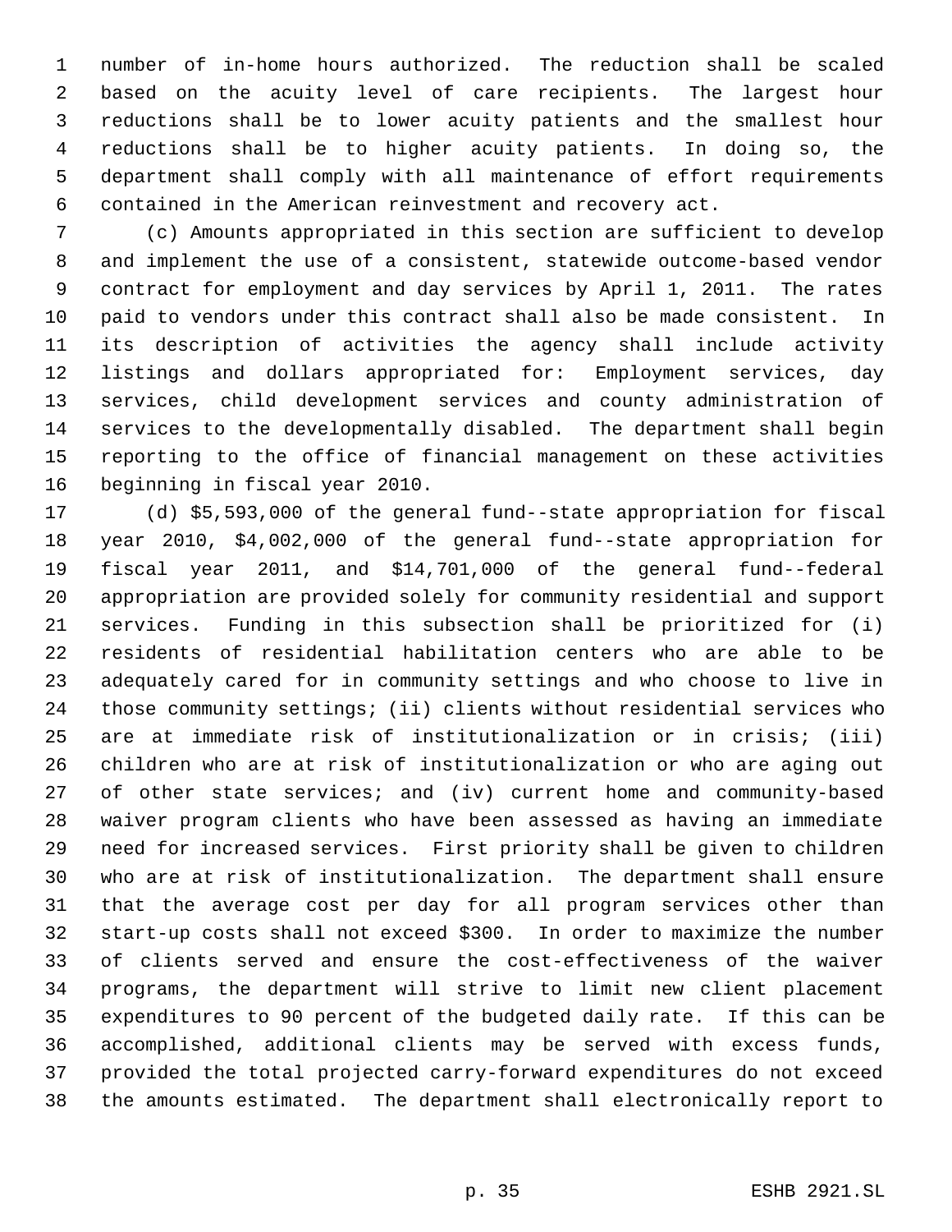number of in-home hours authorized. The reduction shall be scaled based on the acuity level of care recipients. The largest hour reductions shall be to lower acuity patients and the smallest hour reductions shall be to higher acuity patients. In doing so, the department shall comply with all maintenance of effort requirements contained in the American reinvestment and recovery act.

(c) Amounts appropriated in this section are sufficient to develop and implement the use of a consistent, statewide outcome-based vendor contract for employment and day services by April 1, 2011. The rates paid to vendors under this contract shall also be made consistent. In its description of activities the agency shall include activity listings and dollars appropriated for: Employment services, day services, child development services and county administration of services to the developmentally disabled. The department shall begin reporting to the office of financial management on these activities beginning in fiscal year 2010.

(d) $5,593,000 of the general fund--state appropriation for fiscal year 2010, $4,002,000 of the general fund--state appropriation for fiscal year 2011, and $14,701,000 of the general fund--federal appropriation are provided solely for community residential and support services. Funding in this subsection shall be prioritized for (i) residents of residential habilitation centers who are able to be adequately cared for in community settings and who choose to live in those community settings; (ii) clients without residential services who are at immediate risk of institutionalization or in crisis; (iii) children who are at risk of institutionalization or who are aging out of other state services; and (iv) current home and community-based waiver program clients who have been assessed as having an immediate need for increased services. First priority shall be given to children who are at risk of institutionalization. The department shall ensure that the average cost per day for all program services other than start-up costs shall not exceed $300. In order to maximize the number of clients served and ensure the cost-effectiveness of the waiver programs, the department will strive to limit new client placement expenditures to 90 percent of the budgeted daily rate. If this can be accomplished, additional clients may be served with excess funds, provided the total projected carry-forward expenditures do not exceed the amounts estimated. The department shall electronically report to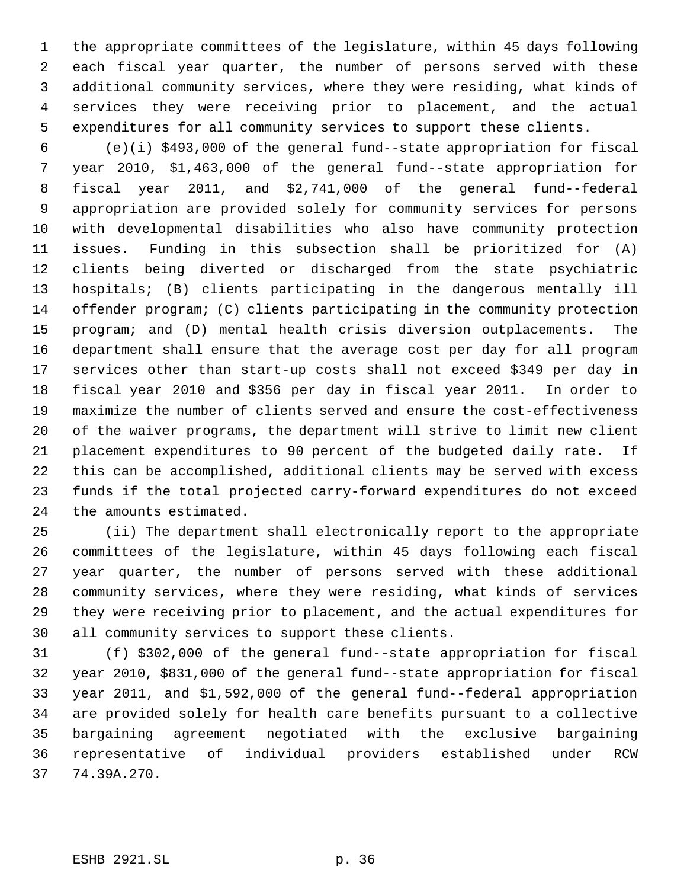the appropriate committees of the legislature, within 45 days following each fiscal year quarter, the number of persons served with these additional community services, where they were residing, what kinds of services they were receiving prior to placement, and the actual expenditures for all community services to support these clients.

(e)(i) $493,000 of the general fund--state appropriation for fiscal year 2010, $1,463,000 of the general fund--state appropriation for fiscal year 2011, and $2,741,000 of the general fund--federal appropriation are provided solely for community services for persons with developmental disabilities who also have community protection issues. Funding in this subsection shall be prioritized for (A) clients being diverted or discharged from the state psychiatric hospitals; (B) clients participating in the dangerous mentally ill offender program; (C) clients participating in the community protection program; and (D) mental health crisis diversion outplacements. The department shall ensure that the average cost per day for all program services other than start-up costs shall not exceed $349 per day in fiscal year 2010 and $356 per day in fiscal year 2011. In order to maximize the number of clients served and ensure the cost-effectiveness of the waiver programs, the department will strive to limit new client placement expenditures to 90 percent of the budgeted daily rate. If this can be accomplished, additional clients may be served with excess funds if the total projected carry-forward expenditures do not exceed the amounts estimated.

(ii) The department shall electronically report to the appropriate committees of the legislature, within 45 days following each fiscal year quarter, the number of persons served with these additional community services, where they were residing, what kinds of services they were receiving prior to placement, and the actual expenditures for all community services to support these clients.

(f) $302,000 of the general fund--state appropriation for fiscal year 2010, $831,000 of the general fund--state appropriation for fiscal year 2011, and $1,592,000 of the general fund--federal appropriation are provided solely for health care benefits pursuant to a collective bargaining agreement negotiated with the exclusive bargaining representative of individual providers established under RCW 74.39A.270.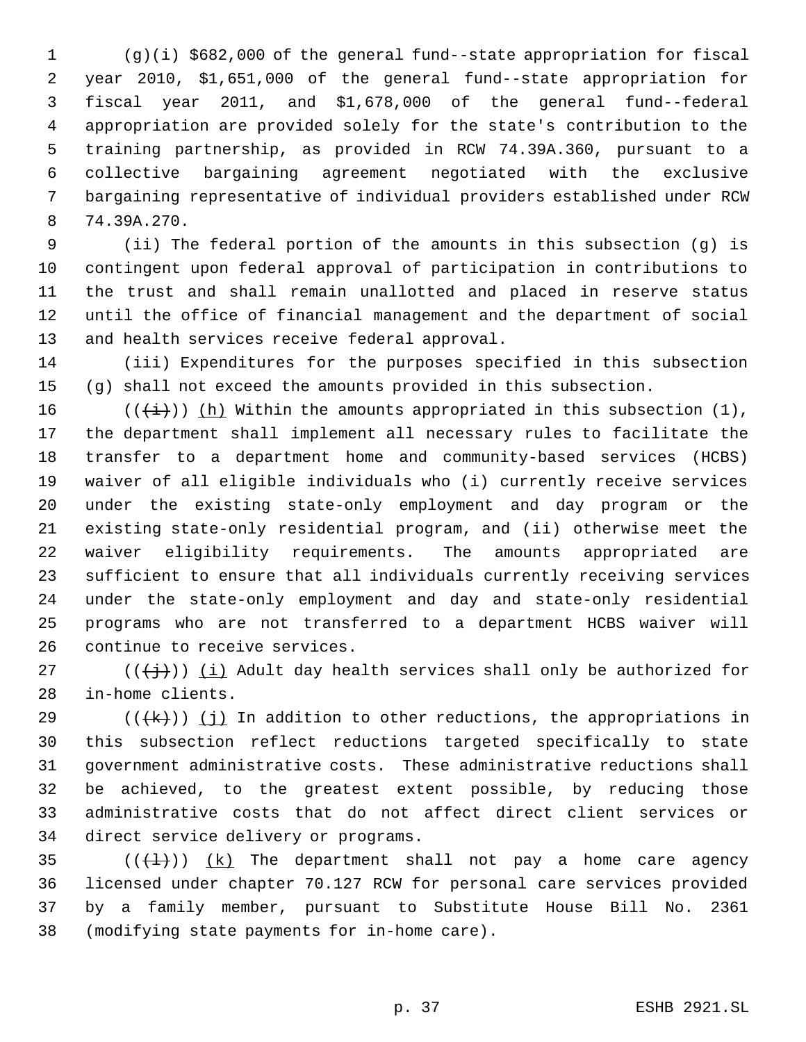(g)(i) $682,000 of the general fund--state appropriation for fiscal year 2010, $1,651,000 of the general fund--state appropriation for fiscal year 2011, and $1,678,000 of the general fund--federal appropriation are provided solely for the state's contribution to the training partnership, as provided in RCW 74.39A.360, pursuant to a collective bargaining agreement negotiated with the exclusive bargaining representative of individual providers established under RCW 74.39A.270.

(ii) The federal portion of the amounts in this subsection (g) is contingent upon federal approval of participation in contributions to the trust and shall remain unallotted and placed in reserve status until the office of financial management and the department of social and health services receive federal approval.

(iii) Expenditures for the purposes specified in this subsection (g) shall not exceed the amounts provided in this subsection.

~~((i))~~ (h) Within the amounts appropriated in this subsection (1), the department shall implement all necessary rules to facilitate the transfer to a department home and community-based services (HCBS) waiver of all eligible individuals who (i) currently receive services under the existing state-only employment and day program or the existing state-only residential program, and (ii) otherwise meet the waiver eligibility requirements. The amounts appropriated are sufficient to ensure that all individuals currently receiving services under the state-only employment and day and state-only residential programs who are not transferred to a department HCBS waiver will continue to receive services.

~~((j))~~ (i) Adult day health services shall only be authorized for in-home clients.

~~((k))~~ (j) In addition to other reductions, the appropriations in this subsection reflect reductions targeted specifically to state government administrative costs. These administrative reductions shall be achieved, to the greatest extent possible, by reducing those administrative costs that do not affect direct client services or direct service delivery or programs.

~~((l))~~ (k) The department shall not pay a home care agency licensed under chapter 70.127 RCW for personal care services provided by a family member, pursuant to Substitute House Bill No. 2361 (modifying state payments for in-home care).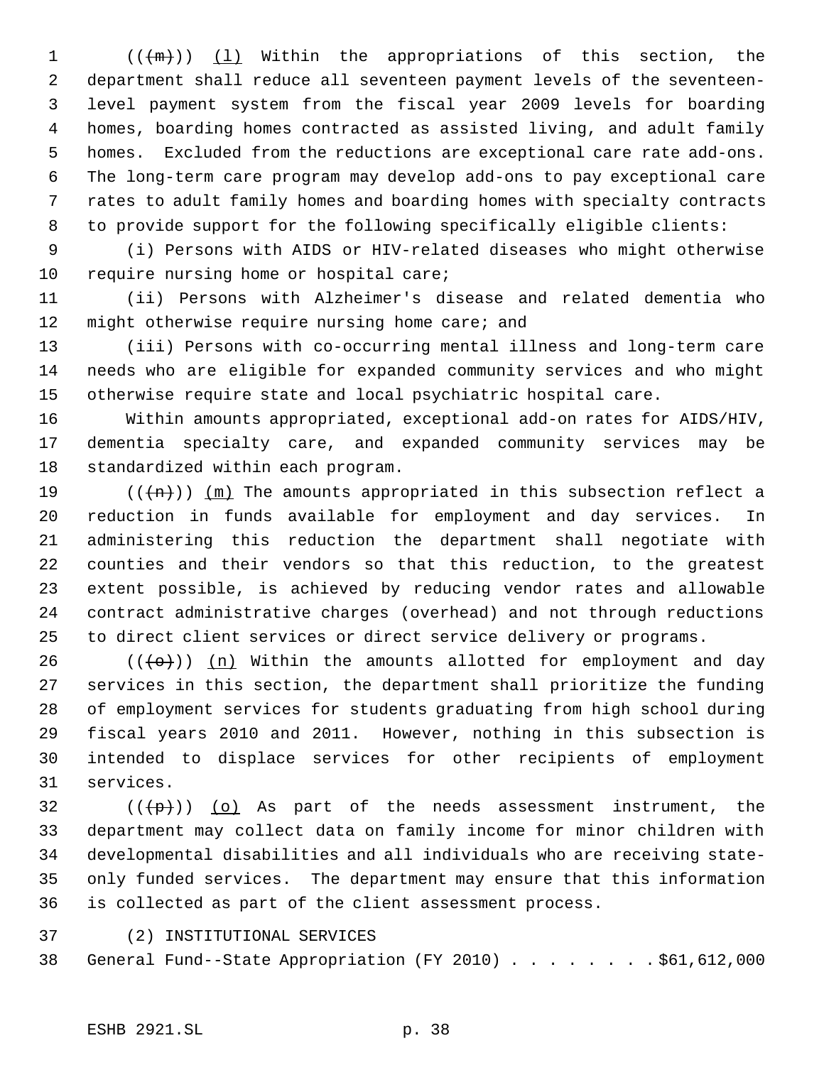(((m))) (l) Within the appropriations of this section, the department shall reduce all seventeen payment levels of the seventeen-level payment system from the fiscal year 2009 levels for boarding homes, boarding homes contracted as assisted living, and adult family homes. Excluded from the reductions are exceptional care rate add-ons. The long-term care program may develop add-ons to pay exceptional care rates to adult family homes and boarding homes with specialty contracts to provide support for the following specifically eligible clients:

(i) Persons with AIDS or HIV-related diseases who might otherwise require nursing home or hospital care;

(ii) Persons with Alzheimer's disease and related dementia who might otherwise require nursing home care; and

(iii) Persons with co-occurring mental illness and long-term care needs who are eligible for expanded community services and who might otherwise require state and local psychiatric hospital care.

Within amounts appropriated, exceptional add-on rates for AIDS/HIV, dementia specialty care, and expanded community services may be standardized within each program.

(((n))) (m) The amounts appropriated in this subsection reflect a reduction in funds available for employment and day services. In administering this reduction the department shall negotiate with counties and their vendors so that this reduction, to the greatest extent possible, is achieved by reducing vendor rates and allowable contract administrative charges (overhead) and not through reductions to direct client services or direct service delivery or programs.

(((o))) (n) Within the amounts allotted for employment and day services in this section, the department shall prioritize the funding of employment services for students graduating from high school during fiscal years 2010 and 2011. However, nothing in this subsection is intended to displace services for other recipients of employment services.

(((p))) (o) As part of the needs assessment instrument, the department may collect data on family income for minor children with developmental disabilities and all individuals who are receiving state-only funded services. The department may ensure that this information is collected as part of the client assessment process.

(2) INSTITUTIONAL SERVICES

General Fund--State Appropriation (FY 2010) . . . . . . . . $61,612,000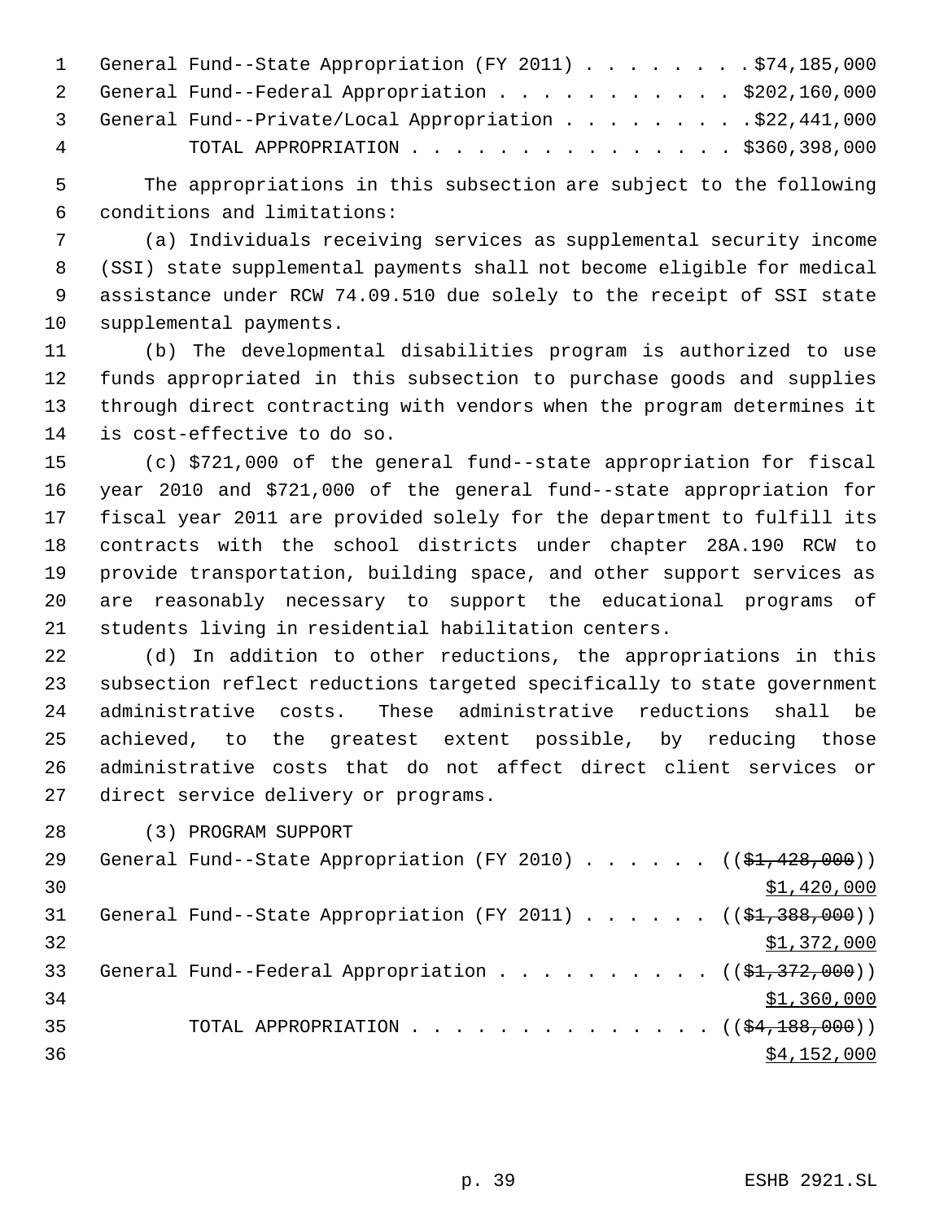General Fund--State Appropriation (FY 2011) . . . . . . . . $74,185,000
General Fund--Federal Appropriation . . . . . . . . . . . $202,160,000
General Fund--Private/Local Appropriation . . . . . . . . . $22,441,000
TOTAL APPROPRIATION . . . . . . . . . . . . . . . $360,398,000

The appropriations in this subsection are subject to the following conditions and limitations:

(a) Individuals receiving services as supplemental security income (SSI) state supplemental payments shall not become eligible for medical assistance under RCW 74.09.510 due solely to the receipt of SSI state supplemental payments.

(b) The developmental disabilities program is authorized to use funds appropriated in this subsection to purchase goods and supplies through direct contracting with vendors when the program determines it is cost-effective to do so.

(c) $721,000 of the general fund--state appropriation for fiscal year 2010 and $721,000 of the general fund--state appropriation for fiscal year 2011 are provided solely for the department to fulfill its contracts with the school districts under chapter 28A.190 RCW to provide transportation, building space, and other support services as are reasonably necessary to support the educational programs of students living in residential habilitation centers.

(d) In addition to other reductions, the appropriations in this subsection reflect reductions targeted specifically to state government administrative costs. These administrative reductions shall be achieved, to the greatest extent possible, by reducing those administrative costs that do not affect direct client services or direct service delivery or programs.

(3) PROGRAM SUPPORT

General Fund--State Appropriation (FY 2010) . . . . . . (($1,428,000)) $1,420,000
General Fund--State Appropriation (FY 2011) . . . . . . (($1,388,000)) $1,372,000
General Fund--Federal Appropriation . . . . . . . . . . (($1,372,000)) $1,360,000
TOTAL APPROPRIATION . . . . . . . . . . . . . . (($4,188,000)) $4,152,000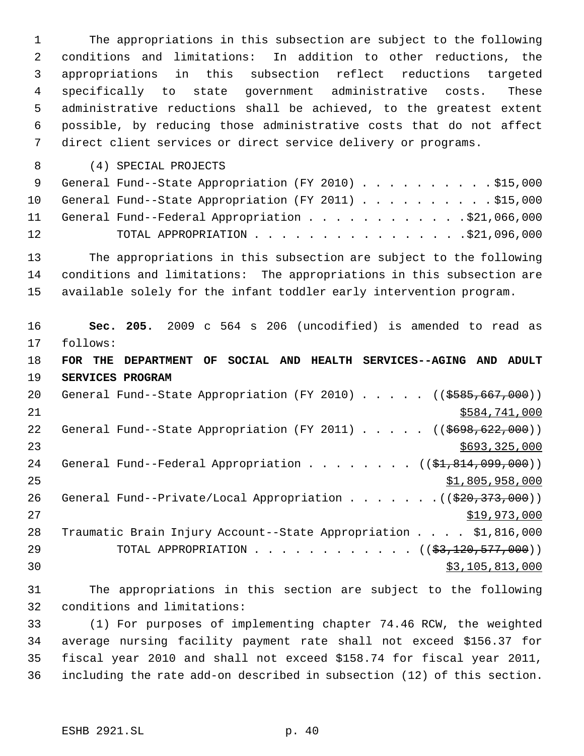The appropriations in this subsection are subject to the following conditions and limitations: In addition to other reductions, the appropriations in this subsection reflect reductions targeted specifically to state government administrative costs. These administrative reductions shall be achieved, to the greatest extent possible, by reducing those administrative costs that do not affect direct client services or direct service delivery or programs.

(4) SPECIAL PROJECTS

General Fund--State Appropriation (FY 2010) . . . . . . . . . . $15,000
General Fund--State Appropriation (FY 2011) . . . . . . . . . . $15,000
General Fund--Federal Appropriation . . . . . . . . . . . . $21,066,000
TOTAL APPROPRIATION . . . . . . . . . . . . . . . . $21,096,000

The appropriations in this subsection are subject to the following conditions and limitations: The appropriations in this subsection are available solely for the infant toddler early intervention program.

**Sec. 205.** 2009 c 564 s 206 (uncodified) is amended to read as follows:

**FOR THE DEPARTMENT OF SOCIAL AND HEALTH SERVICES--AGING AND ADULT SERVICES PROGRAM**

General Fund--State Appropriation (FY 2010) . . . . . ((~~$585,667,000~~))
<u>$584,741,000</u>
General Fund--State Appropriation (FY 2011) . . . . . ((~~$698,622,000~~))
<u>$693,325,000</u>
General Fund--Federal Appropriation . . . . . . . . ((~~$1,814,099,000~~))
<u>$1,805,958,000</u>
General Fund--Private/Local Appropriation . . . . . . . ((~~$20,373,000~~))
<u>$19,973,000</u>
Traumatic Brain Injury Account--State Appropriation . . . . $1,816,000
TOTAL APPROPRIATION . . . . . . . . . . . . . ((~~$3,120,577,000~~))
<u>$3,105,813,000</u>

The appropriations in this section are subject to the following conditions and limitations:

(1) For purposes of implementing chapter 74.46 RCW, the weighted average nursing facility payment rate shall not exceed $156.37 for fiscal year 2010 and shall not exceed $158.74 for fiscal year 2011, including the rate add-on described in subsection (12) of this section.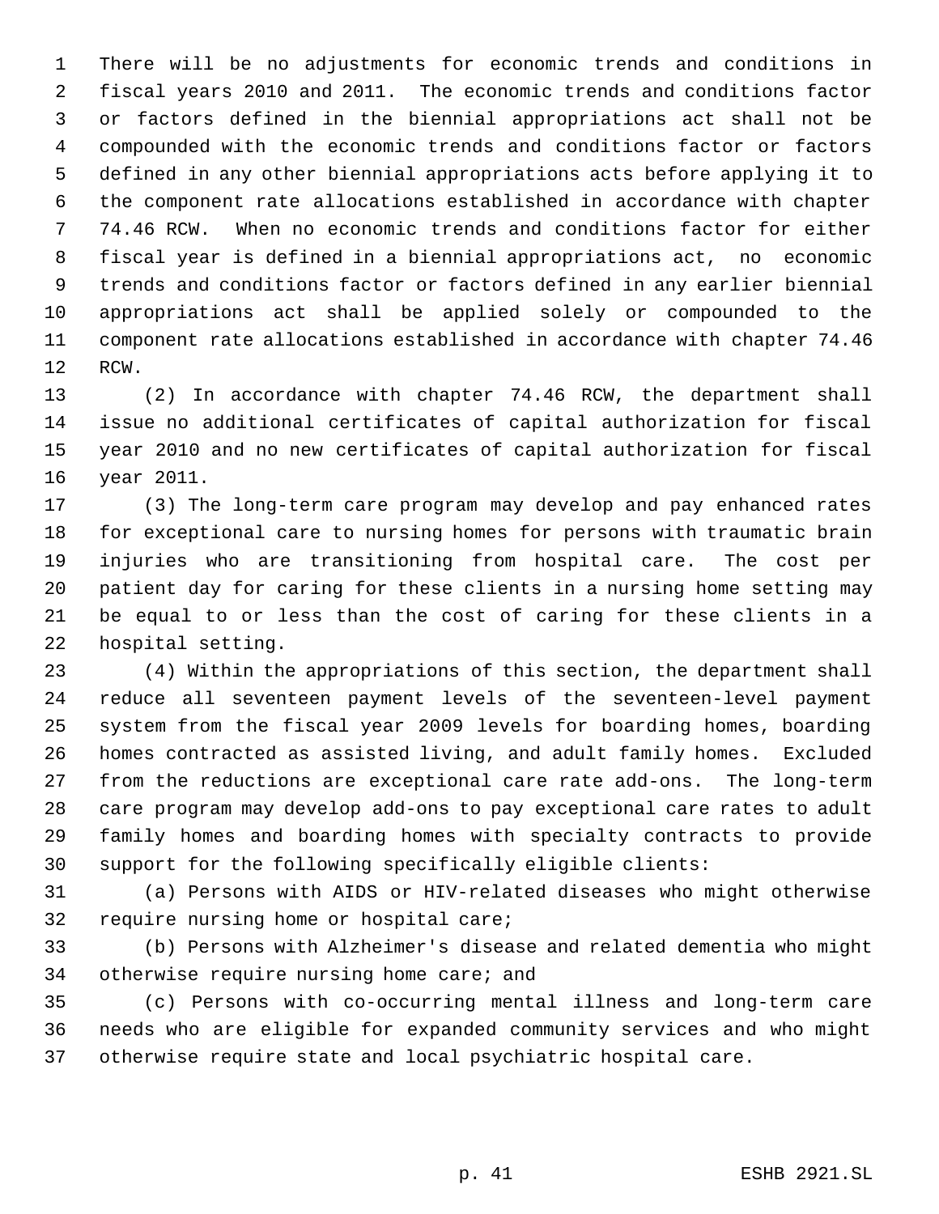There will be no adjustments for economic trends and conditions in fiscal years 2010 and 2011. The economic trends and conditions factor or factors defined in the biennial appropriations act shall not be compounded with the economic trends and conditions factor or factors defined in any other biennial appropriations acts before applying it to the component rate allocations established in accordance with chapter 74.46 RCW. When no economic trends and conditions factor for either fiscal year is defined in a biennial appropriations act, no economic trends and conditions factor or factors defined in any earlier biennial appropriations act shall be applied solely or compounded to the component rate allocations established in accordance with chapter 74.46 RCW.

(2) In accordance with chapter 74.46 RCW, the department shall issue no additional certificates of capital authorization for fiscal year 2010 and no new certificates of capital authorization for fiscal year 2011.

(3) The long-term care program may develop and pay enhanced rates for exceptional care to nursing homes for persons with traumatic brain injuries who are transitioning from hospital care. The cost per patient day for caring for these clients in a nursing home setting may be equal to or less than the cost of caring for these clients in a hospital setting.

(4) Within the appropriations of this section, the department shall reduce all seventeen payment levels of the seventeen-level payment system from the fiscal year 2009 levels for boarding homes, boarding homes contracted as assisted living, and adult family homes. Excluded from the reductions are exceptional care rate add-ons. The long-term care program may develop add-ons to pay exceptional care rates to adult family homes and boarding homes with specialty contracts to provide support for the following specifically eligible clients:

(a) Persons with AIDS or HIV-related diseases who might otherwise require nursing home or hospital care;

(b) Persons with Alzheimer's disease and related dementia who might otherwise require nursing home care; and

(c) Persons with co-occurring mental illness and long-term care needs who are eligible for expanded community services and who might otherwise require state and local psychiatric hospital care.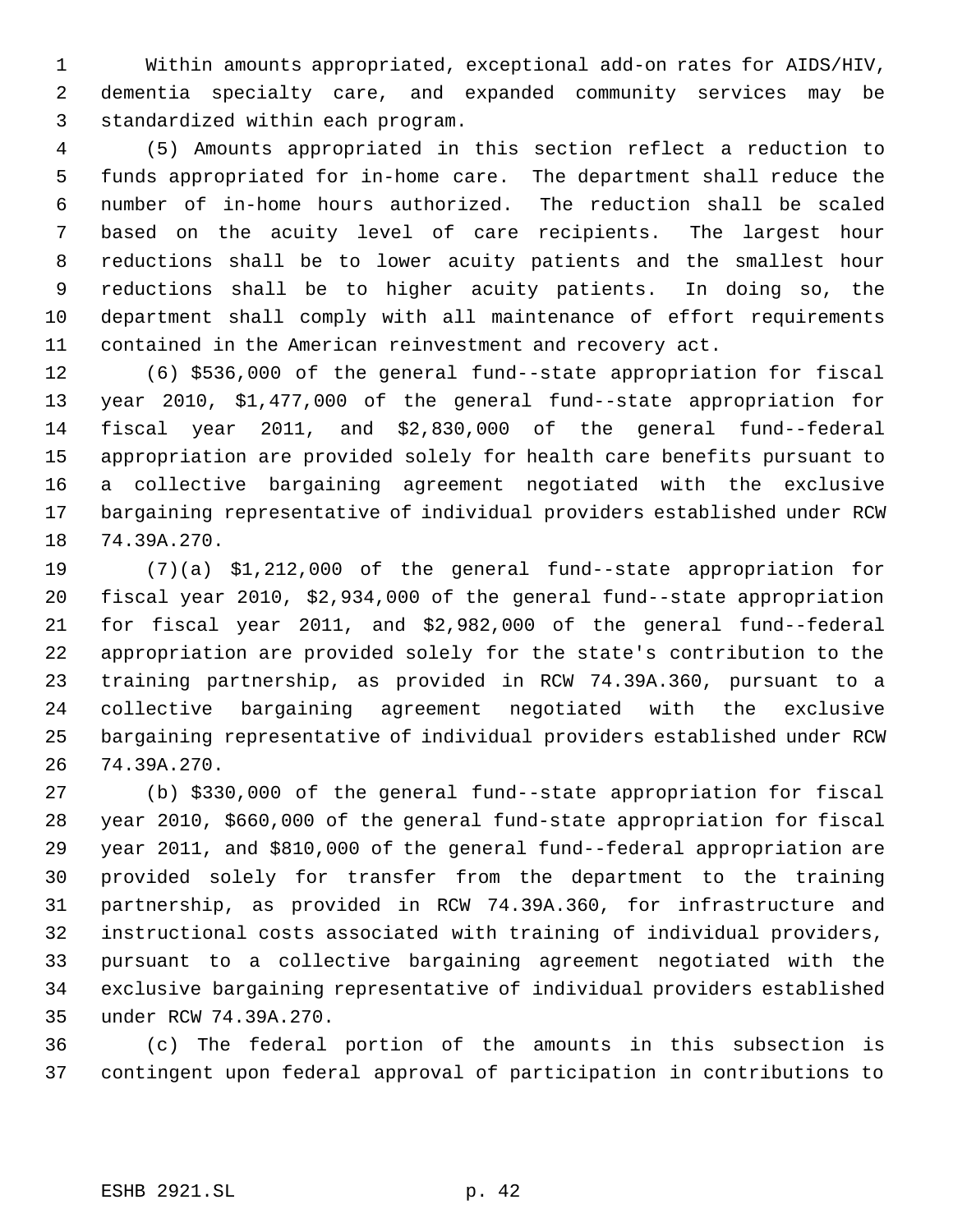Within amounts appropriated, exceptional add-on rates for AIDS/HIV, dementia specialty care, and expanded community services may be standardized within each program.

(5) Amounts appropriated in this section reflect a reduction to funds appropriated for in-home care. The department shall reduce the number of in-home hours authorized. The reduction shall be scaled based on the acuity level of care recipients. The largest hour reductions shall be to lower acuity patients and the smallest hour reductions shall be to higher acuity patients. In doing so, the department shall comply with all maintenance of effort requirements contained in the American reinvestment and recovery act.

(6) $536,000 of the general fund--state appropriation for fiscal year 2010, $1,477,000 of the general fund--state appropriation for fiscal year 2011, and $2,830,000 of the general fund--federal appropriation are provided solely for health care benefits pursuant to a collective bargaining agreement negotiated with the exclusive bargaining representative of individual providers established under RCW 74.39A.270.

(7)(a) $1,212,000 of the general fund--state appropriation for fiscal year 2010, $2,934,000 of the general fund--state appropriation for fiscal year 2011, and $2,982,000 of the general fund--federal appropriation are provided solely for the state's contribution to the training partnership, as provided in RCW 74.39A.360, pursuant to a collective bargaining agreement negotiated with the exclusive bargaining representative of individual providers established under RCW 74.39A.270.

(b) $330,000 of the general fund--state appropriation for fiscal year 2010, $660,000 of the general fund-state appropriation for fiscal year 2011, and $810,000 of the general fund--federal appropriation are provided solely for transfer from the department to the training partnership, as provided in RCW 74.39A.360, for infrastructure and instructional costs associated with training of individual providers, pursuant to a collective bargaining agreement negotiated with the exclusive bargaining representative of individual providers established under RCW 74.39A.270.

(c) The federal portion of the amounts in this subsection is contingent upon federal approval of participation in contributions to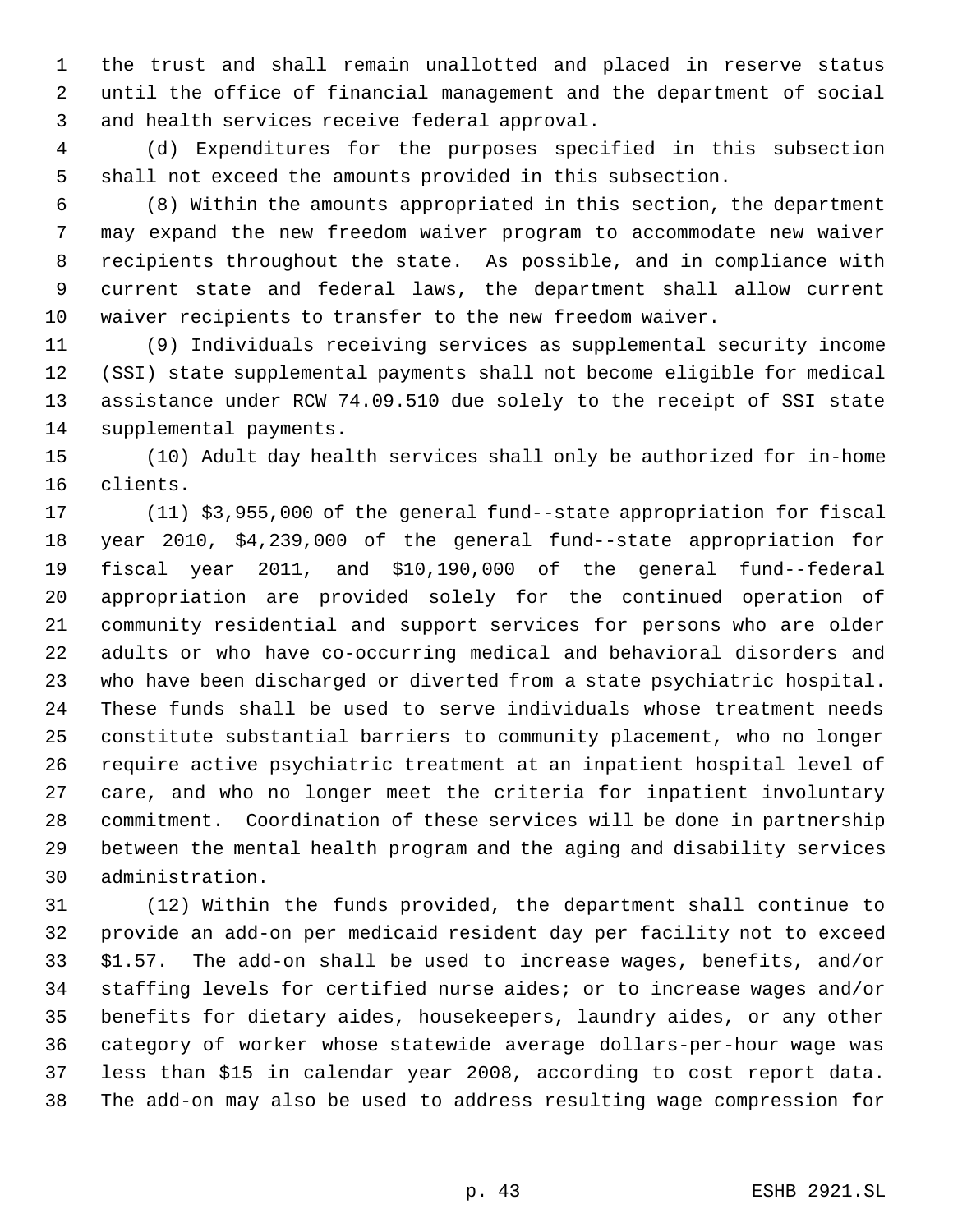the trust and shall remain unallotted and placed in reserve status until the office of financial management and the department of social and health services receive federal approval.

(d) Expenditures for the purposes specified in this subsection shall not exceed the amounts provided in this subsection.

(8) Within the amounts appropriated in this section, the department may expand the new freedom waiver program to accommodate new waiver recipients throughout the state. As possible, and in compliance with current state and federal laws, the department shall allow current waiver recipients to transfer to the new freedom waiver.

(9) Individuals receiving services as supplemental security income (SSI) state supplemental payments shall not become eligible for medical assistance under RCW 74.09.510 due solely to the receipt of SSI state supplemental payments.

(10) Adult day health services shall only be authorized for in-home clients.

(11) $3,955,000 of the general fund--state appropriation for fiscal year 2010, $4,239,000 of the general fund--state appropriation for fiscal year 2011, and $10,190,000 of the general fund--federal appropriation are provided solely for the continued operation of community residential and support services for persons who are older adults or who have co-occurring medical and behavioral disorders and who have been discharged or diverted from a state psychiatric hospital. These funds shall be used to serve individuals whose treatment needs constitute substantial barriers to community placement, who no longer require active psychiatric treatment at an inpatient hospital level of care, and who no longer meet the criteria for inpatient involuntary commitment. Coordination of these services will be done in partnership between the mental health program and the aging and disability services administration.

(12) Within the funds provided, the department shall continue to provide an add-on per medicaid resident day per facility not to exceed $1.57. The add-on shall be used to increase wages, benefits, and/or staffing levels for certified nurse aides; or to increase wages and/or benefits for dietary aides, housekeepers, laundry aides, or any other category of worker whose statewide average dollars-per-hour wage was less than $15 in calendar year 2008, according to cost report data. The add-on may also be used to address resulting wage compression for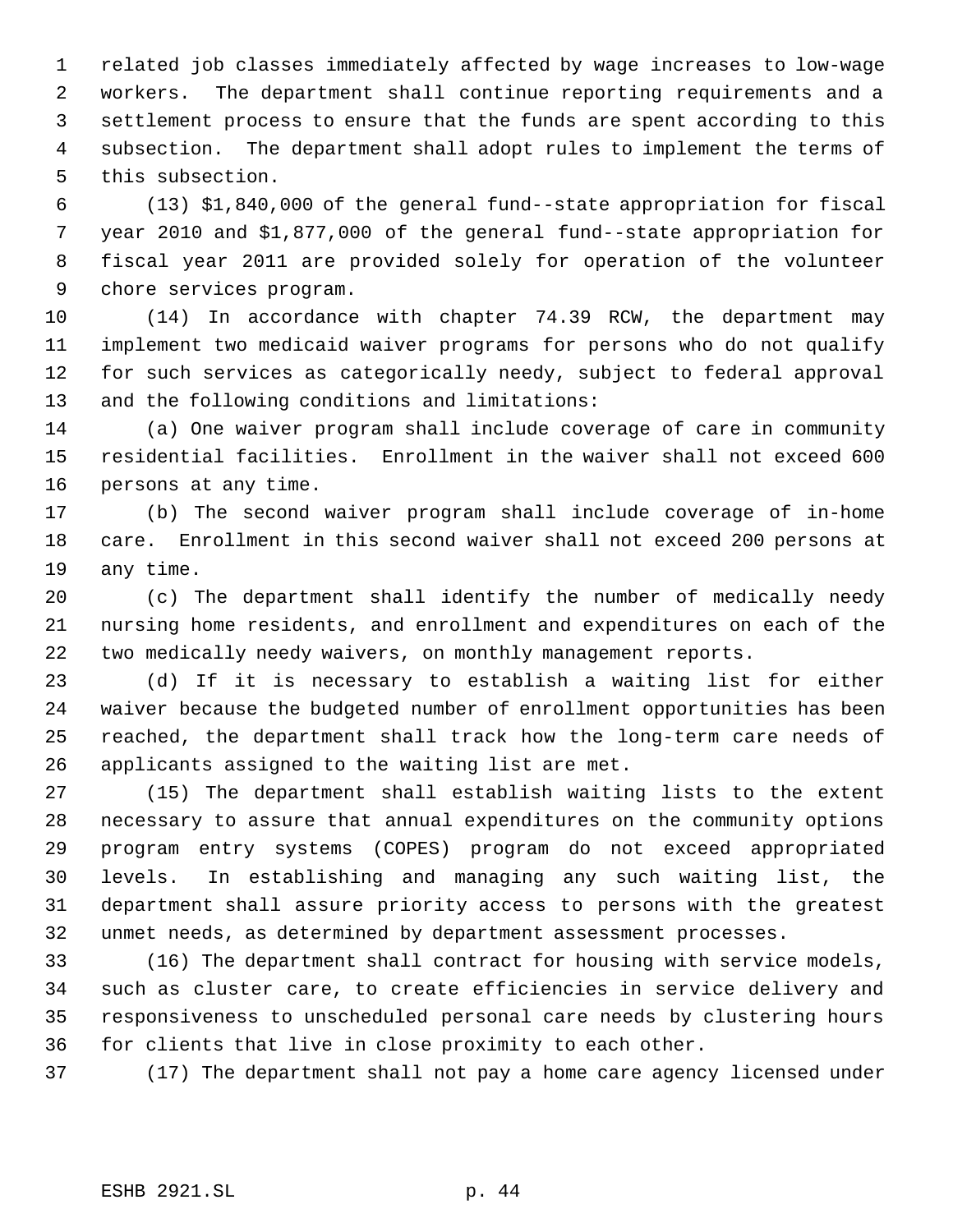related job classes immediately affected by wage increases to low-wage workers. The department shall continue reporting requirements and a settlement process to ensure that the funds are spent according to this subsection. The department shall adopt rules to implement the terms of this subsection.

(13) $1,840,000 of the general fund--state appropriation for fiscal year 2010 and $1,877,000 of the general fund--state appropriation for fiscal year 2011 are provided solely for operation of the volunteer chore services program.

(14) In accordance with chapter 74.39 RCW, the department may implement two medicaid waiver programs for persons who do not qualify for such services as categorically needy, subject to federal approval and the following conditions and limitations:

(a) One waiver program shall include coverage of care in community residential facilities. Enrollment in the waiver shall not exceed 600 persons at any time.

(b) The second waiver program shall include coverage of in-home care. Enrollment in this second waiver shall not exceed 200 persons at any time.

(c) The department shall identify the number of medically needy nursing home residents, and enrollment and expenditures on each of the two medically needy waivers, on monthly management reports.

(d) If it is necessary to establish a waiting list for either waiver because the budgeted number of enrollment opportunities has been reached, the department shall track how the long-term care needs of applicants assigned to the waiting list are met.

(15) The department shall establish waiting lists to the extent necessary to assure that annual expenditures on the community options program entry systems (COPES) program do not exceed appropriated levels. In establishing and managing any such waiting list, the department shall assure priority access to persons with the greatest unmet needs, as determined by department assessment processes.

(16) The department shall contract for housing with service models, such as cluster care, to create efficiencies in service delivery and responsiveness to unscheduled personal care needs by clustering hours for clients that live in close proximity to each other.

(17) The department shall not pay a home care agency licensed under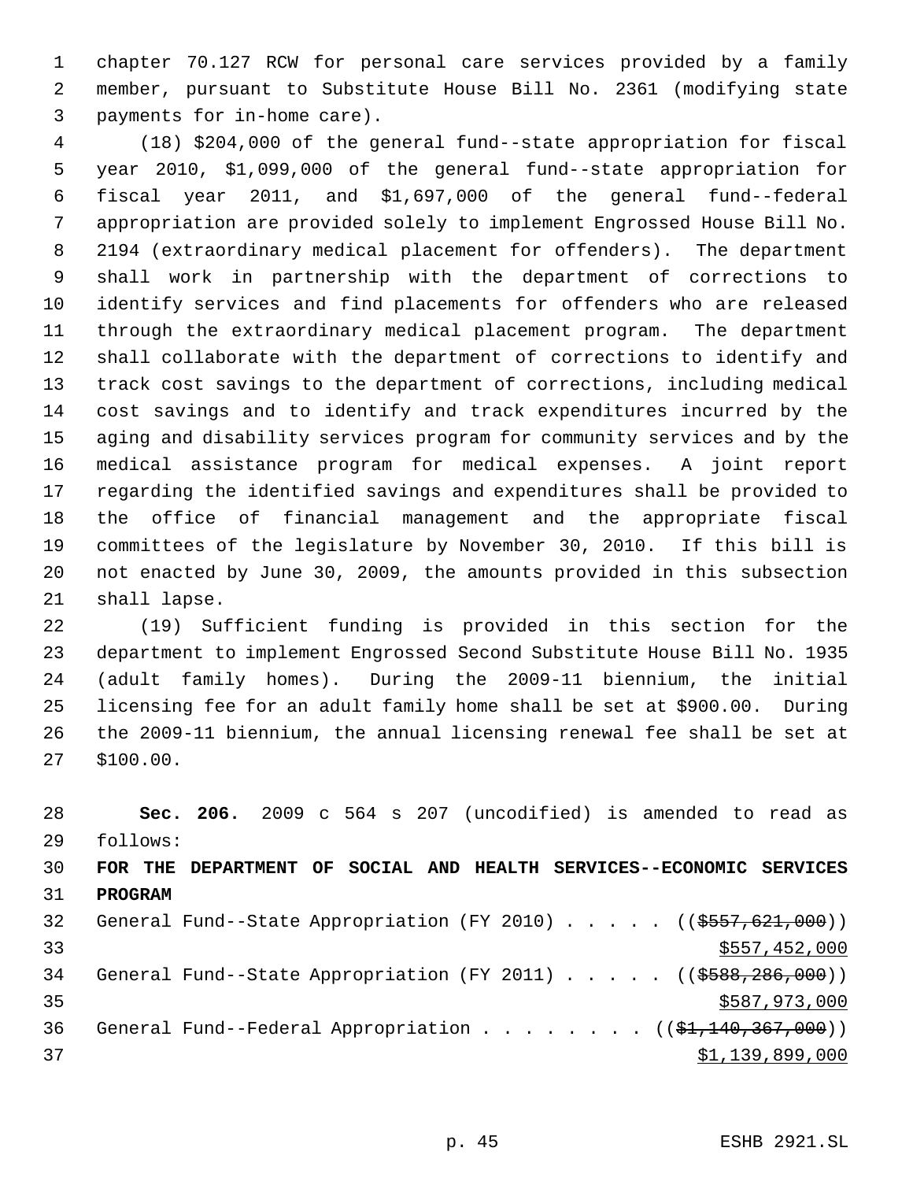chapter 70.127 RCW for personal care services provided by a family member, pursuant to Substitute House Bill No. 2361 (modifying state payments for in-home care).

(18) $204,000 of the general fund--state appropriation for fiscal year 2010, $1,099,000 of the general fund--state appropriation for fiscal year 2011, and $1,697,000 of the general fund--federal appropriation are provided solely to implement Engrossed House Bill No. 2194 (extraordinary medical placement for offenders). The department shall work in partnership with the department of corrections to identify services and find placements for offenders who are released through the extraordinary medical placement program. The department shall collaborate with the department of corrections to identify and track cost savings to the department of corrections, including medical cost savings and to identify and track expenditures incurred by the aging and disability services program for community services and by the medical assistance program for medical expenses. A joint report regarding the identified savings and expenditures shall be provided to the office of financial management and the appropriate fiscal committees of the legislature by November 30, 2010. If this bill is not enacted by June 30, 2009, the amounts provided in this subsection shall lapse.

(19) Sufficient funding is provided in this section for the department to implement Engrossed Second Substitute House Bill No. 1935 (adult family homes). During the 2009-11 biennium, the initial licensing fee for an adult family home shall be set at $900.00. During the 2009-11 biennium, the annual licensing renewal fee shall be set at $100.00.

**Sec. 206.** 2009 c 564 s 207 (uncodified) is amended to read as follows:

**FOR THE DEPARTMENT OF SOCIAL AND HEALTH SERVICES--ECONOMIC SERVICES PROGRAM**

General Fund--State Appropriation (FY 2010) . . . . . ((~~$557,621,000~~))
<u>$557,452,000</u>

General Fund--State Appropriation (FY 2011) . . . . . ((~~$588,286,000~~))
<u>$587,973,000</u>

General Fund--Federal Appropriation . . . . . . . . ((~~$1,140,367,000~~))
<u>$1,139,899,000</u>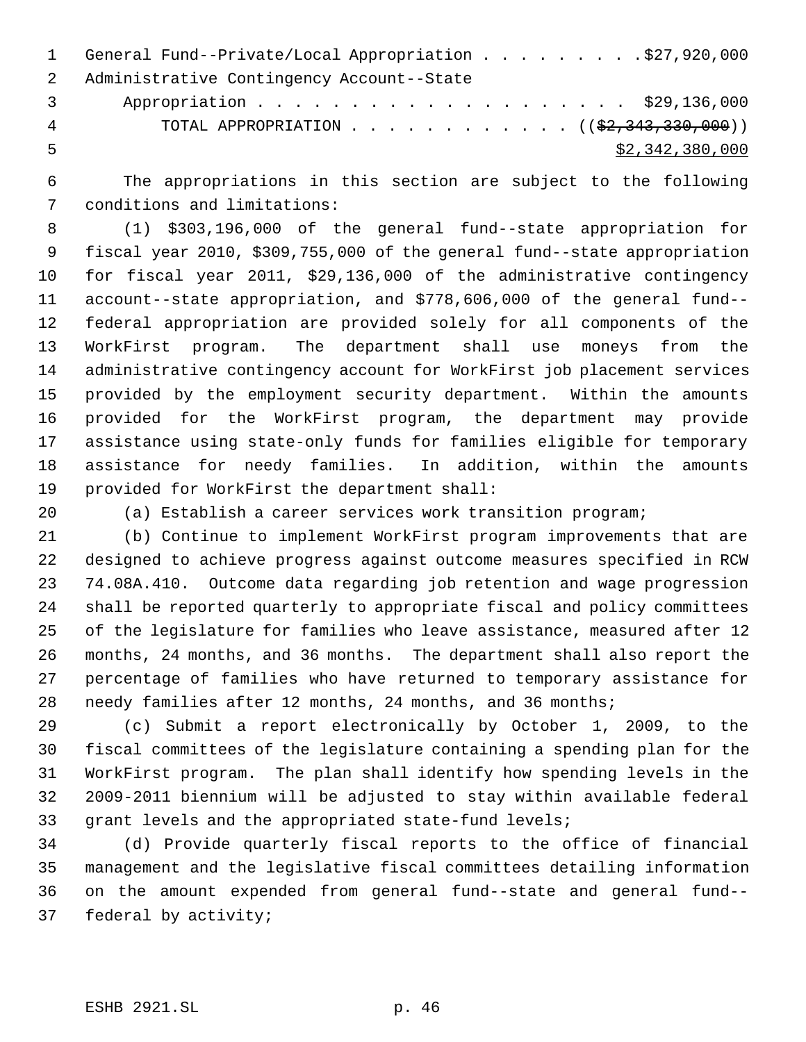General Fund--Private/Local Appropriation . . . . . . . . . $27,920,000
Administrative Contingency Account--State
Appropriation . . . . . . . . . . . . . . . . . . . . $29,136,000
TOTAL APPROPRIATION . . . . . . . . . . . . (( ~~$2,343,330,000~~ ))
$2,342,380,000

The appropriations in this section are subject to the following conditions and limitations:

(1) $303,196,000 of the general fund--state appropriation for fiscal year 2010, $309,755,000 of the general fund--state appropriation for fiscal year 2011, $29,136,000 of the administrative contingency account--state appropriation, and $778,606,000 of the general fund--federal appropriation are provided solely for all components of the WorkFirst program. The department shall use moneys from the administrative contingency account for WorkFirst job placement services provided by the employment security department. Within the amounts provided for the WorkFirst program, the department may provide assistance using state-only funds for families eligible for temporary assistance for needy families. In addition, within the amounts provided for WorkFirst the department shall:

(a) Establish a career services work transition program;

(b) Continue to implement WorkFirst program improvements that are designed to achieve progress against outcome measures specified in RCW 74.08A.410. Outcome data regarding job retention and wage progression shall be reported quarterly to appropriate fiscal and policy committees of the legislature for families who leave assistance, measured after 12 months, 24 months, and 36 months. The department shall also report the percentage of families who have returned to temporary assistance for needy families after 12 months, 24 months, and 36 months;

(c) Submit a report electronically by October 1, 2009, to the fiscal committees of the legislature containing a spending plan for the WorkFirst program. The plan shall identify how spending levels in the 2009-2011 biennium will be adjusted to stay within available federal grant levels and the appropriated state-fund levels;

(d) Provide quarterly fiscal reports to the office of financial management and the legislative fiscal committees detailing information on the amount expended from general fund--state and general fund--federal by activity;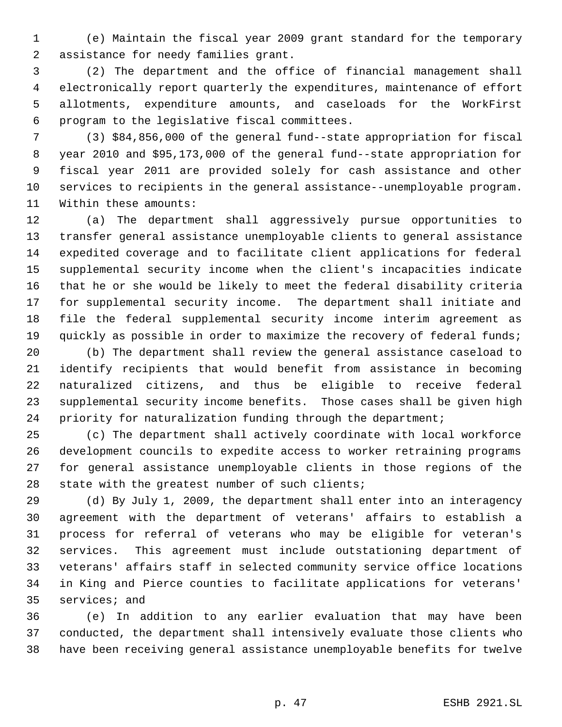(e) Maintain the fiscal year 2009 grant standard for the temporary assistance for needy families grant.

(2) The department and the office of financial management shall electronically report quarterly the expenditures, maintenance of effort allotments, expenditure amounts, and caseloads for the WorkFirst program to the legislative fiscal committees.

(3) $84,856,000 of the general fund--state appropriation for fiscal year 2010 and $95,173,000 of the general fund--state appropriation for fiscal year 2011 are provided solely for cash assistance and other services to recipients in the general assistance--unemployable program. Within these amounts:

(a) The department shall aggressively pursue opportunities to transfer general assistance unemployable clients to general assistance expedited coverage and to facilitate client applications for federal supplemental security income when the client's incapacities indicate that he or she would be likely to meet the federal disability criteria for supplemental security income. The department shall initiate and file the federal supplemental security income interim agreement as quickly as possible in order to maximize the recovery of federal funds;

(b) The department shall review the general assistance caseload to identify recipients that would benefit from assistance in becoming naturalized citizens, and thus be eligible to receive federal supplemental security income benefits. Those cases shall be given high priority for naturalization funding through the department;

(c) The department shall actively coordinate with local workforce development councils to expedite access to worker retraining programs for general assistance unemployable clients in those regions of the state with the greatest number of such clients;

(d) By July 1, 2009, the department shall enter into an interagency agreement with the department of veterans' affairs to establish a process for referral of veterans who may be eligible for veteran's services. This agreement must include outstationing department of veterans' affairs staff in selected community service office locations in King and Pierce counties to facilitate applications for veterans' services; and

(e) In addition to any earlier evaluation that may have been conducted, the department shall intensively evaluate those clients who have been receiving general assistance unemployable benefits for twelve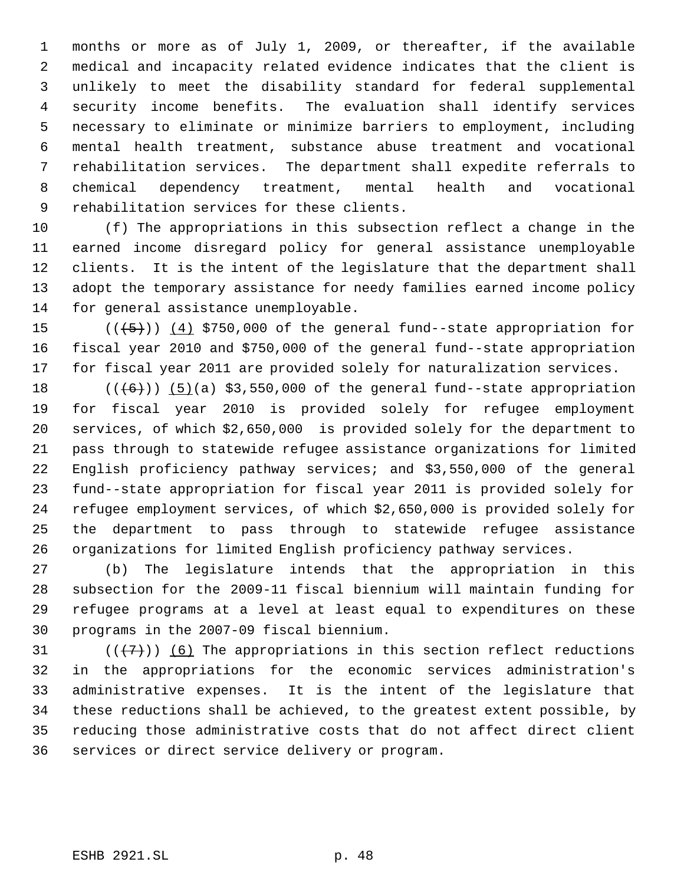months or more as of July 1, 2009, or thereafter, if the available medical and incapacity related evidence indicates that the client is unlikely to meet the disability standard for federal supplemental security income benefits. The evaluation shall identify services necessary to eliminate or minimize barriers to employment, including mental health treatment, substance abuse treatment and vocational rehabilitation services. The department shall expedite referrals to chemical dependency treatment, mental health and vocational rehabilitation services for these clients.

(f) The appropriations in this subsection reflect a change in the earned income disregard policy for general assistance unemployable clients. It is the intent of the legislature that the department shall adopt the temporary assistance for needy families earned income policy for general assistance unemployable.

~~((5))~~ (4) $750,000 of the general fund--state appropriation for fiscal year 2010 and $750,000 of the general fund--state appropriation for fiscal year 2011 are provided solely for naturalization services.

~~((6))~~ (5)(a) $3,550,000 of the general fund--state appropriation for fiscal year 2010 is provided solely for refugee employment services, of which $2,650,000 is provided solely for the department to pass through to statewide refugee assistance organizations for limited English proficiency pathway services; and $3,550,000 of the general fund--state appropriation for fiscal year 2011 is provided solely for refugee employment services, of which $2,650,000 is provided solely for the department to pass through to statewide refugee assistance organizations for limited English proficiency pathway services.

(b) The legislature intends that the appropriation in this subsection for the 2009-11 fiscal biennium will maintain funding for refugee programs at a level at least equal to expenditures on these programs in the 2007-09 fiscal biennium.

~~((7))~~ (6) The appropriations in this section reflect reductions in the appropriations for the economic services administration's administrative expenses. It is the intent of the legislature that these reductions shall be achieved, to the greatest extent possible, by reducing those administrative costs that do not affect direct client services or direct service delivery or program.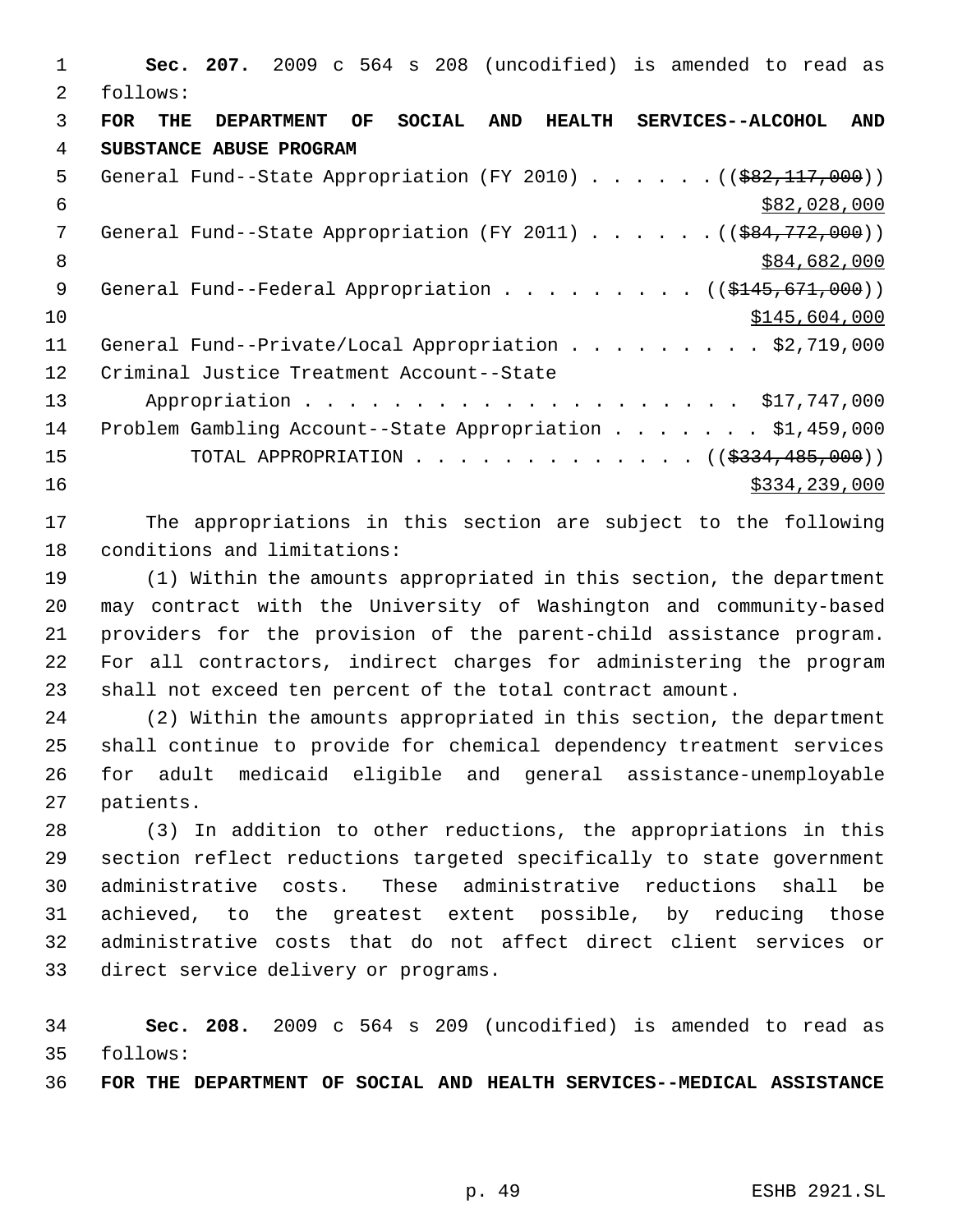**Sec. 207.** 2009 c 564 s 208 (uncodified) is amended to read as follows:

**FOR THE DEPARTMENT OF SOCIAL AND HEALTH SERVICES--ALCOHOL AND SUBSTANCE ABUSE PROGRAM**

General Fund--State Appropriation (FY 2010) . . . . . . ((~~$82,117,000~~))
$82,028,000

General Fund--State Appropriation (FY 2011) . . . . . . ((~~$84,772,000~~))
$84,682,000

General Fund--Federal Appropriation . . . . . . . . . ((~~$145,671,000~~))
$145,604,000

General Fund--Private/Local Appropriation . . . . . . . . . $2,719,000

Criminal Justice Treatment Account--State Appropriation . . . . . . . . . . . . . . . . . . . . $17,747,000

Problem Gambling Account--State Appropriation . . . . . . . $1,459,000

TOTAL APPROPRIATION . . . . . . . . . . . . . ((~~$334,485,000~~))
$334,239,000

The appropriations in this section are subject to the following conditions and limitations:

(1) Within the amounts appropriated in this section, the department may contract with the University of Washington and community-based providers for the provision of the parent-child assistance program. For all contractors, indirect charges for administering the program shall not exceed ten percent of the total contract amount.

(2) Within the amounts appropriated in this section, the department shall continue to provide for chemical dependency treatment services for adult medicaid eligible and general assistance-unemployable patients.

(3) In addition to other reductions, the appropriations in this section reflect reductions targeted specifically to state government administrative costs. These administrative reductions shall be achieved, to the greatest extent possible, by reducing those administrative costs that do not affect direct client services or direct service delivery or programs.

**Sec. 208.** 2009 c 564 s 209 (uncodified) is amended to read as follows:

**FOR THE DEPARTMENT OF SOCIAL AND HEALTH SERVICES--MEDICAL ASSISTANCE**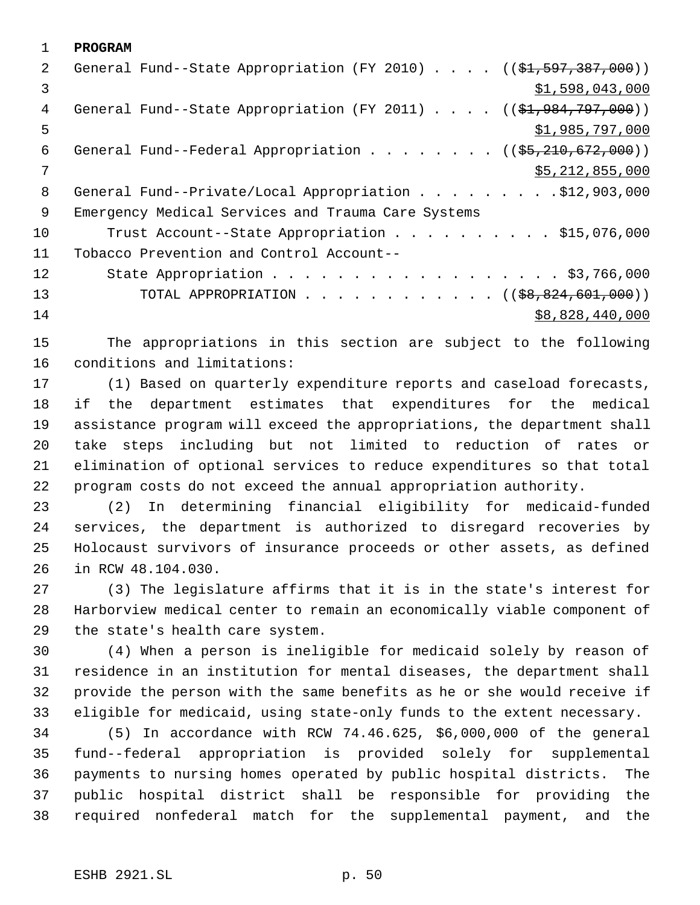**PROGRAM**

General Fund--State Appropriation (FY 2010) . . . . ((~~$1,597,387,000~~)) $1,598,043,000

General Fund--State Appropriation (FY 2011) . . . . ((~~$1,984,797,000~~)) $1,985,797,000

General Fund--Federal Appropriation . . . . . . . . ((~~$5,210,672,000~~)) $5,212,855,000

General Fund--Private/Local Appropriation . . . . . . . . . .$12,903,000

Emergency Medical Services and Trauma Care Systems
    Trust Account--State Appropriation . . . . . . . . . . . $15,076,000

Tobacco Prevention and Control Account--
    State Appropriation . . . . . . . . . . . . . . . . . . . $3,766,000

        TOTAL APPROPRIATION . . . . . . . . . . . . . ((~~$8,824,601,000~~)) $8,828,440,000

The appropriations in this section are subject to the following conditions and limitations:

(1) Based on quarterly expenditure reports and caseload forecasts, if the department estimates that expenditures for the medical assistance program will exceed the appropriations, the department shall take steps including but not limited to reduction of rates or elimination of optional services to reduce expenditures so that total program costs do not exceed the annual appropriation authority.

(2) In determining financial eligibility for medicaid-funded services, the department is authorized to disregard recoveries by Holocaust survivors of insurance proceeds or other assets, as defined in RCW 48.104.030.

(3) The legislature affirms that it is in the state's interest for Harborview medical center to remain an economically viable component of the state's health care system.

(4) When a person is ineligible for medicaid solely by reason of residence in an institution for mental diseases, the department shall provide the person with the same benefits as he or she would receive if eligible for medicaid, using state-only funds to the extent necessary.

(5) In accordance with RCW 74.46.625, $6,000,000 of the general fund--federal appropriation is provided solely for supplemental payments to nursing homes operated by public hospital districts. The public hospital district shall be responsible for providing the required nonfederal match for the supplemental payment, and the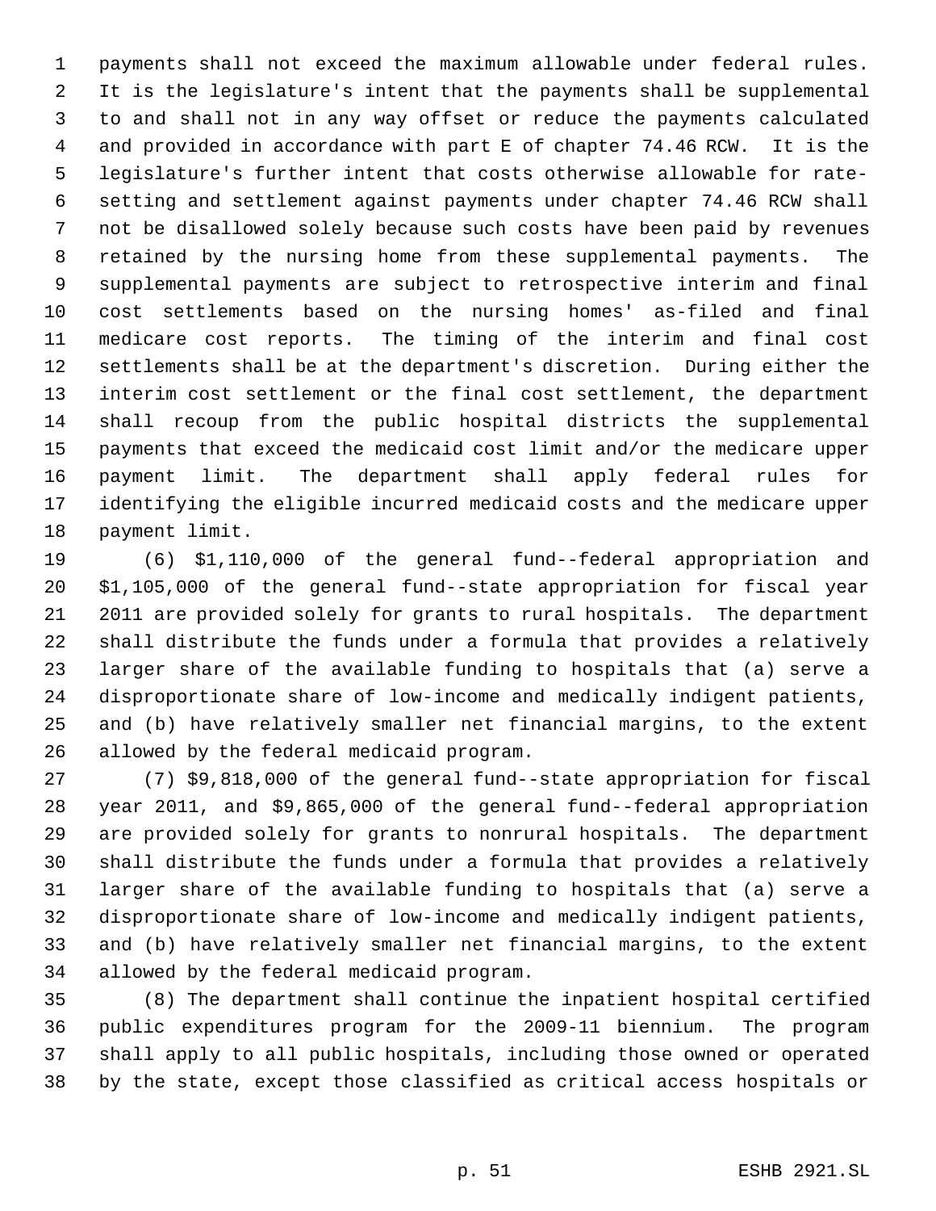payments shall not exceed the maximum allowable under federal rules. It is the legislature's intent that the payments shall be supplemental to and shall not in any way offset or reduce the payments calculated and provided in accordance with part E of chapter 74.46 RCW. It is the legislature's further intent that costs otherwise allowable for rate-setting and settlement against payments under chapter 74.46 RCW shall not be disallowed solely because such costs have been paid by revenues retained by the nursing home from these supplemental payments. The supplemental payments are subject to retrospective interim and final cost settlements based on the nursing homes' as-filed and final medicare cost reports. The timing of the interim and final cost settlements shall be at the department's discretion. During either the interim cost settlement or the final cost settlement, the department shall recoup from the public hospital districts the supplemental payments that exceed the medicaid cost limit and/or the medicare upper payment limit. The department shall apply federal rules for identifying the eligible incurred medicaid costs and the medicare upper payment limit.

(6) $1,110,000 of the general fund--federal appropriation and $1,105,000 of the general fund--state appropriation for fiscal year 2011 are provided solely for grants to rural hospitals. The department shall distribute the funds under a formula that provides a relatively larger share of the available funding to hospitals that (a) serve a disproportionate share of low-income and medically indigent patients, and (b) have relatively smaller net financial margins, to the extent allowed by the federal medicaid program.

(7) $9,818,000 of the general fund--state appropriation for fiscal year 2011, and $9,865,000 of the general fund--federal appropriation are provided solely for grants to nonrural hospitals. The department shall distribute the funds under a formula that provides a relatively larger share of the available funding to hospitals that (a) serve a disproportionate share of low-income and medically indigent patients, and (b) have relatively smaller net financial margins, to the extent allowed by the federal medicaid program.

(8) The department shall continue the inpatient hospital certified public expenditures program for the 2009-11 biennium. The program shall apply to all public hospitals, including those owned or operated by the state, except those classified as critical access hospitals or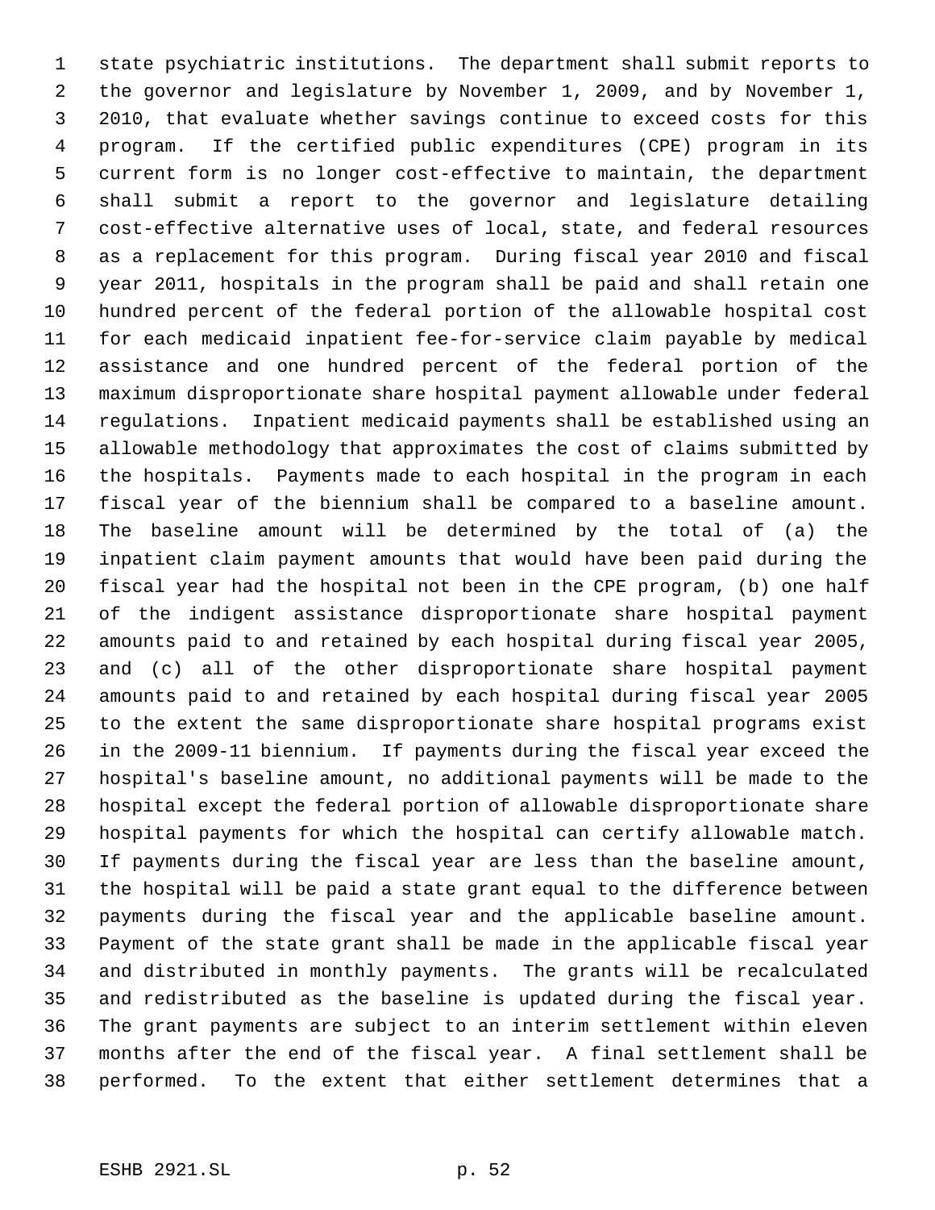state psychiatric institutions. The department shall submit reports to the governor and legislature by November 1, 2009, and by November 1, 2010, that evaluate whether savings continue to exceed costs for this program. If the certified public expenditures (CPE) program in its current form is no longer cost-effective to maintain, the department shall submit a report to the governor and legislature detailing cost-effective alternative uses of local, state, and federal resources as a replacement for this program. During fiscal year 2010 and fiscal year 2011, hospitals in the program shall be paid and shall retain one hundred percent of the federal portion of the allowable hospital cost for each medicaid inpatient fee-for-service claim payable by medical assistance and one hundred percent of the federal portion of the maximum disproportionate share hospital payment allowable under federal regulations. Inpatient medicaid payments shall be established using an allowable methodology that approximates the cost of claims submitted by the hospitals. Payments made to each hospital in the program in each fiscal year of the biennium shall be compared to a baseline amount. The baseline amount will be determined by the total of (a) the inpatient claim payment amounts that would have been paid during the fiscal year had the hospital not been in the CPE program, (b) one half of the indigent assistance disproportionate share hospital payment amounts paid to and retained by each hospital during fiscal year 2005, and (c) all of the other disproportionate share hospital payment amounts paid to and retained by each hospital during fiscal year 2005 to the extent the same disproportionate share hospital programs exist in the 2009-11 biennium. If payments during the fiscal year exceed the hospital's baseline amount, no additional payments will be made to the hospital except the federal portion of allowable disproportionate share hospital payments for which the hospital can certify allowable match. If payments during the fiscal year are less than the baseline amount, the hospital will be paid a state grant equal to the difference between payments during the fiscal year and the applicable baseline amount. Payment of the state grant shall be made in the applicable fiscal year and distributed in monthly payments. The grants will be recalculated and redistributed as the baseline is updated during the fiscal year. The grant payments are subject to an interim settlement within eleven months after the end of the fiscal year. A final settlement shall be performed. To the extent that either settlement determines that a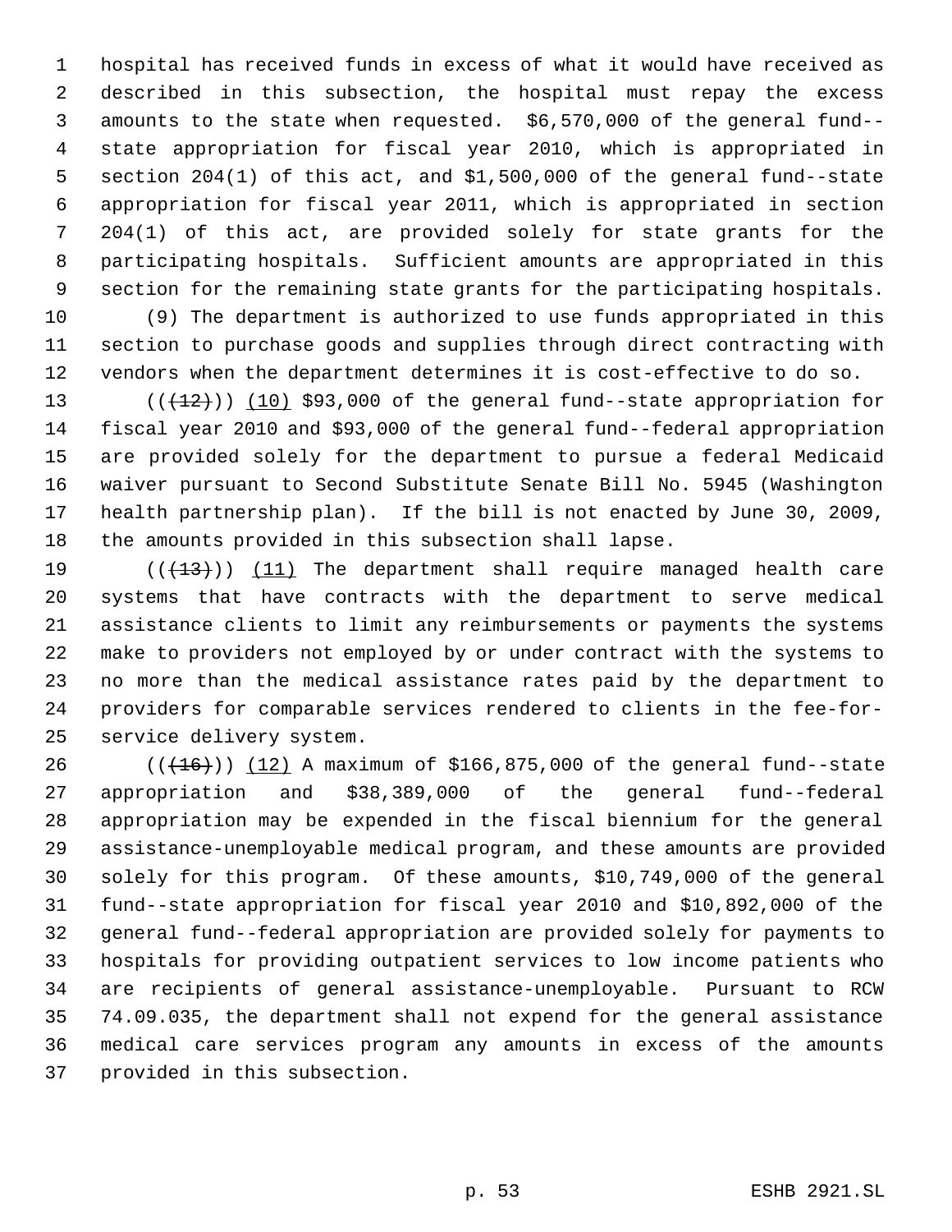hospital has received funds in excess of what it would have received as described in this subsection, the hospital must repay the excess amounts to the state when requested. $6,570,000 of the general fund--state appropriation for fiscal year 2010, which is appropriated in section 204(1) of this act, and $1,500,000 of the general fund--state appropriation for fiscal year 2011, which is appropriated in section 204(1) of this act, are provided solely for state grants for the participating hospitals. Sufficient amounts are appropriated in this section for the remaining state grants for the participating hospitals.

(9) The department is authorized to use funds appropriated in this section to purchase goods and supplies through direct contracting with vendors when the department determines it is cost-effective to do so.

~~((12))~~ (10) $93,000 of the general fund--state appropriation for fiscal year 2010 and $93,000 of the general fund--federal appropriation are provided solely for the department to pursue a federal Medicaid waiver pursuant to Second Substitute Senate Bill No. 5945 (Washington health partnership plan). If the bill is not enacted by June 30, 2009, the amounts provided in this subsection shall lapse.

~~((13))~~ (11) The department shall require managed health care systems that have contracts with the department to serve medical assistance clients to limit any reimbursements or payments the systems make to providers not employed by or under contract with the systems to no more than the medical assistance rates paid by the department to providers for comparable services rendered to clients in the fee-for-service delivery system.

~~((16))~~ (12) A maximum of $166,875,000 of the general fund--state appropriation and $38,389,000 of the general fund--federal appropriation may be expended in the fiscal biennium for the general assistance-unemployable medical program, and these amounts are provided solely for this program. Of these amounts, $10,749,000 of the general fund--state appropriation for fiscal year 2010 and $10,892,000 of the general fund--federal appropriation are provided solely for payments to hospitals for providing outpatient services to low income patients who are recipients of general assistance-unemployable. Pursuant to RCW 74.09.035, the department shall not expend for the general assistance medical care services program any amounts in excess of the amounts provided in this subsection.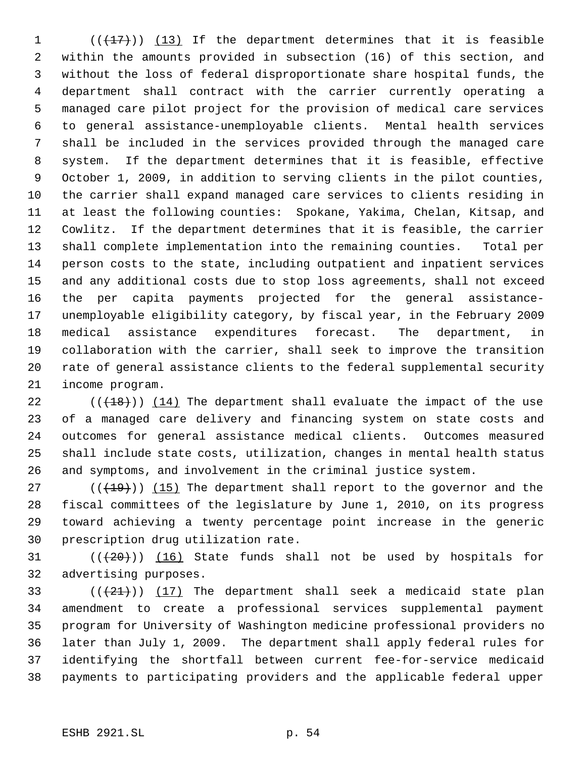(((17))) (13) If the department determines that it is feasible within the amounts provided in subsection (16) of this section, and without the loss of federal disproportionate share hospital funds, the department shall contract with the carrier currently operating a managed care pilot project for the provision of medical care services to general assistance-unemployable clients. Mental health services shall be included in the services provided through the managed care system. If the department determines that it is feasible, effective October 1, 2009, in addition to serving clients in the pilot counties, the carrier shall expand managed care services to clients residing in at least the following counties: Spokane, Yakima, Chelan, Kitsap, and Cowlitz. If the department determines that it is feasible, the carrier shall complete implementation into the remaining counties. Total per person costs to the state, including outpatient and inpatient services and any additional costs due to stop loss agreements, shall not exceed the per capita payments projected for the general assistance-unemployable eligibility category, by fiscal year, in the February 2009 medical assistance expenditures forecast. The department, in collaboration with the carrier, shall seek to improve the transition rate of general assistance clients to the federal supplemental security income program.

(((18))) (14) The department shall evaluate the impact of the use of a managed care delivery and financing system on state costs and outcomes for general assistance medical clients. Outcomes measured shall include state costs, utilization, changes in mental health status and symptoms, and involvement in the criminal justice system.

(((19))) (15) The department shall report to the governor and the fiscal committees of the legislature by June 1, 2010, on its progress toward achieving a twenty percentage point increase in the generic prescription drug utilization rate.

(((20))) (16) State funds shall not be used by hospitals for advertising purposes.

(((21))) (17) The department shall seek a medicaid state plan amendment to create a professional services supplemental payment program for University of Washington medicine professional providers no later than July 1, 2009. The department shall apply federal rules for identifying the shortfall between current fee-for-service medicaid payments to participating providers and the applicable federal upper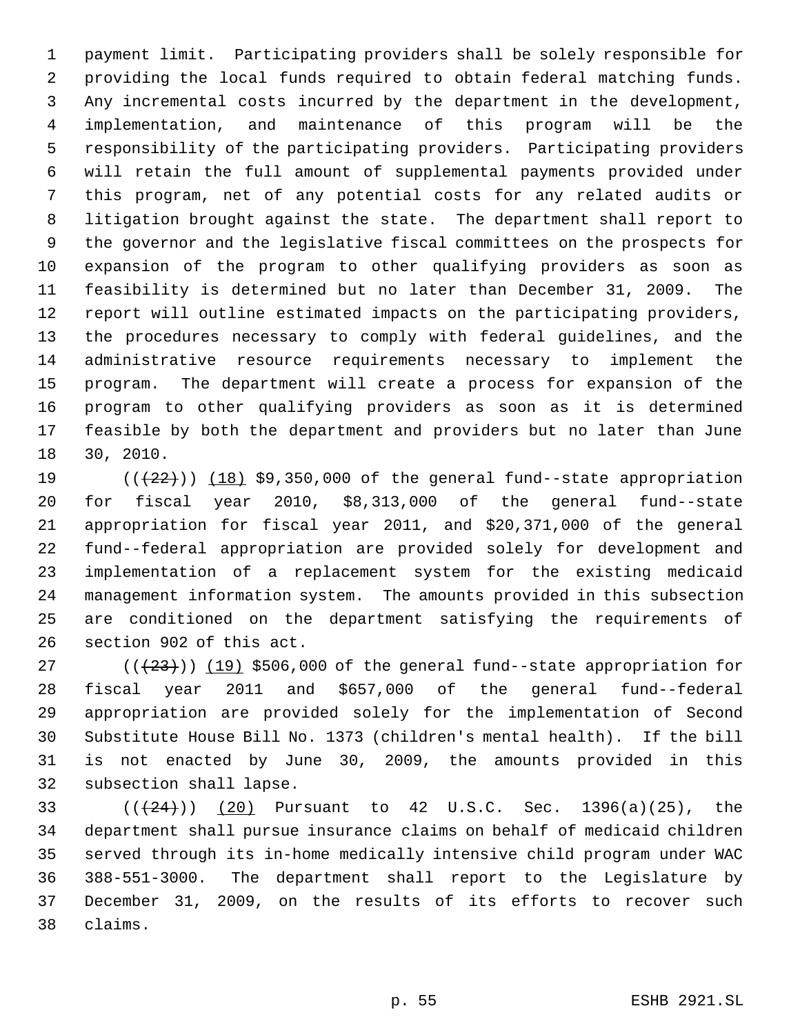payment limit. Participating providers shall be solely responsible for providing the local funds required to obtain federal matching funds. Any incremental costs incurred by the department in the development, implementation, and maintenance of this program will be the responsibility of the participating providers. Participating providers will retain the full amount of supplemental payments provided under this program, net of any potential costs for any related audits or litigation brought against the state. The department shall report to the governor and the legislative fiscal committees on the prospects for expansion of the program to other qualifying providers as soon as feasibility is determined but no later than December 31, 2009. The report will outline estimated impacts on the participating providers, the procedures necessary to comply with federal guidelines, and the administrative resource requirements necessary to implement the program. The department will create a process for expansion of the program to other qualifying providers as soon as it is determined feasible by both the department and providers but no later than June 30, 2010.

((~~(22)~~)) (18) $9,350,000 of the general fund--state appropriation for fiscal year 2010, $8,313,000 of the general fund--state appropriation for fiscal year 2011, and $20,371,000 of the general fund--federal appropriation are provided solely for development and implementation of a replacement system for the existing medicaid management information system. The amounts provided in this subsection are conditioned on the department satisfying the requirements of section 902 of this act.

((~~(23)~~)) (19) $506,000 of the general fund--state appropriation for fiscal year 2011 and $657,000 of the general fund--federal appropriation are provided solely for the implementation of Second Substitute House Bill No. 1373 (children's mental health). If the bill is not enacted by June 30, 2009, the amounts provided in this subsection shall lapse.

((~~(24)~~)) (20) Pursuant to 42 U.S.C. Sec. 1396(a)(25), the department shall pursue insurance claims on behalf of medicaid children served through its in-home medically intensive child program under WAC 388-551-3000. The department shall report to the Legislature by December 31, 2009, on the results of its efforts to recover such claims.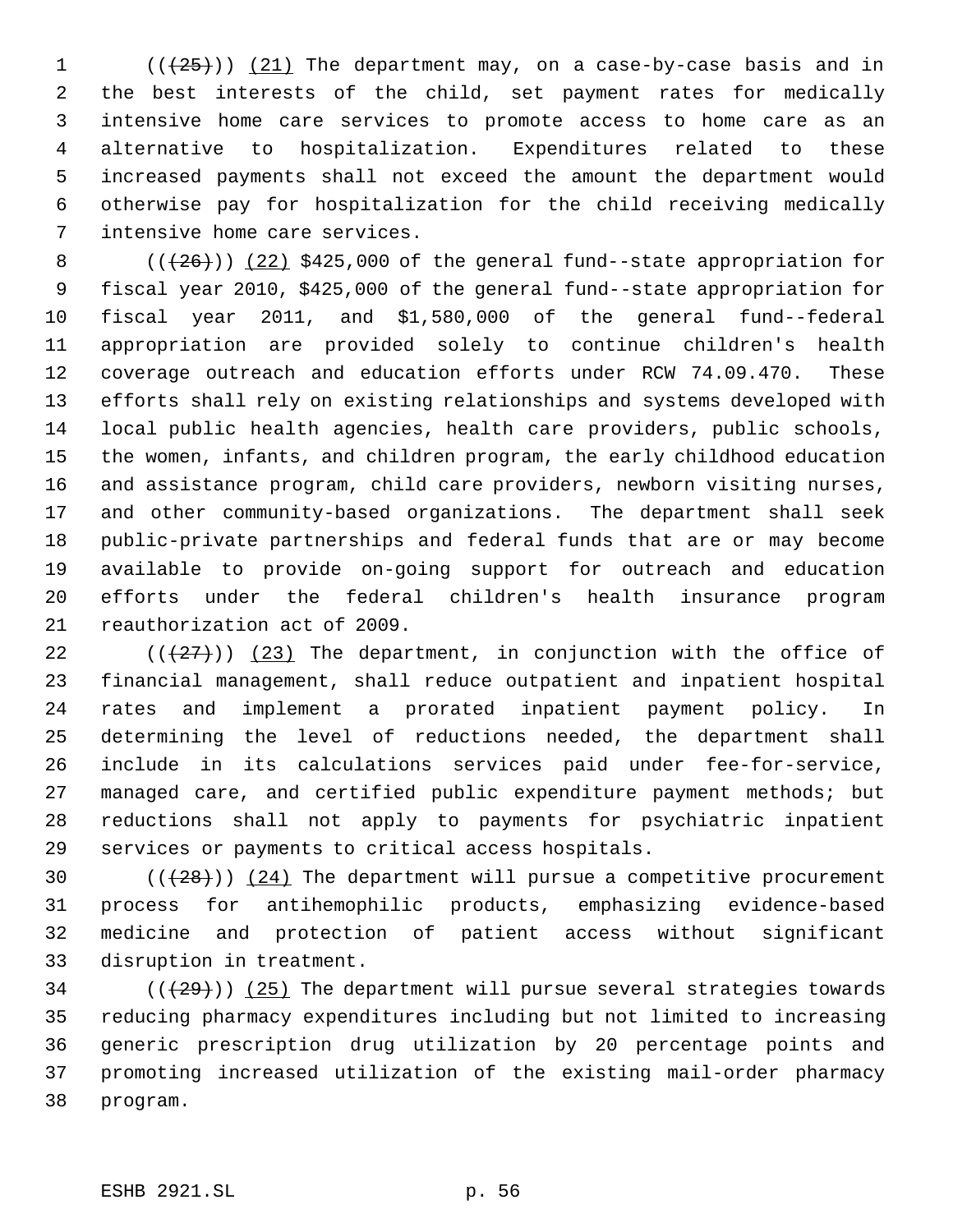(((25))) (21) The department may, on a case-by-case basis and in the best interests of the child, set payment rates for medically intensive home care services to promote access to home care as an alternative to hospitalization. Expenditures related to these increased payments shall not exceed the amount the department would otherwise pay for hospitalization for the child receiving medically intensive home care services.

(((26))) (22) $425,000 of the general fund--state appropriation for fiscal year 2010, $425,000 of the general fund--state appropriation for fiscal year 2011, and $1,580,000 of the general fund--federal appropriation are provided solely to continue children's health coverage outreach and education efforts under RCW 74.09.470. These efforts shall rely on existing relationships and systems developed with local public health agencies, health care providers, public schools, the women, infants, and children program, the early childhood education and assistance program, child care providers, newborn visiting nurses, and other community-based organizations. The department shall seek public-private partnerships and federal funds that are or may become available to provide on-going support for outreach and education efforts under the federal children's health insurance program reauthorization act of 2009.

(((27))) (23) The department, in conjunction with the office of financial management, shall reduce outpatient and inpatient hospital rates and implement a prorated inpatient payment policy. In determining the level of reductions needed, the department shall include in its calculations services paid under fee-for-service, managed care, and certified public expenditure payment methods; but reductions shall not apply to payments for psychiatric inpatient services or payments to critical access hospitals.

(((28))) (24) The department will pursue a competitive procurement process for antihemophilic products, emphasizing evidence-based medicine and protection of patient access without significant disruption in treatment.

(((29))) (25) The department will pursue several strategies towards reducing pharmacy expenditures including but not limited to increasing generic prescription drug utilization by 20 percentage points and promoting increased utilization of the existing mail-order pharmacy program.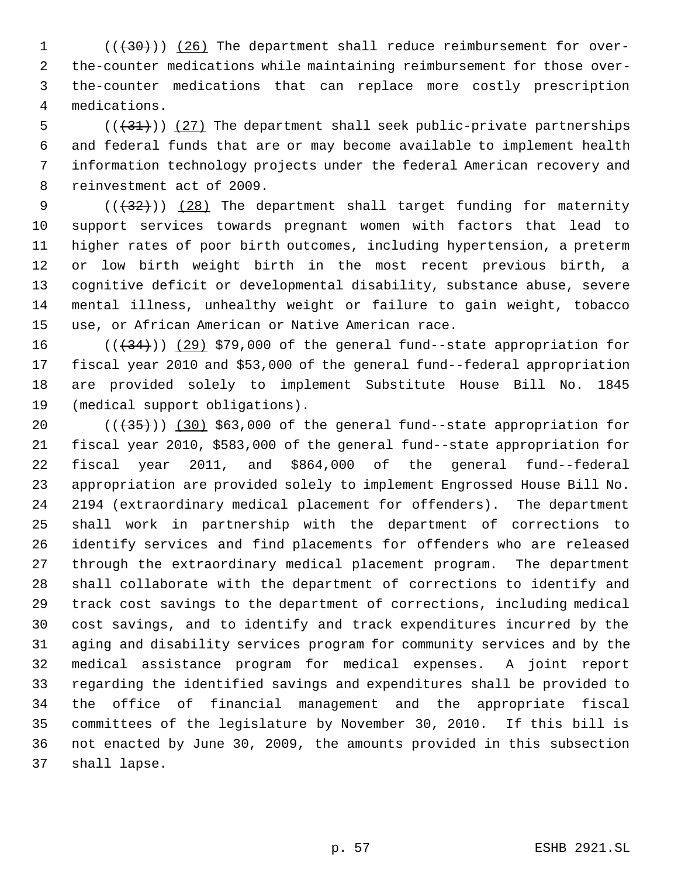((~~(30)~~)) (26) The department shall reduce reimbursement for over-the-counter medications while maintaining reimbursement for those over-the-counter medications that can replace more costly prescription medications.

((~~(31)~~)) (27) The department shall seek public-private partnerships and federal funds that are or may become available to implement health information technology projects under the federal American recovery and reinvestment act of 2009.

((~~(32)~~)) (28) The department shall target funding for maternity support services towards pregnant women with factors that lead to higher rates of poor birth outcomes, including hypertension, a preterm or low birth weight birth in the most recent previous birth, a cognitive deficit or developmental disability, substance abuse, severe mental illness, unhealthy weight or failure to gain weight, tobacco use, or African American or Native American race.

((~~(34)~~)) (29) $79,000 of the general fund--state appropriation for fiscal year 2010 and $53,000 of the general fund--federal appropriation are provided solely to implement Substitute House Bill No. 1845 (medical support obligations).

((~~(35)~~)) (30) $63,000 of the general fund--state appropriation for fiscal year 2010, $583,000 of the general fund--state appropriation for fiscal year 2011, and $864,000 of the general fund--federal appropriation are provided solely to implement Engrossed House Bill No. 2194 (extraordinary medical placement for offenders). The department shall work in partnership with the department of corrections to identify services and find placements for offenders who are released through the extraordinary medical placement program. The department shall collaborate with the department of corrections to identify and track cost savings to the department of corrections, including medical cost savings, and to identify and track expenditures incurred by the aging and disability services program for community services and by the medical assistance program for medical expenses. A joint report regarding the identified savings and expenditures shall be provided to the office of financial management and the appropriate fiscal committees of the legislature by November 30, 2010. If this bill is not enacted by June 30, 2009, the amounts provided in this subsection shall lapse.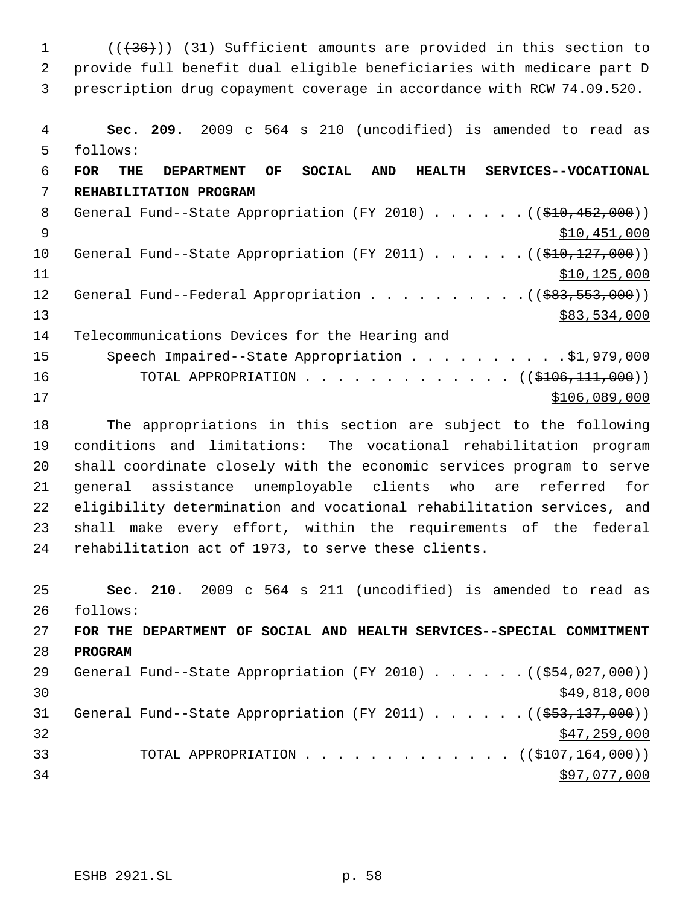(((36))) (31) Sufficient amounts are provided in this section to provide full benefit dual eligible beneficiaries with medicare part D prescription drug copayment coverage in accordance with RCW 74.09.520.

**Sec. 209.** 2009 c 564 s 210 (uncodified) is amended to read as follows:

**FOR THE DEPARTMENT OF SOCIAL AND HEALTH SERVICES--VOCATIONAL REHABILITATION PROGRAM**

General Fund--State Appropriation (FY 2010) . . . . . . (($10,452,000))
$10,451,000

General Fund--State Appropriation (FY 2011) . . . . . . (($10,127,000))
$10,125,000

General Fund--Federal Appropriation . . . . . . . . . . (($83,553,000))
$83,534,000

Telecommunications Devices for the Hearing and
Speech Impaired--State Appropriation . . . . . . . . . . .$1,979,000

TOTAL APPROPRIATION . . . . . . . . . . . . . (($106,111,000))
$106,089,000

The appropriations in this section are subject to the following conditions and limitations: The vocational rehabilitation program shall coordinate closely with the economic services program to serve general assistance unemployable clients who are referred for eligibility determination and vocational rehabilitation services, and shall make every effort, within the requirements of the federal rehabilitation act of 1973, to serve these clients.

**Sec. 210.** 2009 c 564 s 211 (uncodified) is amended to read as follows:

**FOR THE DEPARTMENT OF SOCIAL AND HEALTH SERVICES--SPECIAL COMMITMENT PROGRAM**

General Fund--State Appropriation (FY 2010) . . . . . . (($54,027,000))
$49,818,000

General Fund--State Appropriation (FY 2011) . . . . . . (($53,137,000))
$47,259,000

TOTAL APPROPRIATION . . . . . . . . . . . . . (($107,164,000))
$97,077,000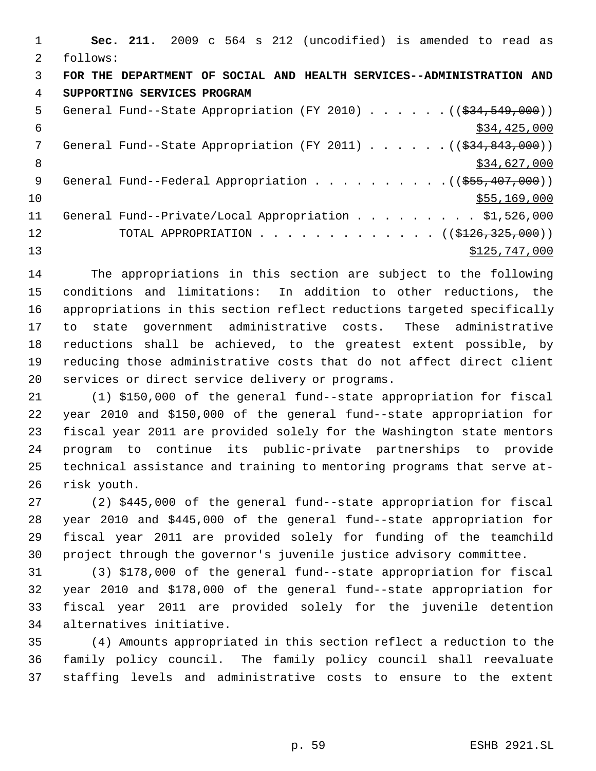**Sec. 211.** 2009 c 564 s 212 (uncodified) is amended to read as follows:

**FOR THE DEPARTMENT OF SOCIAL AND HEALTH SERVICES--ADMINISTRATION AND SUPPORTING SERVICES PROGRAM**

General Fund--State Appropriation (FY 2010) . . . . . . ((~~$34,549,000~~)) $34,425,000

General Fund--State Appropriation (FY 2011) . . . . . . ((~~$34,843,000~~)) $34,627,000

General Fund--Federal Appropriation . . . . . . . . . . ((~~$55,407,000~~)) $55,169,000

General Fund--Private/Local Appropriation . . . . . . . . . $1,526,000

TOTAL APPROPRIATION . . . . . . . . . . . . . . ((~~$126,325,000~~)) $125,747,000

The appropriations in this section are subject to the following conditions and limitations: In addition to other reductions, the appropriations in this section reflect reductions targeted specifically to state government administrative costs. These administrative reductions shall be achieved, to the greatest extent possible, by reducing those administrative costs that do not affect direct client services or direct service delivery or programs.

(1) $150,000 of the general fund--state appropriation for fiscal year 2010 and $150,000 of the general fund--state appropriation for fiscal year 2011 are provided solely for the Washington state mentors program to continue its public-private partnerships to provide technical assistance and training to mentoring programs that serve at-risk youth.

(2) $445,000 of the general fund--state appropriation for fiscal year 2010 and $445,000 of the general fund--state appropriation for fiscal year 2011 are provided solely for funding of the teamchild project through the governor's juvenile justice advisory committee.

(3) $178,000 of the general fund--state appropriation for fiscal year 2010 and $178,000 of the general fund--state appropriation for fiscal year 2011 are provided solely for the juvenile detention alternatives initiative.

(4) Amounts appropriated in this section reflect a reduction to the family policy council. The family policy council shall reevaluate staffing levels and administrative costs to ensure to the extent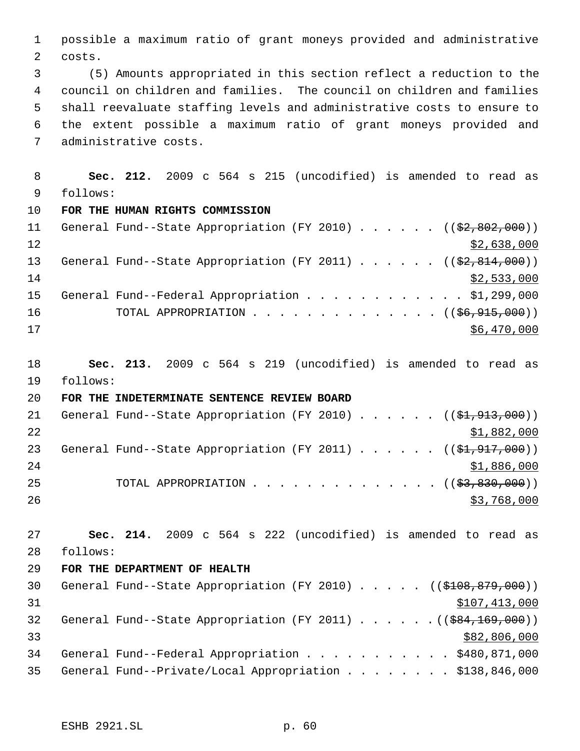possible a maximum ratio of grant moneys provided and administrative costs.

(5) Amounts appropriated in this section reflect a reduction to the council on children and families. The council on children and families shall reevaluate staffing levels and administrative costs to ensure to the extent possible a maximum ratio of grant moneys provided and administrative costs.

**Sec. 212.** 2009 c 564 s 215 (uncodified) is amended to read as follows:

**FOR THE HUMAN RIGHTS COMMISSION**

General Fund--State Appropriation (FY 2010) . . . . . . ((~~$2,802,000~~))
$2,638,000

General Fund--State Appropriation (FY 2011) . . . . . . ((~~$2,814,000~~))
$2,533,000

General Fund--Federal Appropriation . . . . . . . . . . . . $1,299,000

TOTAL APPROPRIATION . . . . . . . . . . . . . . ((~~$6,915,000~~))
$6,470,000

**Sec. 213.** 2009 c 564 s 219 (uncodified) is amended to read as follows:

**FOR THE INDETERMINATE SENTENCE REVIEW BOARD**

General Fund--State Appropriation (FY 2010) . . . . . . ((~~$1,913,000~~))
$1,882,000

General Fund--State Appropriation (FY 2011) . . . . . . ((~~$1,917,000~~))
$1,886,000

TOTAL APPROPRIATION . . . . . . . . . . . . . . ((~~$3,830,000~~))
$3,768,000

**Sec. 214.** 2009 c 564 s 222 (uncodified) is amended to read as follows:

**FOR THE DEPARTMENT OF HEALTH**

General Fund--State Appropriation (FY 2010) . . . . . ((~~$108,879,000~~))
$107,413,000

General Fund--State Appropriation (FY 2011) . . . . . . ((~~$84,169,000~~))
$82,806,000

General Fund--Federal Appropriation . . . . . . . . . . . $480,871,000

General Fund--Private/Local Appropriation . . . . . . . . $138,846,000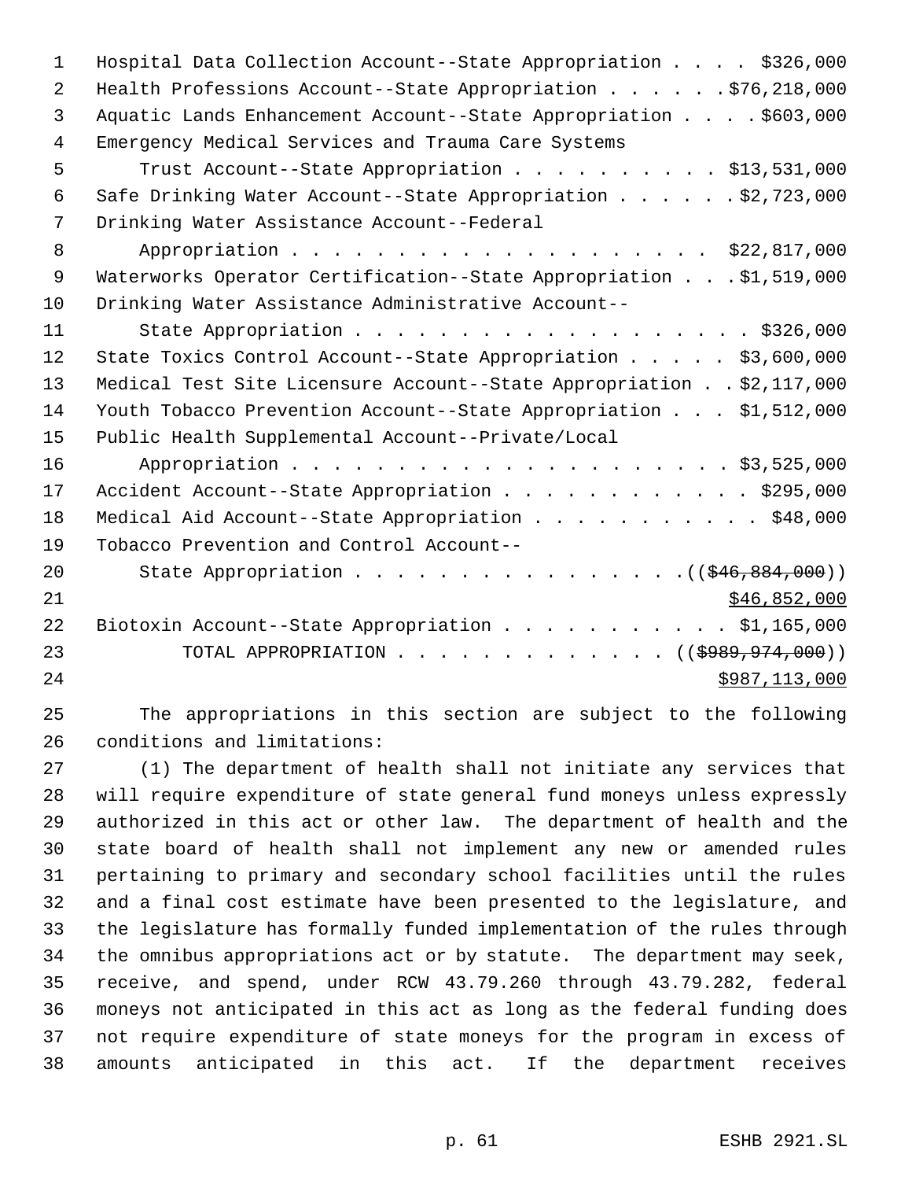Hospital Data Collection Account--State Appropriation . . . . $326,000
Health Professions Account--State Appropriation . . . . . . $76,218,000
Aquatic Lands Enhancement Account--State Appropriation . . . . $603,000
Emergency Medical Services and Trauma Care Systems
    Trust Account--State Appropriation . . . . . . . . . . . $13,531,000
Safe Drinking Water Account--State Appropriation . . . . . . $2,723,000
Drinking Water Assistance Account--Federal
    Appropriation . . . . . . . . . . . . . . . . . . . . . $22,817,000
Waterworks Operator Certification--State Appropriation . . . $1,519,000
Drinking Water Assistance Administrative Account--
    State Appropriation . . . . . . . . . . . . . . . . . . . . $326,000
State Toxics Control Account--State Appropriation . . . . . $3,600,000
Medical Test Site Licensure Account--State Appropriation . . $2,117,000
Youth Tobacco Prevention Account--State Appropriation . . . $1,512,000
Public Health Supplemental Account--Private/Local
    Appropriation . . . . . . . . . . . . . . . . . . . . . $3,525,000
Accident Account--State Appropriation . . . . . . . . . . . . $295,000
Medical Aid Account--State Appropriation . . . . . . . . . . . $48,000
Tobacco Prevention and Control Account--
    State Appropriation . . . . . . . . . . . . . . . . (( ~~$46,884,000~~ ))
    $46,852,000
Biotoxin Account--State Appropriation . . . . . . . . . . . $1,165,000
        TOTAL APPROPRIATION . . . . . . . . . . . . . (( ~~$989,974,000~~ ))
        $987,113,000

The appropriations in this section are subject to the following conditions and limitations:

(1) The department of health shall not initiate any services that will require expenditure of state general fund moneys unless expressly authorized in this act or other law. The department of health and the state board of health shall not implement any new or amended rules pertaining to primary and secondary school facilities until the rules and a final cost estimate have been presented to the legislature, and the legislature has formally funded implementation of the rules through the omnibus appropriations act or by statute. The department may seek, receive, and spend, under RCW 43.79.260 through 43.79.282, federal moneys not anticipated in this act as long as the federal funding does not require expenditure of state moneys for the program in excess of amounts anticipated in this act. If the department receives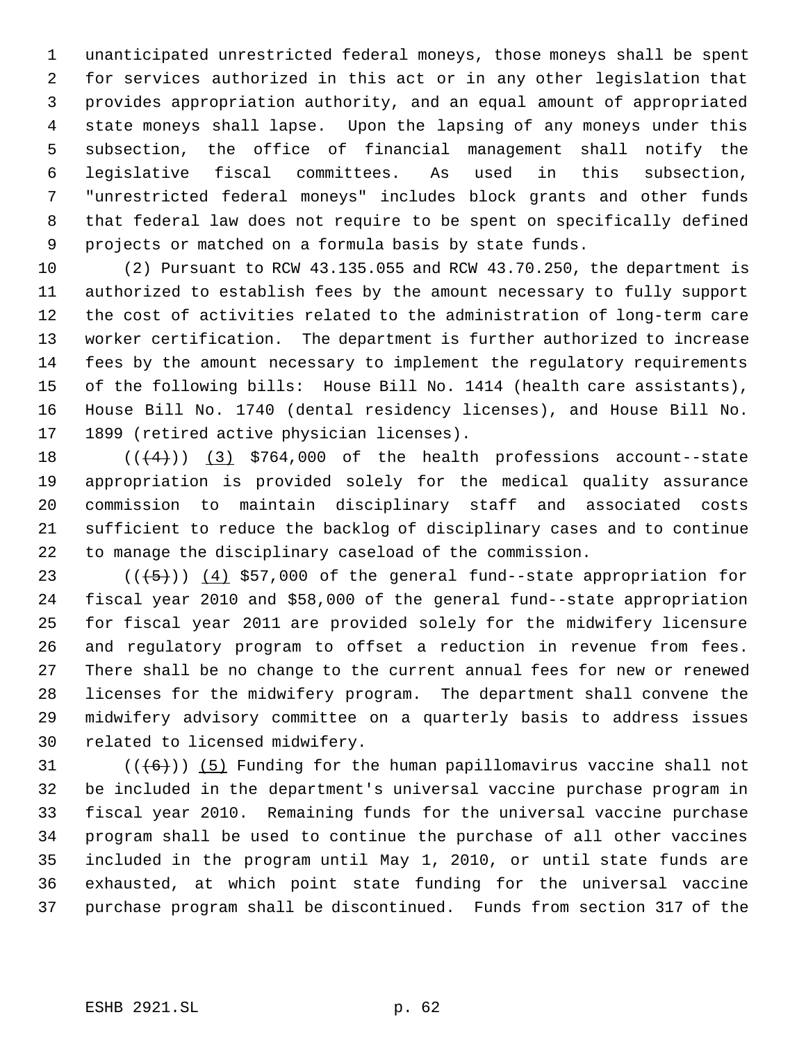unanticipated unrestricted federal moneys, those moneys shall be spent for services authorized in this act or in any other legislation that provides appropriation authority, and an equal amount of appropriated state moneys shall lapse. Upon the lapsing of any moneys under this subsection, the office of financial management shall notify the legislative fiscal committees. As used in this subsection, "unrestricted federal moneys" includes block grants and other funds that federal law does not require to be spent on specifically defined projects or matched on a formula basis by state funds.

(2) Pursuant to RCW 43.135.055 and RCW 43.70.250, the department is authorized to establish fees by the amount necessary to fully support the cost of activities related to the administration of long-term care worker certification. The department is further authorized to increase fees by the amount necessary to implement the regulatory requirements of the following bills: House Bill No. 1414 (health care assistants), House Bill No. 1740 (dental residency licenses), and House Bill No. 1899 (retired active physician licenses).

((~~(4)~~)) (3) $764,000 of the health professions account--state appropriation is provided solely for the medical quality assurance commission to maintain disciplinary staff and associated costs sufficient to reduce the backlog of disciplinary cases and to continue to manage the disciplinary caseload of the commission.

((~~(5)~~)) (4) $57,000 of the general fund--state appropriation for fiscal year 2010 and $58,000 of the general fund--state appropriation for fiscal year 2011 are provided solely for the midwifery licensure and regulatory program to offset a reduction in revenue from fees. There shall be no change to the current annual fees for new or renewed licenses for the midwifery program. The department shall convene the midwifery advisory committee on a quarterly basis to address issues related to licensed midwifery.

((~~(6)~~)) (5) Funding for the human papillomavirus vaccine shall not be included in the department's universal vaccine purchase program in fiscal year 2010. Remaining funds for the universal vaccine purchase program shall be used to continue the purchase of all other vaccines included in the program until May 1, 2010, or until state funds are exhausted, at which point state funding for the universal vaccine purchase program shall be discontinued. Funds from section 317 of the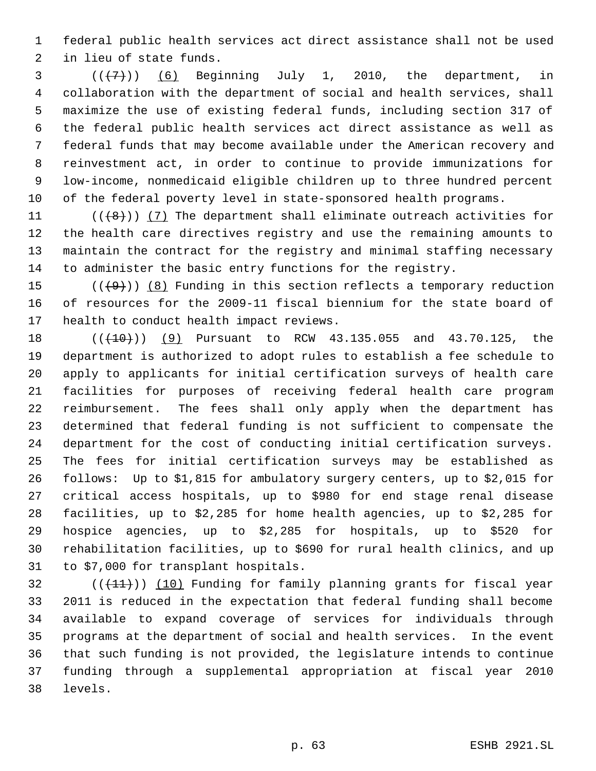federal public health services act direct assistance shall not be used in lieu of state funds.

(((7))) (6) Beginning July 1, 2010, the department, in collaboration with the department of social and health services, shall maximize the use of existing federal funds, including section 317 of the federal public health services act direct assistance as well as federal funds that may become available under the American recovery and reinvestment act, in order to continue to provide immunizations for low-income, nonmedicaid eligible children up to three hundred percent of the federal poverty level in state-sponsored health programs.

(((8))) (7) The department shall eliminate outreach activities for the health care directives registry and use the remaining amounts to maintain the contract for the registry and minimal staffing necessary to administer the basic entry functions for the registry.

(((9))) (8) Funding in this section reflects a temporary reduction of resources for the 2009-11 fiscal biennium for the state board of health to conduct health impact reviews.

(((10))) (9) Pursuant to RCW 43.135.055 and 43.70.125, the department is authorized to adopt rules to establish a fee schedule to apply to applicants for initial certification surveys of health care facilities for purposes of receiving federal health care program reimbursement. The fees shall only apply when the department has determined that federal funding is not sufficient to compensate the department for the cost of conducting initial certification surveys. The fees for initial certification surveys may be established as follows: Up to $1,815 for ambulatory surgery centers, up to $2,015 for critical access hospitals, up to $980 for end stage renal disease facilities, up to $2,285 for home health agencies, up to $2,285 for hospice agencies, up to $2,285 for hospitals, up to $520 for rehabilitation facilities, up to $690 for rural health clinics, and up to $7,000 for transplant hospitals.

(((11))) (10) Funding for family planning grants for fiscal year 2011 is reduced in the expectation that federal funding shall become available to expand coverage of services for individuals through programs at the department of social and health services. In the event that such funding is not provided, the legislature intends to continue funding through a supplemental appropriation at fiscal year 2010 levels.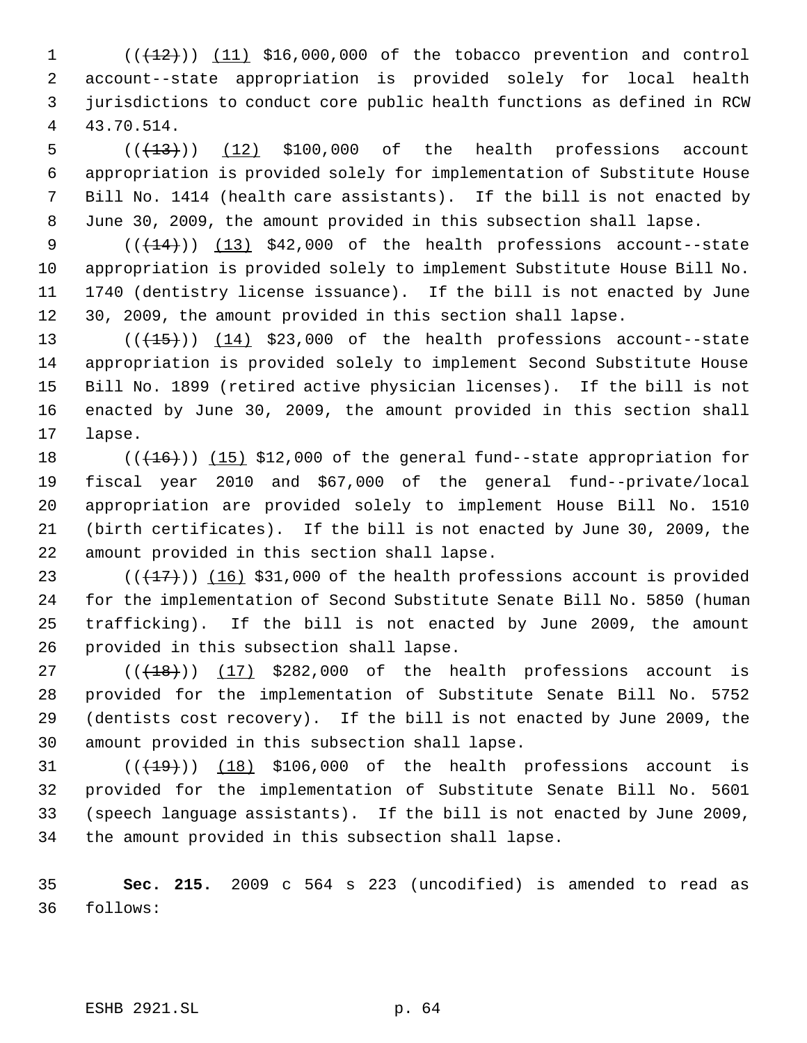(((12))) (11) $16,000,000 of the tobacco prevention and control account--state appropriation is provided solely for local health jurisdictions to conduct core public health functions as defined in RCW 43.70.514.

(((13))) (12) $100,000 of the health professions account appropriation is provided solely for implementation of Substitute House Bill No. 1414 (health care assistants). If the bill is not enacted by June 30, 2009, the amount provided in this subsection shall lapse.

(((14))) (13) $42,000 of the health professions account--state appropriation is provided solely to implement Substitute House Bill No. 1740 (dentistry license issuance). If the bill is not enacted by June 30, 2009, the amount provided in this section shall lapse.

(((15))) (14) $23,000 of the health professions account--state appropriation is provided solely to implement Second Substitute House Bill No. 1899 (retired active physician licenses). If the bill is not enacted by June 30, 2009, the amount provided in this section shall lapse.

(((16))) (15) $12,000 of the general fund--state appropriation for fiscal year 2010 and $67,000 of the general fund--private/local appropriation are provided solely to implement House Bill No. 1510 (birth certificates). If the bill is not enacted by June 30, 2009, the amount provided in this section shall lapse.

(((17))) (16) $31,000 of the health professions account is provided for the implementation of Second Substitute Senate Bill No. 5850 (human trafficking). If the bill is not enacted by June 2009, the amount provided in this subsection shall lapse.

(((18))) (17) $282,000 of the health professions account is provided for the implementation of Substitute Senate Bill No. 5752 (dentists cost recovery). If the bill is not enacted by June 2009, the amount provided in this subsection shall lapse.

(((19))) (18) $106,000 of the health professions account is provided for the implementation of Substitute Senate Bill No. 5601 (speech language assistants). If the bill is not enacted by June 2009, the amount provided in this subsection shall lapse.

**Sec. 215.** 2009 c 564 s 223 (uncodified) is amended to read as follows: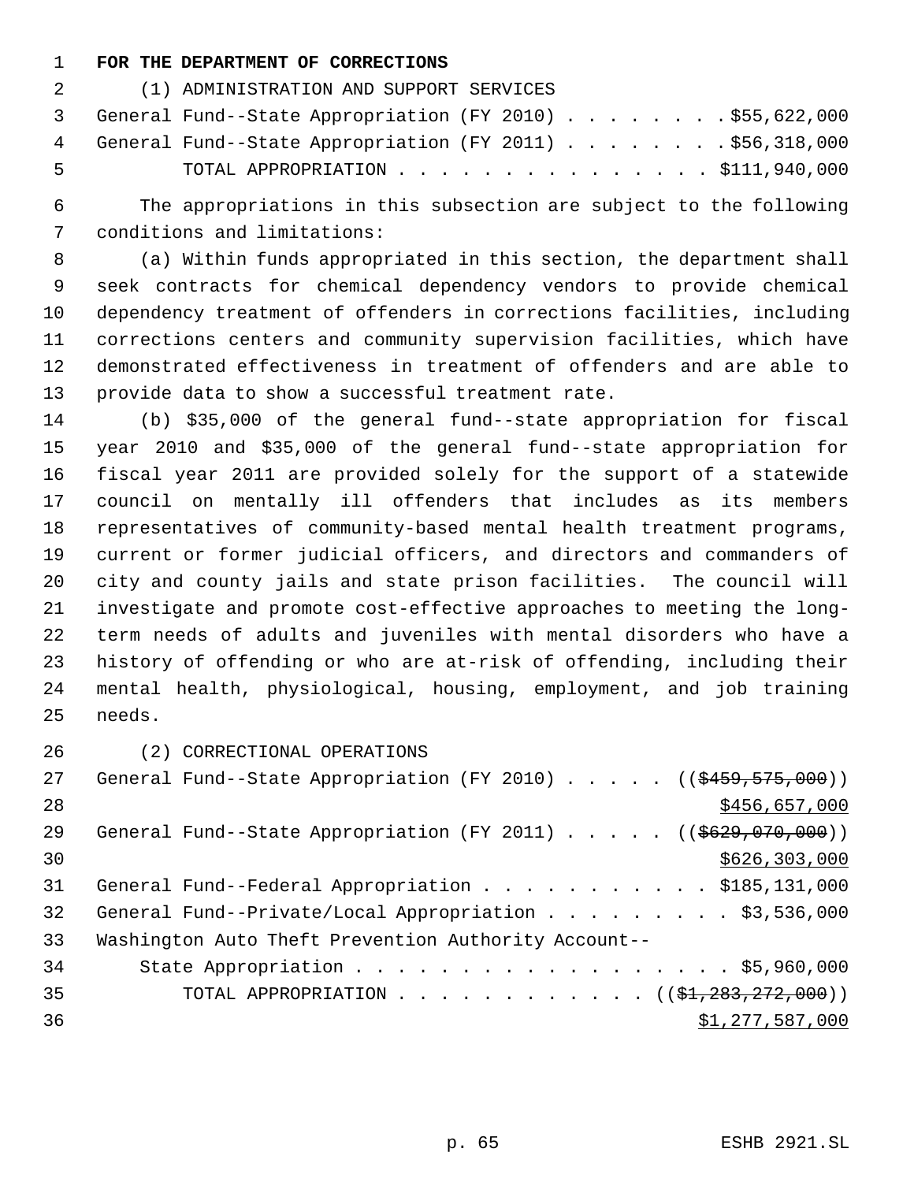**FOR THE DEPARTMENT OF CORRECTIONS**

(1) ADMINISTRATION AND SUPPORT SERVICES

General Fund--State Appropriation (FY 2010) . . . . . . . . $55,622,000
General Fund--State Appropriation (FY 2011) . . . . . . . . $56,318,000
TOTAL APPROPRIATION . . . . . . . . . . . . . . . $111,940,000

The appropriations in this subsection are subject to the following conditions and limitations:

(a) Within funds appropriated in this section, the department shall seek contracts for chemical dependency vendors to provide chemical dependency treatment of offenders in corrections facilities, including corrections centers and community supervision facilities, which have demonstrated effectiveness in treatment of offenders and are able to provide data to show a successful treatment rate.

(b) $35,000 of the general fund--state appropriation for fiscal year 2010 and $35,000 of the general fund--state appropriation for fiscal year 2011 are provided solely for the support of a statewide council on mentally ill offenders that includes as its members representatives of community-based mental health treatment programs, current or former judicial officers, and directors and commanders of city and county jails and state prison facilities. The council will investigate and promote cost-effective approaches to meeting the long-term needs of adults and juveniles with mental disorders who have a history of offending or who are at-risk of offending, including their mental health, physiological, housing, employment, and job training needs.

(2) CORRECTIONAL OPERATIONS

General Fund--State Appropriation (FY 2010) . . . . . ((~~$459,575,000~~))
$456,657,000
General Fund--State Appropriation (FY 2011) . . . . . ((~~$629,070,000~~))
$626,303,000
General Fund--Federal Appropriation . . . . . . . . . . . $185,131,000
General Fund--Private/Local Appropriation . . . . . . . . . $3,536,000
Washington Auto Theft Prevention Authority Account--
State Appropriation . . . . . . . . . . . . . . . . . . . $5,960,000
TOTAL APPROPRIATION . . . . . . . . . . . . ((~~$1,283,272,000~~))
$1,277,587,000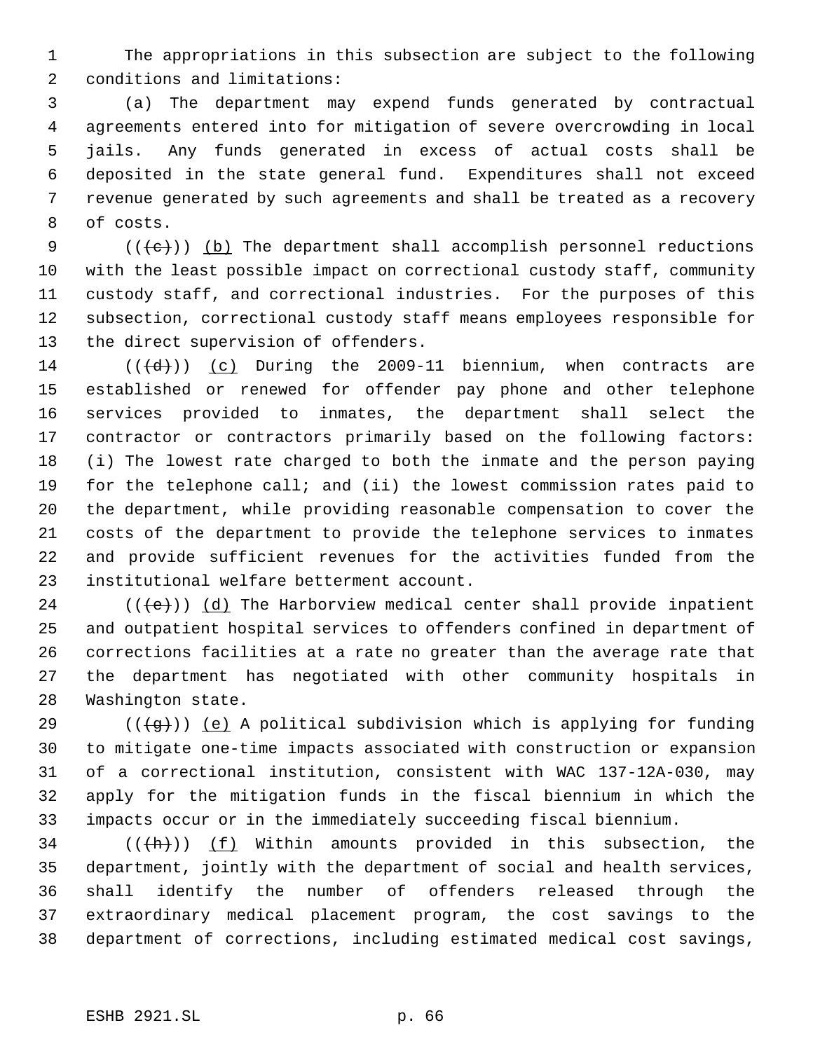The appropriations in this subsection are subject to the following conditions and limitations:

(a) The department may expend funds generated by contractual agreements entered into for mitigation of severe overcrowding in local jails. Any funds generated in excess of actual costs shall be deposited in the state general fund. Expenditures shall not exceed revenue generated by such agreements and shall be treated as a recovery of costs.

(((c))) (b) The department shall accomplish personnel reductions with the least possible impact on correctional custody staff, community custody staff, and correctional industries. For the purposes of this subsection, correctional custody staff means employees responsible for the direct supervision of offenders.

(((d))) (c) During the 2009-11 biennium, when contracts are established or renewed for offender pay phone and other telephone services provided to inmates, the department shall select the contractor or contractors primarily based on the following factors: (i) The lowest rate charged to both the inmate and the person paying for the telephone call; and (ii) the lowest commission rates paid to the department, while providing reasonable compensation to cover the costs of the department to provide the telephone services to inmates and provide sufficient revenues for the activities funded from the institutional welfare betterment account.

(((e))) (d) The Harborview medical center shall provide inpatient and outpatient hospital services to offenders confined in department of corrections facilities at a rate no greater than the average rate that the department has negotiated with other community hospitals in Washington state.

(((g))) (e) A political subdivision which is applying for funding to mitigate one-time impacts associated with construction or expansion of a correctional institution, consistent with WAC 137-12A-030, may apply for the mitigation funds in the fiscal biennium in which the impacts occur or in the immediately succeeding fiscal biennium.

(((h))) (f) Within amounts provided in this subsection, the department, jointly with the department of social and health services, shall identify the number of offenders released through the extraordinary medical placement program, the cost savings to the department of corrections, including estimated medical cost savings,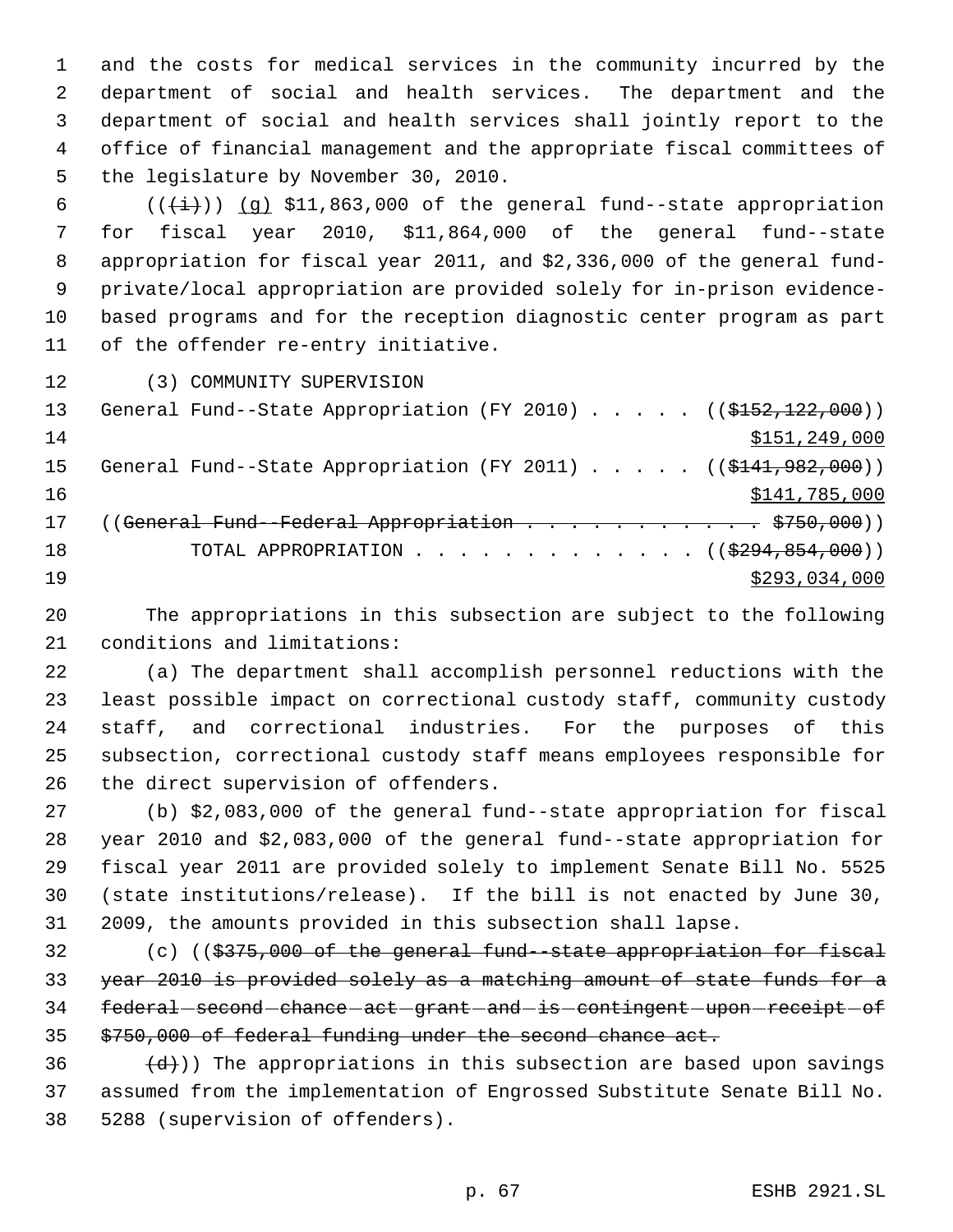and the costs for medical services in the community incurred by the department of social and health services. The department and the department of social and health services shall jointly report to the office of financial management and the appropriate fiscal committees of the legislature by November 30, 2010.

((~~(i)~~)) (g) $11,863,000 of the general fund--state appropriation for fiscal year 2010, $11,864,000 of the general fund--state appropriation for fiscal year 2011, and $2,336,000 of the general fund-private/local appropriation are provided solely for in-prison evidence-based programs and for the reception diagnostic center program as part of the offender re-entry initiative.

(3) COMMUNITY SUPERVISION

General Fund--State Appropriation (FY 2010) . . . . . ((~~$152,122,000~~))
$151,249,000

General Fund--State Appropriation (FY 2011) . . . . . ((~~$141,982,000~~))
$141,785,000

((~~General Fund--Federal Appropriation . . . . . . . . . . . . $750,000~~))

TOTAL APPROPRIATION . . . . . . . . . . . . . . ((~~$294,854,000~~))
$293,034,000

The appropriations in this subsection are subject to the following conditions and limitations:

(a) The department shall accomplish personnel reductions with the least possible impact on correctional custody staff, community custody staff, and correctional industries. For the purposes of this subsection, correctional custody staff means employees responsible for the direct supervision of offenders.

(b) $2,083,000 of the general fund--state appropriation for fiscal year 2010 and $2,083,000 of the general fund--state appropriation for fiscal year 2011 are provided solely to implement Senate Bill No. 5525 (state institutions/release). If the bill is not enacted by June 30, 2009, the amounts provided in this subsection shall lapse.

(c) ((~~$375,000 of the general fund--state appropriation for fiscal year 2010 is provided solely as a matching amount of state funds for a federal second chance act grant and is contingent upon receipt of $750,000 of federal funding under the second chance act.~~

~~(d)~~)) The appropriations in this subsection are based upon savings assumed from the implementation of Engrossed Substitute Senate Bill No. 5288 (supervision of offenders).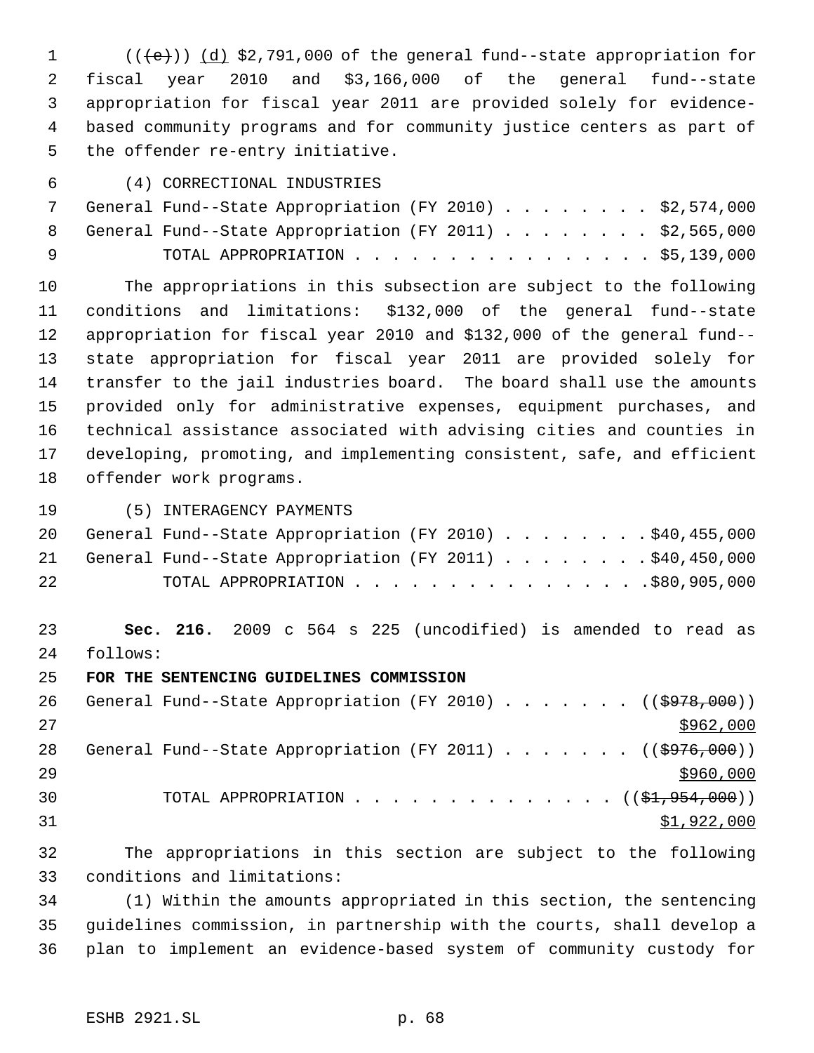((~~(e)~~)) <u>(d)</u> $2,791,000 of the general fund--state appropriation for fiscal year 2010 and $3,166,000 of the general fund--state appropriation for fiscal year 2011 are provided solely for evidence-based community programs and for community justice centers as part of the offender re-entry initiative.

(4) CORRECTIONAL INDUSTRIES

General Fund--State Appropriation (FY 2010) . . . . . . . . $2,574,000
General Fund--State Appropriation (FY 2011) . . . . . . . . $2,565,000
TOTAL APPROPRIATION . . . . . . . . . . . . . . . . $5,139,000

The appropriations in this subsection are subject to the following conditions and limitations: $132,000 of the general fund--state appropriation for fiscal year 2010 and $132,000 of the general fund--state appropriation for fiscal year 2011 are provided solely for transfer to the jail industries board. The board shall use the amounts provided only for administrative expenses, equipment purchases, and technical assistance associated with advising cities and counties in developing, promoting, and implementing consistent, safe, and efficient offender work programs.

(5) INTERAGENCY PAYMENTS

General Fund--State Appropriation (FY 2010) . . . . . . . . $40,455,000
General Fund--State Appropriation (FY 2011) . . . . . . . . $40,450,000
TOTAL APPROPRIATION . . . . . . . . . . . . . . . . $80,905,000

**Sec. 216.** 2009 c 564 s 225 (uncodified) is amended to read as follows:

**FOR THE SENTENCING GUIDELINES COMMISSION**

General Fund--State Appropriation (FY 2010) . . . . . . . ((~~$978,000~~))
<u>$962,000</u>
General Fund--State Appropriation (FY 2011) . . . . . . . ((~~$976,000~~))
<u>$960,000</u>
TOTAL APPROPRIATION . . . . . . . . . . . . . . ((~~$1,954,000~~))
<u>$1,922,000</u>

The appropriations in this section are subject to the following conditions and limitations:

(1) Within the amounts appropriated in this section, the sentencing guidelines commission, in partnership with the courts, shall develop a plan to implement an evidence-based system of community custody for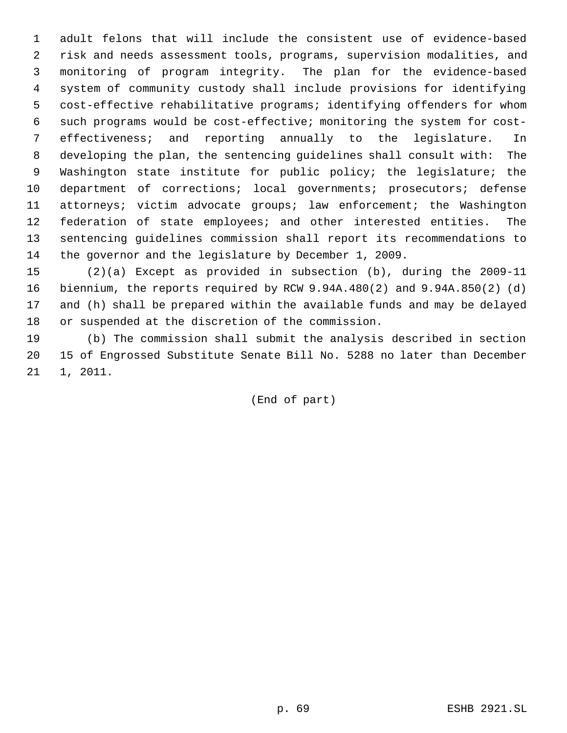adult felons that will include the consistent use of evidence-based risk and needs assessment tools, programs, supervision modalities, and monitoring of program integrity. The plan for the evidence-based system of community custody shall include provisions for identifying cost-effective rehabilitative programs; identifying offenders for whom such programs would be cost-effective; monitoring the system for cost-effectiveness; and reporting annually to the legislature. In developing the plan, the sentencing guidelines shall consult with: The Washington state institute for public policy; the legislature; the department of corrections; local governments; prosecutors; defense attorneys; victim advocate groups; law enforcement; the Washington federation of state employees; and other interested entities. The sentencing guidelines commission shall report its recommendations to the governor and the legislature by December 1, 2009.

(2)(a) Except as provided in subsection (b), during the 2009-11 biennium, the reports required by RCW 9.94A.480(2) and 9.94A.850(2) (d) and (h) shall be prepared within the available funds and may be delayed or suspended at the discretion of the commission.

(b) The commission shall submit the analysis described in section 15 of Engrossed Substitute Senate Bill No. 5288 no later than December 1, 2011.

(End of part)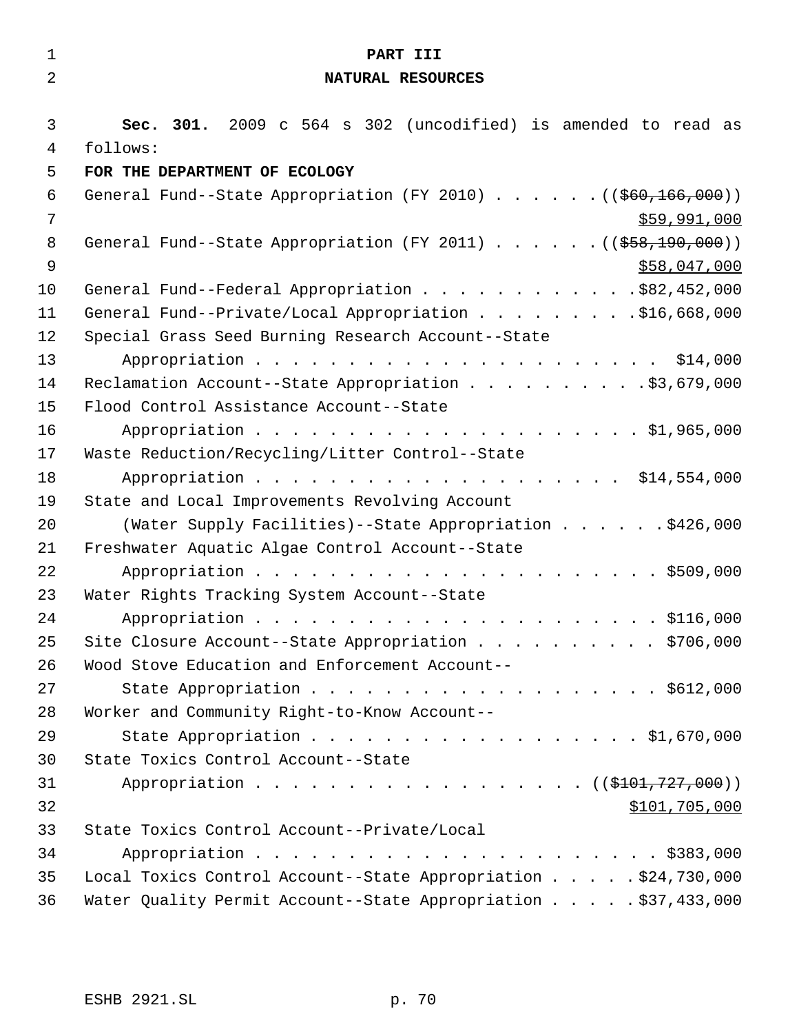# PART III

## NATURAL RESOURCES

**Sec. 301.** 2009 c 564 s 302 (uncodified) is amended to read as follows:

**FOR THE DEPARTMENT OF ECOLOGY**

General Fund--State Appropriation (FY 2010) . . . . . . ((~~$60,166,000~~)) <u>$59,991,000</u>

General Fund--State Appropriation (FY 2011) . . . . . . ((~~$58,190,000~~)) <u>$58,047,000</u>

General Fund--Federal Appropriation . . . . . . . . . . . .$82,452,000

General Fund--Private/Local Appropriation . . . . . . . . . .$16,668,000

Special Grass Seed Burning Research Account--State Appropriation . . . . . . . . . . . . . . . . . . . . . . $14,000

Reclamation Account--State Appropriation . . . . . . . . . . .$3,679,000

Flood Control Assistance Account--State Appropriation . . . . . . . . . . . . . . . . . . . . . . $1,965,000

Waste Reduction/Recycling/Litter Control--State Appropriation . . . . . . . . . . . . . . . . . . . . . . $14,554,000

State and Local Improvements Revolving Account (Water Supply Facilities)--State Appropriation . . . . . . .$426,000

Freshwater Aquatic Algae Control Account--State Appropriation . . . . . . . . . . . . . . . . . . . . . . $509,000

Water Rights Tracking System Account--State Appropriation . . . . . . . . . . . . . . . . . . . . . . $116,000

Site Closure Account--State Appropriation . . . . . . . . . . $706,000

Wood Stove Education and Enforcement Account--State Appropriation . . . . . . . . . . . . . . . . . . . $612,000

Worker and Community Right-to-Know Account--State Appropriation . . . . . . . . . . . . . . . . . . . $1,670,000

State Toxics Control Account--State Appropriation . . . . . . . . . . . . . . . . . . . . ((~~$101,727,000~~)) <u>$101,705,000</u>

State Toxics Control Account--Private/Local Appropriation . . . . . . . . . . . . . . . . . . . . . . $383,000

Local Toxics Control Account--State Appropriation . . . . . .$24,730,000

Water Quality Permit Account--State Appropriation . . . . . .$37,433,000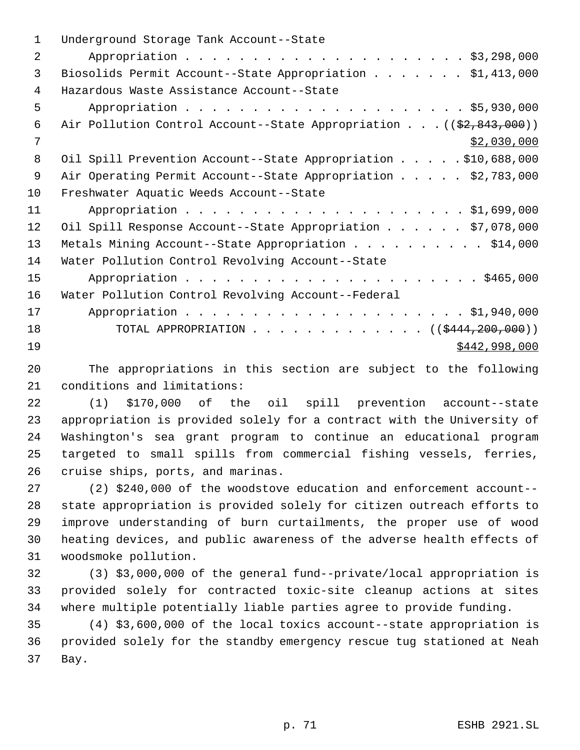Underground Storage Tank Account--State Appropriation . . . . . . . . . . . . . . . . . . . . . . $3,298,000
Biosolids Permit Account--State Appropriation . . . . . . . $1,413,000
Hazardous Waste Assistance Account--State Appropriation . . . . . . . . . . . . . . . . . . . . . . $5,930,000
Air Pollution Control Account--State Appropriation . . . ((~~$2,843,000~~))
<u>$2,030,000</u>
Oil Spill Prevention Account--State Appropriation . . . . . $10,688,000
Air Operating Permit Account--State Appropriation . . . . . $2,783,000
Freshwater Aquatic Weeds Account--State Appropriation . . . . . . . . . . . . . . . . . . . . . . $1,699,000
Oil Spill Response Account--State Appropriation . . . . . . $7,078,000
Metals Mining Account--State Appropriation . . . . . . . . . . $14,000
Water Pollution Control Revolving Account--State Appropriation . . . . . . . . . . . . . . . . . . . . . . . $465,000
Water Pollution Control Revolving Account--Federal Appropriation . . . . . . . . . . . . . . . . . . . . . . $1,940,000
TOTAL APPROPRIATION . . . . . . . . . . . . . ((~~$444,200,000~~))
<u>$442,998,000</u>

The appropriations in this section are subject to the following conditions and limitations:

(1) $170,000 of the oil spill prevention account--state appropriation is provided solely for a contract with the University of Washington's sea grant program to continue an educational program targeted to small spills from commercial fishing vessels, ferries, cruise ships, ports, and marinas.

(2) $240,000 of the woodstove education and enforcement account--state appropriation is provided solely for citizen outreach efforts to improve understanding of burn curtailments, the proper use of wood heating devices, and public awareness of the adverse health effects of woodsmoke pollution.

(3) $3,000,000 of the general fund--private/local appropriation is provided solely for contracted toxic-site cleanup actions at sites where multiple potentially liable parties agree to provide funding.

(4) $3,600,000 of the local toxics account--state appropriation is provided solely for the standby emergency rescue tug stationed at Neah Bay.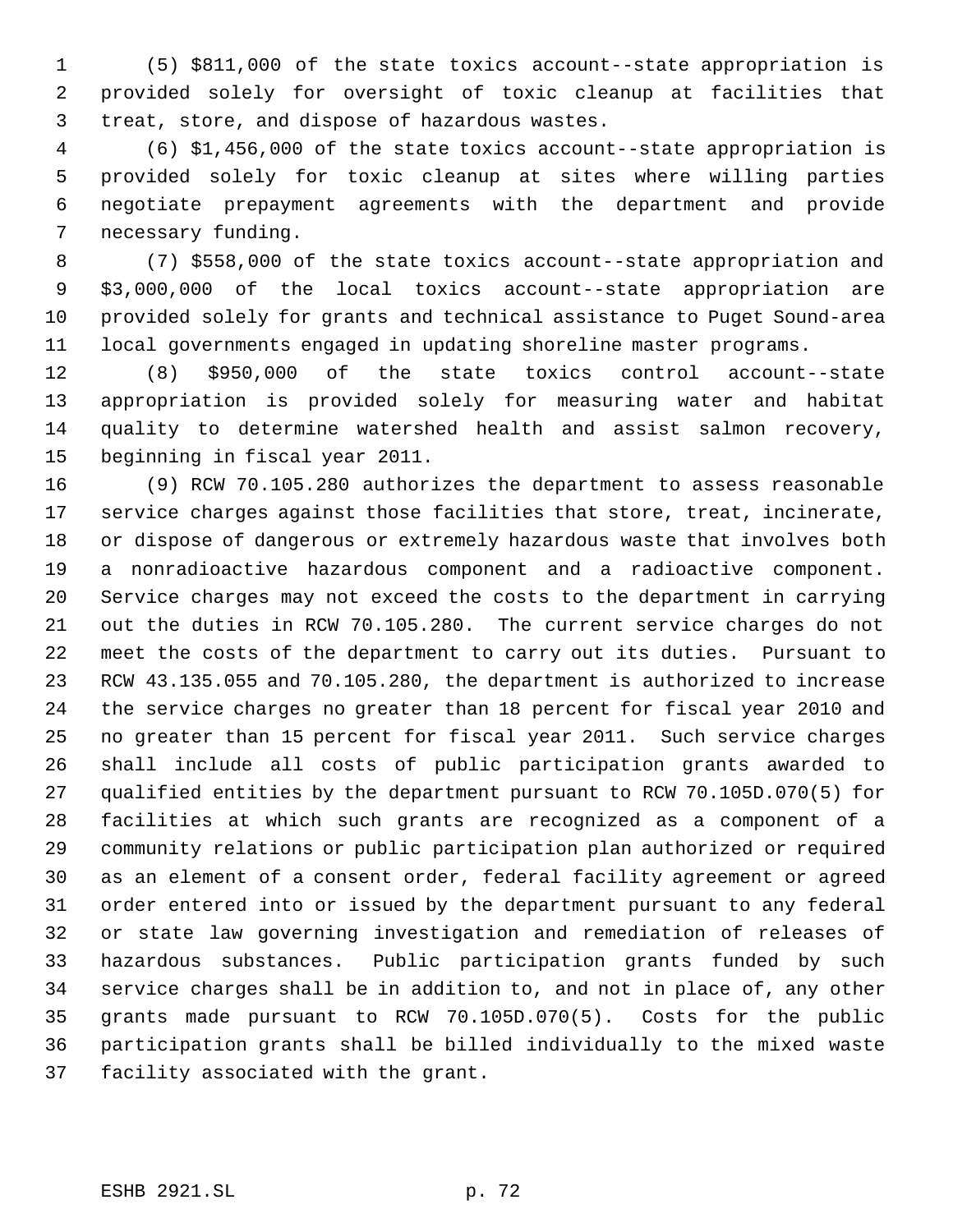(5) $811,000 of the state toxics account--state appropriation is provided solely for oversight of toxic cleanup at facilities that treat, store, and dispose of hazardous wastes.

(6) $1,456,000 of the state toxics account--state appropriation is provided solely for toxic cleanup at sites where willing parties negotiate prepayment agreements with the department and provide necessary funding.

(7) $558,000 of the state toxics account--state appropriation and $3,000,000 of the local toxics account--state appropriation are provided solely for grants and technical assistance to Puget Sound-area local governments engaged in updating shoreline master programs.

(8) $950,000 of the state toxics control account--state appropriation is provided solely for measuring water and habitat quality to determine watershed health and assist salmon recovery, beginning in fiscal year 2011.

(9) RCW 70.105.280 authorizes the department to assess reasonable service charges against those facilities that store, treat, incinerate, or dispose of dangerous or extremely hazardous waste that involves both a nonradioactive hazardous component and a radioactive component. Service charges may not exceed the costs to the department in carrying out the duties in RCW 70.105.280. The current service charges do not meet the costs of the department to carry out its duties. Pursuant to RCW 43.135.055 and 70.105.280, the department is authorized to increase the service charges no greater than 18 percent for fiscal year 2010 and no greater than 15 percent for fiscal year 2011. Such service charges shall include all costs of public participation grants awarded to qualified entities by the department pursuant to RCW 70.105D.070(5) for facilities at which such grants are recognized as a component of a community relations or public participation plan authorized or required as an element of a consent order, federal facility agreement or agreed order entered into or issued by the department pursuant to any federal or state law governing investigation and remediation of releases of hazardous substances. Public participation grants funded by such service charges shall be in addition to, and not in place of, any other grants made pursuant to RCW 70.105D.070(5). Costs for the public participation grants shall be billed individually to the mixed waste facility associated with the grant.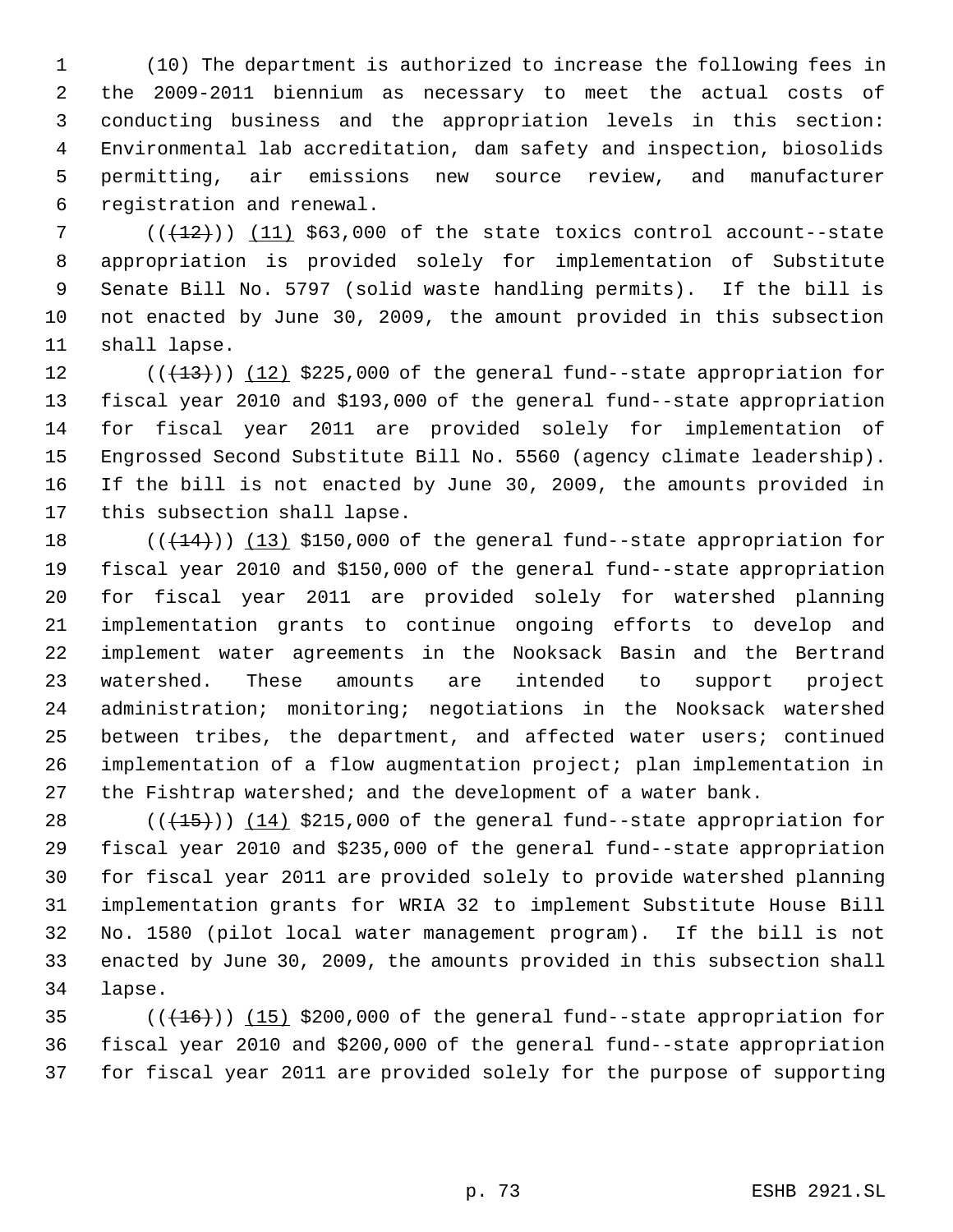(10) The department is authorized to increase the following fees in the 2009-2011 biennium as necessary to meet the actual costs of conducting business and the appropriation levels in this section: Environmental lab accreditation, dam safety and inspection, biosolids permitting, air emissions new source review, and manufacturer registration and renewal.

~~((12))~~ (11) $63,000 of the state toxics control account--state appropriation is provided solely for implementation of Substitute Senate Bill No. 5797 (solid waste handling permits). If the bill is not enacted by June 30, 2009, the amount provided in this subsection shall lapse.

~~((13))~~ (12) $225,000 of the general fund--state appropriation for fiscal year 2010 and $193,000 of the general fund--state appropriation for fiscal year 2011 are provided solely for implementation of Engrossed Second Substitute Bill No. 5560 (agency climate leadership). If the bill is not enacted by June 30, 2009, the amounts provided in this subsection shall lapse.

~~((14))~~ (13) $150,000 of the general fund--state appropriation for fiscal year 2010 and $150,000 of the general fund--state appropriation for fiscal year 2011 are provided solely for watershed planning implementation grants to continue ongoing efforts to develop and implement water agreements in the Nooksack Basin and the Bertrand watershed. These amounts are intended to support project administration; monitoring; negotiations in the Nooksack watershed between tribes, the department, and affected water users; continued implementation of a flow augmentation project; plan implementation in the Fishtrap watershed; and the development of a water bank.

~~((15))~~ (14) $215,000 of the general fund--state appropriation for fiscal year 2010 and $235,000 of the general fund--state appropriation for fiscal year 2011 are provided solely to provide watershed planning implementation grants for WRIA 32 to implement Substitute House Bill No. 1580 (pilot local water management program). If the bill is not enacted by June 30, 2009, the amounts provided in this subsection shall lapse.

~~((16))~~ (15) $200,000 of the general fund--state appropriation for fiscal year 2010 and $200,000 of the general fund--state appropriation for fiscal year 2011 are provided solely for the purpose of supporting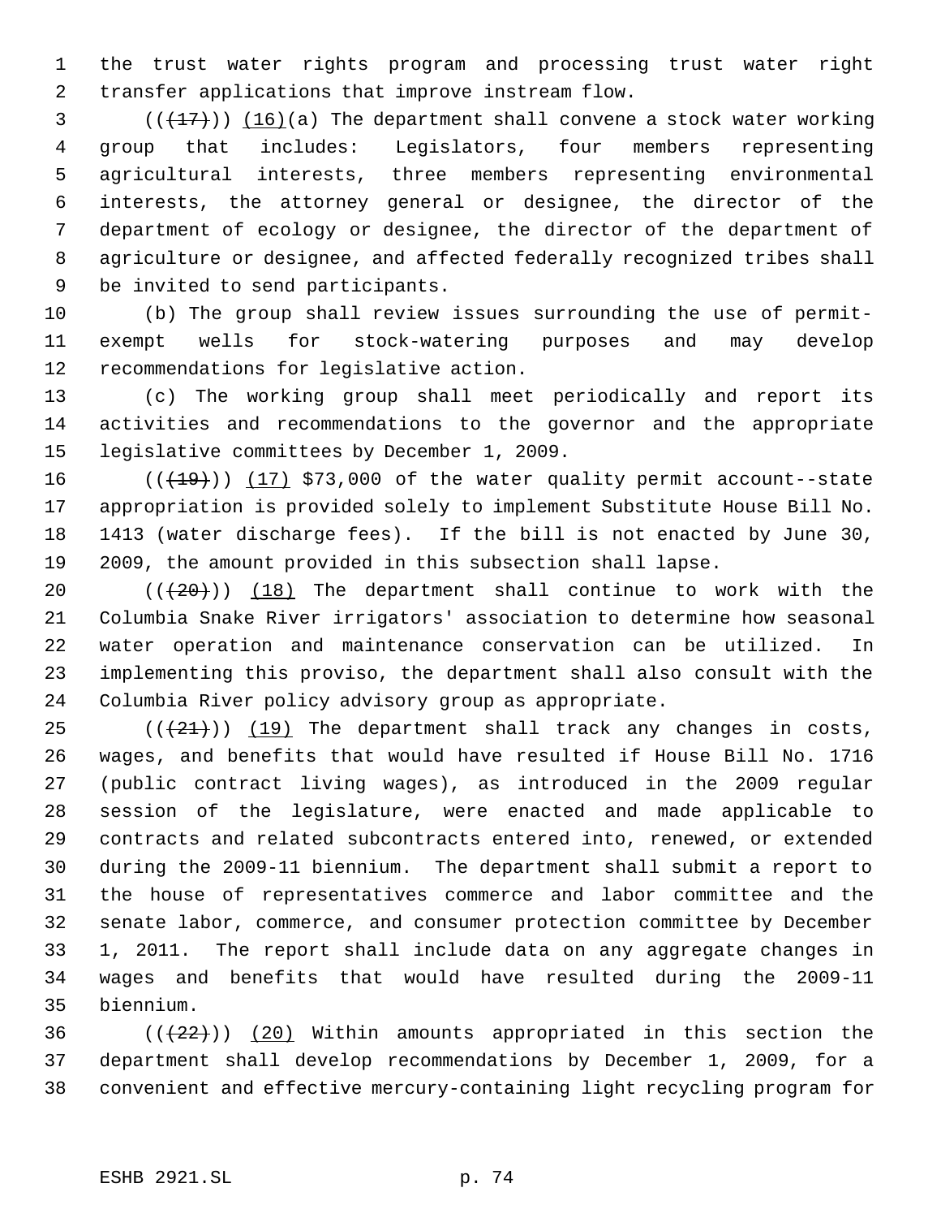the trust water rights program and processing trust water right transfer applications that improve instream flow.

(((17))) (16)(a) The department shall convene a stock water working group that includes: Legislators, four members representing agricultural interests, three members representing environmental interests, the attorney general or designee, the director of the department of ecology or designee, the director of the department of agriculture or designee, and affected federally recognized tribes shall be invited to send participants.

(b) The group shall review issues surrounding the use of permit-exempt wells for stock-watering purposes and may develop recommendations for legislative action.

(c) The working group shall meet periodically and report its activities and recommendations to the governor and the appropriate legislative committees by December 1, 2009.

(((19))) (17) $73,000 of the water quality permit account--state appropriation is provided solely to implement Substitute House Bill No. 1413 (water discharge fees). If the bill is not enacted by June 30, 2009, the amount provided in this subsection shall lapse.

(((20))) (18) The department shall continue to work with the Columbia Snake River irrigators' association to determine how seasonal water operation and maintenance conservation can be utilized. In implementing this proviso, the department shall also consult with the Columbia River policy advisory group as appropriate.

(((21))) (19) The department shall track any changes in costs, wages, and benefits that would have resulted if House Bill No. 1716 (public contract living wages), as introduced in the 2009 regular session of the legislature, were enacted and made applicable to contracts and related subcontracts entered into, renewed, or extended during the 2009-11 biennium. The department shall submit a report to the house of representatives commerce and labor committee and the senate labor, commerce, and consumer protection committee by December 1, 2011. The report shall include data on any aggregate changes in wages and benefits that would have resulted during the 2009-11 biennium.

(((22))) (20) Within amounts appropriated in this section the department shall develop recommendations by December 1, 2009, for a convenient and effective mercury-containing light recycling program for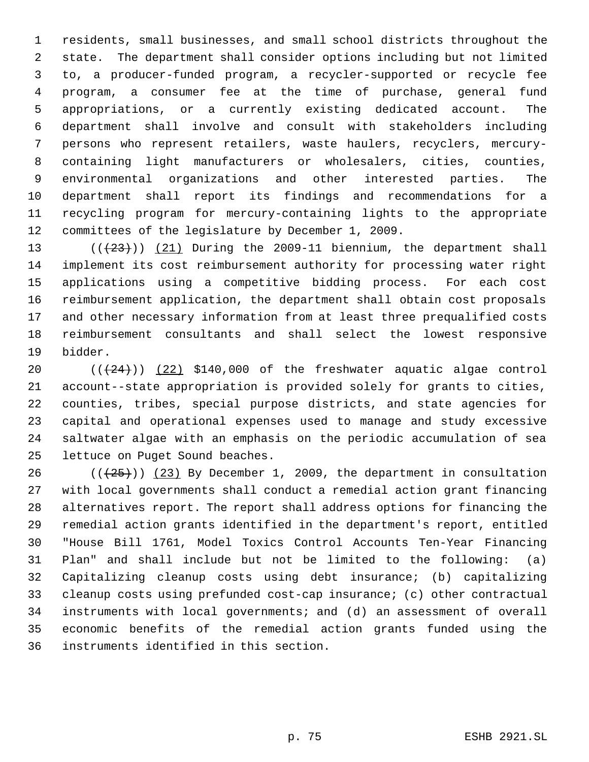residents, small businesses, and small school districts throughout the state. The department shall consider options including but not limited to, a producer-funded program, a recycler-supported or recycle fee program, a consumer fee at the time of purchase, general fund appropriations, or a currently existing dedicated account. The department shall involve and consult with stakeholders including persons who represent retailers, waste haulers, recyclers, mercury-containing light manufacturers or wholesalers, cities, counties, environmental organizations and other interested parties. The department shall report its findings and recommendations for a recycling program for mercury-containing lights to the appropriate committees of the legislature by December 1, 2009.

(( ~~(23)~~ )) (21) During the 2009-11 biennium, the department shall implement its cost reimbursement authority for processing water right applications using a competitive bidding process. For each cost reimbursement application, the department shall obtain cost proposals and other necessary information from at least three prequalified costs reimbursement consultants and shall select the lowest responsive bidder.

(( ~~(24)~~ )) (22) $140,000 of the freshwater aquatic algae control account--state appropriation is provided solely for grants to cities, counties, tribes, special purpose districts, and state agencies for capital and operational expenses used to manage and study excessive saltwater algae with an emphasis on the periodic accumulation of sea lettuce on Puget Sound beaches.

(( ~~(25)~~ )) (23) By December 1, 2009, the department in consultation with local governments shall conduct a remedial action grant financing alternatives report. The report shall address options for financing the remedial action grants identified in the department's report, entitled "House Bill 1761, Model Toxics Control Accounts Ten-Year Financing Plan" and shall include but not be limited to the following: (a) Capitalizing cleanup costs using debt insurance; (b) capitalizing cleanup costs using prefunded cost-cap insurance; (c) other contractual instruments with local governments; and (d) an assessment of overall economic benefits of the remedial action grants funded using the instruments identified in this section.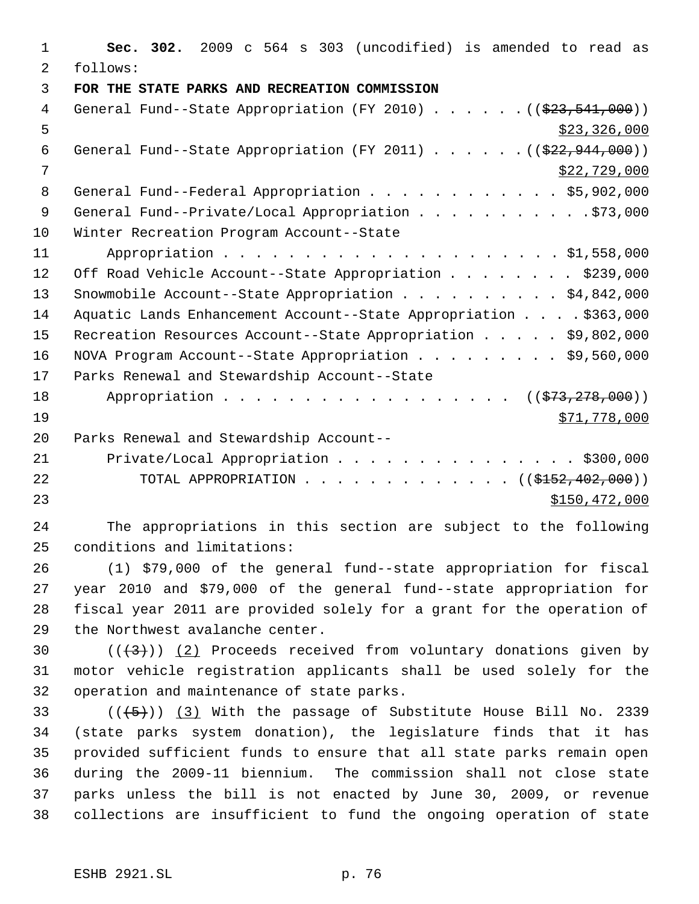**Sec. 302.** 2009 c 564 s 303 (uncodified) is amended to read as follows:

**FOR THE STATE PARKS AND RECREATION COMMISSION**

General Fund--State Appropriation (FY 2010) . . . . . . ((~~$23,541,000~~))
$23,326,000

General Fund--State Appropriation (FY 2011) . . . . . . ((~~$22,944,000~~))
$22,729,000

General Fund--Federal Appropriation . . . . . . . . . . . . $5,902,000

General Fund--Private/Local Appropriation . . . . . . . . . . . $73,000

Winter Recreation Program Account--State Appropriation . . . . . . . . . . . . . . . . . . . . . . $1,558,000

Off Road Vehicle Account--State Appropriation . . . . . . . . $239,000

Snowmobile Account--State Appropriation . . . . . . . . . . $4,842,000

Aquatic Lands Enhancement Account--State Appropriation . . . . $363,000

Recreation Resources Account--State Appropriation . . . . . $9,802,000

NOVA Program Account--State Appropriation . . . . . . . . . $9,560,000

Parks Renewal and Stewardship Account--State Appropriation . . . . . . . . . . . . . . . . . . . ((~~$73,278,000~~))
$71,778,000

Parks Renewal and Stewardship Account--Private/Local Appropriation . . . . . . . . . . . . . . . . $300,000

TOTAL APPROPRIATION . . . . . . . . . . . . . . ((~~$152,402,000~~))
$150,472,000

The appropriations in this section are subject to the following conditions and limitations:

(1) $79,000 of the general fund--state appropriation for fiscal year 2010 and $79,000 of the general fund--state appropriation for fiscal year 2011 are provided solely for a grant for the operation of the Northwest avalanche center.

((~~(3)~~)) (2) Proceeds received from voluntary donations given by motor vehicle registration applicants shall be used solely for the operation and maintenance of state parks.

((~~(5)~~)) (3) With the passage of Substitute House Bill No. 2339 (state parks system donation), the legislature finds that it has provided sufficient funds to ensure that all state parks remain open during the 2009-11 biennium. The commission shall not close state parks unless the bill is not enacted by June 30, 2009, or revenue collections are insufficient to fund the ongoing operation of state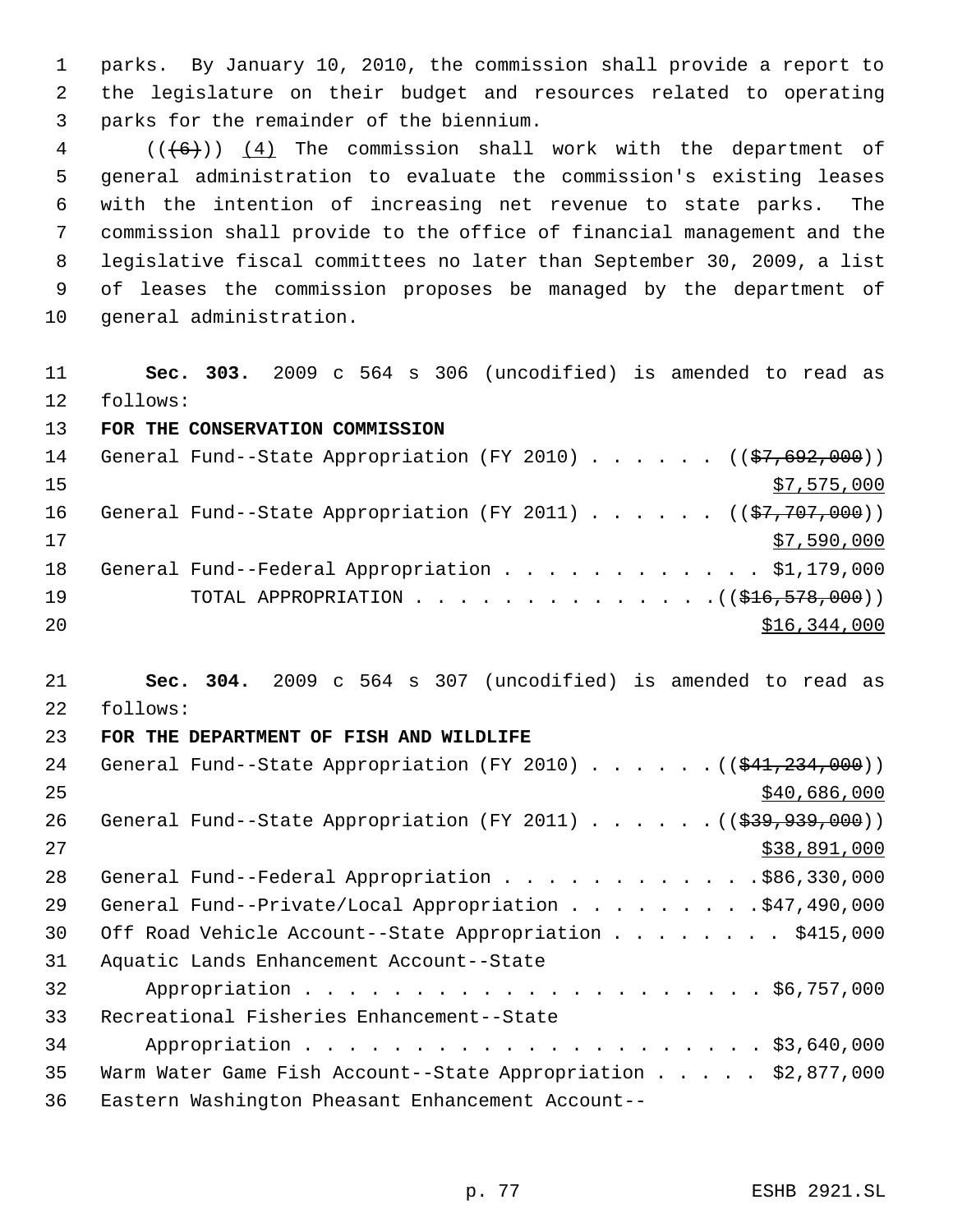parks. By January 10, 2010, the commission shall provide a report to the legislature on their budget and resources related to operating parks for the remainder of the biennium.

((~~(6)~~)) <u>(4)</u> The commission shall work with the department of general administration to evaluate the commission's existing leases with the intention of increasing net revenue to state parks. The commission shall provide to the office of financial management and the legislative fiscal committees no later than September 30, 2009, a list of leases the commission proposes be managed by the department of general administration.

**Sec. 303.** 2009 c 564 s 306 (uncodified) is amended to read as follows:

**FOR THE CONSERVATION COMMISSION**

General Fund--State Appropriation (FY 2010) . . . . . . ((~~$7,692,000~~))
<u>$7,575,000</u>

General Fund--State Appropriation (FY 2011) . . . . . . ((~~$7,707,000~~))
<u>$7,590,000</u>

General Fund--Federal Appropriation . . . . . . . . . . . . $1,179,000

TOTAL APPROPRIATION . . . . . . . . . . . . . . ((~~$16,578,000~~))
<u>$16,344,000</u>

**Sec. 304.** 2009 c 564 s 307 (uncodified) is amended to read as follows:

**FOR THE DEPARTMENT OF FISH AND WILDLIFE**

General Fund--State Appropriation (FY 2010) . . . . . . ((~~$41,234,000~~))
<u>$40,686,000</u>

General Fund--State Appropriation (FY 2011) . . . . . . ((~~$39,939,000~~))
<u>$38,891,000</u>

General Fund--Federal Appropriation . . . . . . . . . . . . $86,330,000

General Fund--Private/Local Appropriation . . . . . . . . . $47,490,000

Off Road Vehicle Account--State Appropriation . . . . . . . . $415,000

Aquatic Lands Enhancement Account--State Appropriation . . . . . . . . . . . . . . . . . . . . . . $6,757,000

Recreational Fisheries Enhancement--State Appropriation . . . . . . . . . . . . . . . . . . . . . . $3,640,000

Warm Water Game Fish Account--State Appropriation . . . . . $2,877,000

Eastern Washington Pheasant Enhancement Account--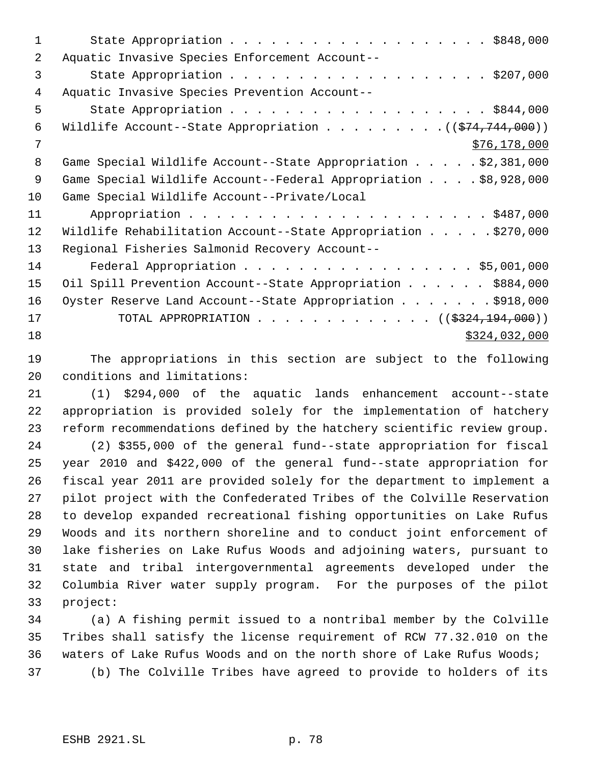State Appropriation . . . . . . . . . . . . . . . . . . . . $848,000
Aquatic Invasive Species Enforcement Account--
State Appropriation . . . . . . . . . . . . . . . . . . . . $207,000
Aquatic Invasive Species Prevention Account--
State Appropriation . . . . . . . . . . . . . . . . . . . . $844,000
Wildlife Account--State Appropriation . . . . . . . . . ((~~$74,744,000~~))
$76,178,000
Game Special Wildlife Account--State Appropriation . . . . . $2,381,000
Game Special Wildlife Account--Federal Appropriation . . . . $8,928,000
Game Special Wildlife Account--Private/Local
Appropriation . . . . . . . . . . . . . . . . . . . . . . $487,000
Wildlife Rehabilitation Account--State Appropriation . . . . . $270,000
Regional Fisheries Salmonid Recovery Account--
Federal Appropriation . . . . . . . . . . . . . . . . . . $5,001,000
Oil Spill Prevention Account--State Appropriation . . . . . . $884,000
Oyster Reserve Land Account--State Appropriation . . . . . . . $918,000
TOTAL APPROPRIATION . . . . . . . . . . . . . ((~~$324,194,000~~))
$324,032,000

The appropriations in this section are subject to the following conditions and limitations:

(1) $294,000 of the aquatic lands enhancement account--state appropriation is provided solely for the implementation of hatchery reform recommendations defined by the hatchery scientific review group.

(2) $355,000 of the general fund--state appropriation for fiscal year 2010 and $422,000 of the general fund--state appropriation for fiscal year 2011 are provided solely for the department to implement a pilot project with the Confederated Tribes of the Colville Reservation to develop expanded recreational fishing opportunities on Lake Rufus Woods and its northern shoreline and to conduct joint enforcement of lake fisheries on Lake Rufus Woods and adjoining waters, pursuant to state and tribal intergovernmental agreements developed under the Columbia River water supply program. For the purposes of the pilot project:

(a) A fishing permit issued to a nontribal member by the Colville Tribes shall satisfy the license requirement of RCW 77.32.010 on the waters of Lake Rufus Woods and on the north shore of Lake Rufus Woods;

(b) The Colville Tribes have agreed to provide to holders of its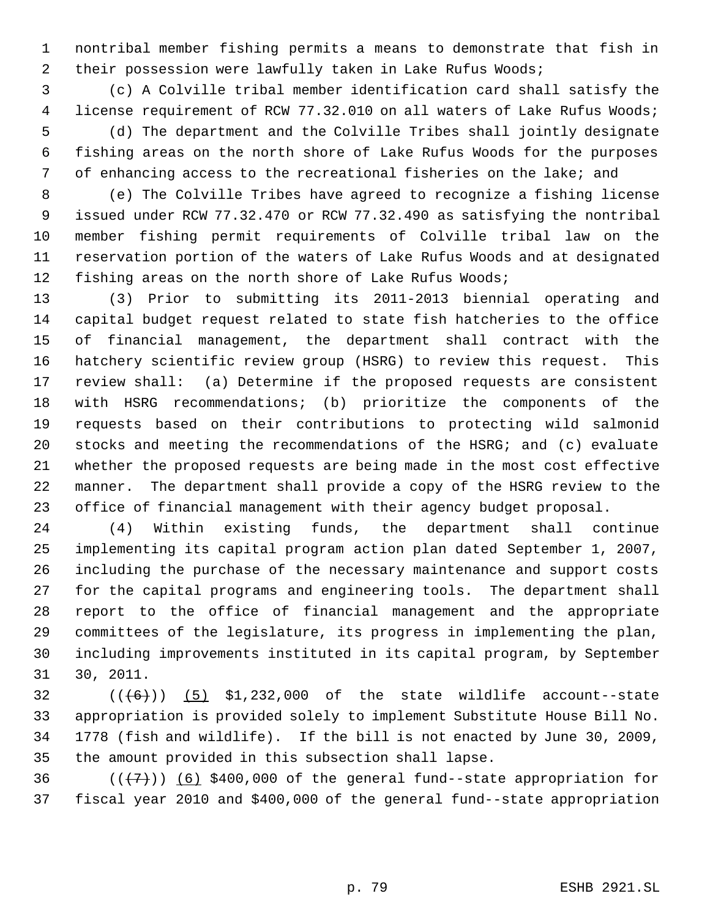nontribal member fishing permits a means to demonstrate that fish in their possession were lawfully taken in Lake Rufus Woods;

(c) A Colville tribal member identification card shall satisfy the license requirement of RCW 77.32.010 on all waters of Lake Rufus Woods;

(d) The department and the Colville Tribes shall jointly designate fishing areas on the north shore of Lake Rufus Woods for the purposes of enhancing access to the recreational fisheries on the lake; and

(e) The Colville Tribes have agreed to recognize a fishing license issued under RCW 77.32.470 or RCW 77.32.490 as satisfying the nontribal member fishing permit requirements of Colville tribal law on the reservation portion of the waters of Lake Rufus Woods and at designated fishing areas on the north shore of Lake Rufus Woods;

(3) Prior to submitting its 2011-2013 biennial operating and capital budget request related to state fish hatcheries to the office of financial management, the department shall contract with the hatchery scientific review group (HSRG) to review this request. This review shall: (a) Determine if the proposed requests are consistent with HSRG recommendations; (b) prioritize the components of the requests based on their contributions to protecting wild salmonid stocks and meeting the recommendations of the HSRG; and (c) evaluate whether the proposed requests are being made in the most cost effective manner. The department shall provide a copy of the HSRG review to the office of financial management with their agency budget proposal.

(4) Within existing funds, the department shall continue implementing its capital program action plan dated September 1, 2007, including the purchase of the necessary maintenance and support costs for the capital programs and engineering tools. The department shall report to the office of financial management and the appropriate committees of the legislature, its progress in implementing the plan, including improvements instituted in its capital program, by September 30, 2011.

(((6))) (5) $1,232,000 of the state wildlife account--state appropriation is provided solely to implement Substitute House Bill No. 1778 (fish and wildlife). If the bill is not enacted by June 30, 2009, the amount provided in this subsection shall lapse.

(((7))) (6) $400,000 of the general fund--state appropriation for fiscal year 2010 and $400,000 of the general fund--state appropriation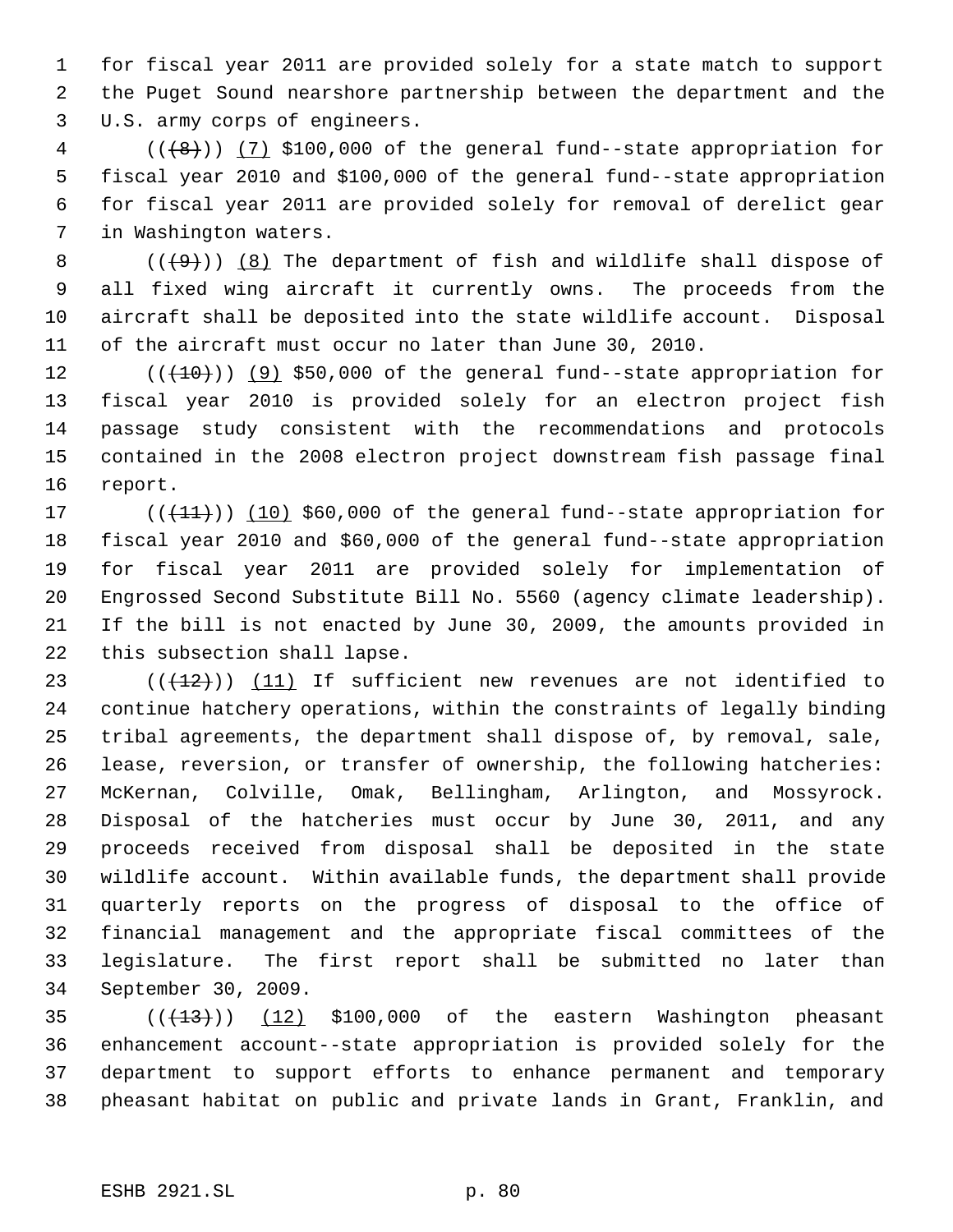for fiscal year 2011 are provided solely for a state match to support the Puget Sound nearshore partnership between the department and the U.S. army corps of engineers.

(((8))) (7) $100,000 of the general fund--state appropriation for fiscal year 2010 and $100,000 of the general fund--state appropriation for fiscal year 2011 are provided solely for removal of derelict gear in Washington waters.

(((9))) (8) The department of fish and wildlife shall dispose of all fixed wing aircraft it currently owns. The proceeds from the aircraft shall be deposited into the state wildlife account. Disposal of the aircraft must occur no later than June 30, 2010.

(((10))) (9) $50,000 of the general fund--state appropriation for fiscal year 2010 is provided solely for an electron project fish passage study consistent with the recommendations and protocols contained in the 2008 electron project downstream fish passage final report.

(((11))) (10) $60,000 of the general fund--state appropriation for fiscal year 2010 and $60,000 of the general fund--state appropriation for fiscal year 2011 are provided solely for implementation of Engrossed Second Substitute Bill No. 5560 (agency climate leadership). If the bill is not enacted by June 30, 2009, the amounts provided in this subsection shall lapse.

(((12))) (11) If sufficient new revenues are not identified to continue hatchery operations, within the constraints of legally binding tribal agreements, the department shall dispose of, by removal, sale, lease, reversion, or transfer of ownership, the following hatcheries: McKernan, Colville, Omak, Bellingham, Arlington, and Mossyrock. Disposal of the hatcheries must occur by June 30, 2011, and any proceeds received from disposal shall be deposited in the state wildlife account. Within available funds, the department shall provide quarterly reports on the progress of disposal to the office of financial management and the appropriate fiscal committees of the legislature. The first report shall be submitted no later than September 30, 2009.

(((13))) (12) $100,000 of the eastern Washington pheasant enhancement account--state appropriation is provided solely for the department to support efforts to enhance permanent and temporary pheasant habitat on public and private lands in Grant, Franklin, and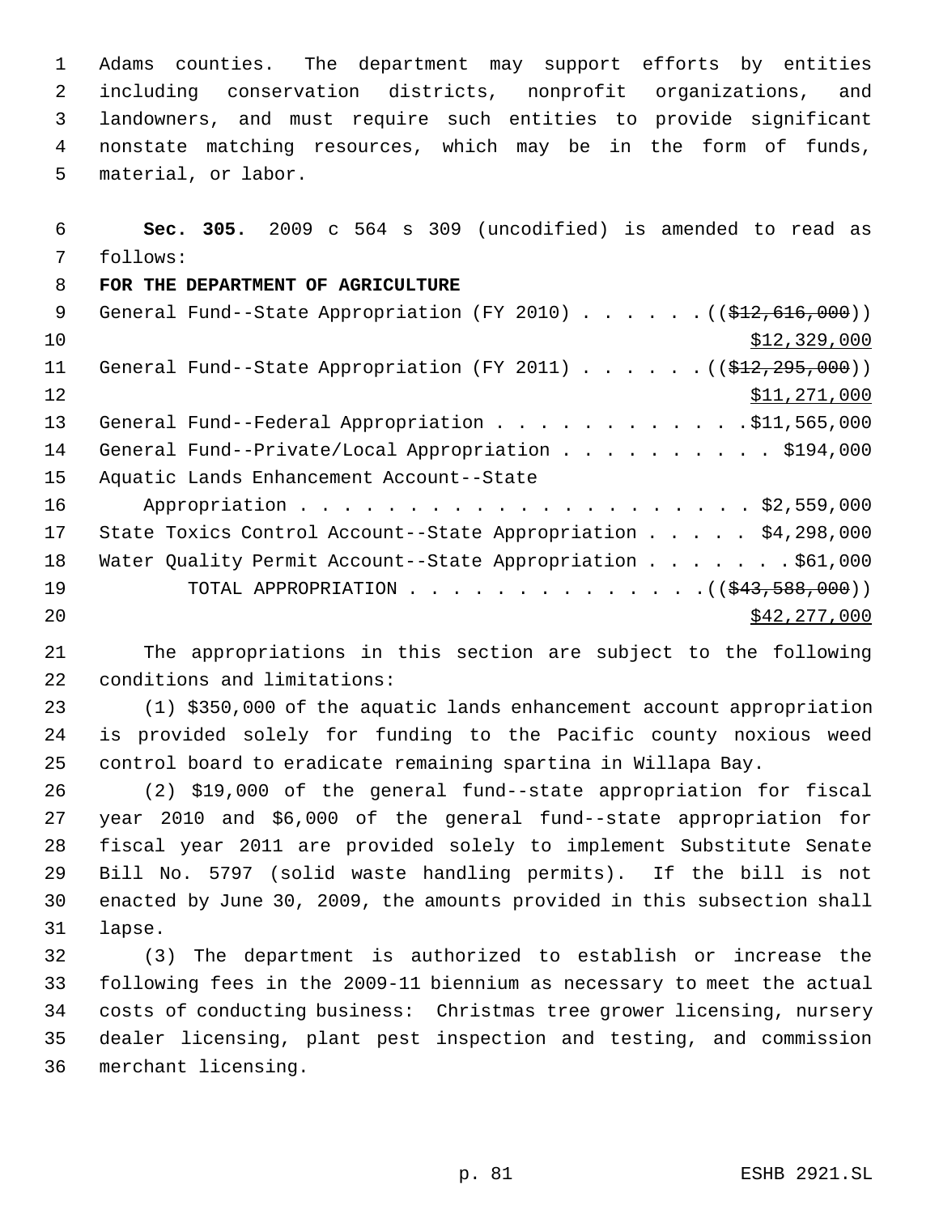Adams counties. The department may support efforts by entities including conservation districts, nonprofit organizations, and landowners, and must require such entities to provide significant nonstate matching resources, which may be in the form of funds, material, or labor.

**Sec. 305.** 2009 c 564 s 309 (uncodified) is amended to read as follows:

**FOR THE DEPARTMENT OF AGRICULTURE**

General Fund--State Appropriation (FY 2010) . . . . . . ((~~$12,616,000~~)) $12,329,000

General Fund--State Appropriation (FY 2011) . . . . . . ((~~$12,295,000~~)) $11,271,000

General Fund--Federal Appropriation . . . . . . . . . . . . $11,565,000

General Fund--Private/Local Appropriation . . . . . . . . . . $194,000

Aquatic Lands Enhancement Account--State Appropriation . . . . . . . . . . . . . . . . . . . . . $2,559,000

State Toxics Control Account--State Appropriation . . . . . $4,298,000

Water Quality Permit Account--State Appropriation . . . . . . . $61,000

TOTAL APPROPRIATION . . . . . . . . . . . . . . ((~~$43,588,000~~)) $42,277,000

The appropriations in this section are subject to the following conditions and limitations:

(1) $350,000 of the aquatic lands enhancement account appropriation is provided solely for funding to the Pacific county noxious weed control board to eradicate remaining spartina in Willapa Bay.

(2) $19,000 of the general fund--state appropriation for fiscal year 2010 and $6,000 of the general fund--state appropriation for fiscal year 2011 are provided solely to implement Substitute Senate Bill No. 5797 (solid waste handling permits). If the bill is not enacted by June 30, 2009, the amounts provided in this subsection shall lapse.

(3) The department is authorized to establish or increase the following fees in the 2009-11 biennium as necessary to meet the actual costs of conducting business: Christmas tree grower licensing, nursery dealer licensing, plant pest inspection and testing, and commission merchant licensing.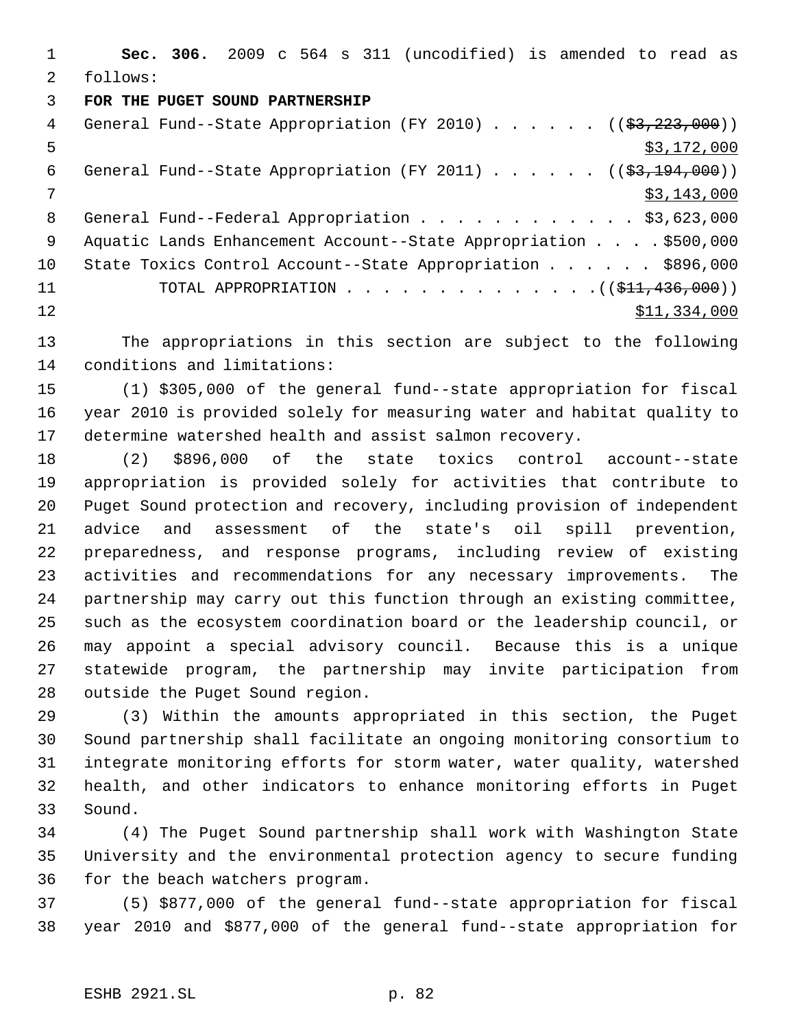**Sec. 306.** 2009 c 564 s 311 (uncodified) is amended to read as follows:

**FOR THE PUGET SOUND PARTNERSHIP**

General Fund--State Appropriation (FY 2010) . . . . . . ((~~$3,223,000~~)) <u>$3,172,000</u>

General Fund--State Appropriation (FY 2011) . . . . . . ((~~$3,194,000~~)) <u>$3,143,000</u>

General Fund--Federal Appropriation . . . . . . . . . . . . $3,623,000

Aquatic Lands Enhancement Account--State Appropriation . . . . $500,000

State Toxics Control Account--State Appropriation . . . . . . $896,000

TOTAL APPROPRIATION . . . . . . . . . . . . . . ((~~$11,436,000~~)) <u>$11,334,000</u>

The appropriations in this section are subject to the following conditions and limitations:

(1) $305,000 of the general fund--state appropriation for fiscal year 2010 is provided solely for measuring water and habitat quality to determine watershed health and assist salmon recovery.

(2) $896,000 of the state toxics control account--state appropriation is provided solely for activities that contribute to Puget Sound protection and recovery, including provision of independent advice and assessment of the state's oil spill prevention, preparedness, and response programs, including review of existing activities and recommendations for any necessary improvements. The partnership may carry out this function through an existing committee, such as the ecosystem coordination board or the leadership council, or may appoint a special advisory council. Because this is a unique statewide program, the partnership may invite participation from outside the Puget Sound region.

(3) Within the amounts appropriated in this section, the Puget Sound partnership shall facilitate an ongoing monitoring consortium to integrate monitoring efforts for storm water, water quality, watershed health, and other indicators to enhance monitoring efforts in Puget Sound.

(4) The Puget Sound partnership shall work with Washington State University and the environmental protection agency to secure funding for the beach watchers program.

(5) $877,000 of the general fund--state appropriation for fiscal year 2010 and $877,000 of the general fund--state appropriation for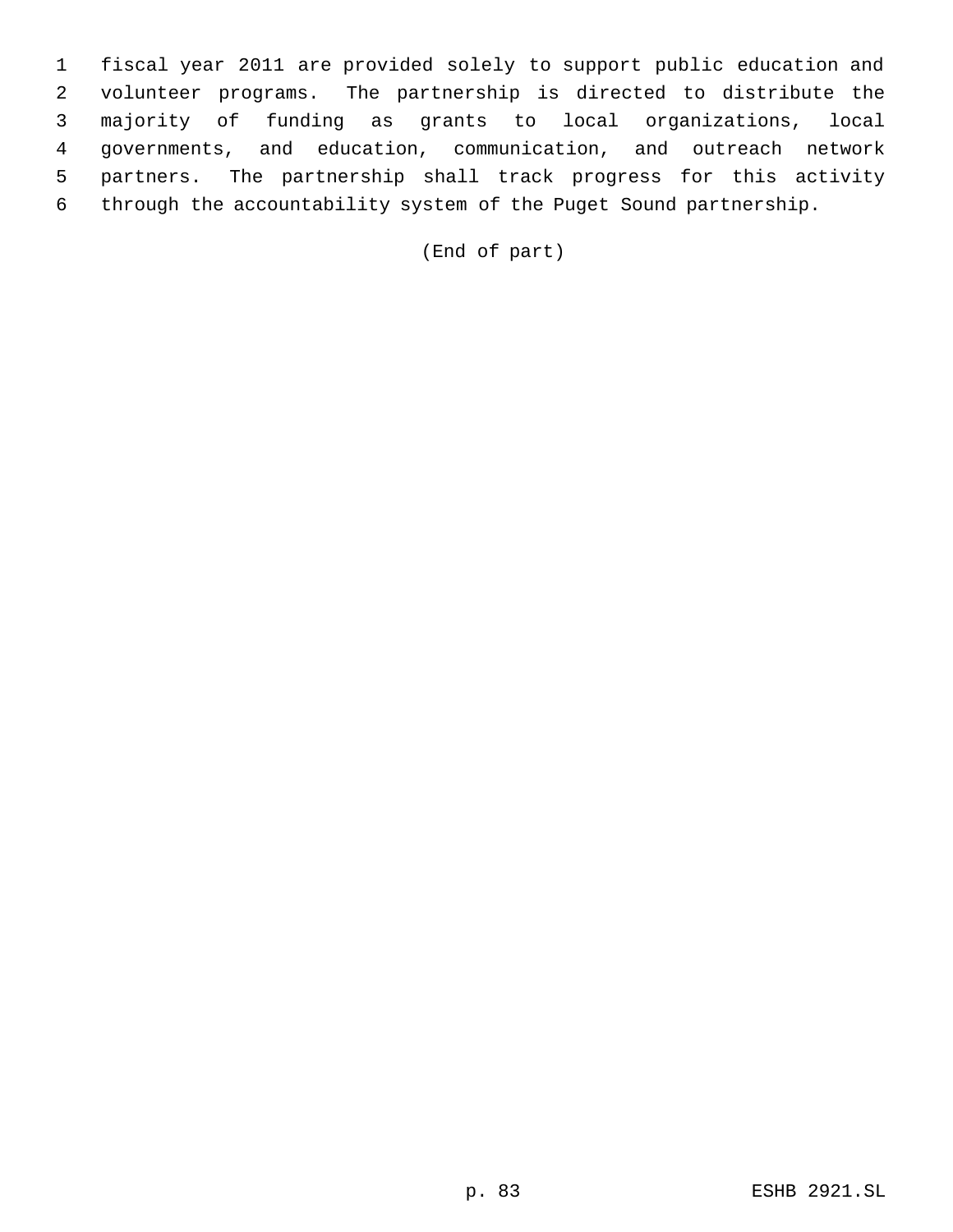fiscal year 2011 are provided solely to support public education and volunteer programs. The partnership is directed to distribute the majority of funding as grants to local organizations, local governments, and education, communication, and outreach network partners. The partnership shall track progress for this activity through the accountability system of the Puget Sound partnership.

(End of part)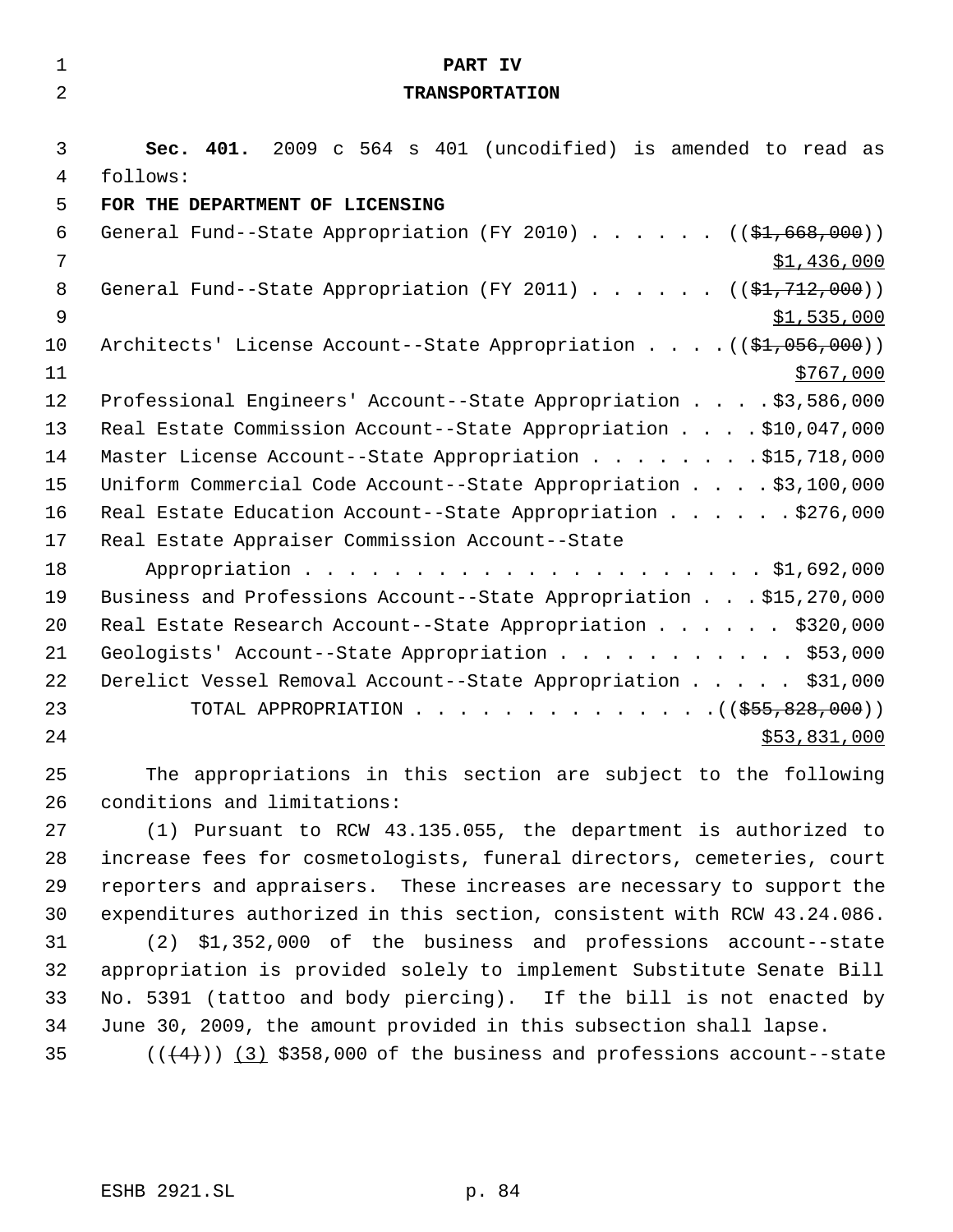**PART IV**

**TRANSPORTATION**

**Sec. 401.** 2009 c 564 s 401 (uncodified) is amended to read as follows:

**FOR THE DEPARTMENT OF LICENSING**

General Fund--State Appropriation (FY 2010) . . . . . . ((~~$1,668,000~~)) <u>$1,436,000</u>

General Fund--State Appropriation (FY 2011) . . . . . . ((~~$1,712,000~~)) <u>$1,535,000</u>

Architects' License Account--State Appropriation . . . .((~~$1,056,000~~)) <u>$767,000</u>

Professional Engineers' Account--State Appropriation . . . . $3,586,000

Real Estate Commission Account--State Appropriation . . . . $10,047,000

Master License Account--State Appropriation . . . . . . . . $15,718,000

Uniform Commercial Code Account--State Appropriation . . . . $3,100,000

Real Estate Education Account--State Appropriation . . . . . . $276,000

Real Estate Appraiser Commission Account--State Appropriation . . . . . . . . . . . . . . . . . . . . . . $1,692,000

Business and Professions Account--State Appropriation . . . $15,270,000

Real Estate Research Account--State Appropriation . . . . . . $320,000

Geologists' Account--State Appropriation . . . . . . . . . . . $53,000

Derelict Vessel Removal Account--State Appropriation . . . . . $31,000

TOTAL APPROPRIATION . . . . . . . . . . . . . . .((~~$55,828,000~~)) <u>$53,831,000</u>

The appropriations in this section are subject to the following conditions and limitations:

(1) Pursuant to RCW 43.135.055, the department is authorized to increase fees for cosmetologists, funeral directors, cemeteries, court reporters and appraisers. These increases are necessary to support the expenditures authorized in this section, consistent with RCW 43.24.086.

(2) $1,352,000 of the business and professions account--state appropriation is provided solely to implement Substitute Senate Bill No. 5391 (tattoo and body piercing). If the bill is not enacted by June 30, 2009, the amount provided in this subsection shall lapse.

((~~(4)~~)) <u>(3)</u> $358,000 of the business and professions account--state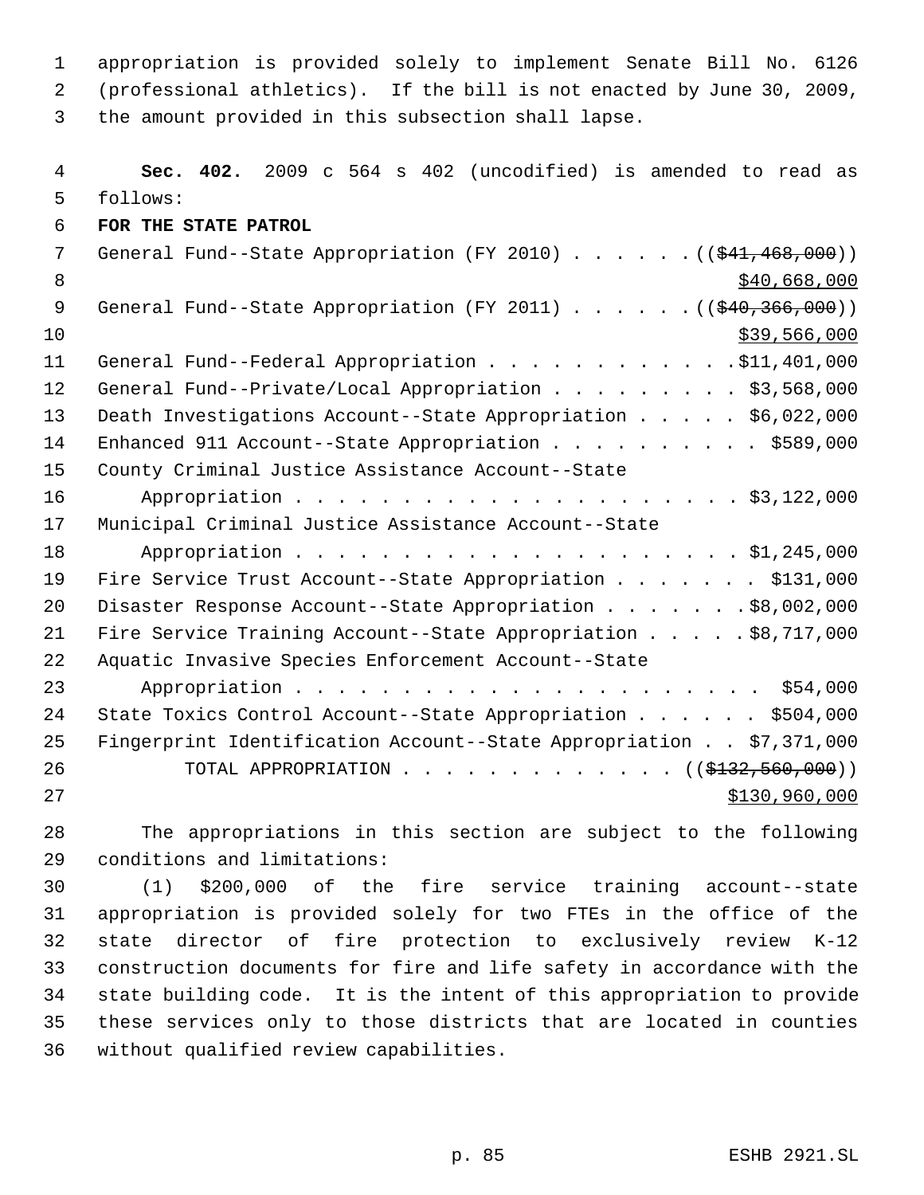appropriation is provided solely to implement Senate Bill No. 6126 (professional athletics). If the bill is not enacted by June 30, 2009, the amount provided in this subsection shall lapse.

**Sec. 402.** 2009 c 564 s 402 (uncodified) is amended to read as follows:

**FOR THE STATE PATROL**

General Fund--State Appropriation (FY 2010) . . . . . . ((~~$41,468,000~~))
<u>$40,668,000</u>

General Fund--State Appropriation (FY 2011) . . . . . . ((~~$40,366,000~~))
<u>$39,566,000</u>

General Fund--Federal Appropriation . . . . . . . . . . . . $11,401,000

General Fund--Private/Local Appropriation . . . . . . . . . $3,568,000

Death Investigations Account--State Appropriation . . . . . $6,022,000

Enhanced 911 Account--State Appropriation . . . . . . . . . . $589,000

County Criminal Justice Assistance Account--State
Appropriation . . . . . . . . . . . . . . . . . . . . . . $3,122,000

Municipal Criminal Justice Assistance Account--State
Appropriation . . . . . . . . . . . . . . . . . . . . . . $1,245,000

Fire Service Trust Account--State Appropriation . . . . . . . $131,000

Disaster Response Account--State Appropriation . . . . . . . $8,002,000

Fire Service Training Account--State Appropriation . . . . . $8,717,000

Aquatic Invasive Species Enforcement Account--State
Appropriation . . . . . . . . . . . . . . . . . . . . . . . $54,000

State Toxics Control Account--State Appropriation . . . . . . $504,000

Fingerprint Identification Account--State Appropriation . . $7,371,000

TOTAL APPROPRIATION . . . . . . . . . . . . . . ((~~$132,560,000~~))
<u>$130,960,000</u>

The appropriations in this section are subject to the following conditions and limitations:

(1) $200,000 of the fire service training account--state appropriation is provided solely for two FTEs in the office of the state director of fire protection to exclusively review K-12 construction documents for fire and life safety in accordance with the state building code. It is the intent of this appropriation to provide these services only to those districts that are located in counties without qualified review capabilities.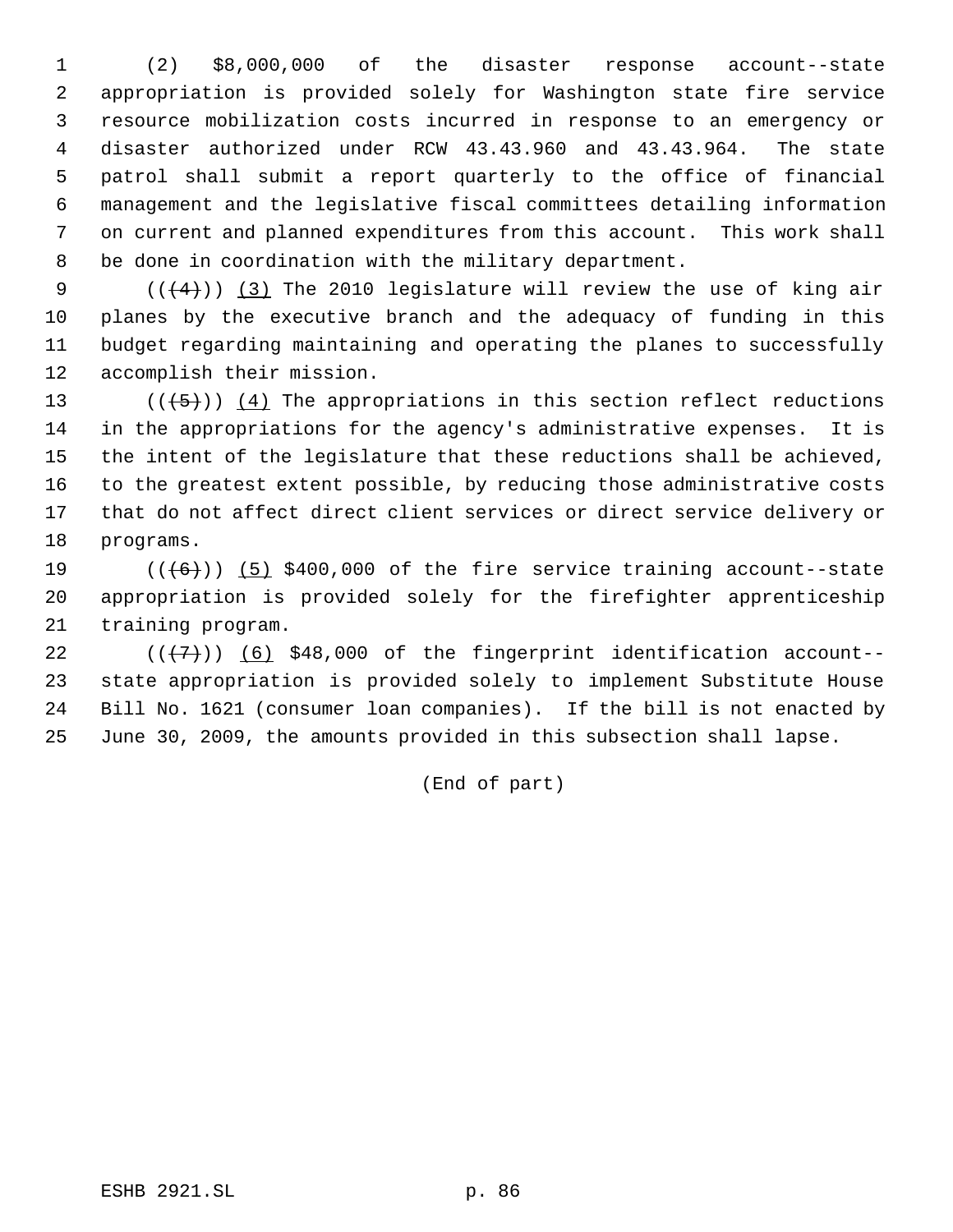(2) $8,000,000 of the disaster response account--state appropriation is provided solely for Washington state fire service resource mobilization costs incurred in response to an emergency or disaster authorized under RCW 43.43.960 and 43.43.964. The state patrol shall submit a report quarterly to the office of financial management and the legislative fiscal committees detailing information on current and planned expenditures from this account. This work shall be done in coordination with the military department.

(((4))) (3) The 2010 legislature will review the use of king air planes by the executive branch and the adequacy of funding in this budget regarding maintaining and operating the planes to successfully accomplish their mission.

(((5))) (4) The appropriations in this section reflect reductions in the appropriations for the agency's administrative expenses. It is the intent of the legislature that these reductions shall be achieved, to the greatest extent possible, by reducing those administrative costs that do not affect direct client services or direct service delivery or programs.

(((6))) (5) $400,000 of the fire service training account--state appropriation is provided solely for the firefighter apprenticeship training program.

(((7))) (6) $48,000 of the fingerprint identification account--state appropriation is provided solely to implement Substitute House Bill No. 1621 (consumer loan companies). If the bill is not enacted by June 30, 2009, the amounts provided in this subsection shall lapse.

(End of part)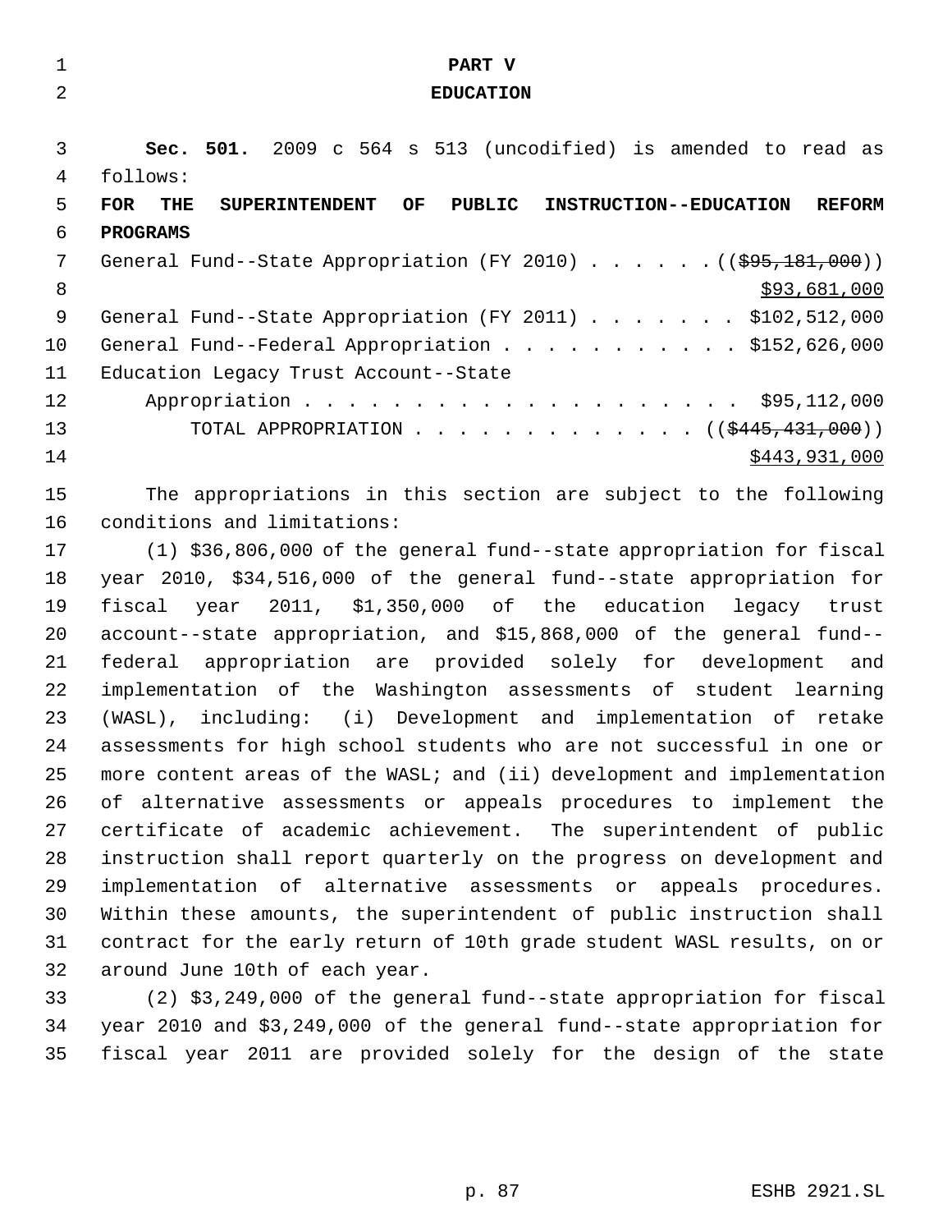# PART V

# EDUCATION

**Sec. 501.** 2009 c 564 s 513 (uncodified) is amended to read as follows:

**FOR THE SUPERINTENDENT OF PUBLIC INSTRUCTION--EDUCATION REFORM PROGRAMS**

General Fund--State Appropriation (FY 2010) . . . . . . ((~~$95,181,000~~))
$93,681,000

General Fund--State Appropriation (FY 2011) . . . . . . . $102,512,000

General Fund--Federal Appropriation . . . . . . . . . . . $152,626,000

Education Legacy Trust Account--State
Appropriation . . . . . . . . . . . . . . . . . . . . $95,112,000

TOTAL APPROPRIATION . . . . . . . . . . . . . ((~~$445,431,000~~))
$443,931,000

The appropriations in this section are subject to the following conditions and limitations:

(1) $36,806,000 of the general fund--state appropriation for fiscal year 2010, $34,516,000 of the general fund--state appropriation for fiscal year 2011, $1,350,000 of the education legacy trust account--state appropriation, and $15,868,000 of the general fund--federal appropriation are provided solely for development and implementation of the Washington assessments of student learning (WASL), including: (i) Development and implementation of retake assessments for high school students who are not successful in one or more content areas of the WASL; and (ii) development and implementation of alternative assessments or appeals procedures to implement the certificate of academic achievement. The superintendent of public instruction shall report quarterly on the progress on development and implementation of alternative assessments or appeals procedures. Within these amounts, the superintendent of public instruction shall contract for the early return of 10th grade student WASL results, on or around June 10th of each year.

(2) $3,249,000 of the general fund--state appropriation for fiscal year 2010 and $3,249,000 of the general fund--state appropriation for fiscal year 2011 are provided solely for the design of the state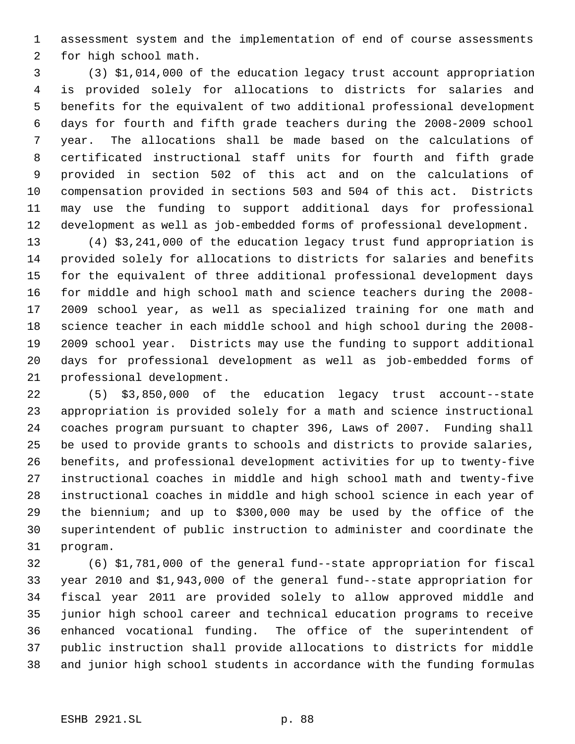assessment system and the implementation of end of course assessments for high school math.

(3) $1,014,000 of the education legacy trust account appropriation is provided solely for allocations to districts for salaries and benefits for the equivalent of two additional professional development days for fourth and fifth grade teachers during the 2008-2009 school year. The allocations shall be made based on the calculations of certificated instructional staff units for fourth and fifth grade provided in section 502 of this act and on the calculations of compensation provided in sections 503 and 504 of this act. Districts may use the funding to support additional days for professional development as well as job-embedded forms of professional development.

(4) $3,241,000 of the education legacy trust fund appropriation is provided solely for allocations to districts for salaries and benefits for the equivalent of three additional professional development days for middle and high school math and science teachers during the 2008-2009 school year, as well as specialized training for one math and science teacher in each middle school and high school during the 2008-2009 school year. Districts may use the funding to support additional days for professional development as well as job-embedded forms of professional development.

(5) $3,850,000 of the education legacy trust account--state appropriation is provided solely for a math and science instructional coaches program pursuant to chapter 396, Laws of 2007. Funding shall be used to provide grants to schools and districts to provide salaries, benefits, and professional development activities for up to twenty-five instructional coaches in middle and high school math and twenty-five instructional coaches in middle and high school science in each year of the biennium; and up to $300,000 may be used by the office of the superintendent of public instruction to administer and coordinate the program.

(6) $1,781,000 of the general fund--state appropriation for fiscal year 2010 and $1,943,000 of the general fund--state appropriation for fiscal year 2011 are provided solely to allow approved middle and junior high school career and technical education programs to receive enhanced vocational funding. The office of the superintendent of public instruction shall provide allocations to districts for middle and junior high school students in accordance with the funding formulas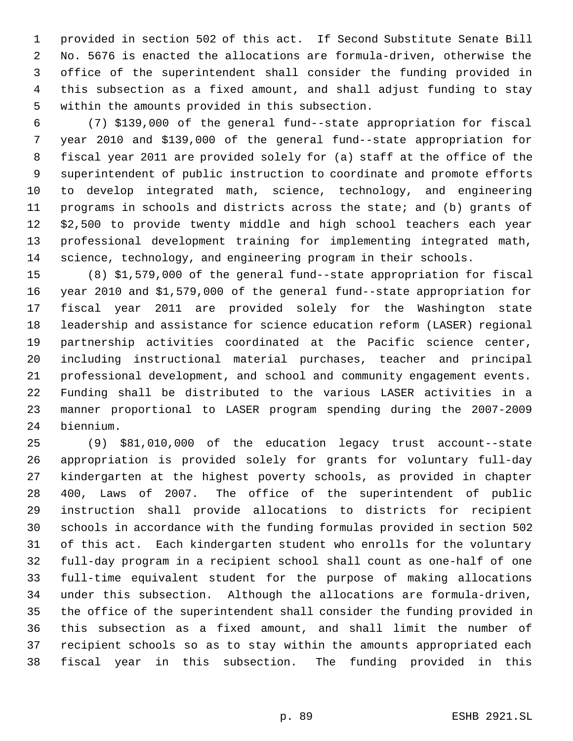provided in section 502 of this act. If Second Substitute Senate Bill No. 5676 is enacted the allocations are formula-driven, otherwise the office of the superintendent shall consider the funding provided in this subsection as a fixed amount, and shall adjust funding to stay within the amounts provided in this subsection.

(7) $139,000 of the general fund--state appropriation for fiscal year 2010 and $139,000 of the general fund--state appropriation for fiscal year 2011 are provided solely for (a) staff at the office of the superintendent of public instruction to coordinate and promote efforts to develop integrated math, science, technology, and engineering programs in schools and districts across the state; and (b) grants of $2,500 to provide twenty middle and high school teachers each year professional development training for implementing integrated math, science, technology, and engineering program in their schools.

(8) $1,579,000 of the general fund--state appropriation for fiscal year 2010 and $1,579,000 of the general fund--state appropriation for fiscal year 2011 are provided solely for the Washington state leadership and assistance for science education reform (LASER) regional partnership activities coordinated at the Pacific science center, including instructional material purchases, teacher and principal professional development, and school and community engagement events. Funding shall be distributed to the various LASER activities in a manner proportional to LASER program spending during the 2007-2009 biennium.

(9) $81,010,000 of the education legacy trust account--state appropriation is provided solely for grants for voluntary full-day kindergarten at the highest poverty schools, as provided in chapter 400, Laws of 2007. The office of the superintendent of public instruction shall provide allocations to districts for recipient schools in accordance with the funding formulas provided in section 502 of this act. Each kindergarten student who enrolls for the voluntary full-day program in a recipient school shall count as one-half of one full-time equivalent student for the purpose of making allocations under this subsection. Although the allocations are formula-driven, the office of the superintendent shall consider the funding provided in this subsection as a fixed amount, and shall limit the number of recipient schools so as to stay within the amounts appropriated each fiscal year in this subsection. The funding provided in this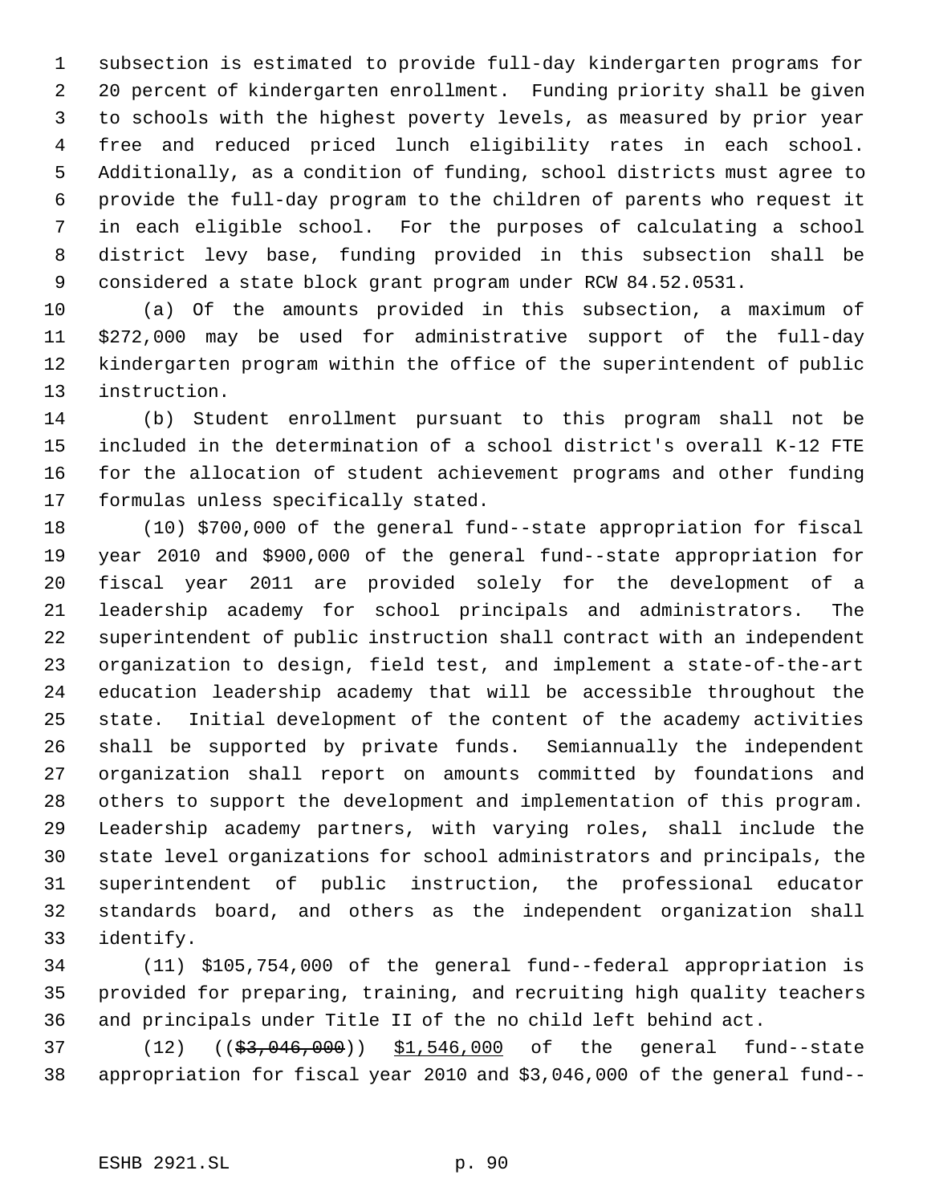subsection is estimated to provide full-day kindergarten programs for 20 percent of kindergarten enrollment. Funding priority shall be given to schools with the highest poverty levels, as measured by prior year free and reduced priced lunch eligibility rates in each school. Additionally, as a condition of funding, school districts must agree to provide the full-day program to the children of parents who request it in each eligible school. For the purposes of calculating a school district levy base, funding provided in this subsection shall be considered a state block grant program under RCW 84.52.0531.

(a) Of the amounts provided in this subsection, a maximum of $272,000 may be used for administrative support of the full-day kindergarten program within the office of the superintendent of public instruction.

(b) Student enrollment pursuant to this program shall not be included in the determination of a school district's overall K-12 FTE for the allocation of student achievement programs and other funding formulas unless specifically stated.

(10) $700,000 of the general fund--state appropriation for fiscal year 2010 and $900,000 of the general fund--state appropriation for fiscal year 2011 are provided solely for the development of a leadership academy for school principals and administrators. The superintendent of public instruction shall contract with an independent organization to design, field test, and implement a state-of-the-art education leadership academy that will be accessible throughout the state. Initial development of the content of the academy activities shall be supported by private funds. Semiannually the independent organization shall report on amounts committed by foundations and others to support the development and implementation of this program. Leadership academy partners, with varying roles, shall include the state level organizations for school administrators and principals, the superintendent of public instruction, the professional educator standards board, and others as the independent organization shall identify.

(11) $105,754,000 of the general fund--federal appropriation is provided for preparing, training, and recruiting high quality teachers and principals under Title II of the no child left behind act.

(12) ((~~$3,046,000~~)) <u>$1,546,000</u> of the general fund--state appropriation for fiscal year 2010 and $3,046,000 of the general fund--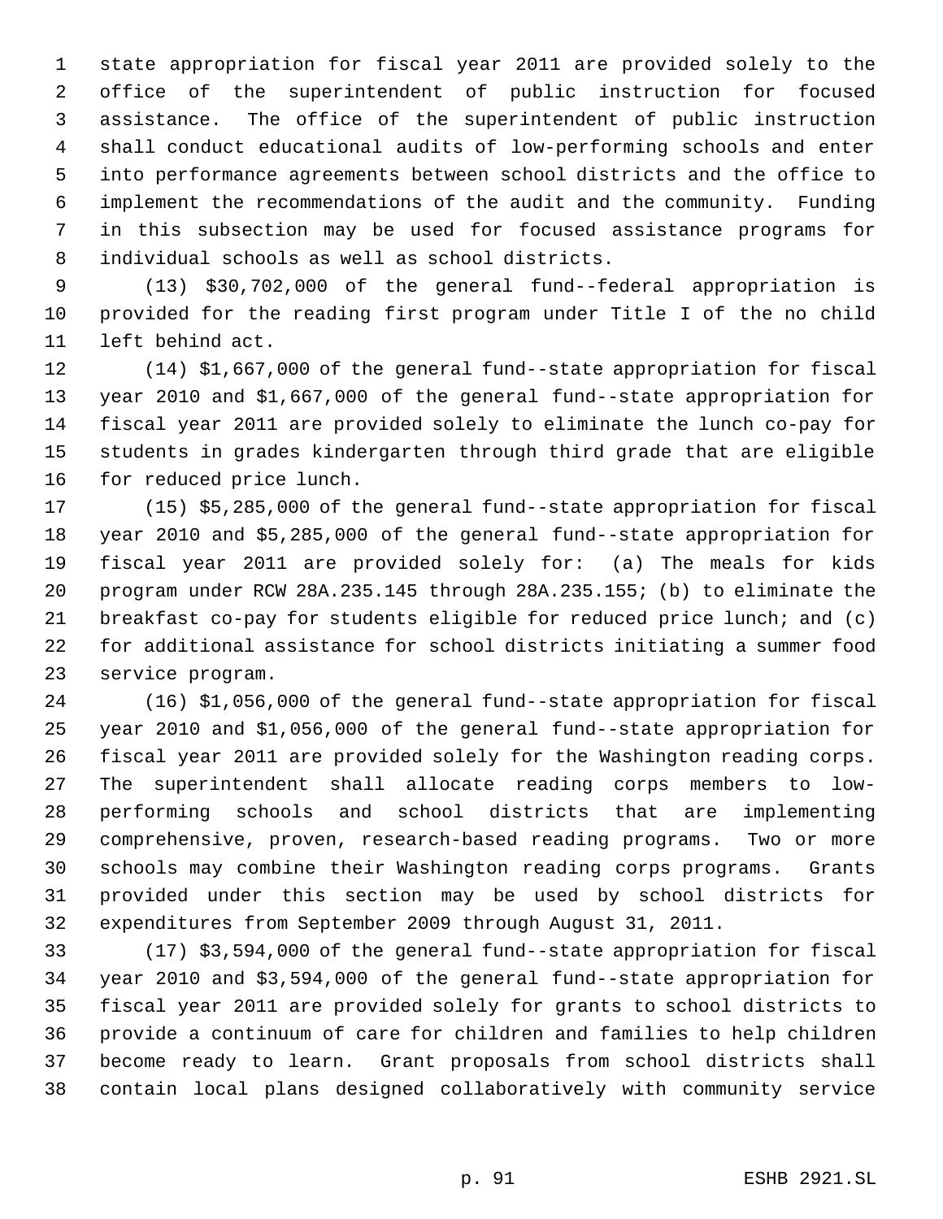state appropriation for fiscal year 2011 are provided solely to the office of the superintendent of public instruction for focused assistance. The office of the superintendent of public instruction shall conduct educational audits of low-performing schools and enter into performance agreements between school districts and the office to implement the recommendations of the audit and the community. Funding in this subsection may be used for focused assistance programs for individual schools as well as school districts.

(13) $30,702,000 of the general fund--federal appropriation is provided for the reading first program under Title I of the no child left behind act.

(14) $1,667,000 of the general fund--state appropriation for fiscal year 2010 and $1,667,000 of the general fund--state appropriation for fiscal year 2011 are provided solely to eliminate the lunch co-pay for students in grades kindergarten through third grade that are eligible for reduced price lunch.

(15) $5,285,000 of the general fund--state appropriation for fiscal year 2010 and $5,285,000 of the general fund--state appropriation for fiscal year 2011 are provided solely for: (a) The meals for kids program under RCW 28A.235.145 through 28A.235.155; (b) to eliminate the breakfast co-pay for students eligible for reduced price lunch; and (c) for additional assistance for school districts initiating a summer food service program.

(16) $1,056,000 of the general fund--state appropriation for fiscal year 2010 and $1,056,000 of the general fund--state appropriation for fiscal year 2011 are provided solely for the Washington reading corps. The superintendent shall allocate reading corps members to low-performing schools and school districts that are implementing comprehensive, proven, research-based reading programs. Two or more schools may combine their Washington reading corps programs. Grants provided under this section may be used by school districts for expenditures from September 2009 through August 31, 2011.

(17) $3,594,000 of the general fund--state appropriation for fiscal year 2010 and $3,594,000 of the general fund--state appropriation for fiscal year 2011 are provided solely for grants to school districts to provide a continuum of care for children and families to help children become ready to learn. Grant proposals from school districts shall contain local plans designed collaboratively with community service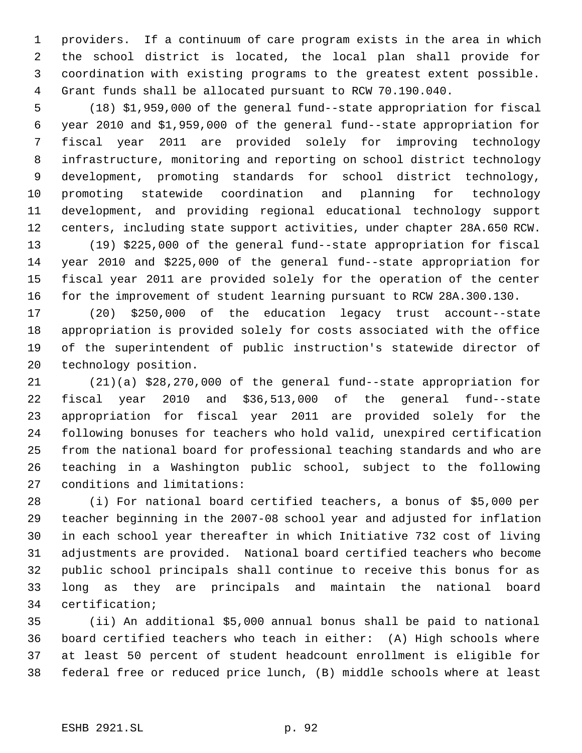providers. If a continuum of care program exists in the area in which the school district is located, the local plan shall provide for coordination with existing programs to the greatest extent possible. Grant funds shall be allocated pursuant to RCW 70.190.040.

(18) $1,959,000 of the general fund--state appropriation for fiscal year 2010 and $1,959,000 of the general fund--state appropriation for fiscal year 2011 are provided solely for improving technology infrastructure, monitoring and reporting on school district technology development, promoting standards for school district technology, promoting statewide coordination and planning for technology development, and providing regional educational technology support centers, including state support activities, under chapter 28A.650 RCW.

(19) $225,000 of the general fund--state appropriation for fiscal year 2010 and $225,000 of the general fund--state appropriation for fiscal year 2011 are provided solely for the operation of the center for the improvement of student learning pursuant to RCW 28A.300.130.

(20) $250,000 of the education legacy trust account--state appropriation is provided solely for costs associated with the office of the superintendent of public instruction's statewide director of technology position.

(21)(a) $28,270,000 of the general fund--state appropriation for fiscal year 2010 and $36,513,000 of the general fund--state appropriation for fiscal year 2011 are provided solely for the following bonuses for teachers who hold valid, unexpired certification from the national board for professional teaching standards and who are teaching in a Washington public school, subject to the following conditions and limitations:

(i) For national board certified teachers, a bonus of $5,000 per teacher beginning in the 2007-08 school year and adjusted for inflation in each school year thereafter in which Initiative 732 cost of living adjustments are provided. National board certified teachers who become public school principals shall continue to receive this bonus for as long as they are principals and maintain the national board certification;

(ii) An additional $5,000 annual bonus shall be paid to national board certified teachers who teach in either: (A) High schools where at least 50 percent of student headcount enrollment is eligible for federal free or reduced price lunch, (B) middle schools where at least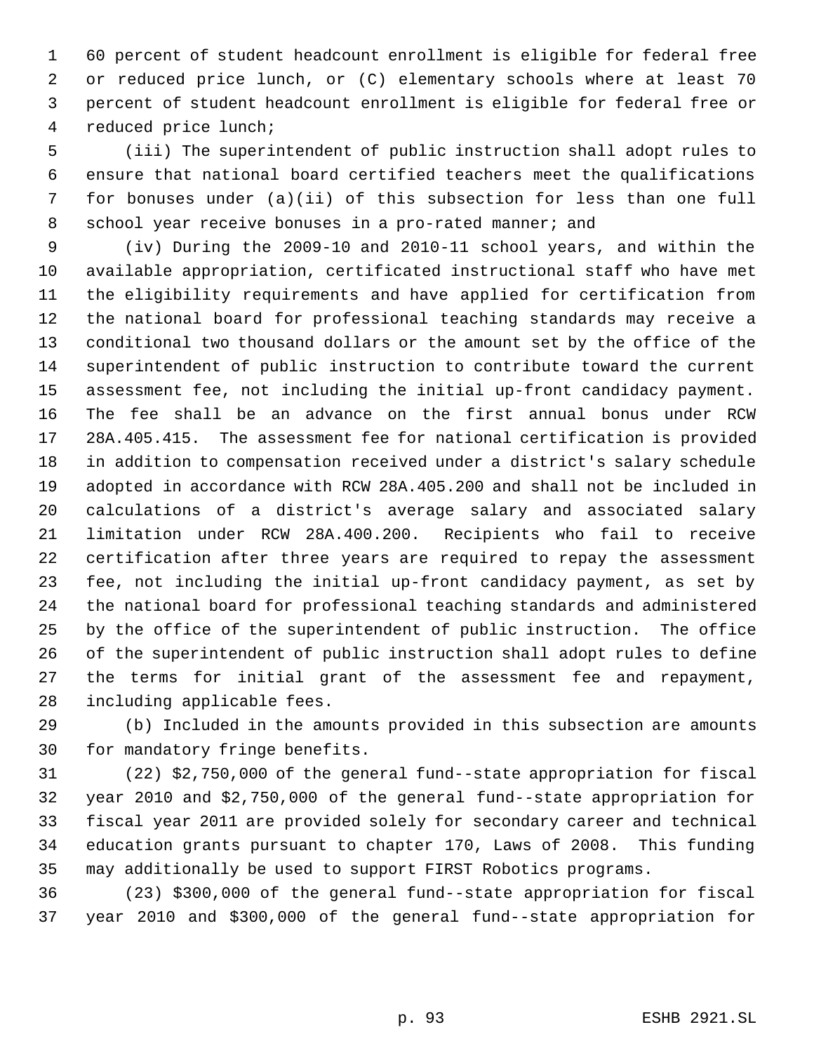60 percent of student headcount enrollment is eligible for federal free or reduced price lunch, or (C) elementary schools where at least 70 percent of student headcount enrollment is eligible for federal free or reduced price lunch;

(iii) The superintendent of public instruction shall adopt rules to ensure that national board certified teachers meet the qualifications for bonuses under (a)(ii) of this subsection for less than one full school year receive bonuses in a pro-rated manner; and

(iv) During the 2009-10 and 2010-11 school years, and within the available appropriation, certificated instructional staff who have met the eligibility requirements and have applied for certification from the national board for professional teaching standards may receive a conditional two thousand dollars or the amount set by the office of the superintendent of public instruction to contribute toward the current assessment fee, not including the initial up-front candidacy payment. The fee shall be an advance on the first annual bonus under RCW 28A.405.415. The assessment fee for national certification is provided in addition to compensation received under a district's salary schedule adopted in accordance with RCW 28A.405.200 and shall not be included in calculations of a district's average salary and associated salary limitation under RCW 28A.400.200. Recipients who fail to receive certification after three years are required to repay the assessment fee, not including the initial up-front candidacy payment, as set by the national board for professional teaching standards and administered by the office of the superintendent of public instruction. The office of the superintendent of public instruction shall adopt rules to define the terms for initial grant of the assessment fee and repayment, including applicable fees.

(b) Included in the amounts provided in this subsection are amounts for mandatory fringe benefits.

(22) $2,750,000 of the general fund--state appropriation for fiscal year 2010 and $2,750,000 of the general fund--state appropriation for fiscal year 2011 are provided solely for secondary career and technical education grants pursuant to chapter 170, Laws of 2008. This funding may additionally be used to support FIRST Robotics programs.

(23) $300,000 of the general fund--state appropriation for fiscal year 2010 and $300,000 of the general fund--state appropriation for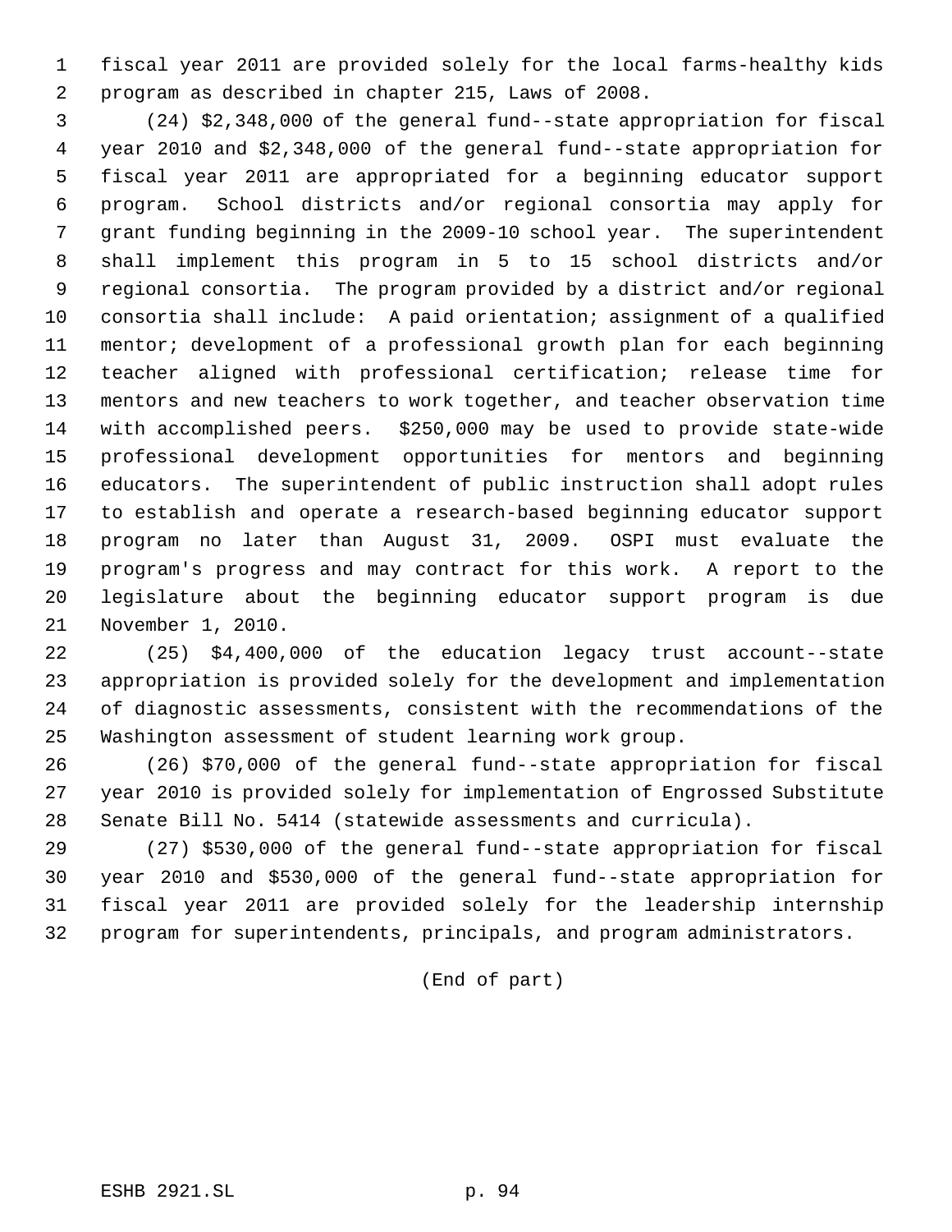fiscal year 2011 are provided solely for the local farms-healthy kids program as described in chapter 215, Laws of 2008.

(24) $2,348,000 of the general fund--state appropriation for fiscal year 2010 and $2,348,000 of the general fund--state appropriation for fiscal year 2011 are appropriated for a beginning educator support program. School districts and/or regional consortia may apply for grant funding beginning in the 2009-10 school year. The superintendent shall implement this program in 5 to 15 school districts and/or regional consortia. The program provided by a district and/or regional consortia shall include: A paid orientation; assignment of a qualified mentor; development of a professional growth plan for each beginning teacher aligned with professional certification; release time for mentors and new teachers to work together, and teacher observation time with accomplished peers. $250,000 may be used to provide state-wide professional development opportunities for mentors and beginning educators. The superintendent of public instruction shall adopt rules to establish and operate a research-based beginning educator support program no later than August 31, 2009. OSPI must evaluate the program's progress and may contract for this work. A report to the legislature about the beginning educator support program is due November 1, 2010.

(25) $4,400,000 of the education legacy trust account--state appropriation is provided solely for the development and implementation of diagnostic assessments, consistent with the recommendations of the Washington assessment of student learning work group.

(26) $70,000 of the general fund--state appropriation for fiscal year 2010 is provided solely for implementation of Engrossed Substitute Senate Bill No. 5414 (statewide assessments and curricula).

(27) $530,000 of the general fund--state appropriation for fiscal year 2010 and $530,000 of the general fund--state appropriation for fiscal year 2011 are provided solely for the leadership internship program for superintendents, principals, and program administrators.

(End of part)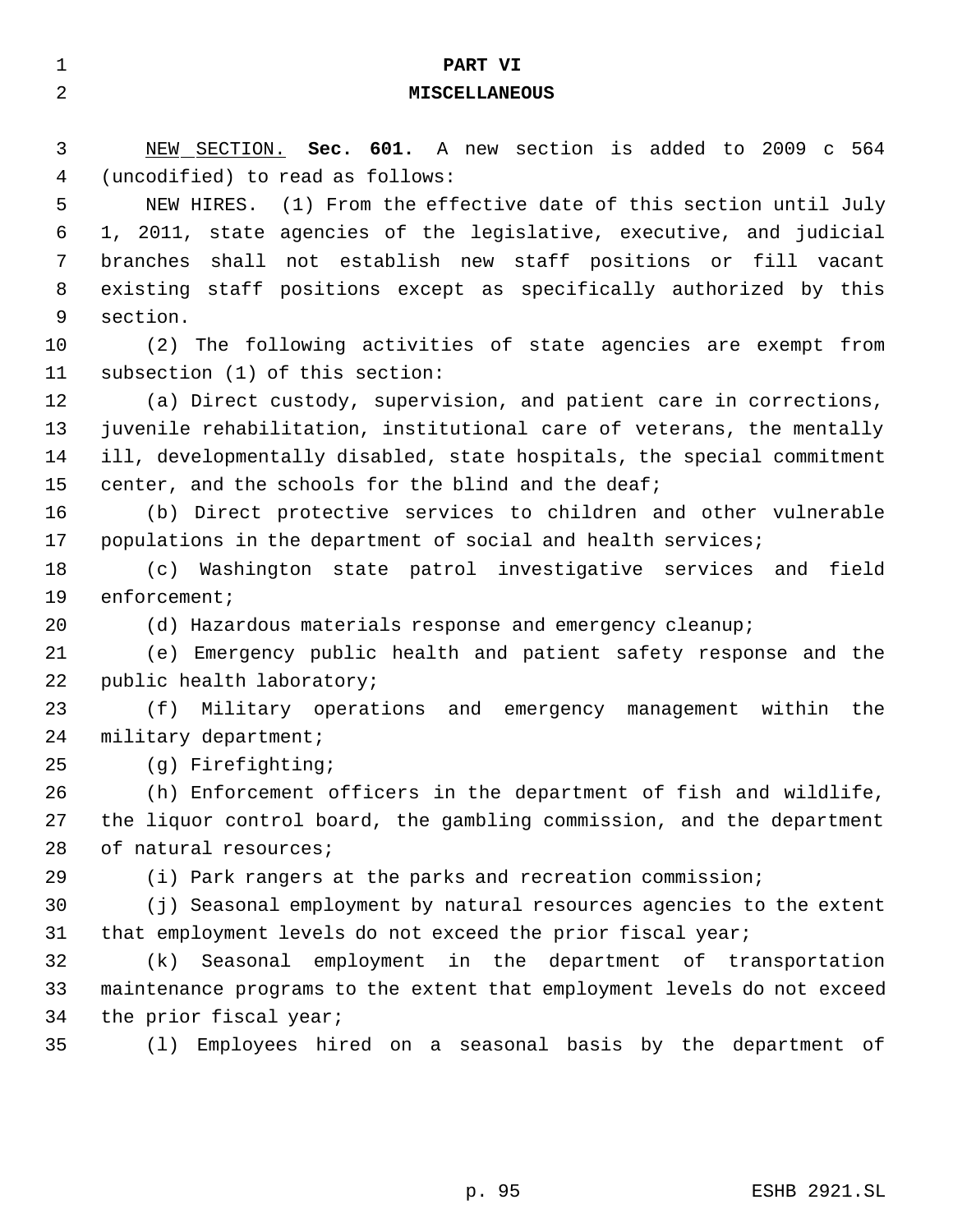# PART VI
# MISCELLANEOUS

NEW SECTION. **Sec. 601.** A new section is added to 2009 c 564 (uncodified) to read as follows:

NEW HIRES. (1) From the effective date of this section until July 1, 2011, state agencies of the legislative, executive, and judicial branches shall not establish new staff positions or fill vacant existing staff positions except as specifically authorized by this section.

(2) The following activities of state agencies are exempt from subsection (1) of this section:

(a) Direct custody, supervision, and patient care in corrections, juvenile rehabilitation, institutional care of veterans, the mentally ill, developmentally disabled, state hospitals, the special commitment center, and the schools for the blind and the deaf;

(b) Direct protective services to children and other vulnerable populations in the department of social and health services;

(c) Washington state patrol investigative services and field enforcement;

(d) Hazardous materials response and emergency cleanup;

(e) Emergency public health and patient safety response and the public health laboratory;

(f) Military operations and emergency management within the military department;

(g) Firefighting;

(h) Enforcement officers in the department of fish and wildlife, the liquor control board, the gambling commission, and the department of natural resources;

(i) Park rangers at the parks and recreation commission;

(j) Seasonal employment by natural resources agencies to the extent that employment levels do not exceed the prior fiscal year;

(k) Seasonal employment in the department of transportation maintenance programs to the extent that employment levels do not exceed the prior fiscal year;

(l) Employees hired on a seasonal basis by the department of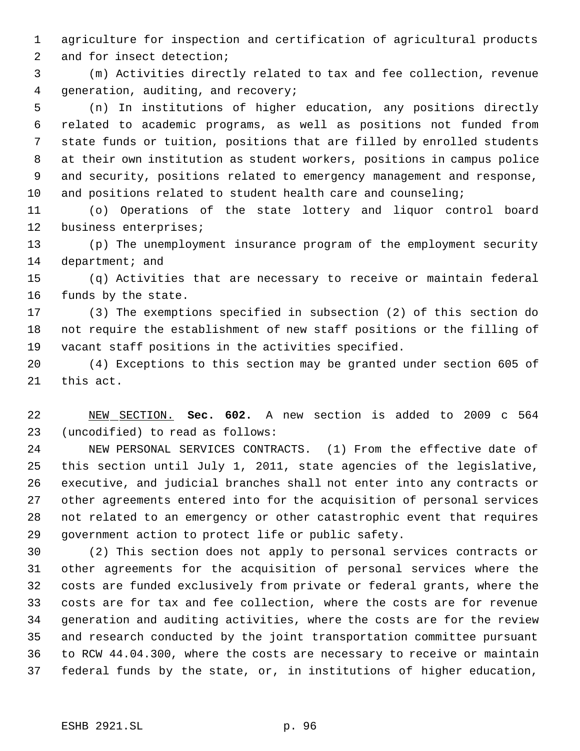agriculture for inspection and certification of agricultural products and for insect detection;

(m) Activities directly related to tax and fee collection, revenue generation, auditing, and recovery;

(n) In institutions of higher education, any positions directly related to academic programs, as well as positions not funded from state funds or tuition, positions that are filled by enrolled students at their own institution as student workers, positions in campus police and security, positions related to emergency management and response, and positions related to student health care and counseling;

(o) Operations of the state lottery and liquor control board business enterprises;

(p) The unemployment insurance program of the employment security department; and

(q) Activities that are necessary to receive or maintain federal funds by the state.

(3) The exemptions specified in subsection (2) of this section do not require the establishment of new staff positions or the filling of vacant staff positions in the activities specified.

(4) Exceptions to this section may be granted under section 605 of this act.

NEW SECTION. **Sec. 602.** A new section is added to 2009 c 564 (uncodified) to read as follows:

NEW PERSONAL SERVICES CONTRACTS. (1) From the effective date of this section until July 1, 2011, state agencies of the legislative, executive, and judicial branches shall not enter into any contracts or other agreements entered into for the acquisition of personal services not related to an emergency or other catastrophic event that requires government action to protect life or public safety.

(2) This section does not apply to personal services contracts or other agreements for the acquisition of personal services where the costs are funded exclusively from private or federal grants, where the costs are for tax and fee collection, where the costs are for revenue generation and auditing activities, where the costs are for the review and research conducted by the joint transportation committee pursuant to RCW 44.04.300, where the costs are necessary to receive or maintain federal funds by the state, or, in institutions of higher education,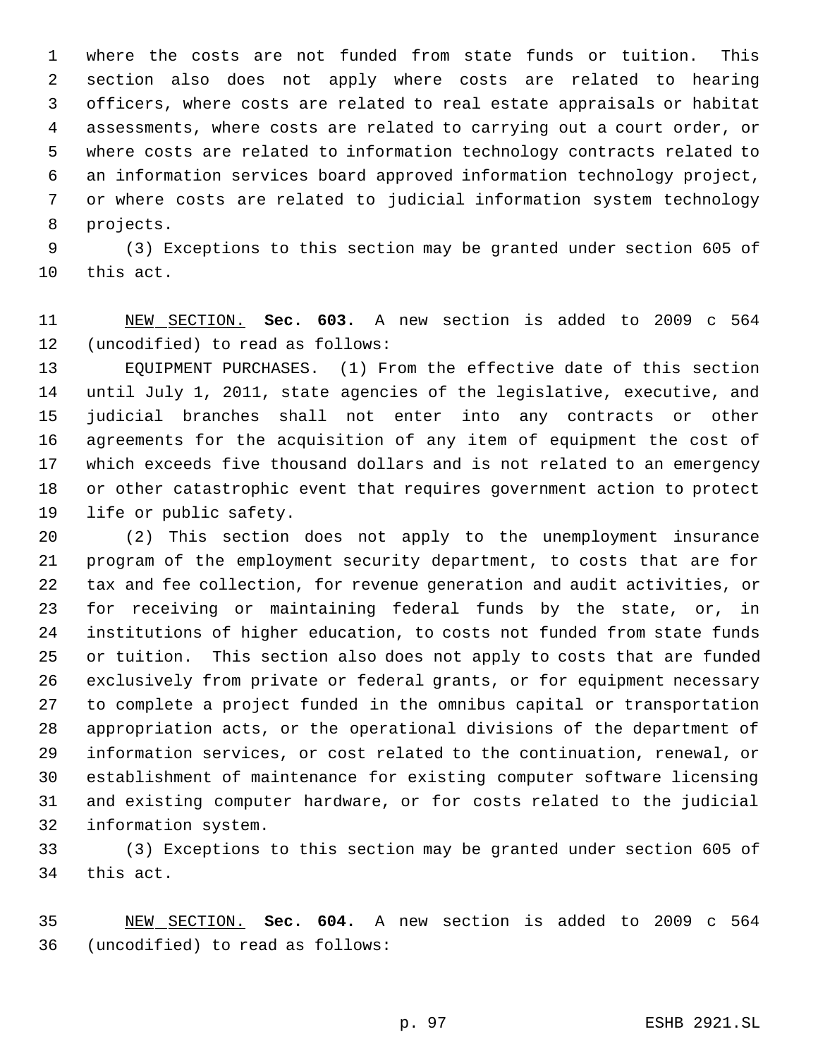where the costs are not funded from state funds or tuition. This section also does not apply where costs are related to hearing officers, where costs are related to real estate appraisals or habitat assessments, where costs are related to carrying out a court order, or where costs are related to information technology contracts related to an information services board approved information technology project, or where costs are related to judicial information system technology projects.

(3) Exceptions to this section may be granted under section 605 of this act.

NEW SECTION. **Sec. 603.** A new section is added to 2009 c 564 (uncodified) to read as follows:

EQUIPMENT PURCHASES. (1) From the effective date of this section until July 1, 2011, state agencies of the legislative, executive, and judicial branches shall not enter into any contracts or other agreements for the acquisition of any item of equipment the cost of which exceeds five thousand dollars and is not related to an emergency or other catastrophic event that requires government action to protect life or public safety.

(2) This section does not apply to the unemployment insurance program of the employment security department, to costs that are for tax and fee collection, for revenue generation and audit activities, or for receiving or maintaining federal funds by the state, or, in institutions of higher education, to costs not funded from state funds or tuition. This section also does not apply to costs that are funded exclusively from private or federal grants, or for equipment necessary to complete a project funded in the omnibus capital or transportation appropriation acts, or the operational divisions of the department of information services, or cost related to the continuation, renewal, or establishment of maintenance for existing computer software licensing and existing computer hardware, or for costs related to the judicial information system.

(3) Exceptions to this section may be granted under section 605 of this act.

NEW SECTION. **Sec. 604.** A new section is added to 2009 c 564 (uncodified) to read as follows: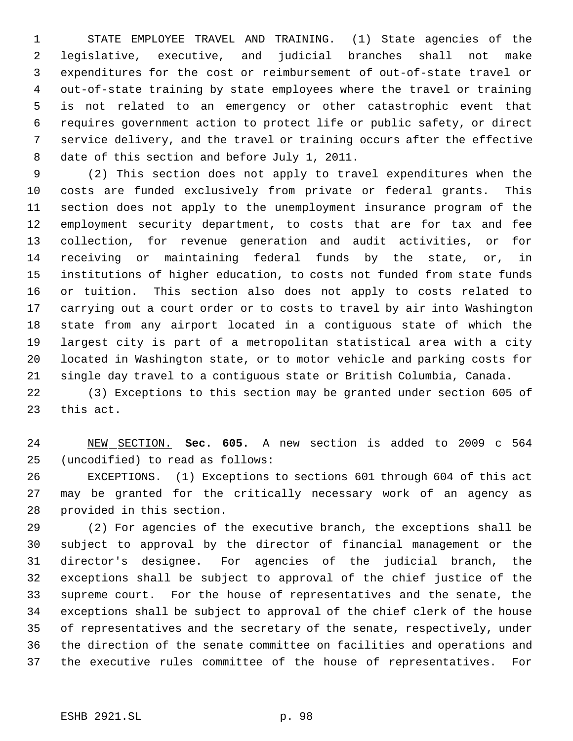STATE EMPLOYEE TRAVEL AND TRAINING. (1) State agencies of the legislative, executive, and judicial branches shall not make expenditures for the cost or reimbursement of out-of-state travel or out-of-state training by state employees where the travel or training is not related to an emergency or other catastrophic event that requires government action to protect life or public safety, or direct service delivery, and the travel or training occurs after the effective date of this section and before July 1, 2011.

(2) This section does not apply to travel expenditures when the costs are funded exclusively from private or federal grants. This section does not apply to the unemployment insurance program of the employment security department, to costs that are for tax and fee collection, for revenue generation and audit activities, or for receiving or maintaining federal funds by the state, or, in institutions of higher education, to costs not funded from state funds or tuition. This section also does not apply to costs related to carrying out a court order or to costs to travel by air into Washington state from any airport located in a contiguous state of which the largest city is part of a metropolitan statistical area with a city located in Washington state, or to motor vehicle and parking costs for single day travel to a contiguous state or British Columbia, Canada.

(3) Exceptions to this section may be granted under section 605 of this act.

NEW SECTION. **Sec. 605.** A new section is added to 2009 c 564 (uncodified) to read as follows:

EXCEPTIONS. (1) Exceptions to sections 601 through 604 of this act may be granted for the critically necessary work of an agency as provided in this section.

(2) For agencies of the executive branch, the exceptions shall be subject to approval by the director of financial management or the director's designee. For agencies of the judicial branch, the exceptions shall be subject to approval of the chief justice of the supreme court. For the house of representatives and the senate, the exceptions shall be subject to approval of the chief clerk of the house of representatives and the secretary of the senate, respectively, under the direction of the senate committee on facilities and operations and the executive rules committee of the house of representatives. For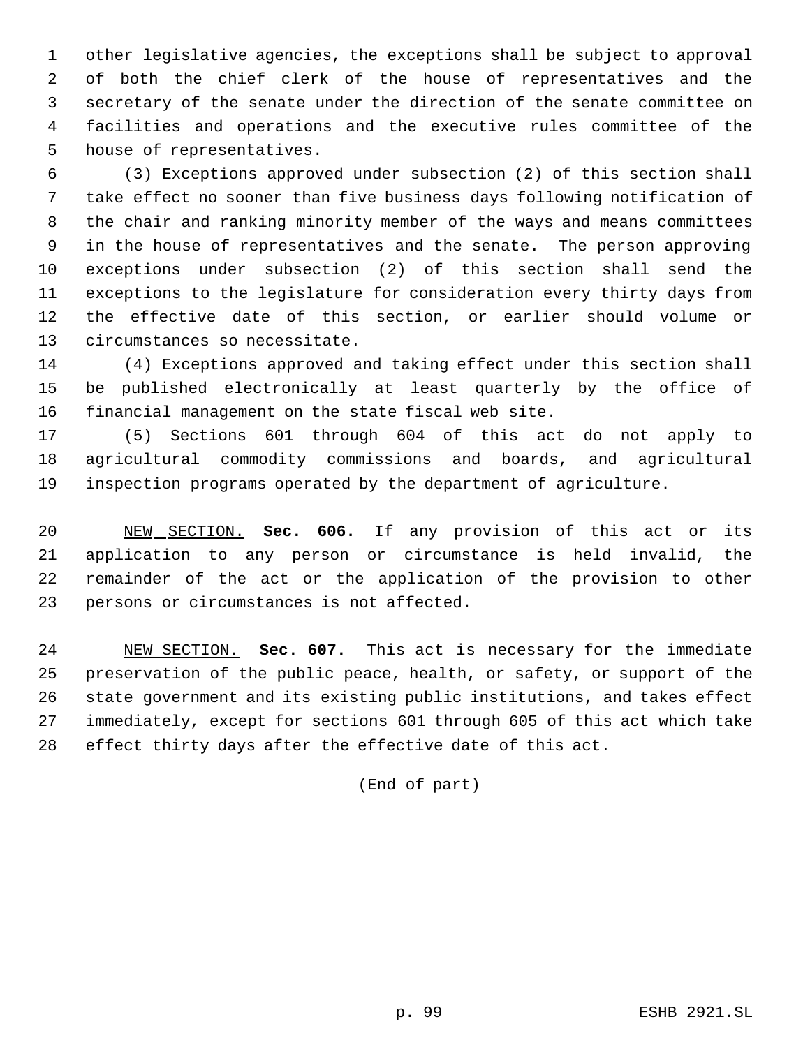other legislative agencies, the exceptions shall be subject to approval of both the chief clerk of the house of representatives and the secretary of the senate under the direction of the senate committee on facilities and operations and the executive rules committee of the house of representatives.

(3) Exceptions approved under subsection (2) of this section shall take effect no sooner than five business days following notification of the chair and ranking minority member of the ways and means committees in the house of representatives and the senate. The person approving exceptions under subsection (2) of this section shall send the exceptions to the legislature for consideration every thirty days from the effective date of this section, or earlier should volume or circumstances so necessitate.

(4) Exceptions approved and taking effect under this section shall be published electronically at least quarterly by the office of financial management on the state fiscal web site.

(5) Sections 601 through 604 of this act do not apply to agricultural commodity commissions and boards, and agricultural inspection programs operated by the department of agriculture.

NEW SECTION. **Sec. 606.** If any provision of this act or its application to any person or circumstance is held invalid, the remainder of the act or the application of the provision to other persons or circumstances is not affected.

NEW SECTION. **Sec. 607.** This act is necessary for the immediate preservation of the public peace, health, or safety, or support of the state government and its existing public institutions, and takes effect immediately, except for sections 601 through 605 of this act which take effect thirty days after the effective date of this act.

(End of part)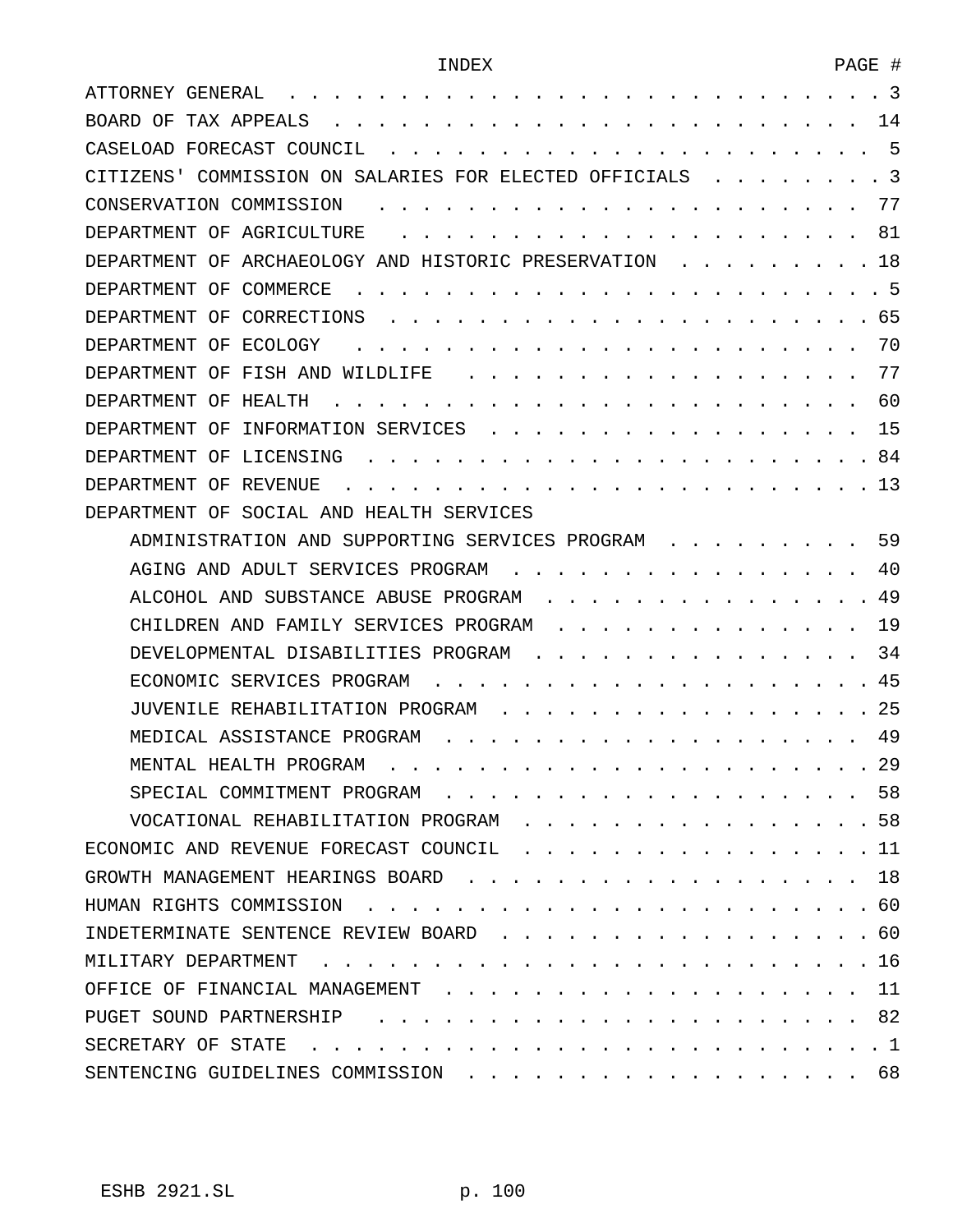| INDEX | PAGE # |
|---|---|
| ATTORNEY GENERAL | 3 |
| BOARD OF TAX APPEALS | 14 |
| CASELOAD FORECAST COUNCIL | 5 |
| CITIZENS' COMMISSION ON SALARIES FOR ELECTED OFFICIALS | 3 |
| CONSERVATION COMMISSION | 77 |
| DEPARTMENT OF AGRICULTURE | 81 |
| DEPARTMENT OF ARCHAEOLOGY AND HISTORIC PRESERVATION | 18 |
| DEPARTMENT OF COMMERCE | 5 |
| DEPARTMENT OF CORRECTIONS | 65 |
| DEPARTMENT OF ECOLOGY | 70 |
| DEPARTMENT OF FISH AND WILDLIFE | 77 |
| DEPARTMENT OF HEALTH | 60 |
| DEPARTMENT OF INFORMATION SERVICES | 15 |
| DEPARTMENT OF LICENSING | 84 |
| DEPARTMENT OF REVENUE | 13 |
| DEPARTMENT OF SOCIAL AND HEALTH SERVICES | |
| ADMINISTRATION AND SUPPORTING SERVICES PROGRAM | 59 |
| AGING AND ADULT SERVICES PROGRAM | 40 |
| ALCOHOL AND SUBSTANCE ABUSE PROGRAM | 49 |
| CHILDREN AND FAMILY SERVICES PROGRAM | 19 |
| DEVELOPMENTAL DISABILITIES PROGRAM | 34 |
| ECONOMIC SERVICES PROGRAM | 45 |
| JUVENILE REHABILITATION PROGRAM | 25 |
| MEDICAL ASSISTANCE PROGRAM | 49 |
| MENTAL HEALTH PROGRAM | 29 |
| SPECIAL COMMITMENT PROGRAM | 58 |
| VOCATIONAL REHABILITATION PROGRAM | 58 |
| ECONOMIC AND REVENUE FORECAST COUNCIL | 11 |
| GROWTH MANAGEMENT HEARINGS BOARD | 18 |
| HUMAN RIGHTS COMMISSION | 60 |
| INDETERMINATE SENTENCE REVIEW BOARD | 60 |
| MILITARY DEPARTMENT | 16 |
| OFFICE OF FINANCIAL MANAGEMENT | 11 |
| PUGET SOUND PARTNERSHIP | 82 |
| SECRETARY OF STATE | 1 |
| SENTENCING GUIDELINES COMMISSION | 68 |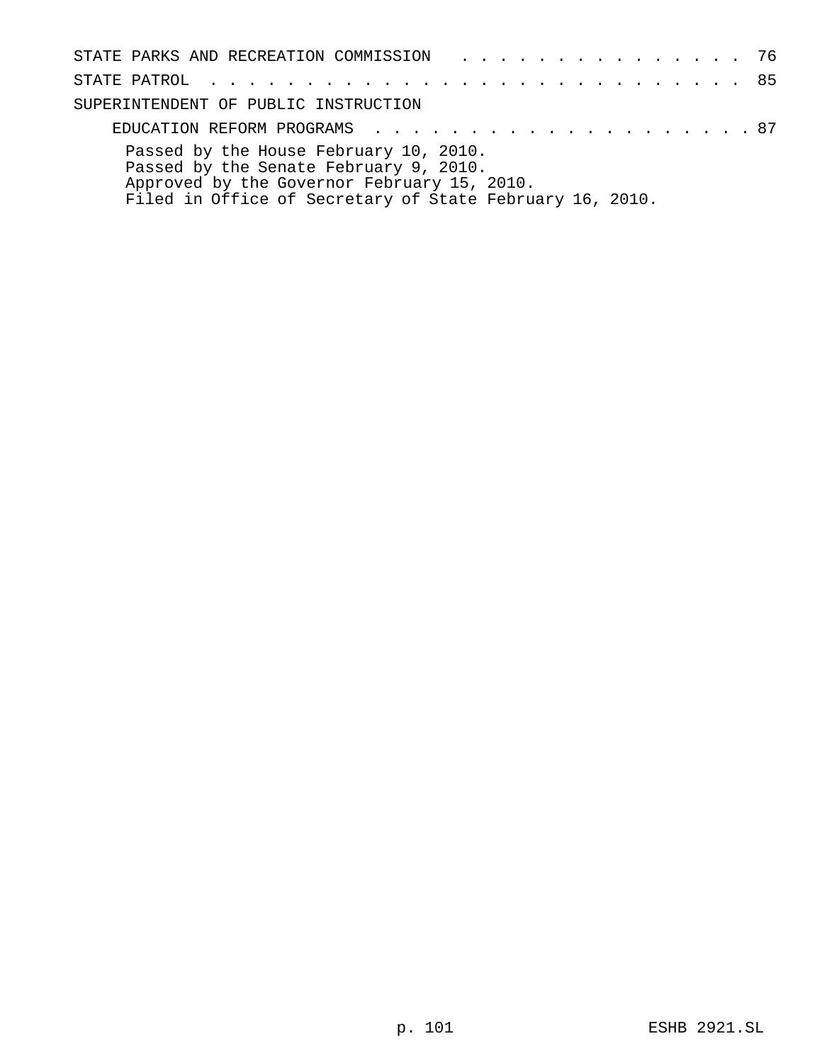STATE PARKS AND RECREATION COMMISSION . . . . . . . . . . . . . . . 76

STATE PATROL . . . . . . . . . . . . . . . . . . . . . . . . . . . 85

SUPERINTENDENT OF PUBLIC INSTRUCTION

EDUCATION REFORM PROGRAMS . . . . . . . . . . . . . . . . . . . . . 87

Passed by the House February 10, 2010.
Passed by the Senate February 9, 2010.
Approved by the Governor February 15, 2010.
Filed in Office of Secretary of State February 16, 2010.